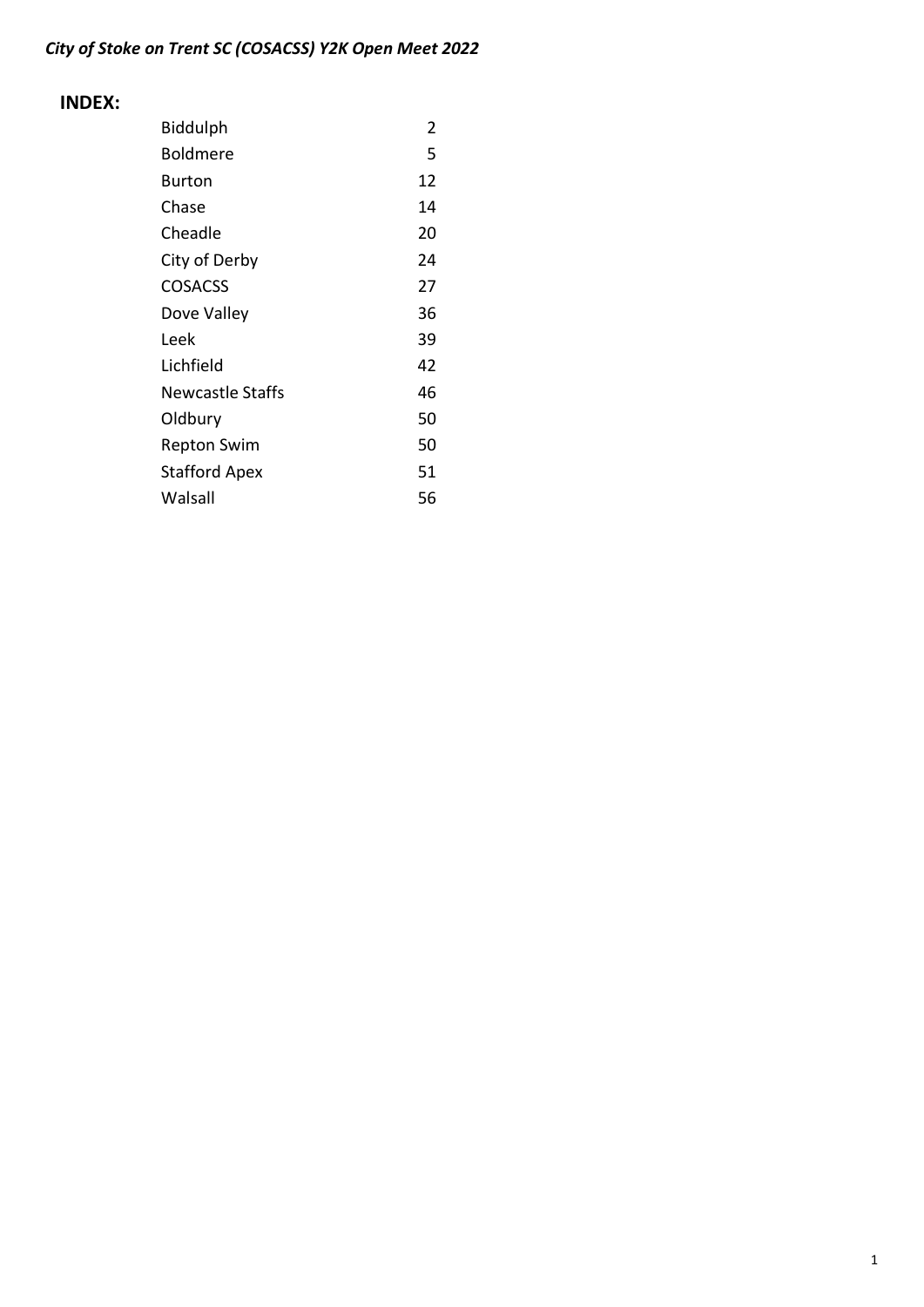*City of Stoke on Trent SC (COSACSS) Y2K Open Meet 2022*

## INDEX:

| | |
|---|---|
| Biddulph | 2 |
| Boldmere | 5 |
| Burton | 12 |
| Chase | 14 |
| Cheadle | 20 |
| City of Derby | 24 |
| COSACSS | 27 |
| Dove Valley | 36 |
| Leek | 39 |
| Lichfield | 42 |
| Newcastle Staffs | 46 |
| Oldbury | 50 |
| Repton Swim | 50 |
| Stafford Apex | 51 |
| Walsall | 56 |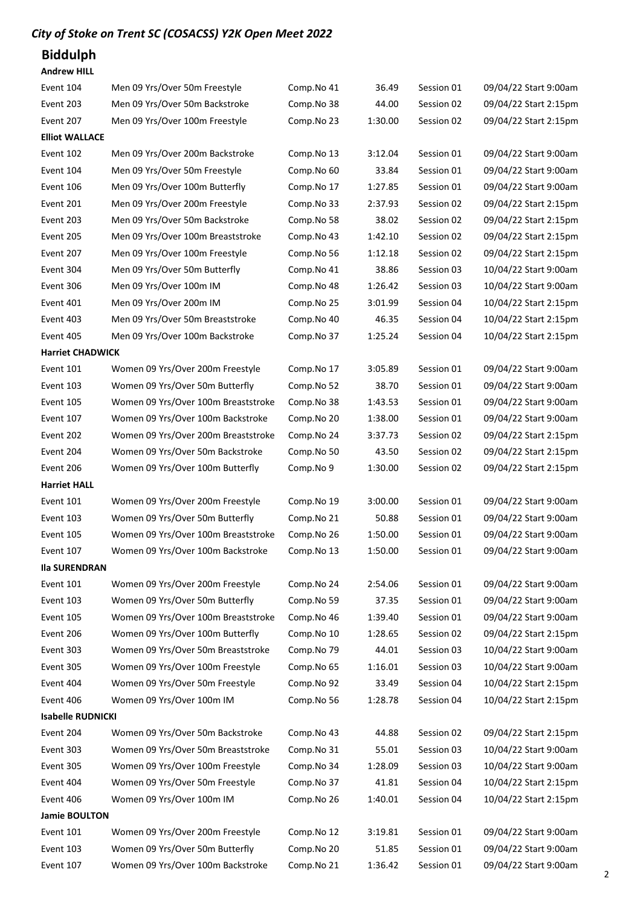*City of Stoke on Trent SC (COSACSS) Y2K Open Meet 2022*

## Biddulph

**Andrew HILL**

| | | | | | |
|---|---|---|---|---|---|
| Event 104 | Men 09 Yrs/Over 50m Freestyle | Comp.No 41 | 36.49 | Session 01 | 09/04/22 Start 9:00am |
| Event 203 | Men 09 Yrs/Over 50m Backstroke | Comp.No 38 | 44.00 | Session 02 | 09/04/22 Start 2:15pm |
| Event 207 | Men 09 Yrs/Over 100m Freestyle | Comp.No 23 | 1:30.00 | Session 02 | 09/04/22 Start 2:15pm |

**Elliot WALLACE**

| | | | | | |
|---|---|---|---|---|---|
| Event 102 | Men 09 Yrs/Over 200m Backstroke | Comp.No 13 | 3:12.04 | Session 01 | 09/04/22 Start 9:00am |
| Event 104 | Men 09 Yrs/Over 50m Freestyle | Comp.No 60 | 33.84 | Session 01 | 09/04/22 Start 9:00am |
| Event 106 | Men 09 Yrs/Over 100m Butterfly | Comp.No 17 | 1:27.85 | Session 01 | 09/04/22 Start 9:00am |
| Event 201 | Men 09 Yrs/Over 200m Freestyle | Comp.No 33 | 2:37.93 | Session 02 | 09/04/22 Start 2:15pm |
| Event 203 | Men 09 Yrs/Over 50m Backstroke | Comp.No 58 | 38.02 | Session 02 | 09/04/22 Start 2:15pm |
| Event 205 | Men 09 Yrs/Over 100m Breaststroke | Comp.No 43 | 1:42.10 | Session 02 | 09/04/22 Start 2:15pm |
| Event 207 | Men 09 Yrs/Over 100m Freestyle | Comp.No 56 | 1:12.18 | Session 02 | 09/04/22 Start 2:15pm |
| Event 304 | Men 09 Yrs/Over 50m Butterfly | Comp.No 41 | 38.86 | Session 03 | 10/04/22 Start 9:00am |
| Event 306 | Men 09 Yrs/Over 100m IM | Comp.No 48 | 1:26.42 | Session 03 | 10/04/22 Start 9:00am |
| Event 401 | Men 09 Yrs/Over 200m IM | Comp.No 25 | 3:01.99 | Session 04 | 10/04/22 Start 2:15pm |
| Event 403 | Men 09 Yrs/Over 50m Breaststroke | Comp.No 40 | 46.35 | Session 04 | 10/04/22 Start 2:15pm |
| Event 405 | Men 09 Yrs/Over 100m Backstroke | Comp.No 37 | 1:25.24 | Session 04 | 10/04/22 Start 2:15pm |

**Harriet CHADWICK**

| | | | | | |
|---|---|---|---|---|---|
| Event 101 | Women 09 Yrs/Over 200m Freestyle | Comp.No 17 | 3:05.89 | Session 01 | 09/04/22 Start 9:00am |
| Event 103 | Women 09 Yrs/Over 50m Butterfly | Comp.No 52 | 38.70 | Session 01 | 09/04/22 Start 9:00am |
| Event 105 | Women 09 Yrs/Over 100m Breaststroke | Comp.No 38 | 1:43.53 | Session 01 | 09/04/22 Start 9:00am |
| Event 107 | Women 09 Yrs/Over 100m Backstroke | Comp.No 20 | 1:38.00 | Session 01 | 09/04/22 Start 9:00am |
| Event 202 | Women 09 Yrs/Over 200m Breaststroke | Comp.No 24 | 3:37.73 | Session 02 | 09/04/22 Start 2:15pm |
| Event 204 | Women 09 Yrs/Over 50m Backstroke | Comp.No 50 | 43.50 | Session 02 | 09/04/22 Start 2:15pm |
| Event 206 | Women 09 Yrs/Over 100m Butterfly | Comp.No 9 | 1:30.00 | Session 02 | 09/04/22 Start 2:15pm |

**Harriet HALL**

| | | | | | |
|---|---|---|---|---|---|
| Event 101 | Women 09 Yrs/Over 200m Freestyle | Comp.No 19 | 3:00.00 | Session 01 | 09/04/22 Start 9:00am |
| Event 103 | Women 09 Yrs/Over 50m Butterfly | Comp.No 21 | 50.88 | Session 01 | 09/04/22 Start 9:00am |
| Event 105 | Women 09 Yrs/Over 100m Breaststroke | Comp.No 26 | 1:50.00 | Session 01 | 09/04/22 Start 9:00am |
| Event 107 | Women 09 Yrs/Over 100m Backstroke | Comp.No 13 | 1:50.00 | Session 01 | 09/04/22 Start 9:00am |

**Ila SURENDRAN**

| | | | | | |
|---|---|---|---|---|---|
| Event 101 | Women 09 Yrs/Over 200m Freestyle | Comp.No 24 | 2:54.06 | Session 01 | 09/04/22 Start 9:00am |
| Event 103 | Women 09 Yrs/Over 50m Butterfly | Comp.No 59 | 37.35 | Session 01 | 09/04/22 Start 9:00am |
| Event 105 | Women 09 Yrs/Over 100m Breaststroke | Comp.No 46 | 1:39.40 | Session 01 | 09/04/22 Start 9:00am |
| Event 206 | Women 09 Yrs/Over 100m Butterfly | Comp.No 10 | 1:28.65 | Session 02 | 09/04/22 Start 2:15pm |
| Event 303 | Women 09 Yrs/Over 50m Breaststroke | Comp.No 79 | 44.01 | Session 03 | 10/04/22 Start 9:00am |
| Event 305 | Women 09 Yrs/Over 100m Freestyle | Comp.No 65 | 1:16.01 | Session 03 | 10/04/22 Start 9:00am |
| Event 404 | Women 09 Yrs/Over 50m Freestyle | Comp.No 92 | 33.49 | Session 04 | 10/04/22 Start 2:15pm |
| Event 406 | Women 09 Yrs/Over 100m IM | Comp.No 56 | 1:28.78 | Session 04 | 10/04/22 Start 2:15pm |

**Isabelle RUDNICKI**

| | | | | | |
|---|---|---|---|---|---|
| Event 204 | Women 09 Yrs/Over 50m Backstroke | Comp.No 43 | 44.88 | Session 02 | 09/04/22 Start 2:15pm |
| Event 303 | Women 09 Yrs/Over 50m Breaststroke | Comp.No 31 | 55.01 | Session 03 | 10/04/22 Start 9:00am |
| Event 305 | Women 09 Yrs/Over 100m Freestyle | Comp.No 34 | 1:28.09 | Session 03 | 10/04/22 Start 9:00am |
| Event 404 | Women 09 Yrs/Over 50m Freestyle | Comp.No 37 | 41.81 | Session 04 | 10/04/22 Start 2:15pm |
| Event 406 | Women 09 Yrs/Over 100m IM | Comp.No 26 | 1:40.01 | Session 04 | 10/04/22 Start 2:15pm |

**Jamie BOULTON**

| | | | | | |
|---|---|---|---|---|---|
| Event 101 | Women 09 Yrs/Over 200m Freestyle | Comp.No 12 | 3:19.81 | Session 01 | 09/04/22 Start 9:00am |
| Event 103 | Women 09 Yrs/Over 50m Butterfly | Comp.No 20 | 51.85 | Session 01 | 09/04/22 Start 9:00am |
| Event 107 | Women 09 Yrs/Over 100m Backstroke | Comp.No 21 | 1:36.42 | Session 01 | 09/04/22 Start 9:00am |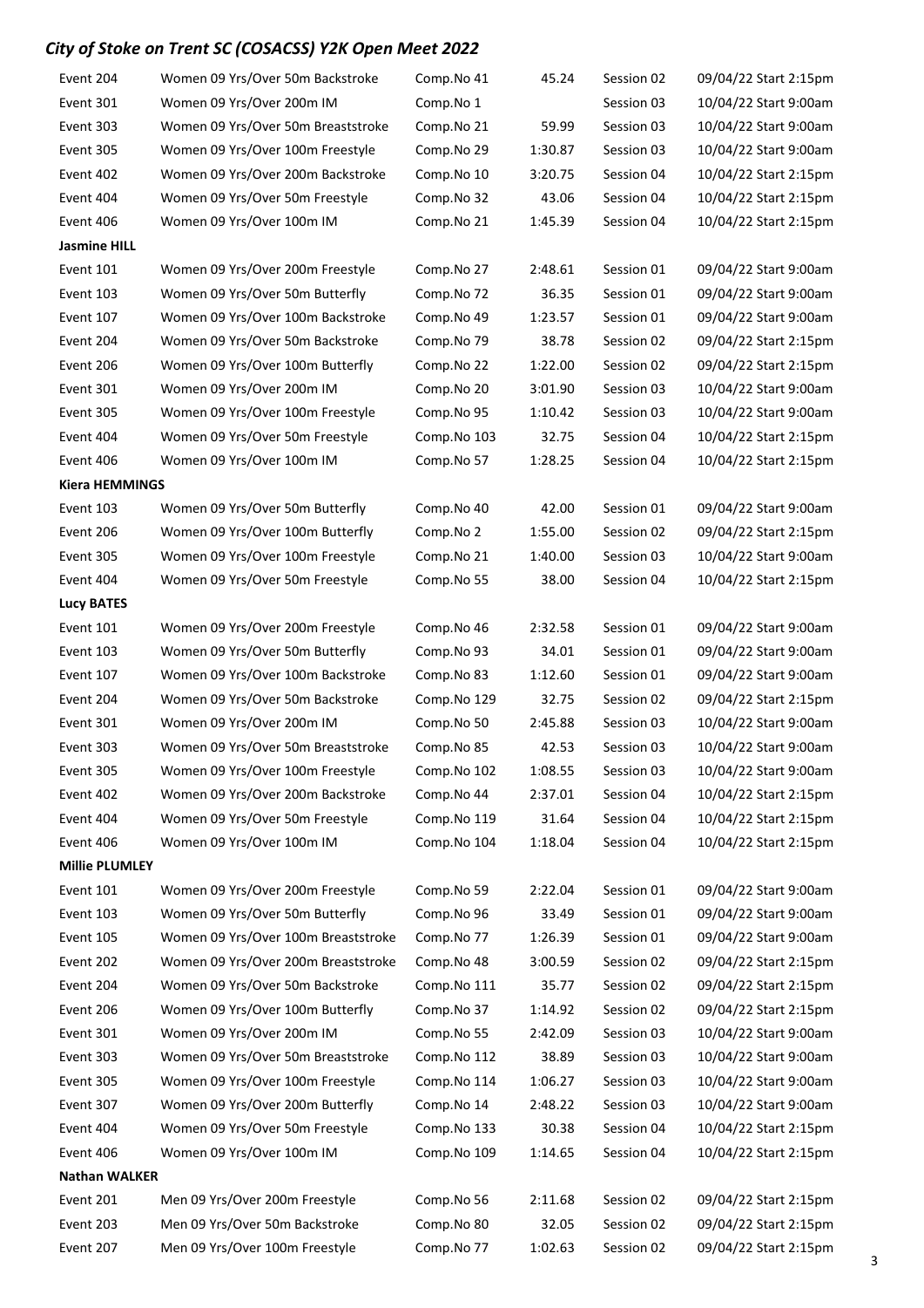## *City of Stoke on Trent SC (COSACSS) Y2K Open Meet 2022*

| | | | | | |
|---|---|---|---|---|---|
| Event 204 | Women 09 Yrs/Over 50m Backstroke | Comp.No 41 | 45.24 | Session 02 | 09/04/22 Start 2:15pm |
| Event 301 | Women 09 Yrs/Over 200m IM | Comp.No 1 | | Session 03 | 10/04/22 Start 9:00am |
| Event 303 | Women 09 Yrs/Over 50m Breaststroke | Comp.No 21 | 59.99 | Session 03 | 10/04/22 Start 9:00am |
| Event 305 | Women 09 Yrs/Over 100m Freestyle | Comp.No 29 | 1:30.87 | Session 03 | 10/04/22 Start 9:00am |
| Event 402 | Women 09 Yrs/Over 200m Backstroke | Comp.No 10 | 3:20.75 | Session 04 | 10/04/22 Start 2:15pm |
| Event 404 | Women 09 Yrs/Over 50m Freestyle | Comp.No 32 | 43.06 | Session 04 | 10/04/22 Start 2:15pm |
| Event 406 | Women 09 Yrs/Over 100m IM | Comp.No 21 | 1:45.39 | Session 04 | 10/04/22 Start 2:15pm |
| **Jasmine HILL** | | | | | |
| Event 101 | Women 09 Yrs/Over 200m Freestyle | Comp.No 27 | 2:48.61 | Session 01 | 09/04/22 Start 9:00am |
| Event 103 | Women 09 Yrs/Over 50m Butterfly | Comp.No 72 | 36.35 | Session 01 | 09/04/22 Start 9:00am |
| Event 107 | Women 09 Yrs/Over 100m Backstroke | Comp.No 49 | 1:23.57 | Session 01 | 09/04/22 Start 9:00am |
| Event 204 | Women 09 Yrs/Over 50m Backstroke | Comp.No 79 | 38.78 | Session 02 | 09/04/22 Start 2:15pm |
| Event 206 | Women 09 Yrs/Over 100m Butterfly | Comp.No 22 | 1:22.00 | Session 02 | 09/04/22 Start 2:15pm |
| Event 301 | Women 09 Yrs/Over 200m IM | Comp.No 20 | 3:01.90 | Session 03 | 10/04/22 Start 9:00am |
| Event 305 | Women 09 Yrs/Over 100m Freestyle | Comp.No 95 | 1:10.42 | Session 03 | 10/04/22 Start 9:00am |
| Event 404 | Women 09 Yrs/Over 50m Freestyle | Comp.No 103 | 32.75 | Session 04 | 10/04/22 Start 2:15pm |
| Event 406 | Women 09 Yrs/Over 100m IM | Comp.No 57 | 1:28.25 | Session 04 | 10/04/22 Start 2:15pm |
| **Kiera HEMMINGS** | | | | | |
| Event 103 | Women 09 Yrs/Over 50m Butterfly | Comp.No 40 | 42.00 | Session 01 | 09/04/22 Start 9:00am |
| Event 206 | Women 09 Yrs/Over 100m Butterfly | Comp.No 2 | 1:55.00 | Session 02 | 09/04/22 Start 2:15pm |
| Event 305 | Women 09 Yrs/Over 100m Freestyle | Comp.No 21 | 1:40.00 | Session 03 | 10/04/22 Start 9:00am |
| Event 404 | Women 09 Yrs/Over 50m Freestyle | Comp.No 55 | 38.00 | Session 04 | 10/04/22 Start 2:15pm |
| **Lucy BATES** | | | | | |
| Event 101 | Women 09 Yrs/Over 200m Freestyle | Comp.No 46 | 2:32.58 | Session 01 | 09/04/22 Start 9:00am |
| Event 103 | Women 09 Yrs/Over 50m Butterfly | Comp.No 93 | 34.01 | Session 01 | 09/04/22 Start 9:00am |
| Event 107 | Women 09 Yrs/Over 100m Backstroke | Comp.No 83 | 1:12.60 | Session 01 | 09/04/22 Start 9:00am |
| Event 204 | Women 09 Yrs/Over 50m Backstroke | Comp.No 129 | 32.75 | Session 02 | 09/04/22 Start 2:15pm |
| Event 301 | Women 09 Yrs/Over 200m IM | Comp.No 50 | 2:45.88 | Session 03 | 10/04/22 Start 9:00am |
| Event 303 | Women 09 Yrs/Over 50m Breaststroke | Comp.No 85 | 42.53 | Session 03 | 10/04/22 Start 9:00am |
| Event 305 | Women 09 Yrs/Over 100m Freestyle | Comp.No 102 | 1:08.55 | Session 03 | 10/04/22 Start 9:00am |
| Event 402 | Women 09 Yrs/Over 200m Backstroke | Comp.No 44 | 2:37.01 | Session 04 | 10/04/22 Start 2:15pm |
| Event 404 | Women 09 Yrs/Over 50m Freestyle | Comp.No 119 | 31.64 | Session 04 | 10/04/22 Start 2:15pm |
| Event 406 | Women 09 Yrs/Over 100m IM | Comp.No 104 | 1:18.04 | Session 04 | 10/04/22 Start 2:15pm |
| **Millie PLUMLEY** | | | | | |
| Event 101 | Women 09 Yrs/Over 200m Freestyle | Comp.No 59 | 2:22.04 | Session 01 | 09/04/22 Start 9:00am |
| Event 103 | Women 09 Yrs/Over 50m Butterfly | Comp.No 96 | 33.49 | Session 01 | 09/04/22 Start 9:00am |
| Event 105 | Women 09 Yrs/Over 100m Breaststroke | Comp.No 77 | 1:26.39 | Session 01 | 09/04/22 Start 9:00am |
| Event 202 | Women 09 Yrs/Over 200m Breaststroke | Comp.No 48 | 3:00.59 | Session 02 | 09/04/22 Start 2:15pm |
| Event 204 | Women 09 Yrs/Over 50m Backstroke | Comp.No 111 | 35.77 | Session 02 | 09/04/22 Start 2:15pm |
| Event 206 | Women 09 Yrs/Over 100m Butterfly | Comp.No 37 | 1:14.92 | Session 02 | 09/04/22 Start 2:15pm |
| Event 301 | Women 09 Yrs/Over 200m IM | Comp.No 55 | 2:42.09 | Session 03 | 10/04/22 Start 9:00am |
| Event 303 | Women 09 Yrs/Over 50m Breaststroke | Comp.No 112 | 38.89 | Session 03 | 10/04/22 Start 9:00am |
| Event 305 | Women 09 Yrs/Over 100m Freestyle | Comp.No 114 | 1:06.27 | Session 03 | 10/04/22 Start 9:00am |
| Event 307 | Women 09 Yrs/Over 200m Butterfly | Comp.No 14 | 2:48.22 | Session 03 | 10/04/22 Start 9:00am |
| Event 404 | Women 09 Yrs/Over 50m Freestyle | Comp.No 133 | 30.38 | Session 04 | 10/04/22 Start 2:15pm |
| Event 406 | Women 09 Yrs/Over 100m IM | Comp.No 109 | 1:14.65 | Session 04 | 10/04/22 Start 2:15pm |
| **Nathan WALKER** | | | | | |
| Event 201 | Men 09 Yrs/Over 200m Freestyle | Comp.No 56 | 2:11.68 | Session 02 | 09/04/22 Start 2:15pm |
| Event 203 | Men 09 Yrs/Over 50m Backstroke | Comp.No 80 | 32.05 | Session 02 | 09/04/22 Start 2:15pm |
| Event 207 | Men 09 Yrs/Over 100m Freestyle | Comp.No 77 | 1:02.63 | Session 02 | 09/04/22 Start 2:15pm |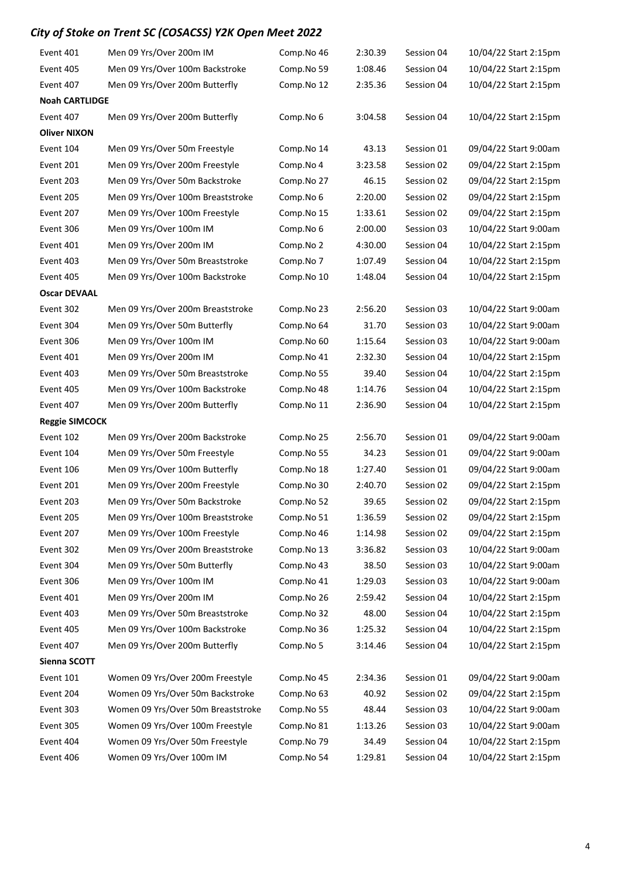# City of Stoke on Trent SC (COSACSS) Y2K Open Meet 2022

| | | | | | |
|---|---|---|---|---|---|
| Event 401 | Men 09 Yrs/Over 200m IM | Comp.No 46 | 2:30.39 | Session 04 | 10/04/22 Start 2:15pm |
| Event 405 | Men 09 Yrs/Over 100m Backstroke | Comp.No 59 | 1:08.46 | Session 04 | 10/04/22 Start 2:15pm |
| Event 407 | Men 09 Yrs/Over 200m Butterfly | Comp.No 12 | 2:35.36 | Session 04 | 10/04/22 Start 2:15pm |
| **Noah CARTLIDGE** | | | | | |
| Event 407 | Men 09 Yrs/Over 200m Butterfly | Comp.No 6 | 3:04.58 | Session 04 | 10/04/22 Start 2:15pm |
| **Oliver NIXON** | | | | | |
| Event 104 | Men 09 Yrs/Over 50m Freestyle | Comp.No 14 | 43.13 | Session 01 | 09/04/22 Start 9:00am |
| Event 201 | Men 09 Yrs/Over 200m Freestyle | Comp.No 4 | 3:23.58 | Session 02 | 09/04/22 Start 2:15pm |
| Event 203 | Men 09 Yrs/Over 50m Backstroke | Comp.No 27 | 46.15 | Session 02 | 09/04/22 Start 2:15pm |
| Event 205 | Men 09 Yrs/Over 100m Breaststroke | Comp.No 6 | 2:20.00 | Session 02 | 09/04/22 Start 2:15pm |
| Event 207 | Men 09 Yrs/Over 100m Freestyle | Comp.No 15 | 1:33.61 | Session 02 | 09/04/22 Start 2:15pm |
| Event 306 | Men 09 Yrs/Over 100m IM | Comp.No 6 | 2:00.00 | Session 03 | 10/04/22 Start 9:00am |
| Event 401 | Men 09 Yrs/Over 200m IM | Comp.No 2 | 4:30.00 | Session 04 | 10/04/22 Start 2:15pm |
| Event 403 | Men 09 Yrs/Over 50m Breaststroke | Comp.No 7 | 1:07.49 | Session 04 | 10/04/22 Start 2:15pm |
| Event 405 | Men 09 Yrs/Over 100m Backstroke | Comp.No 10 | 1:48.04 | Session 04 | 10/04/22 Start 2:15pm |
| **Oscar DEVAAL** | | | | | |
| Event 302 | Men 09 Yrs/Over 200m Breaststroke | Comp.No 23 | 2:56.20 | Session 03 | 10/04/22 Start 9:00am |
| Event 304 | Men 09 Yrs/Over 50m Butterfly | Comp.No 64 | 31.70 | Session 03 | 10/04/22 Start 9:00am |
| Event 306 | Men 09 Yrs/Over 100m IM | Comp.No 60 | 1:15.64 | Session 03 | 10/04/22 Start 9:00am |
| Event 401 | Men 09 Yrs/Over 200m IM | Comp.No 41 | 2:32.30 | Session 04 | 10/04/22 Start 2:15pm |
| Event 403 | Men 09 Yrs/Over 50m Breaststroke | Comp.No 55 | 39.40 | Session 04 | 10/04/22 Start 2:15pm |
| Event 405 | Men 09 Yrs/Over 100m Backstroke | Comp.No 48 | 1:14.76 | Session 04 | 10/04/22 Start 2:15pm |
| Event 407 | Men 09 Yrs/Over 200m Butterfly | Comp.No 11 | 2:36.90 | Session 04 | 10/04/22 Start 2:15pm |
| **Reggie SIMCOCK** | | | | | |
| Event 102 | Men 09 Yrs/Over 200m Backstroke | Comp.No 25 | 2:56.70 | Session 01 | 09/04/22 Start 9:00am |
| Event 104 | Men 09 Yrs/Over 50m Freestyle | Comp.No 55 | 34.23 | Session 01 | 09/04/22 Start 9:00am |
| Event 106 | Men 09 Yrs/Over 100m Butterfly | Comp.No 18 | 1:27.40 | Session 01 | 09/04/22 Start 9:00am |
| Event 201 | Men 09 Yrs/Over 200m Freestyle | Comp.No 30 | 2:40.70 | Session 02 | 09/04/22 Start 2:15pm |
| Event 203 | Men 09 Yrs/Over 50m Backstroke | Comp.No 52 | 39.65 | Session 02 | 09/04/22 Start 2:15pm |
| Event 205 | Men 09 Yrs/Over 100m Breaststroke | Comp.No 51 | 1:36.59 | Session 02 | 09/04/22 Start 2:15pm |
| Event 207 | Men 09 Yrs/Over 100m Freestyle | Comp.No 46 | 1:14.98 | Session 02 | 09/04/22 Start 2:15pm |
| Event 302 | Men 09 Yrs/Over 200m Breaststroke | Comp.No 13 | 3:36.82 | Session 03 | 10/04/22 Start 9:00am |
| Event 304 | Men 09 Yrs/Over 50m Butterfly | Comp.No 43 | 38.50 | Session 03 | 10/04/22 Start 9:00am |
| Event 306 | Men 09 Yrs/Over 100m IM | Comp.No 41 | 1:29.03 | Session 03 | 10/04/22 Start 9:00am |
| Event 401 | Men 09 Yrs/Over 200m IM | Comp.No 26 | 2:59.42 | Session 04 | 10/04/22 Start 2:15pm |
| Event 403 | Men 09 Yrs/Over 50m Breaststroke | Comp.No 32 | 48.00 | Session 04 | 10/04/22 Start 2:15pm |
| Event 405 | Men 09 Yrs/Over 100m Backstroke | Comp.No 36 | 1:25.32 | Session 04 | 10/04/22 Start 2:15pm |
| Event 407 | Men 09 Yrs/Over 200m Butterfly | Comp.No 5 | 3:14.46 | Session 04 | 10/04/22 Start 2:15pm |
| **Sienna SCOTT** | | | | | |
| Event 101 | Women 09 Yrs/Over 200m Freestyle | Comp.No 45 | 2:34.36 | Session 01 | 09/04/22 Start 9:00am |
| Event 204 | Women 09 Yrs/Over 50m Backstroke | Comp.No 63 | 40.92 | Session 02 | 09/04/22 Start 2:15pm |
| Event 303 | Women 09 Yrs/Over 50m Breaststroke | Comp.No 55 | 48.44 | Session 03 | 10/04/22 Start 9:00am |
| Event 305 | Women 09 Yrs/Over 100m Freestyle | Comp.No 81 | 1:13.26 | Session 03 | 10/04/22 Start 9:00am |
| Event 404 | Women 09 Yrs/Over 50m Freestyle | Comp.No 79 | 34.49 | Session 04 | 10/04/22 Start 2:15pm |
| Event 406 | Women 09 Yrs/Over 100m IM | Comp.No 54 | 1:29.81 | Session 04 | 10/04/22 Start 2:15pm |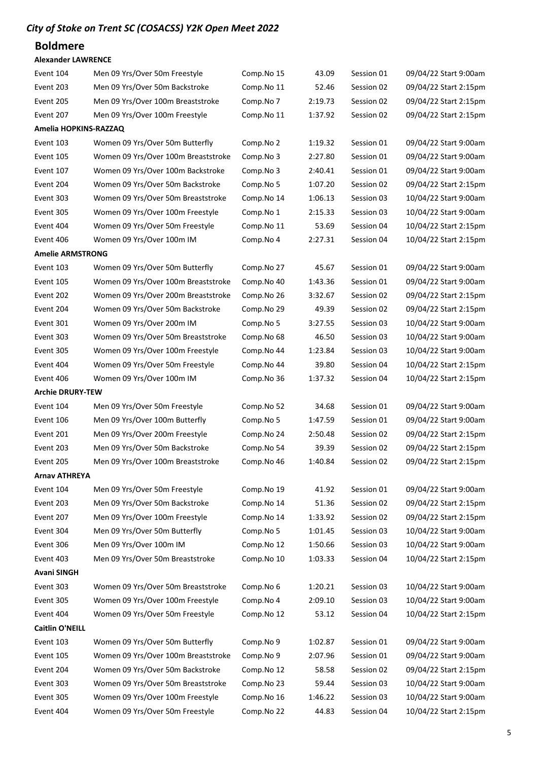*City of Stoke on Trent SC (COSACSS) Y2K Open Meet 2022*

## Boldmere

**Alexander LAWRENCE**

| | | | | | |
|---|---|---|---|---|---|
| Event 104 | Men 09 Yrs/Over 50m Freestyle | Comp.No 15 | 43.09 | Session 01 | 09/04/22 Start 9:00am |
| Event 203 | Men 09 Yrs/Over 50m Backstroke | Comp.No 11 | 52.46 | Session 02 | 09/04/22 Start 2:15pm |
| Event 205 | Men 09 Yrs/Over 100m Breaststroke | Comp.No 7 | 2:19.73 | Session 02 | 09/04/22 Start 2:15pm |
| Event 207 | Men 09 Yrs/Over 100m Freestyle | Comp.No 11 | 1:37.92 | Session 02 | 09/04/22 Start 2:15pm |

**Amelia HOPKINS-RAZZAQ**

| | | | | | |
|---|---|---|---|---|---|
| Event 103 | Women 09 Yrs/Over 50m Butterfly | Comp.No 2 | 1:19.32 | Session 01 | 09/04/22 Start 9:00am |
| Event 105 | Women 09 Yrs/Over 100m Breaststroke | Comp.No 3 | 2:27.80 | Session 01 | 09/04/22 Start 9:00am |
| Event 107 | Women 09 Yrs/Over 100m Backstroke | Comp.No 3 | 2:40.41 | Session 01 | 09/04/22 Start 9:00am |
| Event 204 | Women 09 Yrs/Over 50m Backstroke | Comp.No 5 | 1:07.20 | Session 02 | 09/04/22 Start 2:15pm |
| Event 303 | Women 09 Yrs/Over 50m Breaststroke | Comp.No 14 | 1:06.13 | Session 03 | 10/04/22 Start 9:00am |
| Event 305 | Women 09 Yrs/Over 100m Freestyle | Comp.No 1 | 2:15.33 | Session 03 | 10/04/22 Start 9:00am |
| Event 404 | Women 09 Yrs/Over 50m Freestyle | Comp.No 11 | 53.69 | Session 04 | 10/04/22 Start 2:15pm |
| Event 406 | Women 09 Yrs/Over 100m IM | Comp.No 4 | 2:27.31 | Session 04 | 10/04/22 Start 2:15pm |

**Amelie ARMSTRONG**

| | | | | | |
|---|---|---|---|---|---|
| Event 103 | Women 09 Yrs/Over 50m Butterfly | Comp.No 27 | 45.67 | Session 01 | 09/04/22 Start 9:00am |
| Event 105 | Women 09 Yrs/Over 100m Breaststroke | Comp.No 40 | 1:43.36 | Session 01 | 09/04/22 Start 9:00am |
| Event 202 | Women 09 Yrs/Over 200m Breaststroke | Comp.No 26 | 3:32.67 | Session 02 | 09/04/22 Start 2:15pm |
| Event 204 | Women 09 Yrs/Over 50m Backstroke | Comp.No 29 | 49.39 | Session 02 | 09/04/22 Start 2:15pm |
| Event 301 | Women 09 Yrs/Over 200m IM | Comp.No 5 | 3:27.55 | Session 03 | 10/04/22 Start 9:00am |
| Event 303 | Women 09 Yrs/Over 50m Breaststroke | Comp.No 68 | 46.50 | Session 03 | 10/04/22 Start 9:00am |
| Event 305 | Women 09 Yrs/Over 100m Freestyle | Comp.No 44 | 1:23.84 | Session 03 | 10/04/22 Start 9:00am |
| Event 404 | Women 09 Yrs/Over 50m Freestyle | Comp.No 44 | 39.80 | Session 04 | 10/04/22 Start 2:15pm |
| Event 406 | Women 09 Yrs/Over 100m IM | Comp.No 36 | 1:37.32 | Session 04 | 10/04/22 Start 2:15pm |

**Archie DRURY-TEW**

| | | | | | |
|---|---|---|---|---|---|
| Event 104 | Men 09 Yrs/Over 50m Freestyle | Comp.No 52 | 34.68 | Session 01 | 09/04/22 Start 9:00am |
| Event 106 | Men 09 Yrs/Over 100m Butterfly | Comp.No 5 | 1:47.59 | Session 01 | 09/04/22 Start 9:00am |
| Event 201 | Men 09 Yrs/Over 200m Freestyle | Comp.No 24 | 2:50.48 | Session 02 | 09/04/22 Start 2:15pm |
| Event 203 | Men 09 Yrs/Over 50m Backstroke | Comp.No 54 | 39.39 | Session 02 | 09/04/22 Start 2:15pm |
| Event 205 | Men 09 Yrs/Over 100m Breaststroke | Comp.No 46 | 1:40.84 | Session 02 | 09/04/22 Start 2:15pm |

**Arnav ATHREYA**

| | | | | | |
|---|---|---|---|---|---|
| Event 104 | Men 09 Yrs/Over 50m Freestyle | Comp.No 19 | 41.92 | Session 01 | 09/04/22 Start 9:00am |
| Event 203 | Men 09 Yrs/Over 50m Backstroke | Comp.No 14 | 51.36 | Session 02 | 09/04/22 Start 2:15pm |
| Event 207 | Men 09 Yrs/Over 100m Freestyle | Comp.No 14 | 1:33.92 | Session 02 | 09/04/22 Start 2:15pm |
| Event 304 | Men 09 Yrs/Over 50m Butterfly | Comp.No 5 | 1:01.45 | Session 03 | 10/04/22 Start 9:00am |
| Event 306 | Men 09 Yrs/Over 100m IM | Comp.No 12 | 1:50.66 | Session 03 | 10/04/22 Start 9:00am |
| Event 403 | Men 09 Yrs/Over 50m Breaststroke | Comp.No 10 | 1:03.33 | Session 04 | 10/04/22 Start 2:15pm |

**Avani SINGH**

| | | | | | |
|---|---|---|---|---|---|
| Event 303 | Women 09 Yrs/Over 50m Breaststroke | Comp.No 6 | 1:20.21 | Session 03 | 10/04/22 Start 9:00am |
| Event 305 | Women 09 Yrs/Over 100m Freestyle | Comp.No 4 | 2:09.10 | Session 03 | 10/04/22 Start 9:00am |
| Event 404 | Women 09 Yrs/Over 50m Freestyle | Comp.No 12 | 53.12 | Session 04 | 10/04/22 Start 2:15pm |

**Caitlin O'NEILL**

| | | | | | |
|---|---|---|---|---|---|
| Event 103 | Women 09 Yrs/Over 50m Butterfly | Comp.No 9 | 1:02.87 | Session 01 | 09/04/22 Start 9:00am |
| Event 105 | Women 09 Yrs/Over 100m Breaststroke | Comp.No 9 | 2:07.96 | Session 01 | 09/04/22 Start 9:00am |
| Event 204 | Women 09 Yrs/Over 50m Backstroke | Comp.No 12 | 58.58 | Session 02 | 09/04/22 Start 2:15pm |
| Event 303 | Women 09 Yrs/Over 50m Breaststroke | Comp.No 23 | 59.44 | Session 03 | 10/04/22 Start 9:00am |
| Event 305 | Women 09 Yrs/Over 100m Freestyle | Comp.No 16 | 1:46.22 | Session 03 | 10/04/22 Start 9:00am |
| Event 404 | Women 09 Yrs/Over 50m Freestyle | Comp.No 22 | 44.83 | Session 04 | 10/04/22 Start 2:15pm |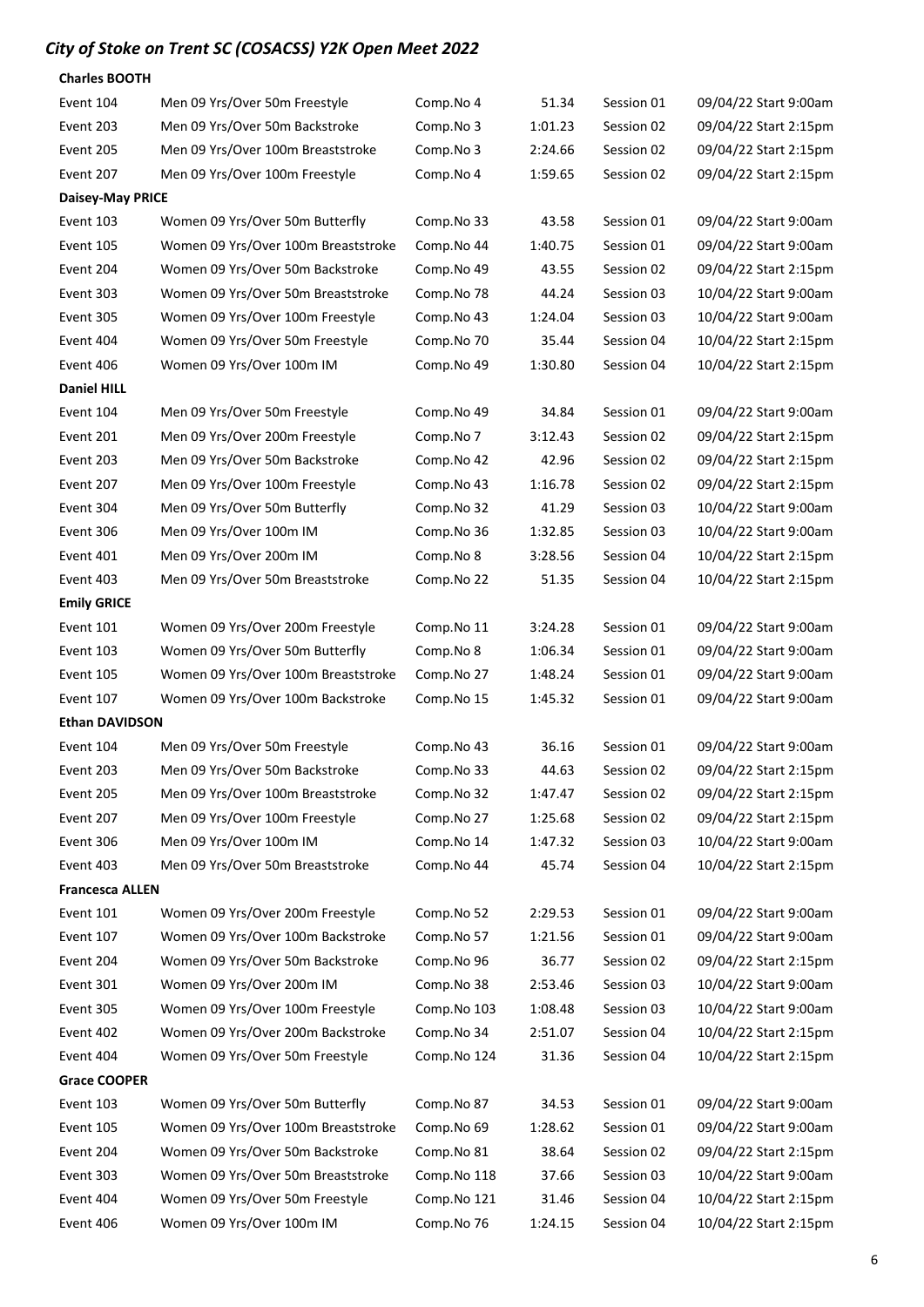## *City of Stoke on Trent SC (COSACSS) Y2K Open Meet 2022*

**Charles BOOTH**

| | | | | | |
|---|---|---|---|---|---|
| Event 104 | Men 09 Yrs/Over 50m Freestyle | Comp.No 4 | 51.34 | Session 01 | 09/04/22 Start 9:00am |
| Event 203 | Men 09 Yrs/Over 50m Backstroke | Comp.No 3 | 1:01.23 | Session 02 | 09/04/22 Start 2:15pm |
| Event 205 | Men 09 Yrs/Over 100m Breaststroke | Comp.No 3 | 2:24.66 | Session 02 | 09/04/22 Start 2:15pm |
| Event 207 | Men 09 Yrs/Over 100m Freestyle | Comp.No 4 | 1:59.65 | Session 02 | 09/04/22 Start 2:15pm |

**Daisey-May PRICE**

| | | | | | |
|---|---|---|---|---|---|
| Event 103 | Women 09 Yrs/Over 50m Butterfly | Comp.No 33 | 43.58 | Session 01 | 09/04/22 Start 9:00am |
| Event 105 | Women 09 Yrs/Over 100m Breaststroke | Comp.No 44 | 1:40.75 | Session 01 | 09/04/22 Start 9:00am |
| Event 204 | Women 09 Yrs/Over 50m Backstroke | Comp.No 49 | 43.55 | Session 02 | 09/04/22 Start 2:15pm |
| Event 303 | Women 09 Yrs/Over 50m Breaststroke | Comp.No 78 | 44.24 | Session 03 | 10/04/22 Start 9:00am |
| Event 305 | Women 09 Yrs/Over 100m Freestyle | Comp.No 43 | 1:24.04 | Session 03 | 10/04/22 Start 9:00am |
| Event 404 | Women 09 Yrs/Over 50m Freestyle | Comp.No 70 | 35.44 | Session 04 | 10/04/22 Start 2:15pm |
| Event 406 | Women 09 Yrs/Over 100m IM | Comp.No 49 | 1:30.80 | Session 04 | 10/04/22 Start 2:15pm |

**Daniel HILL**

| | | | | | |
|---|---|---|---|---|---|
| Event 104 | Men 09 Yrs/Over 50m Freestyle | Comp.No 49 | 34.84 | Session 01 | 09/04/22 Start 9:00am |
| Event 201 | Men 09 Yrs/Over 200m Freestyle | Comp.No 7 | 3:12.43 | Session 02 | 09/04/22 Start 2:15pm |
| Event 203 | Men 09 Yrs/Over 50m Backstroke | Comp.No 42 | 42.96 | Session 02 | 09/04/22 Start 2:15pm |
| Event 207 | Men 09 Yrs/Over 100m Freestyle | Comp.No 43 | 1:16.78 | Session 02 | 09/04/22 Start 2:15pm |
| Event 304 | Men 09 Yrs/Over 50m Butterfly | Comp.No 32 | 41.29 | Session 03 | 10/04/22 Start 9:00am |
| Event 306 | Men 09 Yrs/Over 100m IM | Comp.No 36 | 1:32.85 | Session 03 | 10/04/22 Start 9:00am |
| Event 401 | Men 09 Yrs/Over 200m IM | Comp.No 8 | 3:28.56 | Session 04 | 10/04/22 Start 2:15pm |
| Event 403 | Men 09 Yrs/Over 50m Breaststroke | Comp.No 22 | 51.35 | Session 04 | 10/04/22 Start 2:15pm |

**Emily GRICE**

| | | | | | |
|---|---|---|---|---|---|
| Event 101 | Women 09 Yrs/Over 200m Freestyle | Comp.No 11 | 3:24.28 | Session 01 | 09/04/22 Start 9:00am |
| Event 103 | Women 09 Yrs/Over 50m Butterfly | Comp.No 8 | 1:06.34 | Session 01 | 09/04/22 Start 9:00am |
| Event 105 | Women 09 Yrs/Over 100m Breaststroke | Comp.No 27 | 1:48.24 | Session 01 | 09/04/22 Start 9:00am |
| Event 107 | Women 09 Yrs/Over 100m Backstroke | Comp.No 15 | 1:45.32 | Session 01 | 09/04/22 Start 9:00am |

**Ethan DAVIDSON**

| | | | | | |
|---|---|---|---|---|---|
| Event 104 | Men 09 Yrs/Over 50m Freestyle | Comp.No 43 | 36.16 | Session 01 | 09/04/22 Start 9:00am |
| Event 203 | Men 09 Yrs/Over 50m Backstroke | Comp.No 33 | 44.63 | Session 02 | 09/04/22 Start 2:15pm |
| Event 205 | Men 09 Yrs/Over 100m Breaststroke | Comp.No 32 | 1:47.47 | Session 02 | 09/04/22 Start 2:15pm |
| Event 207 | Men 09 Yrs/Over 100m Freestyle | Comp.No 27 | 1:25.68 | Session 02 | 09/04/22 Start 2:15pm |
| Event 306 | Men 09 Yrs/Over 100m IM | Comp.No 14 | 1:47.32 | Session 03 | 10/04/22 Start 9:00am |
| Event 403 | Men 09 Yrs/Over 50m Breaststroke | Comp.No 44 | 45.74 | Session 04 | 10/04/22 Start 2:15pm |

**Francesca ALLEN**

| | | | | | |
|---|---|---|---|---|---|
| Event 101 | Women 09 Yrs/Over 200m Freestyle | Comp.No 52 | 2:29.53 | Session 01 | 09/04/22 Start 9:00am |
| Event 107 | Women 09 Yrs/Over 100m Backstroke | Comp.No 57 | 1:21.56 | Session 01 | 09/04/22 Start 9:00am |
| Event 204 | Women 09 Yrs/Over 50m Backstroke | Comp.No 96 | 36.77 | Session 02 | 09/04/22 Start 2:15pm |
| Event 301 | Women 09 Yrs/Over 200m IM | Comp.No 38 | 2:53.46 | Session 03 | 10/04/22 Start 9:00am |
| Event 305 | Women 09 Yrs/Over 100m Freestyle | Comp.No 103 | 1:08.48 | Session 03 | 10/04/22 Start 9:00am |
| Event 402 | Women 09 Yrs/Over 200m Backstroke | Comp.No 34 | 2:51.07 | Session 04 | 10/04/22 Start 2:15pm |
| Event 404 | Women 09 Yrs/Over 50m Freestyle | Comp.No 124 | 31.36 | Session 04 | 10/04/22 Start 2:15pm |

**Grace COOPER**

| | | | | | |
|---|---|---|---|---|---|
| Event 103 | Women 09 Yrs/Over 50m Butterfly | Comp.No 87 | 34.53 | Session 01 | 09/04/22 Start 9:00am |
| Event 105 | Women 09 Yrs/Over 100m Breaststroke | Comp.No 69 | 1:28.62 | Session 01 | 09/04/22 Start 9:00am |
| Event 204 | Women 09 Yrs/Over 50m Backstroke | Comp.No 81 | 38.64 | Session 02 | 09/04/22 Start 2:15pm |
| Event 303 | Women 09 Yrs/Over 50m Breaststroke | Comp.No 118 | 37.66 | Session 03 | 10/04/22 Start 9:00am |
| Event 404 | Women 09 Yrs/Over 50m Freestyle | Comp.No 121 | 31.46 | Session 04 | 10/04/22 Start 2:15pm |
| Event 406 | Women 09 Yrs/Over 100m IM | Comp.No 76 | 1:24.15 | Session 04 | 10/04/22 Start 2:15pm |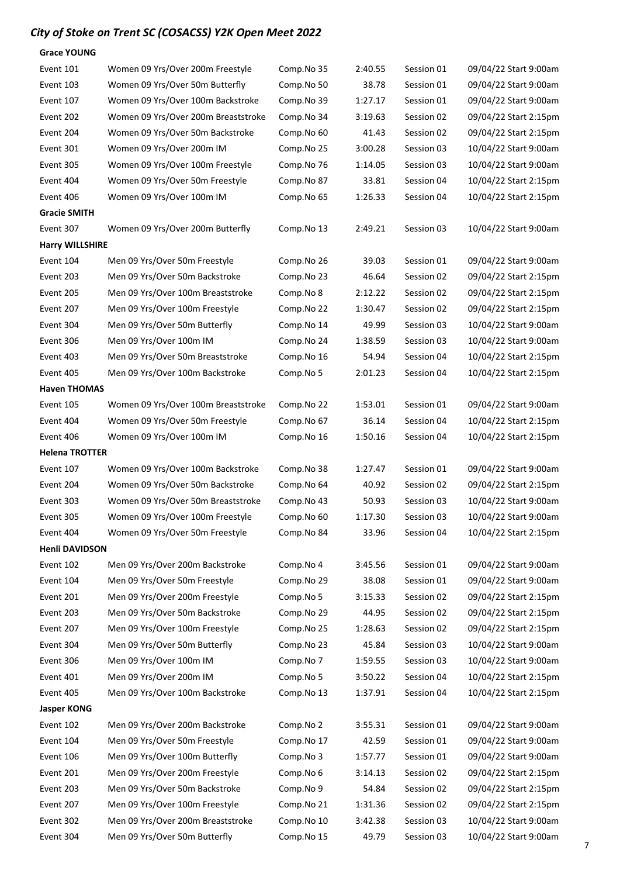## *City of Stoke on Trent SC (COSACSS) Y2K Open Meet 2022*

**Grace YOUNG**

| | | | | | |
|---|---|---|---|---|---|
| Event 101 | Women 09 Yrs/Over 200m Freestyle | Comp.No 35 | 2:40.55 | Session 01 | 09/04/22 Start 9:00am |
| Event 103 | Women 09 Yrs/Over 50m Butterfly | Comp.No 50 | 38.78 | Session 01 | 09/04/22 Start 9:00am |
| Event 107 | Women 09 Yrs/Over 100m Backstroke | Comp.No 39 | 1:27.17 | Session 01 | 09/04/22 Start 9:00am |
| Event 202 | Women 09 Yrs/Over 200m Breaststroke | Comp.No 34 | 3:19.63 | Session 02 | 09/04/22 Start 2:15pm |
| Event 204 | Women 09 Yrs/Over 50m Backstroke | Comp.No 60 | 41.43 | Session 02 | 09/04/22 Start 2:15pm |
| Event 301 | Women 09 Yrs/Over 200m IM | Comp.No 25 | 3:00.28 | Session 03 | 10/04/22 Start 9:00am |
| Event 305 | Women 09 Yrs/Over 100m Freestyle | Comp.No 76 | 1:14.05 | Session 03 | 10/04/22 Start 9:00am |
| Event 404 | Women 09 Yrs/Over 50m Freestyle | Comp.No 87 | 33.81 | Session 04 | 10/04/22 Start 2:15pm |
| Event 406 | Women 09 Yrs/Over 100m IM | Comp.No 65 | 1:26.33 | Session 04 | 10/04/22 Start 2:15pm |

**Gracie SMITH**

| | | | | | |
|---|---|---|---|---|---|
| Event 307 | Women 09 Yrs/Over 200m Butterfly | Comp.No 13 | 2:49.21 | Session 03 | 10/04/22 Start 9:00am |

**Harry WILLSHIRE**

| | | | | | |
|---|---|---|---|---|---|
| Event 104 | Men 09 Yrs/Over 50m Freestyle | Comp.No 26 | 39.03 | Session 01 | 09/04/22 Start 9:00am |
| Event 203 | Men 09 Yrs/Over 50m Backstroke | Comp.No 23 | 46.64 | Session 02 | 09/04/22 Start 2:15pm |
| Event 205 | Men 09 Yrs/Over 100m Breaststroke | Comp.No 8 | 2:12.22 | Session 02 | 09/04/22 Start 2:15pm |
| Event 207 | Men 09 Yrs/Over 100m Freestyle | Comp.No 22 | 1:30.47 | Session 02 | 09/04/22 Start 2:15pm |
| Event 304 | Men 09 Yrs/Over 50m Butterfly | Comp.No 14 | 49.99 | Session 03 | 10/04/22 Start 9:00am |
| Event 306 | Men 09 Yrs/Over 100m IM | Comp.No 24 | 1:38.59 | Session 03 | 10/04/22 Start 9:00am |
| Event 403 | Men 09 Yrs/Over 50m Breaststroke | Comp.No 16 | 54.94 | Session 04 | 10/04/22 Start 2:15pm |
| Event 405 | Men 09 Yrs/Over 100m Backstroke | Comp.No 5 | 2:01.23 | Session 04 | 10/04/22 Start 2:15pm |

**Haven THOMAS**

| | | | | | |
|---|---|---|---|---|---|
| Event 105 | Women 09 Yrs/Over 100m Breaststroke | Comp.No 22 | 1:53.01 | Session 01 | 09/04/22 Start 9:00am |
| Event 404 | Women 09 Yrs/Over 50m Freestyle | Comp.No 67 | 36.14 | Session 04 | 10/04/22 Start 2:15pm |
| Event 406 | Women 09 Yrs/Over 100m IM | Comp.No 16 | 1:50.16 | Session 04 | 10/04/22 Start 2:15pm |

**Helena TROTTER**

| | | | | | |
|---|---|---|---|---|---|
| Event 107 | Women 09 Yrs/Over 100m Backstroke | Comp.No 38 | 1:27.47 | Session 01 | 09/04/22 Start 9:00am |
| Event 204 | Women 09 Yrs/Over 50m Backstroke | Comp.No 64 | 40.92 | Session 02 | 09/04/22 Start 2:15pm |
| Event 303 | Women 09 Yrs/Over 50m Breaststroke | Comp.No 43 | 50.93 | Session 03 | 10/04/22 Start 9:00am |
| Event 305 | Women 09 Yrs/Over 100m Freestyle | Comp.No 60 | 1:17.30 | Session 03 | 10/04/22 Start 9:00am |
| Event 404 | Women 09 Yrs/Over 50m Freestyle | Comp.No 84 | 33.96 | Session 04 | 10/04/22 Start 2:15pm |

**Henli DAVIDSON**

| | | | | | |
|---|---|---|---|---|---|
| Event 102 | Men 09 Yrs/Over 200m Backstroke | Comp.No 4 | 3:45.56 | Session 01 | 09/04/22 Start 9:00am |
| Event 104 | Men 09 Yrs/Over 50m Freestyle | Comp.No 29 | 38.08 | Session 01 | 09/04/22 Start 9:00am |
| Event 201 | Men 09 Yrs/Over 200m Freestyle | Comp.No 5 | 3:15.33 | Session 02 | 09/04/22 Start 2:15pm |
| Event 203 | Men 09 Yrs/Over 50m Backstroke | Comp.No 29 | 44.95 | Session 02 | 09/04/22 Start 2:15pm |
| Event 207 | Men 09 Yrs/Over 100m Freestyle | Comp.No 25 | 1:28.63 | Session 02 | 09/04/22 Start 2:15pm |
| Event 304 | Men 09 Yrs/Over 50m Butterfly | Comp.No 23 | 45.84 | Session 03 | 10/04/22 Start 9:00am |
| Event 306 | Men 09 Yrs/Over 100m IM | Comp.No 7 | 1:59.55 | Session 03 | 10/04/22 Start 9:00am |
| Event 401 | Men 09 Yrs/Over 200m IM | Comp.No 5 | 3:50.22 | Session 04 | 10/04/22 Start 2:15pm |
| Event 405 | Men 09 Yrs/Over 100m Backstroke | Comp.No 13 | 1:37.91 | Session 04 | 10/04/22 Start 2:15pm |

**Jasper KONG**

| | | | | | |
|---|---|---|---|---|---|
| Event 102 | Men 09 Yrs/Over 200m Backstroke | Comp.No 2 | 3:55.31 | Session 01 | 09/04/22 Start 9:00am |
| Event 104 | Men 09 Yrs/Over 50m Freestyle | Comp.No 17 | 42.59 | Session 01 | 09/04/22 Start 9:00am |
| Event 106 | Men 09 Yrs/Over 100m Butterfly | Comp.No 3 | 1:57.77 | Session 01 | 09/04/22 Start 9:00am |
| Event 201 | Men 09 Yrs/Over 200m Freestyle | Comp.No 6 | 3:14.13 | Session 02 | 09/04/22 Start 2:15pm |
| Event 203 | Men 09 Yrs/Over 50m Backstroke | Comp.No 9 | 54.84 | Session 02 | 09/04/22 Start 2:15pm |
| Event 207 | Men 09 Yrs/Over 100m Freestyle | Comp.No 21 | 1:31.36 | Session 02 | 09/04/22 Start 2:15pm |
| Event 302 | Men 09 Yrs/Over 200m Breaststroke | Comp.No 10 | 3:42.38 | Session 03 | 10/04/22 Start 9:00am |
| Event 304 | Men 09 Yrs/Over 50m Butterfly | Comp.No 15 | 49.79 | Session 03 | 10/04/22 Start 9:00am |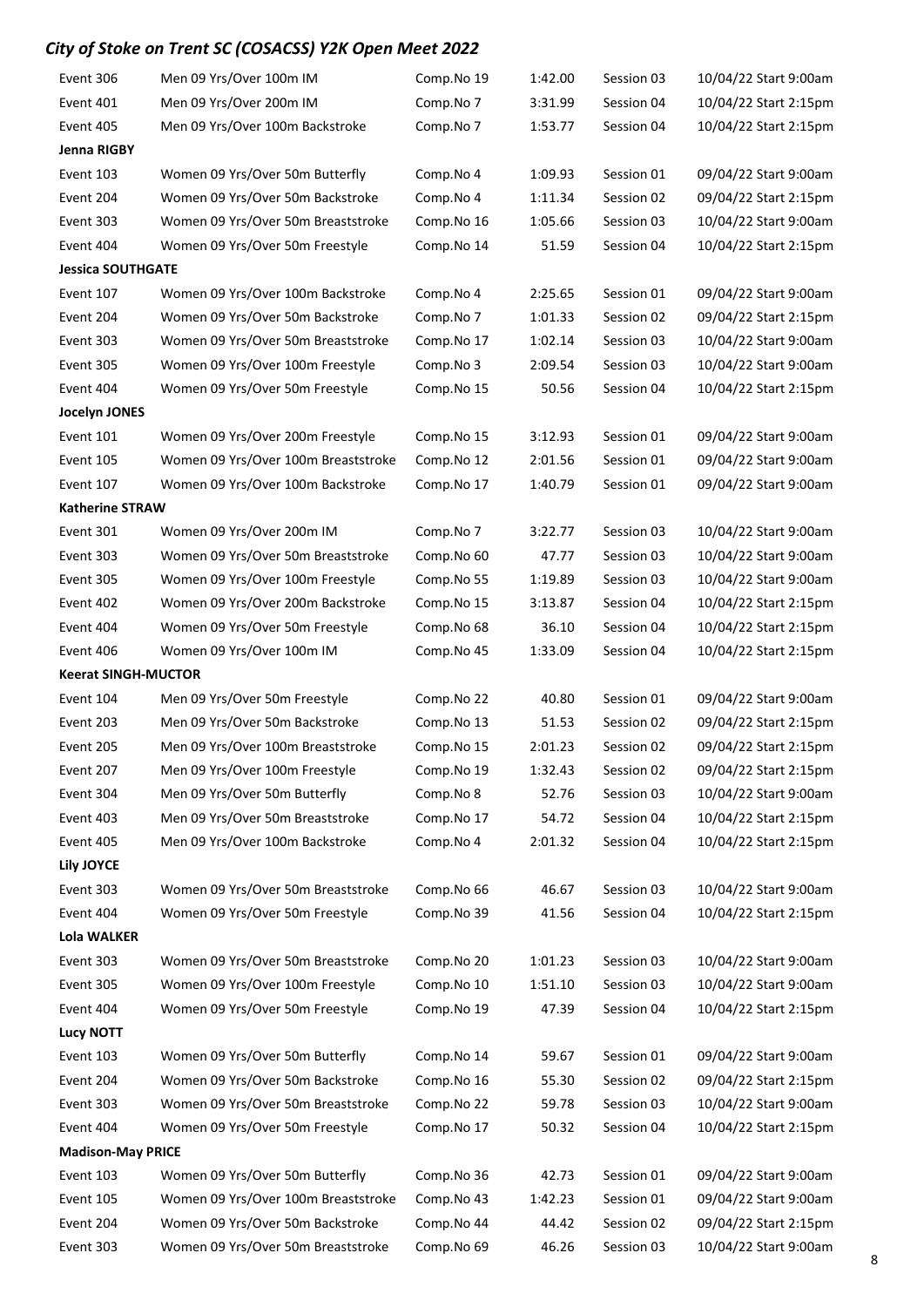*City of Stoke on Trent SC (COSACSS) Y2K Open Meet 2022*

| | | | | | |
|---|---|---|---|---|---|
| Event 306 | Men 09 Yrs/Over 100m IM | Comp.No 19 | 1:42.00 | Session 03 | 10/04/22 Start 9:00am |
| Event 401 | Men 09 Yrs/Over 200m IM | Comp.No 7 | 3:31.99 | Session 04 | 10/04/22 Start 2:15pm |
| Event 405 | Men 09 Yrs/Over 100m Backstroke | Comp.No 7 | 1:53.77 | Session 04 | 10/04/22 Start 2:15pm |
| **Jenna RIGBY** | | | | | |
| Event 103 | Women 09 Yrs/Over 50m Butterfly | Comp.No 4 | 1:09.93 | Session 01 | 09/04/22 Start 9:00am |
| Event 204 | Women 09 Yrs/Over 50m Backstroke | Comp.No 4 | 1:11.34 | Session 02 | 09/04/22 Start 2:15pm |
| Event 303 | Women 09 Yrs/Over 50m Breaststroke | Comp.No 16 | 1:05.66 | Session 03 | 10/04/22 Start 9:00am |
| Event 404 | Women 09 Yrs/Over 50m Freestyle | Comp.No 14 | 51.59 | Session 04 | 10/04/22 Start 2:15pm |
| **Jessica SOUTHGATE** | | | | | |
| Event 107 | Women 09 Yrs/Over 100m Backstroke | Comp.No 4 | 2:25.65 | Session 01 | 09/04/22 Start 9:00am |
| Event 204 | Women 09 Yrs/Over 50m Backstroke | Comp.No 7 | 1:01.33 | Session 02 | 09/04/22 Start 2:15pm |
| Event 303 | Women 09 Yrs/Over 50m Breaststroke | Comp.No 17 | 1:02.14 | Session 03 | 10/04/22 Start 9:00am |
| Event 305 | Women 09 Yrs/Over 100m Freestyle | Comp.No 3 | 2:09.54 | Session 03 | 10/04/22 Start 9:00am |
| Event 404 | Women 09 Yrs/Over 50m Freestyle | Comp.No 15 | 50.56 | Session 04 | 10/04/22 Start 2:15pm |
| **Jocelyn JONES** | | | | | |
| Event 101 | Women 09 Yrs/Over 200m Freestyle | Comp.No 15 | 3:12.93 | Session 01 | 09/04/22 Start 9:00am |
| Event 105 | Women 09 Yrs/Over 100m Breaststroke | Comp.No 12 | 2:01.56 | Session 01 | 09/04/22 Start 9:00am |
| Event 107 | Women 09 Yrs/Over 100m Backstroke | Comp.No 17 | 1:40.79 | Session 01 | 09/04/22 Start 9:00am |
| **Katherine STRAW** | | | | | |
| Event 301 | Women 09 Yrs/Over 200m IM | Comp.No 7 | 3:22.77 | Session 03 | 10/04/22 Start 9:00am |
| Event 303 | Women 09 Yrs/Over 50m Breaststroke | Comp.No 60 | 47.77 | Session 03 | 10/04/22 Start 9:00am |
| Event 305 | Women 09 Yrs/Over 100m Freestyle | Comp.No 55 | 1:19.89 | Session 03 | 10/04/22 Start 9:00am |
| Event 402 | Women 09 Yrs/Over 200m Backstroke | Comp.No 15 | 3:13.87 | Session 04 | 10/04/22 Start 2:15pm |
| Event 404 | Women 09 Yrs/Over 50m Freestyle | Comp.No 68 | 36.10 | Session 04 | 10/04/22 Start 2:15pm |
| Event 406 | Women 09 Yrs/Over 100m IM | Comp.No 45 | 1:33.09 | Session 04 | 10/04/22 Start 2:15pm |
| **Keerat SINGH-MUCTOR** | | | | | |
| Event 104 | Men 09 Yrs/Over 50m Freestyle | Comp.No 22 | 40.80 | Session 01 | 09/04/22 Start 9:00am |
| Event 203 | Men 09 Yrs/Over 50m Backstroke | Comp.No 13 | 51.53 | Session 02 | 09/04/22 Start 2:15pm |
| Event 205 | Men 09 Yrs/Over 100m Breaststroke | Comp.No 15 | 2:01.23 | Session 02 | 09/04/22 Start 2:15pm |
| Event 207 | Men 09 Yrs/Over 100m Freestyle | Comp.No 19 | 1:32.43 | Session 02 | 09/04/22 Start 2:15pm |
| Event 304 | Men 09 Yrs/Over 50m Butterfly | Comp.No 8 | 52.76 | Session 03 | 10/04/22 Start 9:00am |
| Event 403 | Men 09 Yrs/Over 50m Breaststroke | Comp.No 17 | 54.72 | Session 04 | 10/04/22 Start 2:15pm |
| Event 405 | Men 09 Yrs/Over 100m Backstroke | Comp.No 4 | 2:01.32 | Session 04 | 10/04/22 Start 2:15pm |
| **Lily JOYCE** | | | | | |
| Event 303 | Women 09 Yrs/Over 50m Breaststroke | Comp.No 66 | 46.67 | Session 03 | 10/04/22 Start 9:00am |
| Event 404 | Women 09 Yrs/Over 50m Freestyle | Comp.No 39 | 41.56 | Session 04 | 10/04/22 Start 2:15pm |
| **Lola WALKER** | | | | | |
| Event 303 | Women 09 Yrs/Over 50m Breaststroke | Comp.No 20 | 1:01.23 | Session 03 | 10/04/22 Start 9:00am |
| Event 305 | Women 09 Yrs/Over 100m Freestyle | Comp.No 10 | 1:51.10 | Session 03 | 10/04/22 Start 9:00am |
| Event 404 | Women 09 Yrs/Over 50m Freestyle | Comp.No 19 | 47.39 | Session 04 | 10/04/22 Start 2:15pm |
| **Lucy NOTT** | | | | | |
| Event 103 | Women 09 Yrs/Over 50m Butterfly | Comp.No 14 | 59.67 | Session 01 | 09/04/22 Start 9:00am |
| Event 204 | Women 09 Yrs/Over 50m Backstroke | Comp.No 16 | 55.30 | Session 02 | 09/04/22 Start 2:15pm |
| Event 303 | Women 09 Yrs/Over 50m Breaststroke | Comp.No 22 | 59.78 | Session 03 | 10/04/22 Start 9:00am |
| Event 404 | Women 09 Yrs/Over 50m Freestyle | Comp.No 17 | 50.32 | Session 04 | 10/04/22 Start 2:15pm |
| **Madison-May PRICE** | | | | | |
| Event 103 | Women 09 Yrs/Over 50m Butterfly | Comp.No 36 | 42.73 | Session 01 | 09/04/22 Start 9:00am |
| Event 105 | Women 09 Yrs/Over 100m Breaststroke | Comp.No 43 | 1:42.23 | Session 01 | 09/04/22 Start 9:00am |
| Event 204 | Women 09 Yrs/Over 50m Backstroke | Comp.No 44 | 44.42 | Session 02 | 09/04/22 Start 2:15pm |
| Event 303 | Women 09 Yrs/Over 50m Breaststroke | Comp.No 69 | 46.26 | Session 03 | 10/04/22 Start 9:00am |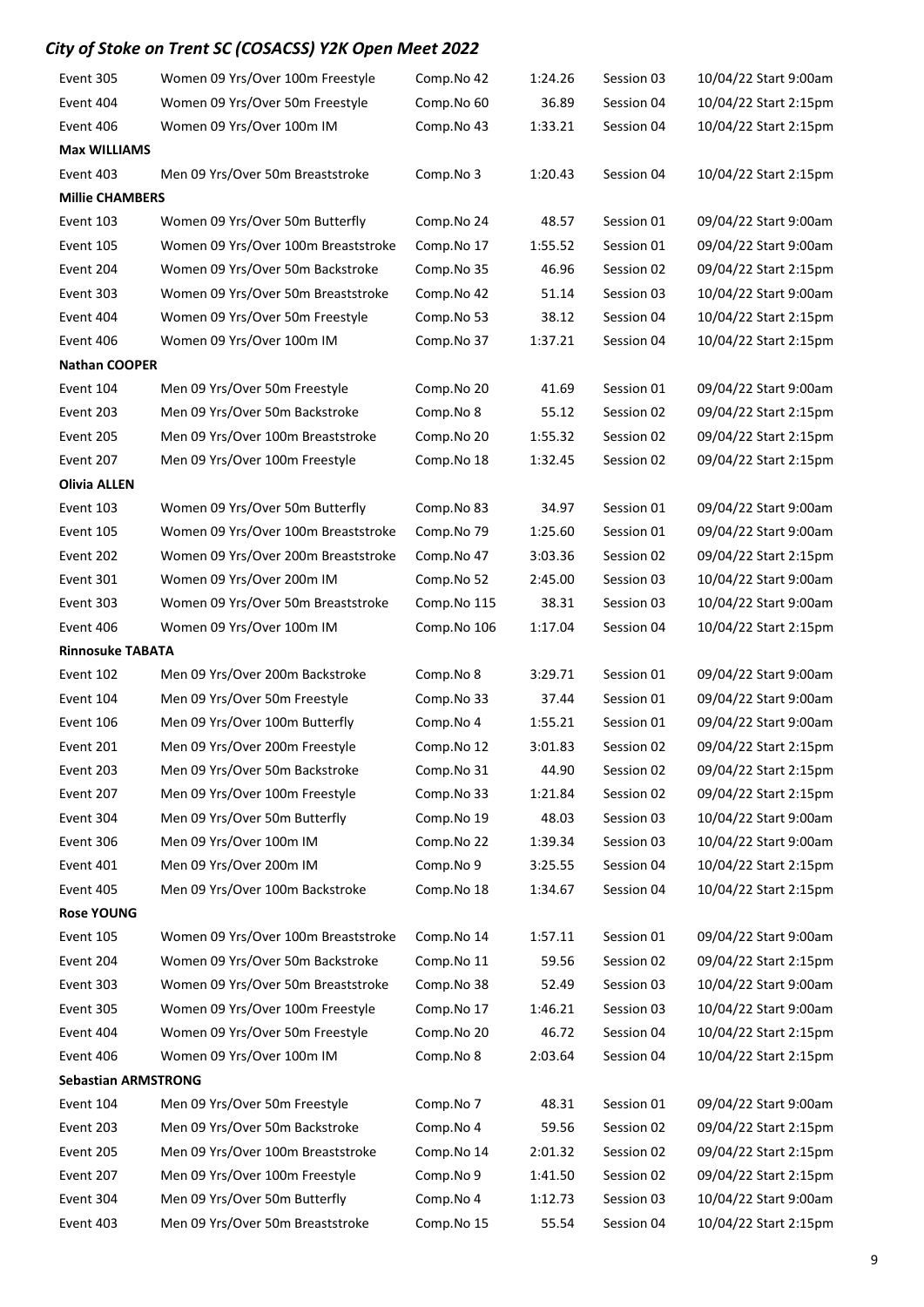# City of Stoke on Trent SC (COSACSS) Y2K Open Meet 2022

| | | | | | |
|---|---|---|---|---|---|
| Event 305 | Women 09 Yrs/Over 100m Freestyle | Comp.No 42 | 1:24.26 | Session 03 | 10/04/22 Start 9:00am |
| Event 404 | Women 09 Yrs/Over 50m Freestyle | Comp.No 60 | 36.89 | Session 04 | 10/04/22 Start 2:15pm |
| Event 406 | Women 09 Yrs/Over 100m IM | Comp.No 43 | 1:33.21 | Session 04 | 10/04/22 Start 2:15pm |
| **Max WILLIAMS** | | | | | |
| Event 403 | Men 09 Yrs/Over 50m Breaststroke | Comp.No 3 | 1:20.43 | Session 04 | 10/04/22 Start 2:15pm |
| **Millie CHAMBERS** | | | | | |
| Event 103 | Women 09 Yrs/Over 50m Butterfly | Comp.No 24 | 48.57 | Session 01 | 09/04/22 Start 9:00am |
| Event 105 | Women 09 Yrs/Over 100m Breaststroke | Comp.No 17 | 1:55.52 | Session 01 | 09/04/22 Start 9:00am |
| Event 204 | Women 09 Yrs/Over 50m Backstroke | Comp.No 35 | 46.96 | Session 02 | 09/04/22 Start 2:15pm |
| Event 303 | Women 09 Yrs/Over 50m Breaststroke | Comp.No 42 | 51.14 | Session 03 | 10/04/22 Start 9:00am |
| Event 404 | Women 09 Yrs/Over 50m Freestyle | Comp.No 53 | 38.12 | Session 04 | 10/04/22 Start 2:15pm |
| Event 406 | Women 09 Yrs/Over 100m IM | Comp.No 37 | 1:37.21 | Session 04 | 10/04/22 Start 2:15pm |
| **Nathan COOPER** | | | | | |
| Event 104 | Men 09 Yrs/Over 50m Freestyle | Comp.No 20 | 41.69 | Session 01 | 09/04/22 Start 9:00am |
| Event 203 | Men 09 Yrs/Over 50m Backstroke | Comp.No 8 | 55.12 | Session 02 | 09/04/22 Start 2:15pm |
| Event 205 | Men 09 Yrs/Over 100m Breaststroke | Comp.No 20 | 1:55.32 | Session 02 | 09/04/22 Start 2:15pm |
| Event 207 | Men 09 Yrs/Over 100m Freestyle | Comp.No 18 | 1:32.45 | Session 02 | 09/04/22 Start 2:15pm |
| **Olivia ALLEN** | | | | | |
| Event 103 | Women 09 Yrs/Over 50m Butterfly | Comp.No 83 | 34.97 | Session 01 | 09/04/22 Start 9:00am |
| Event 105 | Women 09 Yrs/Over 100m Breaststroke | Comp.No 79 | 1:25.60 | Session 01 | 09/04/22 Start 9:00am |
| Event 202 | Women 09 Yrs/Over 200m Breaststroke | Comp.No 47 | 3:03.36 | Session 02 | 09/04/22 Start 2:15pm |
| Event 301 | Women 09 Yrs/Over 200m IM | Comp.No 52 | 2:45.00 | Session 03 | 10/04/22 Start 9:00am |
| Event 303 | Women 09 Yrs/Over 50m Breaststroke | Comp.No 115 | 38.31 | Session 03 | 10/04/22 Start 9:00am |
| Event 406 | Women 09 Yrs/Over 100m IM | Comp.No 106 | 1:17.04 | Session 04 | 10/04/22 Start 2:15pm |
| **Rinnosuke TABATA** | | | | | |
| Event 102 | Men 09 Yrs/Over 200m Backstroke | Comp.No 8 | 3:29.71 | Session 01 | 09/04/22 Start 9:00am |
| Event 104 | Men 09 Yrs/Over 50m Freestyle | Comp.No 33 | 37.44 | Session 01 | 09/04/22 Start 9:00am |
| Event 106 | Men 09 Yrs/Over 100m Butterfly | Comp.No 4 | 1:55.21 | Session 01 | 09/04/22 Start 9:00am |
| Event 201 | Men 09 Yrs/Over 200m Freestyle | Comp.No 12 | 3:01.83 | Session 02 | 09/04/22 Start 2:15pm |
| Event 203 | Men 09 Yrs/Over 50m Backstroke | Comp.No 31 | 44.90 | Session 02 | 09/04/22 Start 2:15pm |
| Event 207 | Men 09 Yrs/Over 100m Freestyle | Comp.No 33 | 1:21.84 | Session 02 | 09/04/22 Start 2:15pm |
| Event 304 | Men 09 Yrs/Over 50m Butterfly | Comp.No 19 | 48.03 | Session 03 | 10/04/22 Start 9:00am |
| Event 306 | Men 09 Yrs/Over 100m IM | Comp.No 22 | 1:39.34 | Session 03 | 10/04/22 Start 9:00am |
| Event 401 | Men 09 Yrs/Over 200m IM | Comp.No 9 | 3:25.55 | Session 04 | 10/04/22 Start 2:15pm |
| Event 405 | Men 09 Yrs/Over 100m Backstroke | Comp.No 18 | 1:34.67 | Session 04 | 10/04/22 Start 2:15pm |
| **Rose YOUNG** | | | | | |
| Event 105 | Women 09 Yrs/Over 100m Breaststroke | Comp.No 14 | 1:57.11 | Session 01 | 09/04/22 Start 9:00am |
| Event 204 | Women 09 Yrs/Over 50m Backstroke | Comp.No 11 | 59.56 | Session 02 | 09/04/22 Start 2:15pm |
| Event 303 | Women 09 Yrs/Over 50m Breaststroke | Comp.No 38 | 52.49 | Session 03 | 10/04/22 Start 9:00am |
| Event 305 | Women 09 Yrs/Over 100m Freestyle | Comp.No 17 | 1:46.21 | Session 03 | 10/04/22 Start 9:00am |
| Event 404 | Women 09 Yrs/Over 50m Freestyle | Comp.No 20 | 46.72 | Session 04 | 10/04/22 Start 2:15pm |
| Event 406 | Women 09 Yrs/Over 100m IM | Comp.No 8 | 2:03.64 | Session 04 | 10/04/22 Start 2:15pm |
| **Sebastian ARMSTRONG** | | | | | |
| Event 104 | Men 09 Yrs/Over 50m Freestyle | Comp.No 7 | 48.31 | Session 01 | 09/04/22 Start 9:00am |
| Event 203 | Men 09 Yrs/Over 50m Backstroke | Comp.No 4 | 59.56 | Session 02 | 09/04/22 Start 2:15pm |
| Event 205 | Men 09 Yrs/Over 100m Breaststroke | Comp.No 14 | 2:01.32 | Session 02 | 09/04/22 Start 2:15pm |
| Event 207 | Men 09 Yrs/Over 100m Freestyle | Comp.No 9 | 1:41.50 | Session 02 | 09/04/22 Start 2:15pm |
| Event 304 | Men 09 Yrs/Over 50m Butterfly | Comp.No 4 | 1:12.73 | Session 03 | 10/04/22 Start 9:00am |
| Event 403 | Men 09 Yrs/Over 50m Breaststroke | Comp.No 15 | 55.54 | Session 04 | 10/04/22 Start 2:15pm |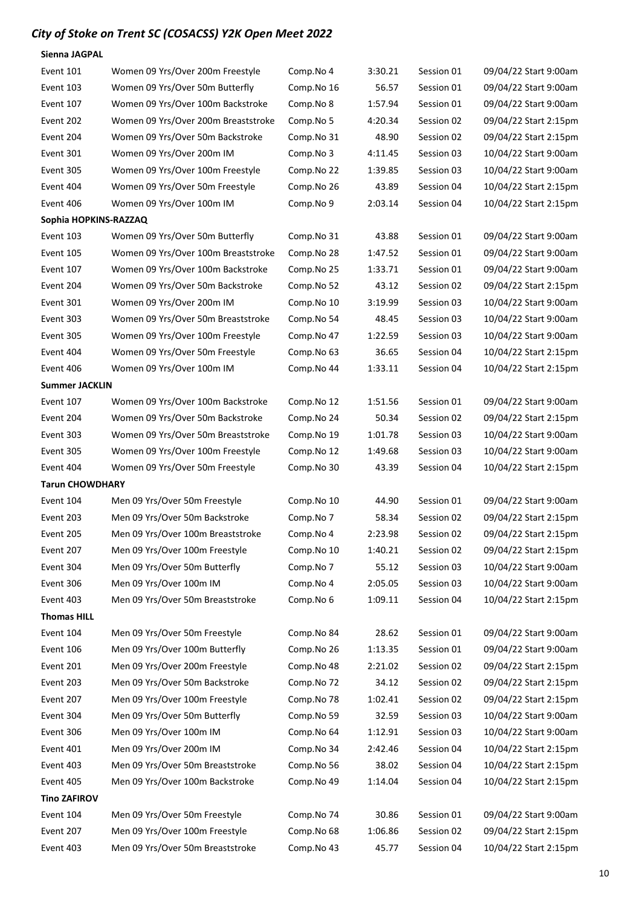## *City of Stoke on Trent SC (COSACSS) Y2K Open Meet 2022*

**Sienna JAGPAL**

| | | | | | |
|---|---|---|---|---|---|
| Event 101 | Women 09 Yrs/Over 200m Freestyle | Comp.No 4 | 3:30.21 | Session 01 | 09/04/22 Start 9:00am |
| Event 103 | Women 09 Yrs/Over 50m Butterfly | Comp.No 16 | 56.57 | Session 01 | 09/04/22 Start 9:00am |
| Event 107 | Women 09 Yrs/Over 100m Backstroke | Comp.No 8 | 1:57.94 | Session 01 | 09/04/22 Start 9:00am |
| Event 202 | Women 09 Yrs/Over 200m Breaststroke | Comp.No 5 | 4:20.34 | Session 02 | 09/04/22 Start 2:15pm |
| Event 204 | Women 09 Yrs/Over 50m Backstroke | Comp.No 31 | 48.90 | Session 02 | 09/04/22 Start 2:15pm |
| Event 301 | Women 09 Yrs/Over 200m IM | Comp.No 3 | 4:11.45 | Session 03 | 10/04/22 Start 9:00am |
| Event 305 | Women 09 Yrs/Over 100m Freestyle | Comp.No 22 | 1:39.85 | Session 03 | 10/04/22 Start 9:00am |
| Event 404 | Women 09 Yrs/Over 50m Freestyle | Comp.No 26 | 43.89 | Session 04 | 10/04/22 Start 2:15pm |
| Event 406 | Women 09 Yrs/Over 100m IM | Comp.No 9 | 2:03.14 | Session 04 | 10/04/22 Start 2:15pm |

**Sophia HOPKINS-RAZZAQ**

| | | | | | |
|---|---|---|---|---|---|
| Event 103 | Women 09 Yrs/Over 50m Butterfly | Comp.No 31 | 43.88 | Session 01 | 09/04/22 Start 9:00am |
| Event 105 | Women 09 Yrs/Over 100m Breaststroke | Comp.No 28 | 1:47.52 | Session 01 | 09/04/22 Start 9:00am |
| Event 107 | Women 09 Yrs/Over 100m Backstroke | Comp.No 25 | 1:33.71 | Session 01 | 09/04/22 Start 9:00am |
| Event 204 | Women 09 Yrs/Over 50m Backstroke | Comp.No 52 | 43.12 | Session 02 | 09/04/22 Start 2:15pm |
| Event 301 | Women 09 Yrs/Over 200m IM | Comp.No 10 | 3:19.99 | Session 03 | 10/04/22 Start 9:00am |
| Event 303 | Women 09 Yrs/Over 50m Breaststroke | Comp.No 54 | 48.45 | Session 03 | 10/04/22 Start 9:00am |
| Event 305 | Women 09 Yrs/Over 100m Freestyle | Comp.No 47 | 1:22.59 | Session 03 | 10/04/22 Start 9:00am |
| Event 404 | Women 09 Yrs/Over 50m Freestyle | Comp.No 63 | 36.65 | Session 04 | 10/04/22 Start 2:15pm |
| Event 406 | Women 09 Yrs/Over 100m IM | Comp.No 44 | 1:33.11 | Session 04 | 10/04/22 Start 2:15pm |

**Summer JACKLIN**

| | | | | | |
|---|---|---|---|---|---|
| Event 107 | Women 09 Yrs/Over 100m Backstroke | Comp.No 12 | 1:51.56 | Session 01 | 09/04/22 Start 9:00am |
| Event 204 | Women 09 Yrs/Over 50m Backstroke | Comp.No 24 | 50.34 | Session 02 | 09/04/22 Start 2:15pm |
| Event 303 | Women 09 Yrs/Over 50m Breaststroke | Comp.No 19 | 1:01.78 | Session 03 | 10/04/22 Start 9:00am |
| Event 305 | Women 09 Yrs/Over 100m Freestyle | Comp.No 12 | 1:49.68 | Session 03 | 10/04/22 Start 9:00am |
| Event 404 | Women 09 Yrs/Over 50m Freestyle | Comp.No 30 | 43.39 | Session 04 | 10/04/22 Start 2:15pm |

**Tarun CHOWDHARY**

| | | | | | |
|---|---|---|---|---|---|
| Event 104 | Men 09 Yrs/Over 50m Freestyle | Comp.No 10 | 44.90 | Session 01 | 09/04/22 Start 9:00am |
| Event 203 | Men 09 Yrs/Over 50m Backstroke | Comp.No 7 | 58.34 | Session 02 | 09/04/22 Start 2:15pm |
| Event 205 | Men 09 Yrs/Over 100m Breaststroke | Comp.No 4 | 2:23.98 | Session 02 | 09/04/22 Start 2:15pm |
| Event 207 | Men 09 Yrs/Over 100m Freestyle | Comp.No 10 | 1:40.21 | Session 02 | 09/04/22 Start 2:15pm |
| Event 304 | Men 09 Yrs/Over 50m Butterfly | Comp.No 7 | 55.12 | Session 03 | 10/04/22 Start 9:00am |
| Event 306 | Men 09 Yrs/Over 100m IM | Comp.No 4 | 2:05.05 | Session 03 | 10/04/22 Start 9:00am |
| Event 403 | Men 09 Yrs/Over 50m Breaststroke | Comp.No 6 | 1:09.11 | Session 04 | 10/04/22 Start 2:15pm |

**Thomas HILL**

| | | | | | |
|---|---|---|---|---|---|
| Event 104 | Men 09 Yrs/Over 50m Freestyle | Comp.No 84 | 28.62 | Session 01 | 09/04/22 Start 9:00am |
| Event 106 | Men 09 Yrs/Over 100m Butterfly | Comp.No 26 | 1:13.35 | Session 01 | 09/04/22 Start 9:00am |
| Event 201 | Men 09 Yrs/Over 200m Freestyle | Comp.No 48 | 2:21.02 | Session 02 | 09/04/22 Start 2:15pm |
| Event 203 | Men 09 Yrs/Over 50m Backstroke | Comp.No 72 | 34.12 | Session 02 | 09/04/22 Start 2:15pm |
| Event 207 | Men 09 Yrs/Over 100m Freestyle | Comp.No 78 | 1:02.41 | Session 02 | 09/04/22 Start 2:15pm |
| Event 304 | Men 09 Yrs/Over 50m Butterfly | Comp.No 59 | 32.59 | Session 03 | 10/04/22 Start 9:00am |
| Event 306 | Men 09 Yrs/Over 100m IM | Comp.No 64 | 1:12.91 | Session 03 | 10/04/22 Start 9:00am |
| Event 401 | Men 09 Yrs/Over 200m IM | Comp.No 34 | 2:42.46 | Session 04 | 10/04/22 Start 2:15pm |
| Event 403 | Men 09 Yrs/Over 50m Breaststroke | Comp.No 56 | 38.02 | Session 04 | 10/04/22 Start 2:15pm |
| Event 405 | Men 09 Yrs/Over 100m Backstroke | Comp.No 49 | 1:14.04 | Session 04 | 10/04/22 Start 2:15pm |

**Tino ZAFIROV**

| | | | | | |
|---|---|---|---|---|---|
| Event 104 | Men 09 Yrs/Over 50m Freestyle | Comp.No 74 | 30.86 | Session 01 | 09/04/22 Start 9:00am |
| Event 207 | Men 09 Yrs/Over 100m Freestyle | Comp.No 68 | 1:06.86 | Session 02 | 09/04/22 Start 2:15pm |
| Event 403 | Men 09 Yrs/Over 50m Breaststroke | Comp.No 43 | 45.77 | Session 04 | 10/04/22 Start 2:15pm |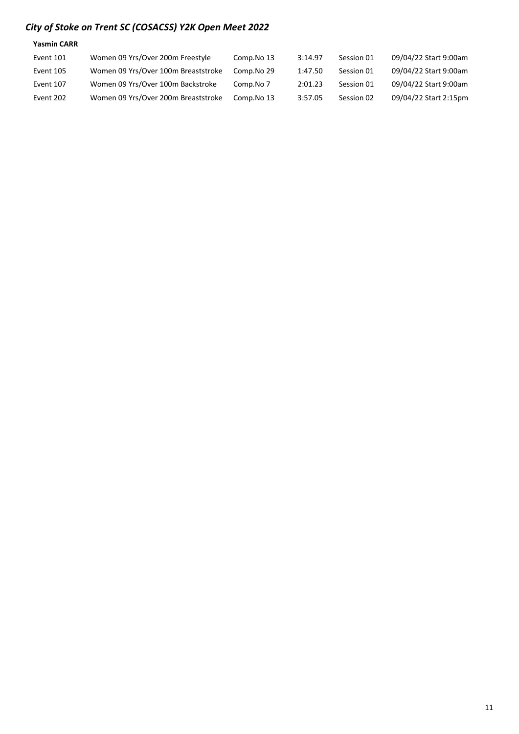## *City of Stoke on Trent SC (COSACSS) Y2K Open Meet 2022*

**Yasmin CARR**

| | | | | | |
|---|---|---|---|---|---|
| Event 101 | Women 09 Yrs/Over 200m Freestyle | Comp.No 13 | 3:14.97 | Session 01 | 09/04/22 Start 9:00am |
| Event 105 | Women 09 Yrs/Over 100m Breaststroke | Comp.No 29 | 1:47.50 | Session 01 | 09/04/22 Start 9:00am |
| Event 107 | Women 09 Yrs/Over 100m Backstroke | Comp.No 7 | 2:01.23 | Session 01 | 09/04/22 Start 9:00am |
| Event 202 | Women 09 Yrs/Over 200m Breaststroke | Comp.No 13 | 3:57.05 | Session 02 | 09/04/22 Start 2:15pm |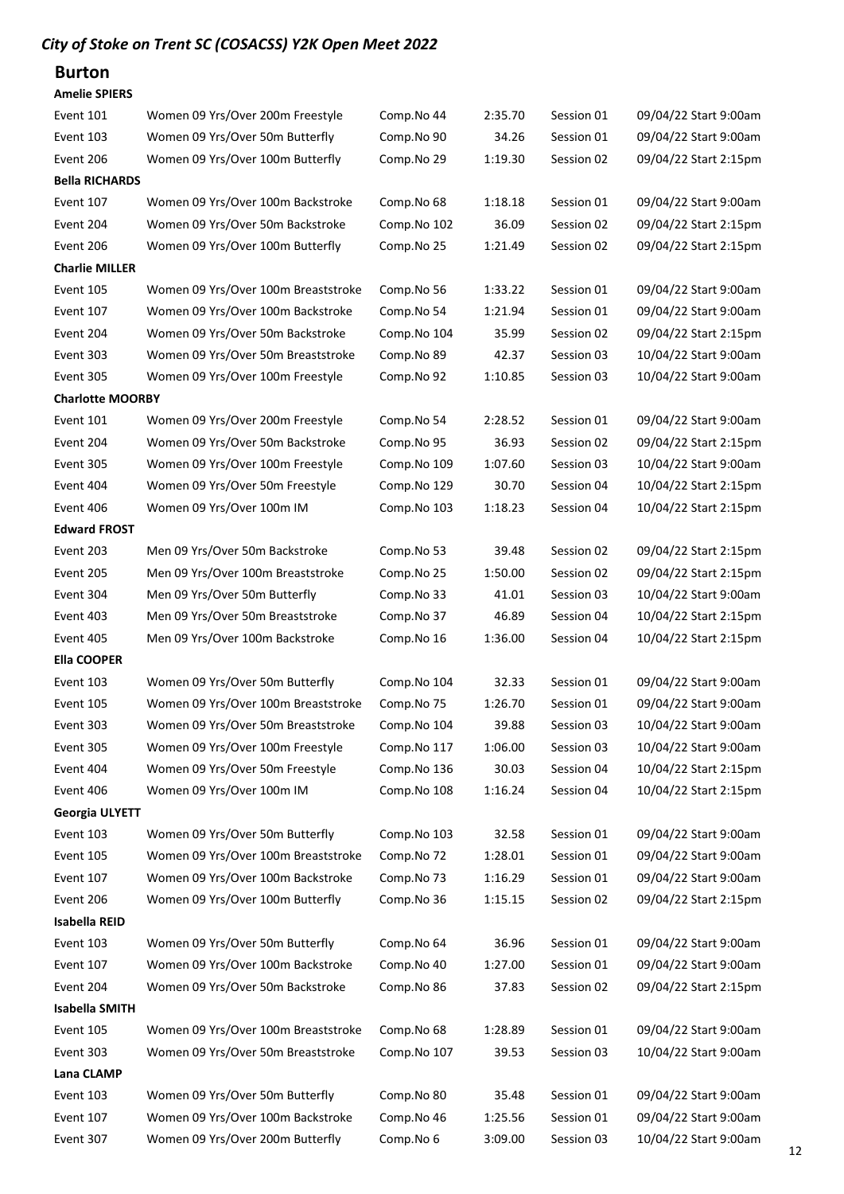*City of Stoke on Trent SC (COSACSS) Y2K Open Meet 2022*

## Burton

**Amelie SPIERS**

| Event | Description | Comp.No | Time | Session | Date/Start |
|---|---|---|---|---|---|
| Event 101 | Women 09 Yrs/Over 200m Freestyle | Comp.No 44 | 2:35.70 | Session 01 | 09/04/22 Start 9:00am |
| Event 103 | Women 09 Yrs/Over 50m Butterfly | Comp.No 90 | 34.26 | Session 01 | 09/04/22 Start 9:00am |
| Event 206 | Women 09 Yrs/Over 100m Butterfly | Comp.No 29 | 1:19.30 | Session 02 | 09/04/22 Start 2:15pm |

**Bella RICHARDS**

| Event | Description | Comp.No | Time | Session | Date/Start |
|---|---|---|---|---|---|
| Event 107 | Women 09 Yrs/Over 100m Backstroke | Comp.No 68 | 1:18.18 | Session 01 | 09/04/22 Start 9:00am |
| Event 204 | Women 09 Yrs/Over 50m Backstroke | Comp.No 102 | 36.09 | Session 02 | 09/04/22 Start 2:15pm |
| Event 206 | Women 09 Yrs/Over 100m Butterfly | Comp.No 25 | 1:21.49 | Session 02 | 09/04/22 Start 2:15pm |

**Charlie MILLER**

| Event | Description | Comp.No | Time | Session | Date/Start |
|---|---|---|---|---|---|
| Event 105 | Women 09 Yrs/Over 100m Breaststroke | Comp.No 56 | 1:33.22 | Session 01 | 09/04/22 Start 9:00am |
| Event 107 | Women 09 Yrs/Over 100m Backstroke | Comp.No 54 | 1:21.94 | Session 01 | 09/04/22 Start 9:00am |
| Event 204 | Women 09 Yrs/Over 50m Backstroke | Comp.No 104 | 35.99 | Session 02 | 09/04/22 Start 2:15pm |
| Event 303 | Women 09 Yrs/Over 50m Breaststroke | Comp.No 89 | 42.37 | Session 03 | 10/04/22 Start 9:00am |
| Event 305 | Women 09 Yrs/Over 100m Freestyle | Comp.No 92 | 1:10.85 | Session 03 | 10/04/22 Start 9:00am |

**Charlotte MOORBY**

| Event | Description | Comp.No | Time | Session | Date/Start |
|---|---|---|---|---|---|
| Event 101 | Women 09 Yrs/Over 200m Freestyle | Comp.No 54 | 2:28.52 | Session 01 | 09/04/22 Start 9:00am |
| Event 204 | Women 09 Yrs/Over 50m Backstroke | Comp.No 95 | 36.93 | Session 02 | 09/04/22 Start 2:15pm |
| Event 305 | Women 09 Yrs/Over 100m Freestyle | Comp.No 109 | 1:07.60 | Session 03 | 10/04/22 Start 9:00am |
| Event 404 | Women 09 Yrs/Over 50m Freestyle | Comp.No 129 | 30.70 | Session 04 | 10/04/22 Start 2:15pm |
| Event 406 | Women 09 Yrs/Over 100m IM | Comp.No 103 | 1:18.23 | Session 04 | 10/04/22 Start 2:15pm |

**Edward FROST**

| Event | Description | Comp.No | Time | Session | Date/Start |
|---|---|---|---|---|---|
| Event 203 | Men 09 Yrs/Over 50m Backstroke | Comp.No 53 | 39.48 | Session 02 | 09/04/22 Start 2:15pm |
| Event 205 | Men 09 Yrs/Over 100m Breaststroke | Comp.No 25 | 1:50.00 | Session 02 | 09/04/22 Start 2:15pm |
| Event 304 | Men 09 Yrs/Over 50m Butterfly | Comp.No 33 | 41.01 | Session 03 | 10/04/22 Start 9:00am |
| Event 403 | Men 09 Yrs/Over 50m Breaststroke | Comp.No 37 | 46.89 | Session 04 | 10/04/22 Start 2:15pm |
| Event 405 | Men 09 Yrs/Over 100m Backstroke | Comp.No 16 | 1:36.00 | Session 04 | 10/04/22 Start 2:15pm |

**Ella COOPER**

| Event | Description | Comp.No | Time | Session | Date/Start |
|---|---|---|---|---|---|
| Event 103 | Women 09 Yrs/Over 50m Butterfly | Comp.No 104 | 32.33 | Session 01 | 09/04/22 Start 9:00am |
| Event 105 | Women 09 Yrs/Over 100m Breaststroke | Comp.No 75 | 1:26.70 | Session 01 | 09/04/22 Start 9:00am |
| Event 303 | Women 09 Yrs/Over 50m Breaststroke | Comp.No 104 | 39.88 | Session 03 | 10/04/22 Start 9:00am |
| Event 305 | Women 09 Yrs/Over 100m Freestyle | Comp.No 117 | 1:06.00 | Session 03 | 10/04/22 Start 9:00am |
| Event 404 | Women 09 Yrs/Over 50m Freestyle | Comp.No 136 | 30.03 | Session 04 | 10/04/22 Start 2:15pm |
| Event 406 | Women 09 Yrs/Over 100m IM | Comp.No 108 | 1:16.24 | Session 04 | 10/04/22 Start 2:15pm |

**Georgia ULYETT**

| Event | Description | Comp.No | Time | Session | Date/Start |
|---|---|---|---|---|---|
| Event 103 | Women 09 Yrs/Over 50m Butterfly | Comp.No 103 | 32.58 | Session 01 | 09/04/22 Start 9:00am |
| Event 105 | Women 09 Yrs/Over 100m Breaststroke | Comp.No 72 | 1:28.01 | Session 01 | 09/04/22 Start 9:00am |
| Event 107 | Women 09 Yrs/Over 100m Backstroke | Comp.No 73 | 1:16.29 | Session 01 | 09/04/22 Start 9:00am |
| Event 206 | Women 09 Yrs/Over 100m Butterfly | Comp.No 36 | 1:15.15 | Session 02 | 09/04/22 Start 2:15pm |

**Isabella REID**

| Event | Description | Comp.No | Time | Session | Date/Start |
|---|---|---|---|---|---|
| Event 103 | Women 09 Yrs/Over 50m Butterfly | Comp.No 64 | 36.96 | Session 01 | 09/04/22 Start 9:00am |
| Event 107 | Women 09 Yrs/Over 100m Backstroke | Comp.No 40 | 1:27.00 | Session 01 | 09/04/22 Start 9:00am |
| Event 204 | Women 09 Yrs/Over 50m Backstroke | Comp.No 86 | 37.83 | Session 02 | 09/04/22 Start 2:15pm |

**Isabella SMITH**

| Event | Description | Comp.No | Time | Session | Date/Start |
|---|---|---|---|---|---|
| Event 105 | Women 09 Yrs/Over 100m Breaststroke | Comp.No 68 | 1:28.89 | Session 01 | 09/04/22 Start 9:00am |
| Event 303 | Women 09 Yrs/Over 50m Breaststroke | Comp.No 107 | 39.53 | Session 03 | 10/04/22 Start 9:00am |

**Lana CLAMP**

| Event | Description | Comp.No | Time | Session | Date/Start |
|---|---|---|---|---|---|
| Event 103 | Women 09 Yrs/Over 50m Butterfly | Comp.No 80 | 35.48 | Session 01 | 09/04/22 Start 9:00am |
| Event 107 | Women 09 Yrs/Over 100m Backstroke | Comp.No 46 | 1:25.56 | Session 01 | 09/04/22 Start 9:00am |
| Event 307 | Women 09 Yrs/Over 200m Butterfly | Comp.No 6 | 3:09.00 | Session 03 | 10/04/22 Start 9:00am |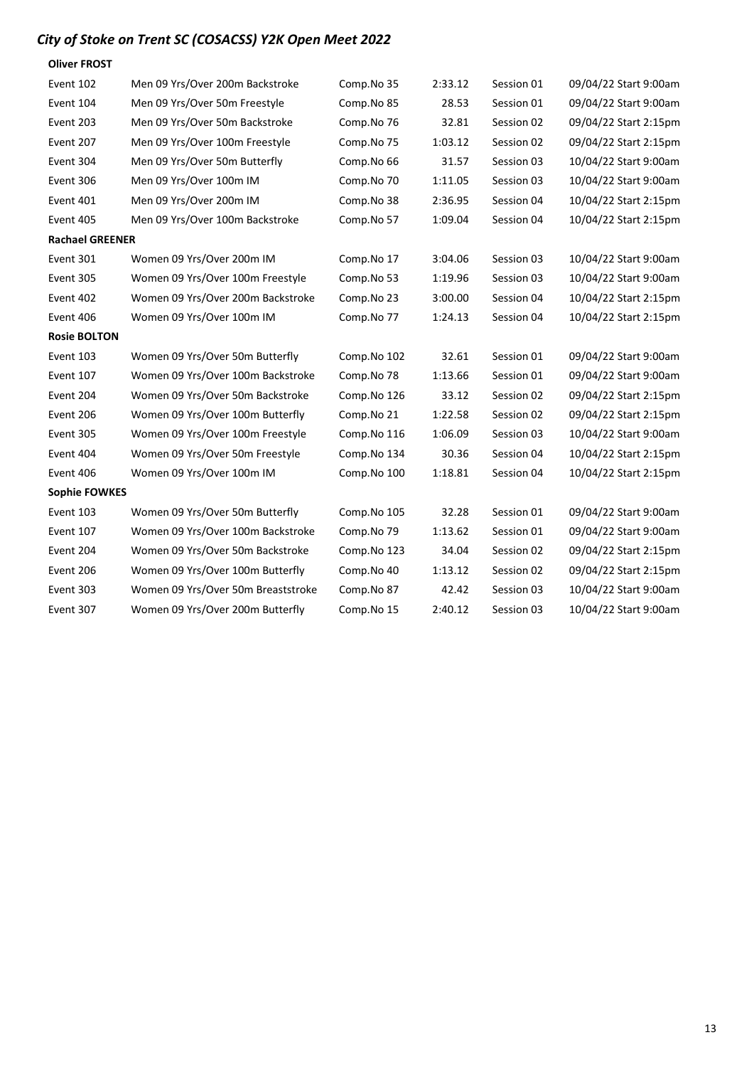# *City of Stoke on Trent SC (COSACSS) Y2K Open Meet 2022*

**Oliver FROST**

| | | | | | |
|---|---|---|---|---|---|
| Event 102 | Men 09 Yrs/Over 200m Backstroke | Comp.No 35 | 2:33.12 | Session 01 | 09/04/22 Start 9:00am |
| Event 104 | Men 09 Yrs/Over 50m Freestyle | Comp.No 85 | 28.53 | Session 01 | 09/04/22 Start 9:00am |
| Event 203 | Men 09 Yrs/Over 50m Backstroke | Comp.No 76 | 32.81 | Session 02 | 09/04/22 Start 2:15pm |
| Event 207 | Men 09 Yrs/Over 100m Freestyle | Comp.No 75 | 1:03.12 | Session 02 | 09/04/22 Start 2:15pm |
| Event 304 | Men 09 Yrs/Over 50m Butterfly | Comp.No 66 | 31.57 | Session 03 | 10/04/22 Start 9:00am |
| Event 306 | Men 09 Yrs/Over 100m IM | Comp.No 70 | 1:11.05 | Session 03 | 10/04/22 Start 9:00am |
| Event 401 | Men 09 Yrs/Over 200m IM | Comp.No 38 | 2:36.95 | Session 04 | 10/04/22 Start 2:15pm |
| Event 405 | Men 09 Yrs/Over 100m Backstroke | Comp.No 57 | 1:09.04 | Session 04 | 10/04/22 Start 2:15pm |

**Rachael GREENER**

| | | | | | |
|---|---|---|---|---|---|
| Event 301 | Women 09 Yrs/Over 200m IM | Comp.No 17 | 3:04.06 | Session 03 | 10/04/22 Start 9:00am |
| Event 305 | Women 09 Yrs/Over 100m Freestyle | Comp.No 53 | 1:19.96 | Session 03 | 10/04/22 Start 9:00am |
| Event 402 | Women 09 Yrs/Over 200m Backstroke | Comp.No 23 | 3:00.00 | Session 04 | 10/04/22 Start 2:15pm |
| Event 406 | Women 09 Yrs/Over 100m IM | Comp.No 77 | 1:24.13 | Session 04 | 10/04/22 Start 2:15pm |

**Rosie BOLTON**

| | | | | | |
|---|---|---|---|---|---|
| Event 103 | Women 09 Yrs/Over 50m Butterfly | Comp.No 102 | 32.61 | Session 01 | 09/04/22 Start 9:00am |
| Event 107 | Women 09 Yrs/Over 100m Backstroke | Comp.No 78 | 1:13.66 | Session 01 | 09/04/22 Start 9:00am |
| Event 204 | Women 09 Yrs/Over 50m Backstroke | Comp.No 126 | 33.12 | Session 02 | 09/04/22 Start 2:15pm |
| Event 206 | Women 09 Yrs/Over 100m Butterfly | Comp.No 21 | 1:22.58 | Session 02 | 09/04/22 Start 2:15pm |
| Event 305 | Women 09 Yrs/Over 100m Freestyle | Comp.No 116 | 1:06.09 | Session 03 | 10/04/22 Start 9:00am |
| Event 404 | Women 09 Yrs/Over 50m Freestyle | Comp.No 134 | 30.36 | Session 04 | 10/04/22 Start 2:15pm |
| Event 406 | Women 09 Yrs/Over 100m IM | Comp.No 100 | 1:18.81 | Session 04 | 10/04/22 Start 2:15pm |

**Sophie FOWKES**

| | | | | | |
|---|---|---|---|---|---|
| Event 103 | Women 09 Yrs/Over 50m Butterfly | Comp.No 105 | 32.28 | Session 01 | 09/04/22 Start 9:00am |
| Event 107 | Women 09 Yrs/Over 100m Backstroke | Comp.No 79 | 1:13.62 | Session 01 | 09/04/22 Start 9:00am |
| Event 204 | Women 09 Yrs/Over 50m Backstroke | Comp.No 123 | 34.04 | Session 02 | 09/04/22 Start 2:15pm |
| Event 206 | Women 09 Yrs/Over 100m Butterfly | Comp.No 40 | 1:13.12 | Session 02 | 09/04/22 Start 2:15pm |
| Event 303 | Women 09 Yrs/Over 50m Breaststroke | Comp.No 87 | 42.42 | Session 03 | 10/04/22 Start 9:00am |
| Event 307 | Women 09 Yrs/Over 200m Butterfly | Comp.No 15 | 2:40.12 | Session 03 | 10/04/22 Start 9:00am |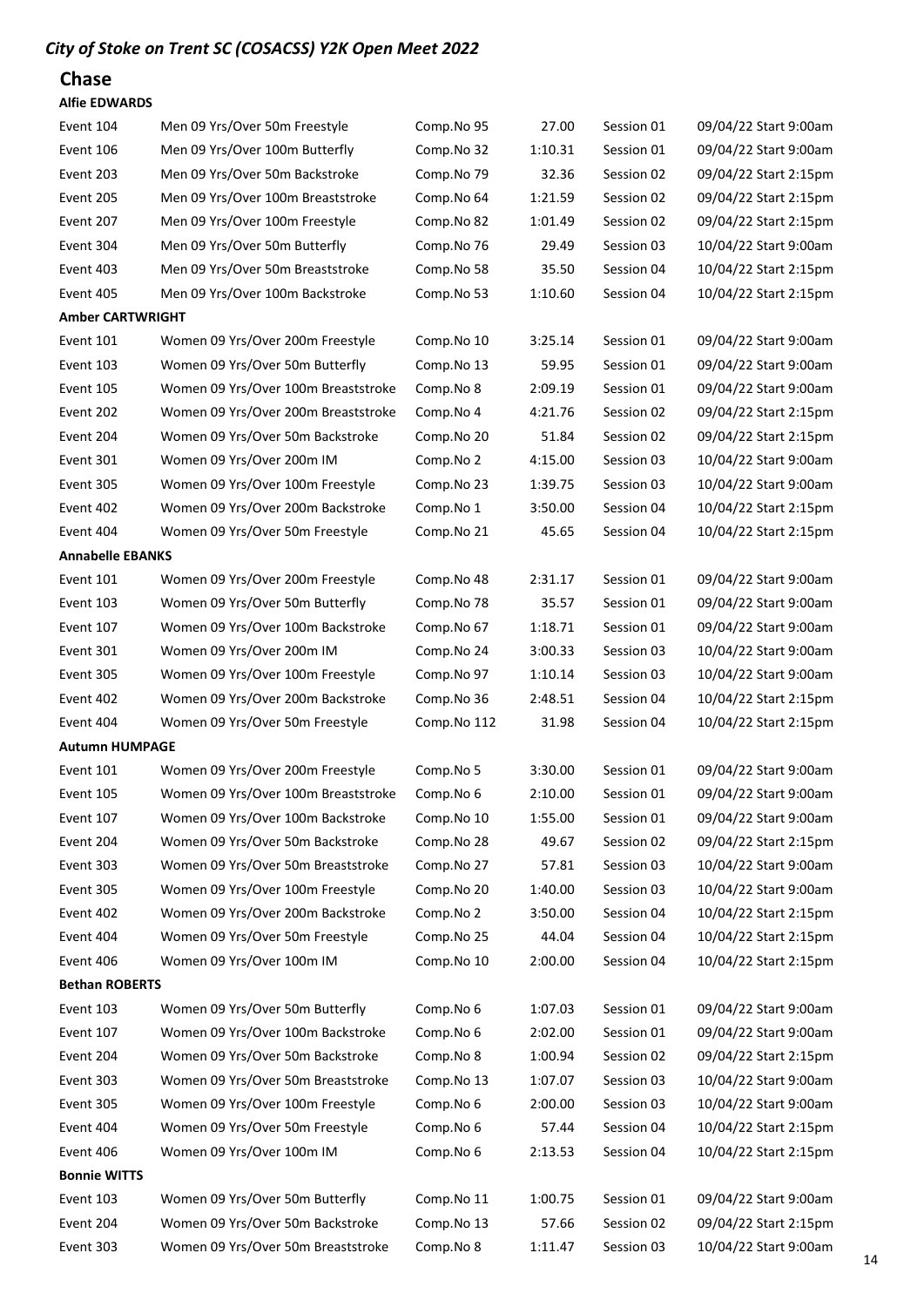## Chase

### Alfie EDWARDS

| | | | | | |
|---|---|---|---|---|---|
| Event 104 | Men 09 Yrs/Over 50m Freestyle | Comp.No 95 | 27.00 | Session 01 | 09/04/22 Start 9:00am |
| Event 106 | Men 09 Yrs/Over 100m Butterfly | Comp.No 32 | 1:10.31 | Session 01 | 09/04/22 Start 9:00am |
| Event 203 | Men 09 Yrs/Over 50m Backstroke | Comp.No 79 | 32.36 | Session 02 | 09/04/22 Start 2:15pm |
| Event 205 | Men 09 Yrs/Over 100m Breaststroke | Comp.No 64 | 1:21.59 | Session 02 | 09/04/22 Start 2:15pm |
| Event 207 | Men 09 Yrs/Over 100m Freestyle | Comp.No 82 | 1:01.49 | Session 02 | 09/04/22 Start 2:15pm |
| Event 304 | Men 09 Yrs/Over 50m Butterfly | Comp.No 76 | 29.49 | Session 03 | 10/04/22 Start 9:00am |
| Event 403 | Men 09 Yrs/Over 50m Breaststroke | Comp.No 58 | 35.50 | Session 04 | 10/04/22 Start 2:15pm |
| Event 405 | Men 09 Yrs/Over 100m Backstroke | Comp.No 53 | 1:10.60 | Session 04 | 10/04/22 Start 2:15pm |

### Amber CARTWRIGHT

| | | | | | |
|---|---|---|---|---|---|
| Event 101 | Women 09 Yrs/Over 200m Freestyle | Comp.No 10 | 3:25.14 | Session 01 | 09/04/22 Start 9:00am |
| Event 103 | Women 09 Yrs/Over 50m Butterfly | Comp.No 13 | 59.95 | Session 01 | 09/04/22 Start 9:00am |
| Event 105 | Women 09 Yrs/Over 100m Breaststroke | Comp.No 8 | 2:09.19 | Session 01 | 09/04/22 Start 9:00am |
| Event 202 | Women 09 Yrs/Over 200m Breaststroke | Comp.No 4 | 4:21.76 | Session 02 | 09/04/22 Start 2:15pm |
| Event 204 | Women 09 Yrs/Over 50m Backstroke | Comp.No 20 | 51.84 | Session 02 | 09/04/22 Start 2:15pm |
| Event 301 | Women 09 Yrs/Over 200m IM | Comp.No 2 | 4:15.00 | Session 03 | 10/04/22 Start 9:00am |
| Event 305 | Women 09 Yrs/Over 100m Freestyle | Comp.No 23 | 1:39.75 | Session 03 | 10/04/22 Start 9:00am |
| Event 402 | Women 09 Yrs/Over 200m Backstroke | Comp.No 1 | 3:50.00 | Session 04 | 10/04/22 Start 2:15pm |
| Event 404 | Women 09 Yrs/Over 50m Freestyle | Comp.No 21 | 45.65 | Session 04 | 10/04/22 Start 2:15pm |

### Annabelle EBANKS

| | | | | | |
|---|---|---|---|---|---|
| Event 101 | Women 09 Yrs/Over 200m Freestyle | Comp.No 48 | 2:31.17 | Session 01 | 09/04/22 Start 9:00am |
| Event 103 | Women 09 Yrs/Over 50m Butterfly | Comp.No 78 | 35.57 | Session 01 | 09/04/22 Start 9:00am |
| Event 107 | Women 09 Yrs/Over 100m Backstroke | Comp.No 67 | 1:18.71 | Session 01 | 09/04/22 Start 9:00am |
| Event 301 | Women 09 Yrs/Over 200m IM | Comp.No 24 | 3:00.33 | Session 03 | 10/04/22 Start 9:00am |
| Event 305 | Women 09 Yrs/Over 100m Freestyle | Comp.No 97 | 1:10.14 | Session 03 | 10/04/22 Start 9:00am |
| Event 402 | Women 09 Yrs/Over 200m Backstroke | Comp.No 36 | 2:48.51 | Session 04 | 10/04/22 Start 2:15pm |
| Event 404 | Women 09 Yrs/Over 50m Freestyle | Comp.No 112 | 31.98 | Session 04 | 10/04/22 Start 2:15pm |

### Autumn HUMPAGE

| | | | | | |
|---|---|---|---|---|---|
| Event 101 | Women 09 Yrs/Over 200m Freestyle | Comp.No 5 | 3:30.00 | Session 01 | 09/04/22 Start 9:00am |
| Event 105 | Women 09 Yrs/Over 100m Breaststroke | Comp.No 6 | 2:10.00 | Session 01 | 09/04/22 Start 9:00am |
| Event 107 | Women 09 Yrs/Over 100m Backstroke | Comp.No 10 | 1:55.00 | Session 01 | 09/04/22 Start 9:00am |
| Event 204 | Women 09 Yrs/Over 50m Backstroke | Comp.No 28 | 49.67 | Session 02 | 09/04/22 Start 2:15pm |
| Event 303 | Women 09 Yrs/Over 50m Breaststroke | Comp.No 27 | 57.81 | Session 03 | 10/04/22 Start 9:00am |
| Event 305 | Women 09 Yrs/Over 100m Freestyle | Comp.No 20 | 1:40.00 | Session 03 | 10/04/22 Start 9:00am |
| Event 402 | Women 09 Yrs/Over 200m Backstroke | Comp.No 2 | 3:50.00 | Session 04 | 10/04/22 Start 2:15pm |
| Event 404 | Women 09 Yrs/Over 50m Freestyle | Comp.No 25 | 44.04 | Session 04 | 10/04/22 Start 2:15pm |
| Event 406 | Women 09 Yrs/Over 100m IM | Comp.No 10 | 2:00.00 | Session 04 | 10/04/22 Start 2:15pm |

### Bethan ROBERTS

| | | | | | |
|---|---|---|---|---|---|
| Event 103 | Women 09 Yrs/Over 50m Butterfly | Comp.No 6 | 1:07.03 | Session 01 | 09/04/22 Start 9:00am |
| Event 107 | Women 09 Yrs/Over 100m Backstroke | Comp.No 6 | 2:02.00 | Session 01 | 09/04/22 Start 9:00am |
| Event 204 | Women 09 Yrs/Over 50m Backstroke | Comp.No 8 | 1:00.94 | Session 02 | 09/04/22 Start 2:15pm |
| Event 303 | Women 09 Yrs/Over 50m Breaststroke | Comp.No 13 | 1:07.07 | Session 03 | 10/04/22 Start 9:00am |
| Event 305 | Women 09 Yrs/Over 100m Freestyle | Comp.No 6 | 2:00.00 | Session 03 | 10/04/22 Start 9:00am |
| Event 404 | Women 09 Yrs/Over 50m Freestyle | Comp.No 6 | 57.44 | Session 04 | 10/04/22 Start 2:15pm |
| Event 406 | Women 09 Yrs/Over 100m IM | Comp.No 6 | 2:13.53 | Session 04 | 10/04/22 Start 2:15pm |

### Bonnie WITTS

| | | | | | |
|---|---|---|---|---|---|
| Event 103 | Women 09 Yrs/Over 50m Butterfly | Comp.No 11 | 1:00.75 | Session 01 | 09/04/22 Start 9:00am |
| Event 204 | Women 09 Yrs/Over 50m Backstroke | Comp.No 13 | 57.66 | Session 02 | 09/04/22 Start 2:15pm |
| Event 303 | Women 09 Yrs/Over 50m Breaststroke | Comp.No 8 | 1:11.47 | Session 03 | 10/04/22 Start 9:00am |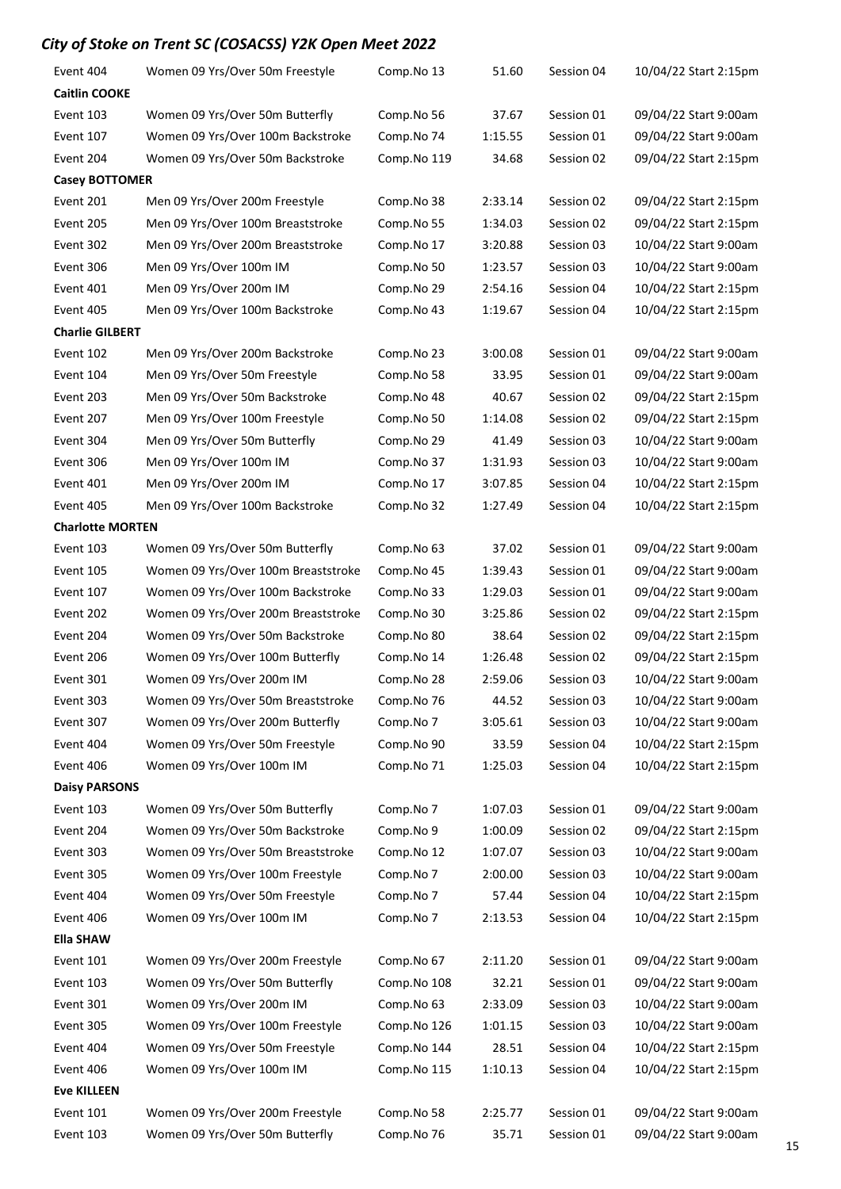## *City of Stoke on Trent SC (COSACSS) Y2K Open Meet 2022*

| | | | | | |
|---|---|---|---|---|---|
| Event 404 | Women 09 Yrs/Over 50m Freestyle | Comp.No 13 | 51.60 | Session 04 | 10/04/22 Start 2:15pm |
| **Caitlin COOKE** | | | | | |
| Event 103 | Women 09 Yrs/Over 50m Butterfly | Comp.No 56 | 37.67 | Session 01 | 09/04/22 Start 9:00am |
| Event 107 | Women 09 Yrs/Over 100m Backstroke | Comp.No 74 | 1:15.55 | Session 01 | 09/04/22 Start 9:00am |
| Event 204 | Women 09 Yrs/Over 50m Backstroke | Comp.No 119 | 34.68 | Session 02 | 09/04/22 Start 2:15pm |
| **Casey BOTTOMER** | | | | | |
| Event 201 | Men 09 Yrs/Over 200m Freestyle | Comp.No 38 | 2:33.14 | Session 02 | 09/04/22 Start 2:15pm |
| Event 205 | Men 09 Yrs/Over 100m Breaststroke | Comp.No 55 | 1:34.03 | Session 02 | 09/04/22 Start 2:15pm |
| Event 302 | Men 09 Yrs/Over 200m Breaststroke | Comp.No 17 | 3:20.88 | Session 03 | 10/04/22 Start 9:00am |
| Event 306 | Men 09 Yrs/Over 100m IM | Comp.No 50 | 1:23.57 | Session 03 | 10/04/22 Start 9:00am |
| Event 401 | Men 09 Yrs/Over 200m IM | Comp.No 29 | 2:54.16 | Session 04 | 10/04/22 Start 2:15pm |
| Event 405 | Men 09 Yrs/Over 100m Backstroke | Comp.No 43 | 1:19.67 | Session 04 | 10/04/22 Start 2:15pm |
| **Charlie GILBERT** | | | | | |
| Event 102 | Men 09 Yrs/Over 200m Backstroke | Comp.No 23 | 3:00.08 | Session 01 | 09/04/22 Start 9:00am |
| Event 104 | Men 09 Yrs/Over 50m Freestyle | Comp.No 58 | 33.95 | Session 01 | 09/04/22 Start 9:00am |
| Event 203 | Men 09 Yrs/Over 50m Backstroke | Comp.No 48 | 40.67 | Session 02 | 09/04/22 Start 2:15pm |
| Event 207 | Men 09 Yrs/Over 100m Freestyle | Comp.No 50 | 1:14.08 | Session 02 | 09/04/22 Start 2:15pm |
| Event 304 | Men 09 Yrs/Over 50m Butterfly | Comp.No 29 | 41.49 | Session 03 | 10/04/22 Start 9:00am |
| Event 306 | Men 09 Yrs/Over 100m IM | Comp.No 37 | 1:31.93 | Session 03 | 10/04/22 Start 9:00am |
| Event 401 | Men 09 Yrs/Over 200m IM | Comp.No 17 | 3:07.85 | Session 04 | 10/04/22 Start 2:15pm |
| Event 405 | Men 09 Yrs/Over 100m Backstroke | Comp.No 32 | 1:27.49 | Session 04 | 10/04/22 Start 2:15pm |
| **Charlotte MORTEN** | | | | | |
| Event 103 | Women 09 Yrs/Over 50m Butterfly | Comp.No 63 | 37.02 | Session 01 | 09/04/22 Start 9:00am |
| Event 105 | Women 09 Yrs/Over 100m Breaststroke | Comp.No 45 | 1:39.43 | Session 01 | 09/04/22 Start 9:00am |
| Event 107 | Women 09 Yrs/Over 100m Backstroke | Comp.No 33 | 1:29.03 | Session 01 | 09/04/22 Start 9:00am |
| Event 202 | Women 09 Yrs/Over 200m Breaststroke | Comp.No 30 | 3:25.86 | Session 02 | 09/04/22 Start 2:15pm |
| Event 204 | Women 09 Yrs/Over 50m Backstroke | Comp.No 80 | 38.64 | Session 02 | 09/04/22 Start 2:15pm |
| Event 206 | Women 09 Yrs/Over 100m Butterfly | Comp.No 14 | 1:26.48 | Session 02 | 09/04/22 Start 2:15pm |
| Event 301 | Women 09 Yrs/Over 200m IM | Comp.No 28 | 2:59.06 | Session 03 | 10/04/22 Start 9:00am |
| Event 303 | Women 09 Yrs/Over 50m Breaststroke | Comp.No 76 | 44.52 | Session 03 | 10/04/22 Start 9:00am |
| Event 307 | Women 09 Yrs/Over 200m Butterfly | Comp.No 7 | 3:05.61 | Session 03 | 10/04/22 Start 9:00am |
| Event 404 | Women 09 Yrs/Over 50m Freestyle | Comp.No 90 | 33.59 | Session 04 | 10/04/22 Start 2:15pm |
| Event 406 | Women 09 Yrs/Over 100m IM | Comp.No 71 | 1:25.03 | Session 04 | 10/04/22 Start 2:15pm |
| **Daisy PARSONS** | | | | | |
| Event 103 | Women 09 Yrs/Over 50m Butterfly | Comp.No 7 | 1:07.03 | Session 01 | 09/04/22 Start 9:00am |
| Event 204 | Women 09 Yrs/Over 50m Backstroke | Comp.No 9 | 1:00.09 | Session 02 | 09/04/22 Start 2:15pm |
| Event 303 | Women 09 Yrs/Over 50m Breaststroke | Comp.No 12 | 1:07.07 | Session 03 | 10/04/22 Start 9:00am |
| Event 305 | Women 09 Yrs/Over 100m Freestyle | Comp.No 7 | 2:00.00 | Session 03 | 10/04/22 Start 9:00am |
| Event 404 | Women 09 Yrs/Over 50m Freestyle | Comp.No 7 | 57.44 | Session 04 | 10/04/22 Start 2:15pm |
| Event 406 | Women 09 Yrs/Over 100m IM | Comp.No 7 | 2:13.53 | Session 04 | 10/04/22 Start 2:15pm |
| **Ella SHAW** | | | | | |
| Event 101 | Women 09 Yrs/Over 200m Freestyle | Comp.No 67 | 2:11.20 | Session 01 | 09/04/22 Start 9:00am |
| Event 103 | Women 09 Yrs/Over 50m Butterfly | Comp.No 108 | 32.21 | Session 01 | 09/04/22 Start 9:00am |
| Event 301 | Women 09 Yrs/Over 200m IM | Comp.No 63 | 2:33.09 | Session 03 | 10/04/22 Start 9:00am |
| Event 305 | Women 09 Yrs/Over 100m Freestyle | Comp.No 126 | 1:01.15 | Session 03 | 10/04/22 Start 9:00am |
| Event 404 | Women 09 Yrs/Over 50m Freestyle | Comp.No 144 | 28.51 | Session 04 | 10/04/22 Start 2:15pm |
| Event 406 | Women 09 Yrs/Over 100m IM | Comp.No 115 | 1:10.13 | Session 04 | 10/04/22 Start 2:15pm |
| **Eve KILLEEN** | | | | | |
| Event 101 | Women 09 Yrs/Over 200m Freestyle | Comp.No 58 | 2:25.77 | Session 01 | 09/04/22 Start 9:00am |
| Event 103 | Women 09 Yrs/Over 50m Butterfly | Comp.No 76 | 35.71 | Session 01 | 09/04/22 Start 9:00am |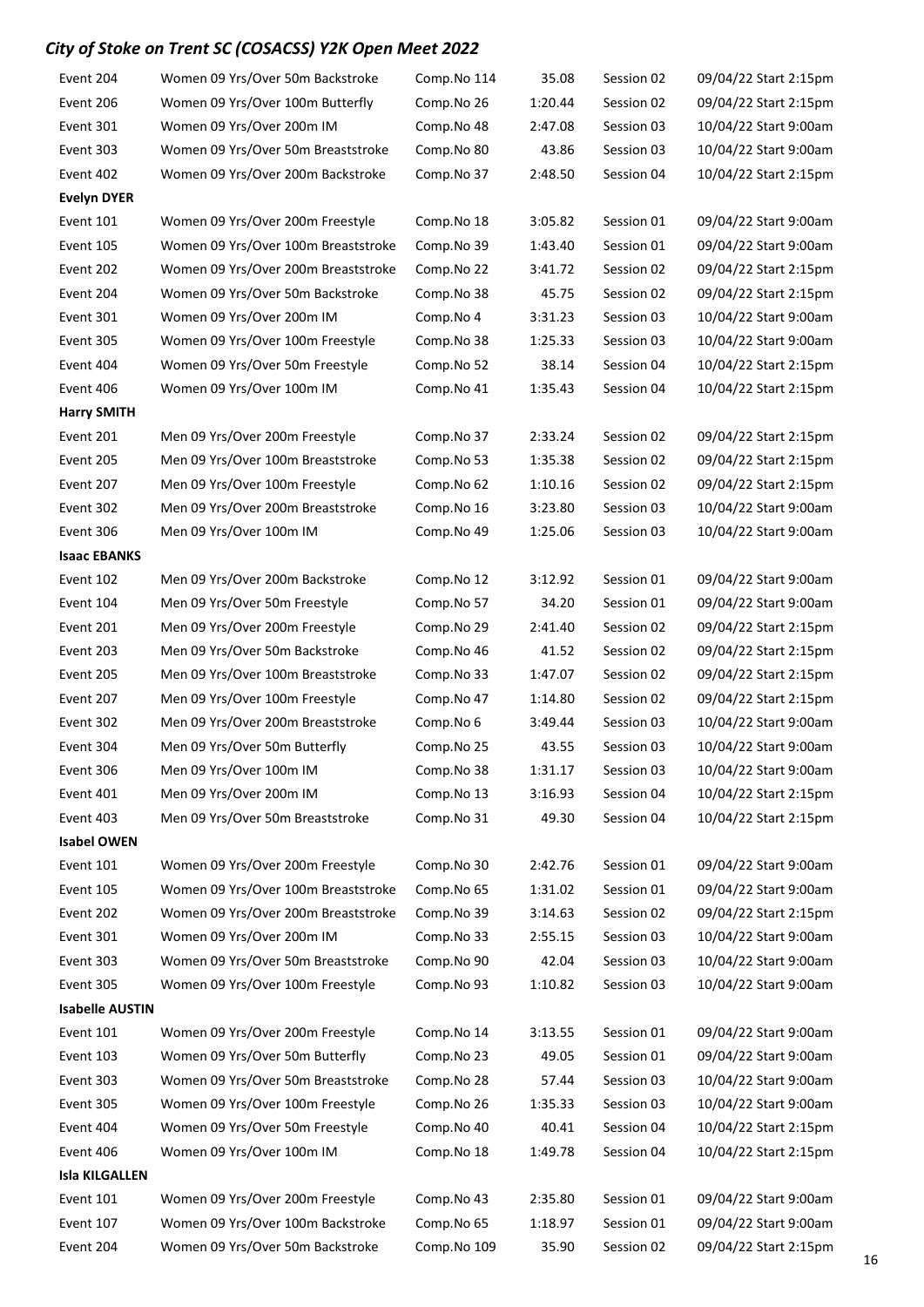# City of Stoke on Trent SC (COSACSS) Y2K Open Meet 2022

| | | | | | |
|---|---|---|---|---|---|
| Event 204 | Women 09 Yrs/Over 50m Backstroke | Comp.No 114 | 35.08 | Session 02 | 09/04/22 Start 2:15pm |
| Event 206 | Women 09 Yrs/Over 100m Butterfly | Comp.No 26 | 1:20.44 | Session 02 | 09/04/22 Start 2:15pm |
| Event 301 | Women 09 Yrs/Over 200m IM | Comp.No 48 | 2:47.08 | Session 03 | 10/04/22 Start 9:00am |
| Event 303 | Women 09 Yrs/Over 50m Breaststroke | Comp.No 80 | 43.86 | Session 03 | 10/04/22 Start 9:00am |
| Event 402 | Women 09 Yrs/Over 200m Backstroke | Comp.No 37 | 2:48.50 | Session 04 | 10/04/22 Start 2:15pm |
| **Evelyn DYER** | | | | | |
| Event 101 | Women 09 Yrs/Over 200m Freestyle | Comp.No 18 | 3:05.82 | Session 01 | 09/04/22 Start 9:00am |
| Event 105 | Women 09 Yrs/Over 100m Breaststroke | Comp.No 39 | 1:43.40 | Session 01 | 09/04/22 Start 9:00am |
| Event 202 | Women 09 Yrs/Over 200m Breaststroke | Comp.No 22 | 3:41.72 | Session 02 | 09/04/22 Start 2:15pm |
| Event 204 | Women 09 Yrs/Over 50m Backstroke | Comp.No 38 | 45.75 | Session 02 | 09/04/22 Start 2:15pm |
| Event 301 | Women 09 Yrs/Over 200m IM | Comp.No 4 | 3:31.23 | Session 03 | 10/04/22 Start 9:00am |
| Event 305 | Women 09 Yrs/Over 100m Freestyle | Comp.No 38 | 1:25.33 | Session 03 | 10/04/22 Start 9:00am |
| Event 404 | Women 09 Yrs/Over 50m Freestyle | Comp.No 52 | 38.14 | Session 04 | 10/04/22 Start 2:15pm |
| Event 406 | Women 09 Yrs/Over 100m IM | Comp.No 41 | 1:35.43 | Session 04 | 10/04/22 Start 2:15pm |
| **Harry SMITH** | | | | | |
| Event 201 | Men 09 Yrs/Over 200m Freestyle | Comp.No 37 | 2:33.24 | Session 02 | 09/04/22 Start 2:15pm |
| Event 205 | Men 09 Yrs/Over 100m Breaststroke | Comp.No 53 | 1:35.38 | Session 02 | 09/04/22 Start 2:15pm |
| Event 207 | Men 09 Yrs/Over 100m Freestyle | Comp.No 62 | 1:10.16 | Session 02 | 09/04/22 Start 2:15pm |
| Event 302 | Men 09 Yrs/Over 200m Breaststroke | Comp.No 16 | 3:23.80 | Session 03 | 10/04/22 Start 9:00am |
| Event 306 | Men 09 Yrs/Over 100m IM | Comp.No 49 | 1:25.06 | Session 03 | 10/04/22 Start 9:00am |
| **Isaac EBANKS** | | | | | |
| Event 102 | Men 09 Yrs/Over 200m Backstroke | Comp.No 12 | 3:12.92 | Session 01 | 09/04/22 Start 9:00am |
| Event 104 | Men 09 Yrs/Over 50m Freestyle | Comp.No 57 | 34.20 | Session 01 | 09/04/22 Start 9:00am |
| Event 201 | Men 09 Yrs/Over 200m Freestyle | Comp.No 29 | 2:41.40 | Session 02 | 09/04/22 Start 2:15pm |
| Event 203 | Men 09 Yrs/Over 50m Backstroke | Comp.No 46 | 41.52 | Session 02 | 09/04/22 Start 2:15pm |
| Event 205 | Men 09 Yrs/Over 100m Breaststroke | Comp.No 33 | 1:47.07 | Session 02 | 09/04/22 Start 2:15pm |
| Event 207 | Men 09 Yrs/Over 100m Freestyle | Comp.No 47 | 1:14.80 | Session 02 | 09/04/22 Start 2:15pm |
| Event 302 | Men 09 Yrs/Over 200m Breaststroke | Comp.No 6 | 3:49.44 | Session 03 | 10/04/22 Start 9:00am |
| Event 304 | Men 09 Yrs/Over 50m Butterfly | Comp.No 25 | 43.55 | Session 03 | 10/04/22 Start 9:00am |
| Event 306 | Men 09 Yrs/Over 100m IM | Comp.No 38 | 1:31.17 | Session 03 | 10/04/22 Start 9:00am |
| Event 401 | Men 09 Yrs/Over 200m IM | Comp.No 13 | 3:16.93 | Session 04 | 10/04/22 Start 2:15pm |
| Event 403 | Men 09 Yrs/Over 50m Breaststroke | Comp.No 31 | 49.30 | Session 04 | 10/04/22 Start 2:15pm |
| **Isabel OWEN** | | | | | |
| Event 101 | Women 09 Yrs/Over 200m Freestyle | Comp.No 30 | 2:42.76 | Session 01 | 09/04/22 Start 9:00am |
| Event 105 | Women 09 Yrs/Over 100m Breaststroke | Comp.No 65 | 1:31.02 | Session 01 | 09/04/22 Start 9:00am |
| Event 202 | Women 09 Yrs/Over 200m Breaststroke | Comp.No 39 | 3:14.63 | Session 02 | 09/04/22 Start 2:15pm |
| Event 301 | Women 09 Yrs/Over 200m IM | Comp.No 33 | 2:55.15 | Session 03 | 10/04/22 Start 9:00am |
| Event 303 | Women 09 Yrs/Over 50m Breaststroke | Comp.No 90 | 42.04 | Session 03 | 10/04/22 Start 9:00am |
| Event 305 | Women 09 Yrs/Over 100m Freestyle | Comp.No 93 | 1:10.82 | Session 03 | 10/04/22 Start 9:00am |
| **Isabelle AUSTIN** | | | | | |
| Event 101 | Women 09 Yrs/Over 200m Freestyle | Comp.No 14 | 3:13.55 | Session 01 | 09/04/22 Start 9:00am |
| Event 103 | Women 09 Yrs/Over 50m Butterfly | Comp.No 23 | 49.05 | Session 01 | 09/04/22 Start 9:00am |
| Event 303 | Women 09 Yrs/Over 50m Breaststroke | Comp.No 28 | 57.44 | Session 03 | 10/04/22 Start 9:00am |
| Event 305 | Women 09 Yrs/Over 100m Freestyle | Comp.No 26 | 1:35.33 | Session 03 | 10/04/22 Start 9:00am |
| Event 404 | Women 09 Yrs/Over 50m Freestyle | Comp.No 40 | 40.41 | Session 04 | 10/04/22 Start 2:15pm |
| Event 406 | Women 09 Yrs/Over 100m IM | Comp.No 18 | 1:49.78 | Session 04 | 10/04/22 Start 2:15pm |
| **Isla KILGALLEN** | | | | | |
| Event 101 | Women 09 Yrs/Over 200m Freestyle | Comp.No 43 | 2:35.80 | Session 01 | 09/04/22 Start 9:00am |
| Event 107 | Women 09 Yrs/Over 100m Backstroke | Comp.No 65 | 1:18.97 | Session 01 | 09/04/22 Start 9:00am |
| Event 204 | Women 09 Yrs/Over 50m Backstroke | Comp.No 109 | 35.90 | Session 02 | 09/04/22 Start 2:15pm |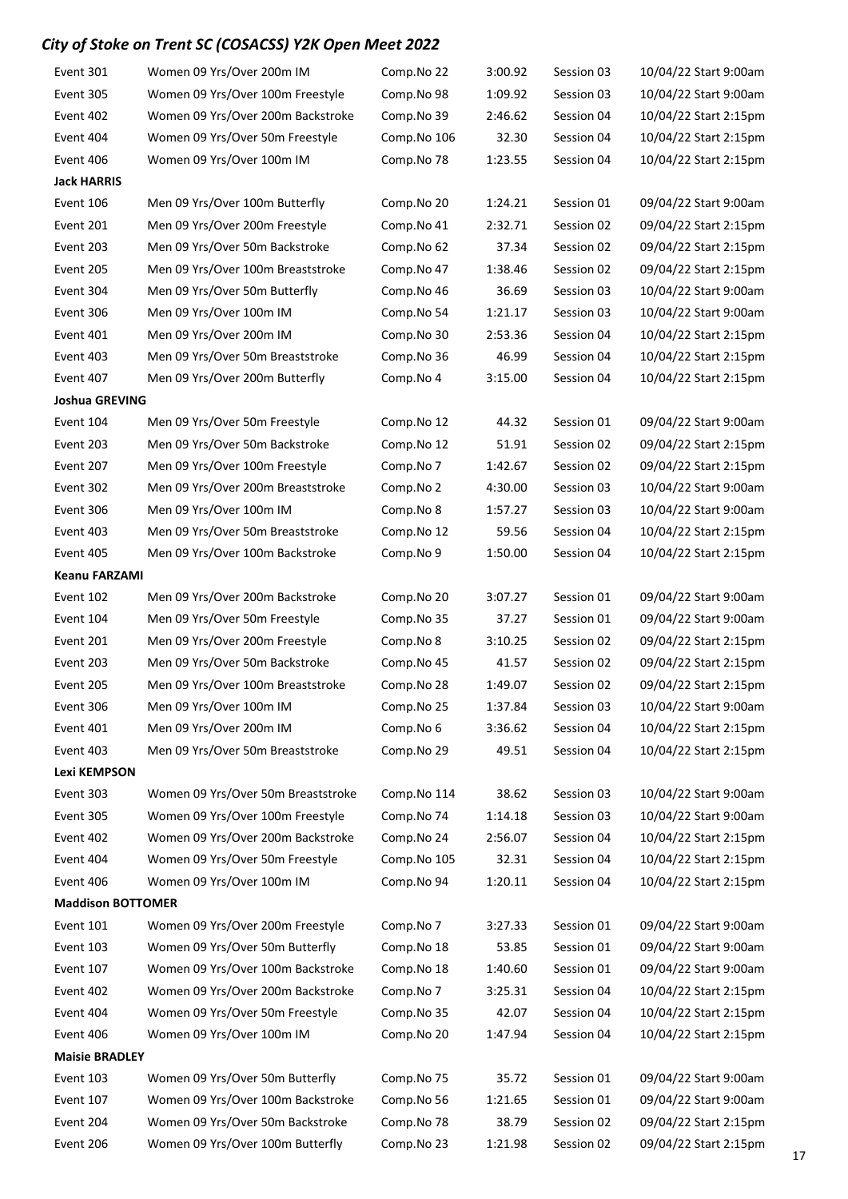## *City of Stoke on Trent SC (COSACSS) Y2K Open Meet 2022*

| | | | | | |
|---|---|---|---|---|---|
| Event 301 | Women 09 Yrs/Over 200m IM | Comp.No 22 | 3:00.92 | Session 03 | 10/04/22 Start 9:00am |
| Event 305 | Women 09 Yrs/Over 100m Freestyle | Comp.No 98 | 1:09.92 | Session 03 | 10/04/22 Start 9:00am |
| Event 402 | Women 09 Yrs/Over 200m Backstroke | Comp.No 39 | 2:46.62 | Session 04 | 10/04/22 Start 2:15pm |
| Event 404 | Women 09 Yrs/Over 50m Freestyle | Comp.No 106 | 32.30 | Session 04 | 10/04/22 Start 2:15pm |
| Event 406 | Women 09 Yrs/Over 100m IM | Comp.No 78 | 1:23.55 | Session 04 | 10/04/22 Start 2:15pm |
| **Jack HARRIS** | | | | | |
| Event 106 | Men 09 Yrs/Over 100m Butterfly | Comp.No 20 | 1:24.21 | Session 01 | 09/04/22 Start 9:00am |
| Event 201 | Men 09 Yrs/Over 200m Freestyle | Comp.No 41 | 2:32.71 | Session 02 | 09/04/22 Start 2:15pm |
| Event 203 | Men 09 Yrs/Over 50m Backstroke | Comp.No 62 | 37.34 | Session 02 | 09/04/22 Start 2:15pm |
| Event 205 | Men 09 Yrs/Over 100m Breaststroke | Comp.No 47 | 1:38.46 | Session 02 | 09/04/22 Start 2:15pm |
| Event 304 | Men 09 Yrs/Over 50m Butterfly | Comp.No 46 | 36.69 | Session 03 | 10/04/22 Start 9:00am |
| Event 306 | Men 09 Yrs/Over 100m IM | Comp.No 54 | 1:21.17 | Session 03 | 10/04/22 Start 9:00am |
| Event 401 | Men 09 Yrs/Over 200m IM | Comp.No 30 | 2:53.36 | Session 04 | 10/04/22 Start 2:15pm |
| Event 403 | Men 09 Yrs/Over 50m Breaststroke | Comp.No 36 | 46.99 | Session 04 | 10/04/22 Start 2:15pm |
| Event 407 | Men 09 Yrs/Over 200m Butterfly | Comp.No 4 | 3:15.00 | Session 04 | 10/04/22 Start 2:15pm |
| **Joshua GREVING** | | | | | |
| Event 104 | Men 09 Yrs/Over 50m Freestyle | Comp.No 12 | 44.32 | Session 01 | 09/04/22 Start 9:00am |
| Event 203 | Men 09 Yrs/Over 50m Backstroke | Comp.No 12 | 51.91 | Session 02 | 09/04/22 Start 2:15pm |
| Event 207 | Men 09 Yrs/Over 100m Freestyle | Comp.No 7 | 1:42.67 | Session 02 | 09/04/22 Start 2:15pm |
| Event 302 | Men 09 Yrs/Over 200m Breaststroke | Comp.No 2 | 4:30.00 | Session 03 | 10/04/22 Start 9:00am |
| Event 306 | Men 09 Yrs/Over 100m IM | Comp.No 8 | 1:57.27 | Session 03 | 10/04/22 Start 9:00am |
| Event 403 | Men 09 Yrs/Over 50m Breaststroke | Comp.No 12 | 59.56 | Session 04 | 10/04/22 Start 2:15pm |
| Event 405 | Men 09 Yrs/Over 100m Backstroke | Comp.No 9 | 1:50.00 | Session 04 | 10/04/22 Start 2:15pm |
| **Keanu FARZAMI** | | | | | |
| Event 102 | Men 09 Yrs/Over 200m Backstroke | Comp.No 20 | 3:07.27 | Session 01 | 09/04/22 Start 9:00am |
| Event 104 | Men 09 Yrs/Over 50m Freestyle | Comp.No 35 | 37.27 | Session 01 | 09/04/22 Start 9:00am |
| Event 201 | Men 09 Yrs/Over 200m Freestyle | Comp.No 8 | 3:10.25 | Session 02 | 09/04/22 Start 2:15pm |
| Event 203 | Men 09 Yrs/Over 50m Backstroke | Comp.No 45 | 41.57 | Session 02 | 09/04/22 Start 2:15pm |
| Event 205 | Men 09 Yrs/Over 100m Breaststroke | Comp.No 28 | 1:49.07 | Session 02 | 09/04/22 Start 2:15pm |
| Event 306 | Men 09 Yrs/Over 100m IM | Comp.No 25 | 1:37.84 | Session 03 | 10/04/22 Start 9:00am |
| Event 401 | Men 09 Yrs/Over 200m IM | Comp.No 6 | 3:36.62 | Session 04 | 10/04/22 Start 2:15pm |
| Event 403 | Men 09 Yrs/Over 50m Breaststroke | Comp.No 29 | 49.51 | Session 04 | 10/04/22 Start 2:15pm |
| **Lexi KEMPSON** | | | | | |
| Event 303 | Women 09 Yrs/Over 50m Breaststroke | Comp.No 114 | 38.62 | Session 03 | 10/04/22 Start 9:00am |
| Event 305 | Women 09 Yrs/Over 100m Freestyle | Comp.No 74 | 1:14.18 | Session 03 | 10/04/22 Start 9:00am |
| Event 402 | Women 09 Yrs/Over 200m Backstroke | Comp.No 24 | 2:56.07 | Session 04 | 10/04/22 Start 2:15pm |
| Event 404 | Women 09 Yrs/Over 50m Freestyle | Comp.No 105 | 32.31 | Session 04 | 10/04/22 Start 2:15pm |
| Event 406 | Women 09 Yrs/Over 100m IM | Comp.No 94 | 1:20.11 | Session 04 | 10/04/22 Start 2:15pm |
| **Maddison BOTTOMER** | | | | | |
| Event 101 | Women 09 Yrs/Over 200m Freestyle | Comp.No 7 | 3:27.33 | Session 01 | 09/04/22 Start 9:00am |
| Event 103 | Women 09 Yrs/Over 50m Butterfly | Comp.No 18 | 53.85 | Session 01 | 09/04/22 Start 9:00am |
| Event 107 | Women 09 Yrs/Over 100m Backstroke | Comp.No 18 | 1:40.60 | Session 01 | 09/04/22 Start 9:00am |
| Event 402 | Women 09 Yrs/Over 200m Backstroke | Comp.No 7 | 3:25.31 | Session 04 | 10/04/22 Start 2:15pm |
| Event 404 | Women 09 Yrs/Over 50m Freestyle | Comp.No 35 | 42.07 | Session 04 | 10/04/22 Start 2:15pm |
| Event 406 | Women 09 Yrs/Over 100m IM | Comp.No 20 | 1:47.94 | Session 04 | 10/04/22 Start 2:15pm |
| **Maisie BRADLEY** | | | | | |
| Event 103 | Women 09 Yrs/Over 50m Butterfly | Comp.No 75 | 35.72 | Session 01 | 09/04/22 Start 9:00am |
| Event 107 | Women 09 Yrs/Over 100m Backstroke | Comp.No 56 | 1:21.65 | Session 01 | 09/04/22 Start 9:00am |
| Event 204 | Women 09 Yrs/Over 50m Backstroke | Comp.No 78 | 38.79 | Session 02 | 09/04/22 Start 2:15pm |
| Event 206 | Women 09 Yrs/Over 100m Butterfly | Comp.No 23 | 1:21.98 | Session 02 | 09/04/22 Start 2:15pm |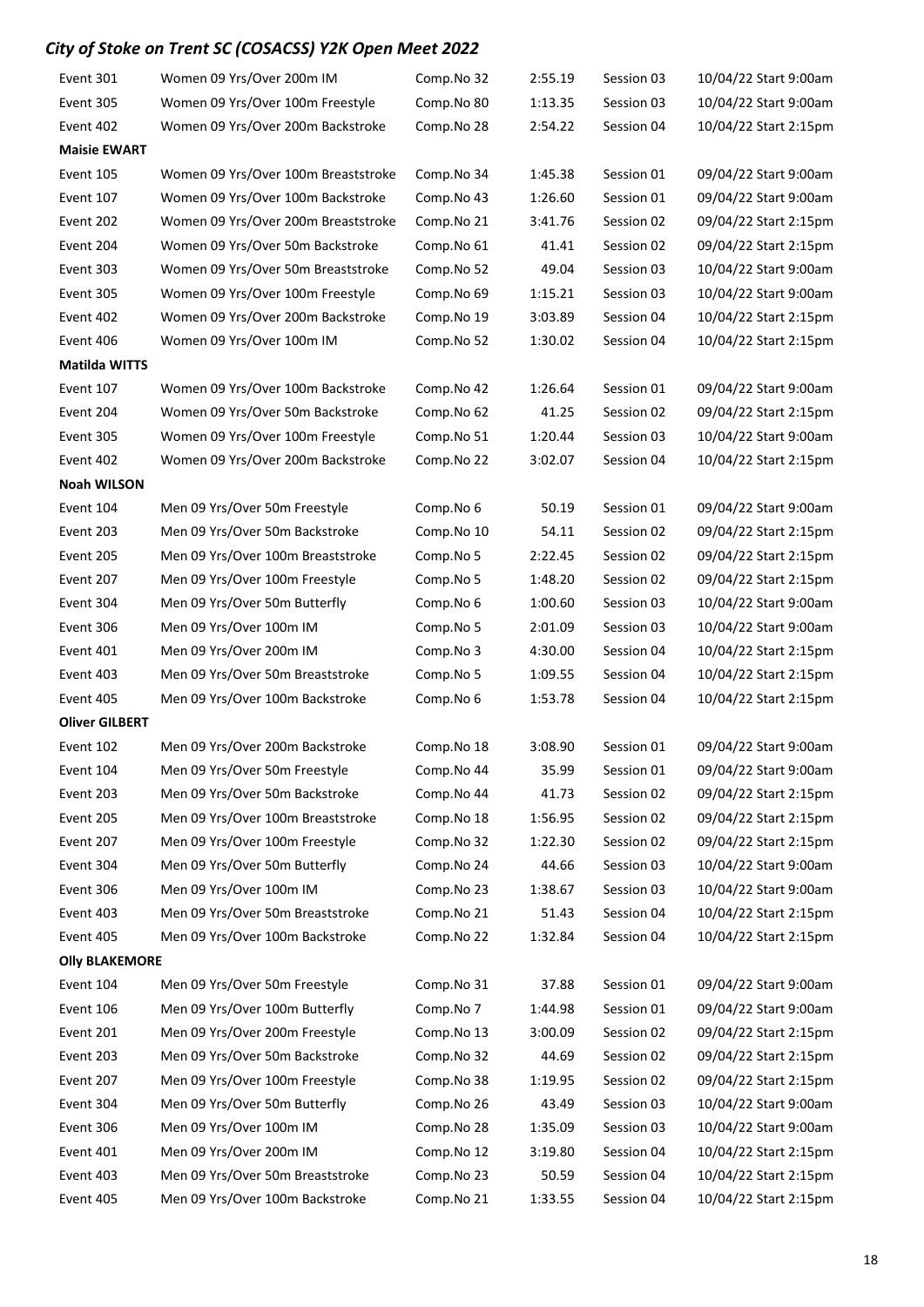## City of Stoke on Trent SC (COSACSS) Y2K Open Meet 2022

| | | | | | |
|---|---|---|---|---|---|
| Event 301 | Women 09 Yrs/Over 200m IM | Comp.No 32 | 2:55.19 | Session 03 | 10/04/22 Start 9:00am |
| Event 305 | Women 09 Yrs/Over 100m Freestyle | Comp.No 80 | 1:13.35 | Session 03 | 10/04/22 Start 9:00am |
| Event 402 | Women 09 Yrs/Over 200m Backstroke | Comp.No 28 | 2:54.22 | Session 04 | 10/04/22 Start 2:15pm |
| **Maisie EWART** | | | | | |
| Event 105 | Women 09 Yrs/Over 100m Breaststroke | Comp.No 34 | 1:45.38 | Session 01 | 09/04/22 Start 9:00am |
| Event 107 | Women 09 Yrs/Over 100m Backstroke | Comp.No 43 | 1:26.60 | Session 01 | 09/04/22 Start 9:00am |
| Event 202 | Women 09 Yrs/Over 200m Breaststroke | Comp.No 21 | 3:41.76 | Session 02 | 09/04/22 Start 2:15pm |
| Event 204 | Women 09 Yrs/Over 50m Backstroke | Comp.No 61 | 41.41 | Session 02 | 09/04/22 Start 2:15pm |
| Event 303 | Women 09 Yrs/Over 50m Breaststroke | Comp.No 52 | 49.04 | Session 03 | 10/04/22 Start 9:00am |
| Event 305 | Women 09 Yrs/Over 100m Freestyle | Comp.No 69 | 1:15.21 | Session 03 | 10/04/22 Start 9:00am |
| Event 402 | Women 09 Yrs/Over 200m Backstroke | Comp.No 19 | 3:03.89 | Session 04 | 10/04/22 Start 2:15pm |
| Event 406 | Women 09 Yrs/Over 100m IM | Comp.No 52 | 1:30.02 | Session 04 | 10/04/22 Start 2:15pm |
| **Matilda WITTS** | | | | | |
| Event 107 | Women 09 Yrs/Over 100m Backstroke | Comp.No 42 | 1:26.64 | Session 01 | 09/04/22 Start 9:00am |
| Event 204 | Women 09 Yrs/Over 50m Backstroke | Comp.No 62 | 41.25 | Session 02 | 09/04/22 Start 2:15pm |
| Event 305 | Women 09 Yrs/Over 100m Freestyle | Comp.No 51 | 1:20.44 | Session 03 | 10/04/22 Start 9:00am |
| Event 402 | Women 09 Yrs/Over 200m Backstroke | Comp.No 22 | 3:02.07 | Session 04 | 10/04/22 Start 2:15pm |
| **Noah WILSON** | | | | | |
| Event 104 | Men 09 Yrs/Over 50m Freestyle | Comp.No 6 | 50.19 | Session 01 | 09/04/22 Start 9:00am |
| Event 203 | Men 09 Yrs/Over 50m Backstroke | Comp.No 10 | 54.11 | Session 02 | 09/04/22 Start 2:15pm |
| Event 205 | Men 09 Yrs/Over 100m Breaststroke | Comp.No 5 | 2:22.45 | Session 02 | 09/04/22 Start 2:15pm |
| Event 207 | Men 09 Yrs/Over 100m Freestyle | Comp.No 5 | 1:48.20 | Session 02 | 09/04/22 Start 2:15pm |
| Event 304 | Men 09 Yrs/Over 50m Butterfly | Comp.No 6 | 1:00.60 | Session 03 | 10/04/22 Start 9:00am |
| Event 306 | Men 09 Yrs/Over 100m IM | Comp.No 5 | 2:01.09 | Session 03 | 10/04/22 Start 9:00am |
| Event 401 | Men 09 Yrs/Over 200m IM | Comp.No 3 | 4:30.00 | Session 04 | 10/04/22 Start 2:15pm |
| Event 403 | Men 09 Yrs/Over 50m Breaststroke | Comp.No 5 | 1:09.55 | Session 04 | 10/04/22 Start 2:15pm |
| Event 405 | Men 09 Yrs/Over 100m Backstroke | Comp.No 6 | 1:53.78 | Session 04 | 10/04/22 Start 2:15pm |
| **Oliver GILBERT** | | | | | |
| Event 102 | Men 09 Yrs/Over 200m Backstroke | Comp.No 18 | 3:08.90 | Session 01 | 09/04/22 Start 9:00am |
| Event 104 | Men 09 Yrs/Over 50m Freestyle | Comp.No 44 | 35.99 | Session 01 | 09/04/22 Start 9:00am |
| Event 203 | Men 09 Yrs/Over 50m Backstroke | Comp.No 44 | 41.73 | Session 02 | 09/04/22 Start 2:15pm |
| Event 205 | Men 09 Yrs/Over 100m Breaststroke | Comp.No 18 | 1:56.95 | Session 02 | 09/04/22 Start 2:15pm |
| Event 207 | Men 09 Yrs/Over 100m Freestyle | Comp.No 32 | 1:22.30 | Session 02 | 09/04/22 Start 2:15pm |
| Event 304 | Men 09 Yrs/Over 50m Butterfly | Comp.No 24 | 44.66 | Session 03 | 10/04/22 Start 9:00am |
| Event 306 | Men 09 Yrs/Over 100m IM | Comp.No 23 | 1:38.67 | Session 03 | 10/04/22 Start 9:00am |
| Event 403 | Men 09 Yrs/Over 50m Breaststroke | Comp.No 21 | 51.43 | Session 04 | 10/04/22 Start 2:15pm |
| Event 405 | Men 09 Yrs/Over 100m Backstroke | Comp.No 22 | 1:32.84 | Session 04 | 10/04/22 Start 2:15pm |
| **Olly BLAKEMORE** | | | | | |
| Event 104 | Men 09 Yrs/Over 50m Freestyle | Comp.No 31 | 37.88 | Session 01 | 09/04/22 Start 9:00am |
| Event 106 | Men 09 Yrs/Over 100m Butterfly | Comp.No 7 | 1:44.98 | Session 01 | 09/04/22 Start 9:00am |
| Event 201 | Men 09 Yrs/Over 200m Freestyle | Comp.No 13 | 3:00.09 | Session 02 | 09/04/22 Start 2:15pm |
| Event 203 | Men 09 Yrs/Over 50m Backstroke | Comp.No 32 | 44.69 | Session 02 | 09/04/22 Start 2:15pm |
| Event 207 | Men 09 Yrs/Over 100m Freestyle | Comp.No 38 | 1:19.95 | Session 02 | 09/04/22 Start 2:15pm |
| Event 304 | Men 09 Yrs/Over 50m Butterfly | Comp.No 26 | 43.49 | Session 03 | 10/04/22 Start 9:00am |
| Event 306 | Men 09 Yrs/Over 100m IM | Comp.No 28 | 1:35.09 | Session 03 | 10/04/22 Start 9:00am |
| Event 401 | Men 09 Yrs/Over 200m IM | Comp.No 12 | 3:19.80 | Session 04 | 10/04/22 Start 2:15pm |
| Event 403 | Men 09 Yrs/Over 50m Breaststroke | Comp.No 23 | 50.59 | Session 04 | 10/04/22 Start 2:15pm |
| Event 405 | Men 09 Yrs/Over 100m Backstroke | Comp.No 21 | 1:33.55 | Session 04 | 10/04/22 Start 2:15pm |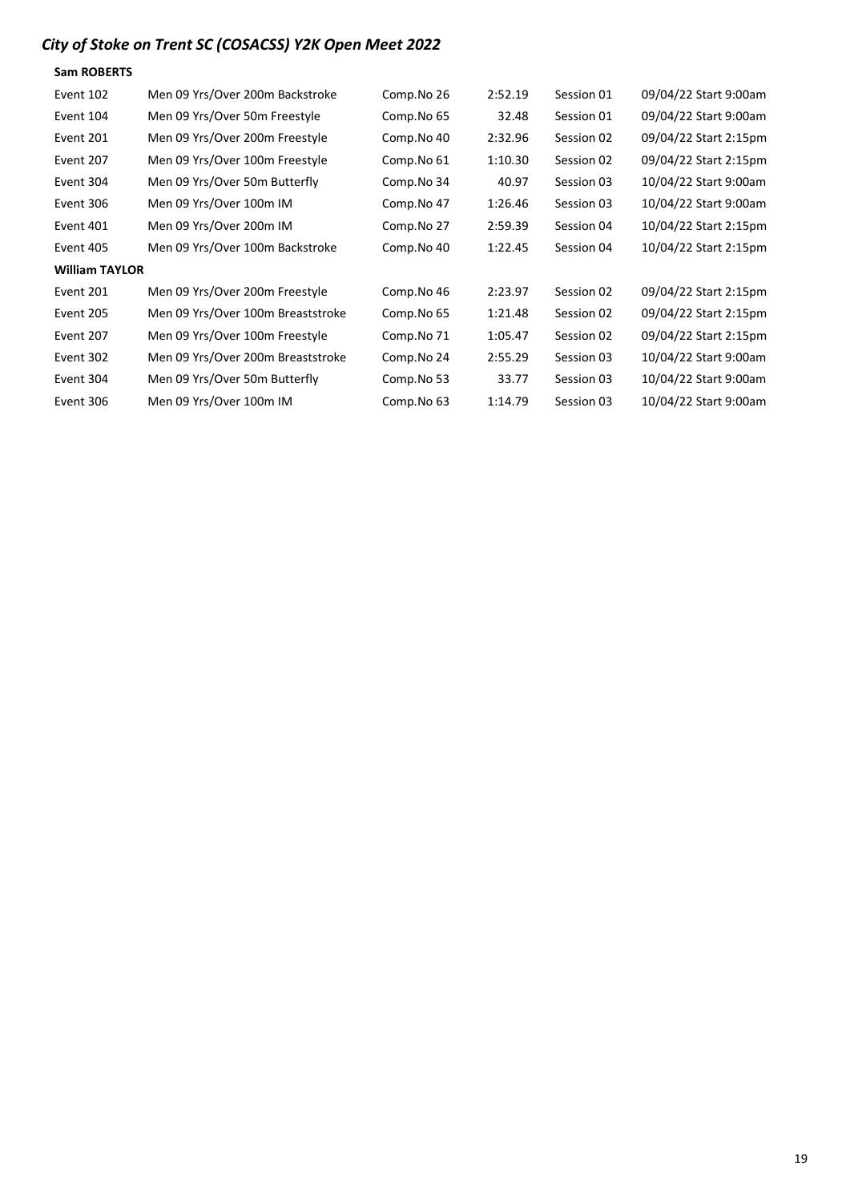# *City of Stoke on Trent SC (COSACSS) Y2K Open Meet 2022*

**Sam ROBERTS**

| | | | | | |
|---|---|---|---|---|---|
| Event 102 | Men 09 Yrs/Over 200m Backstroke | Comp.No 26 | 2:52.19 | Session 01 | 09/04/22 Start 9:00am |
| Event 104 | Men 09 Yrs/Over 50m Freestyle | Comp.No 65 | 32.48 | Session 01 | 09/04/22 Start 9:00am |
| Event 201 | Men 09 Yrs/Over 200m Freestyle | Comp.No 40 | 2:32.96 | Session 02 | 09/04/22 Start 2:15pm |
| Event 207 | Men 09 Yrs/Over 100m Freestyle | Comp.No 61 | 1:10.30 | Session 02 | 09/04/22 Start 2:15pm |
| Event 304 | Men 09 Yrs/Over 50m Butterfly | Comp.No 34 | 40.97 | Session 03 | 10/04/22 Start 9:00am |
| Event 306 | Men 09 Yrs/Over 100m IM | Comp.No 47 | 1:26.46 | Session 03 | 10/04/22 Start 9:00am |
| Event 401 | Men 09 Yrs/Over 200m IM | Comp.No 27 | 2:59.39 | Session 04 | 10/04/22 Start 2:15pm |
| Event 405 | Men 09 Yrs/Over 100m Backstroke | Comp.No 40 | 1:22.45 | Session 04 | 10/04/22 Start 2:15pm |

**William TAYLOR**

| | | | | | |
|---|---|---|---|---|---|
| Event 201 | Men 09 Yrs/Over 200m Freestyle | Comp.No 46 | 2:23.97 | Session 02 | 09/04/22 Start 2:15pm |
| Event 205 | Men 09 Yrs/Over 100m Breaststroke | Comp.No 65 | 1:21.48 | Session 02 | 09/04/22 Start 2:15pm |
| Event 207 | Men 09 Yrs/Over 100m Freestyle | Comp.No 71 | 1:05.47 | Session 02 | 09/04/22 Start 2:15pm |
| Event 302 | Men 09 Yrs/Over 200m Breaststroke | Comp.No 24 | 2:55.29 | Session 03 | 10/04/22 Start 9:00am |
| Event 304 | Men 09 Yrs/Over 50m Butterfly | Comp.No 53 | 33.77 | Session 03 | 10/04/22 Start 9:00am |
| Event 306 | Men 09 Yrs/Over 100m IM | Comp.No 63 | 1:14.79 | Session 03 | 10/04/22 Start 9:00am |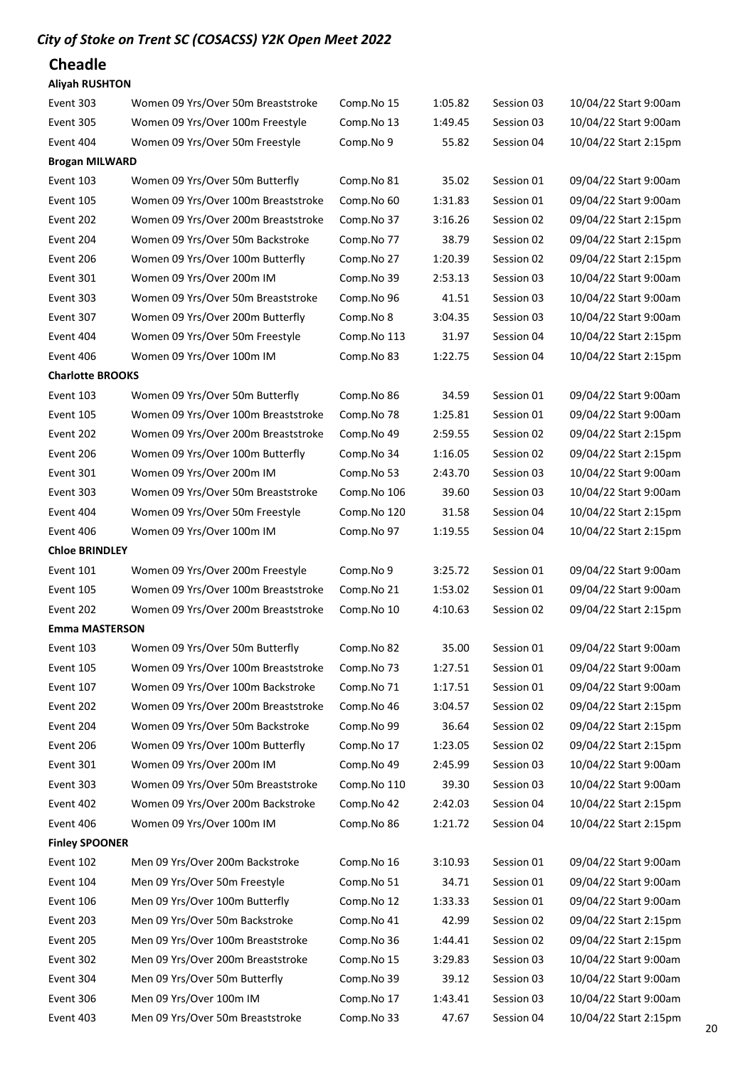*City of Stoke on Trent SC (COSACSS) Y2K Open Meet 2022*

## Cheadle

**Aliyah RUSHTON**

| | | | | | |
|---|---|---|---|---|---|
| Event 303 | Women 09 Yrs/Over 50m Breaststroke | Comp.No 15 | 1:05.82 | Session 03 | 10/04/22 Start 9:00am |
| Event 305 | Women 09 Yrs/Over 100m Freestyle | Comp.No 13 | 1:49.45 | Session 03 | 10/04/22 Start 9:00am |
| Event 404 | Women 09 Yrs/Over 50m Freestyle | Comp.No 9 | 55.82 | Session 04 | 10/04/22 Start 2:15pm |

**Brogan MILWARD**

| | | | | | |
|---|---|---|---|---|---|
| Event 103 | Women 09 Yrs/Over 50m Butterfly | Comp.No 81 | 35.02 | Session 01 | 09/04/22 Start 9:00am |
| Event 105 | Women 09 Yrs/Over 100m Breaststroke | Comp.No 60 | 1:31.83 | Session 01 | 09/04/22 Start 9:00am |
| Event 202 | Women 09 Yrs/Over 200m Breaststroke | Comp.No 37 | 3:16.26 | Session 02 | 09/04/22 Start 2:15pm |
| Event 204 | Women 09 Yrs/Over 50m Backstroke | Comp.No 77 | 38.79 | Session 02 | 09/04/22 Start 2:15pm |
| Event 206 | Women 09 Yrs/Over 100m Butterfly | Comp.No 27 | 1:20.39 | Session 02 | 09/04/22 Start 2:15pm |
| Event 301 | Women 09 Yrs/Over 200m IM | Comp.No 39 | 2:53.13 | Session 03 | 10/04/22 Start 9:00am |
| Event 303 | Women 09 Yrs/Over 50m Breaststroke | Comp.No 96 | 41.51 | Session 03 | 10/04/22 Start 9:00am |
| Event 307 | Women 09 Yrs/Over 200m Butterfly | Comp.No 8 | 3:04.35 | Session 03 | 10/04/22 Start 9:00am |
| Event 404 | Women 09 Yrs/Over 50m Freestyle | Comp.No 113 | 31.97 | Session 04 | 10/04/22 Start 2:15pm |
| Event 406 | Women 09 Yrs/Over 100m IM | Comp.No 83 | 1:22.75 | Session 04 | 10/04/22 Start 2:15pm |

**Charlotte BROOKS**

| | | | | | |
|---|---|---|---|---|---|
| Event 103 | Women 09 Yrs/Over 50m Butterfly | Comp.No 86 | 34.59 | Session 01 | 09/04/22 Start 9:00am |
| Event 105 | Women 09 Yrs/Over 100m Breaststroke | Comp.No 78 | 1:25.81 | Session 01 | 09/04/22 Start 9:00am |
| Event 202 | Women 09 Yrs/Over 200m Breaststroke | Comp.No 49 | 2:59.55 | Session 02 | 09/04/22 Start 2:15pm |
| Event 206 | Women 09 Yrs/Over 100m Butterfly | Comp.No 34 | 1:16.05 | Session 02 | 09/04/22 Start 2:15pm |
| Event 301 | Women 09 Yrs/Over 200m IM | Comp.No 53 | 2:43.70 | Session 03 | 10/04/22 Start 9:00am |
| Event 303 | Women 09 Yrs/Over 50m Breaststroke | Comp.No 106 | 39.60 | Session 03 | 10/04/22 Start 9:00am |
| Event 404 | Women 09 Yrs/Over 50m Freestyle | Comp.No 120 | 31.58 | Session 04 | 10/04/22 Start 2:15pm |
| Event 406 | Women 09 Yrs/Over 100m IM | Comp.No 97 | 1:19.55 | Session 04 | 10/04/22 Start 2:15pm |

**Chloe BRINDLEY**

| | | | | | |
|---|---|---|---|---|---|
| Event 101 | Women 09 Yrs/Over 200m Freestyle | Comp.No 9 | 3:25.72 | Session 01 | 09/04/22 Start 9:00am |
| Event 105 | Women 09 Yrs/Over 100m Breaststroke | Comp.No 21 | 1:53.02 | Session 01 | 09/04/22 Start 9:00am |
| Event 202 | Women 09 Yrs/Over 200m Breaststroke | Comp.No 10 | 4:10.63 | Session 02 | 09/04/22 Start 2:15pm |

**Emma MASTERSON**

| | | | | | |
|---|---|---|---|---|---|
| Event 103 | Women 09 Yrs/Over 50m Butterfly | Comp.No 82 | 35.00 | Session 01 | 09/04/22 Start 9:00am |
| Event 105 | Women 09 Yrs/Over 100m Breaststroke | Comp.No 73 | 1:27.51 | Session 01 | 09/04/22 Start 9:00am |
| Event 107 | Women 09 Yrs/Over 100m Backstroke | Comp.No 71 | 1:17.51 | Session 01 | 09/04/22 Start 9:00am |
| Event 202 | Women 09 Yrs/Over 200m Breaststroke | Comp.No 46 | 3:04.57 | Session 02 | 09/04/22 Start 2:15pm |
| Event 204 | Women 09 Yrs/Over 50m Backstroke | Comp.No 99 | 36.64 | Session 02 | 09/04/22 Start 2:15pm |
| Event 206 | Women 09 Yrs/Over 100m Butterfly | Comp.No 17 | 1:23.05 | Session 02 | 09/04/22 Start 2:15pm |
| Event 301 | Women 09 Yrs/Over 200m IM | Comp.No 49 | 2:45.99 | Session 03 | 10/04/22 Start 9:00am |
| Event 303 | Women 09 Yrs/Over 50m Breaststroke | Comp.No 110 | 39.30 | Session 03 | 10/04/22 Start 9:00am |
| Event 402 | Women 09 Yrs/Over 200m Backstroke | Comp.No 42 | 2:42.03 | Session 04 | 10/04/22 Start 2:15pm |
| Event 406 | Women 09 Yrs/Over 100m IM | Comp.No 86 | 1:21.72 | Session 04 | 10/04/22 Start 2:15pm |

**Finley SPOONER**

| | | | | | |
|---|---|---|---|---|---|
| Event 102 | Men 09 Yrs/Over 200m Backstroke | Comp.No 16 | 3:10.93 | Session 01 | 09/04/22 Start 9:00am |
| Event 104 | Men 09 Yrs/Over 50m Freestyle | Comp.No 51 | 34.71 | Session 01 | 09/04/22 Start 9:00am |
| Event 106 | Men 09 Yrs/Over 100m Butterfly | Comp.No 12 | 1:33.33 | Session 01 | 09/04/22 Start 9:00am |
| Event 203 | Men 09 Yrs/Over 50m Backstroke | Comp.No 41 | 42.99 | Session 02 | 09/04/22 Start 2:15pm |
| Event 205 | Men 09 Yrs/Over 100m Breaststroke | Comp.No 36 | 1:44.41 | Session 02 | 09/04/22 Start 2:15pm |
| Event 302 | Men 09 Yrs/Over 200m Breaststroke | Comp.No 15 | 3:29.83 | Session 03 | 10/04/22 Start 9:00am |
| Event 304 | Men 09 Yrs/Over 50m Butterfly | Comp.No 39 | 39.12 | Session 03 | 10/04/22 Start 9:00am |
| Event 306 | Men 09 Yrs/Over 100m IM | Comp.No 17 | 1:43.41 | Session 03 | 10/04/22 Start 9:00am |
| Event 403 | Men 09 Yrs/Over 50m Breaststroke | Comp.No 33 | 47.67 | Session 04 | 10/04/22 Start 2:15pm |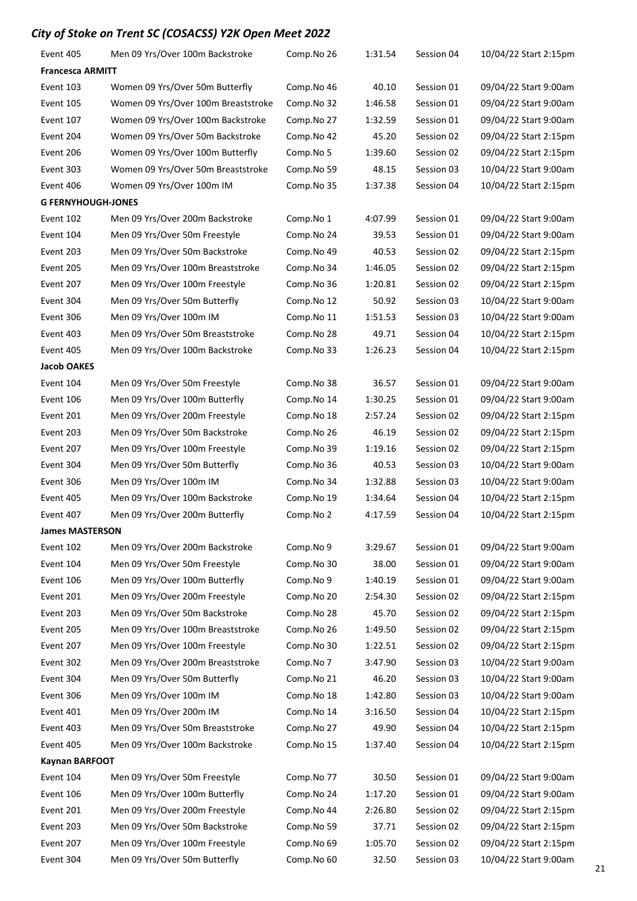| Event 405 | Men 09 Yrs/Over 100m Backstroke | Comp.No 26 | 1:31.54 | Session 04 | 10/04/22 Start 2:15pm |
|---|---|---|---|---|---|
| **Francesca ARMITT** | | | | | |
| Event 103 | Women 09 Yrs/Over 50m Butterfly | Comp.No 46 | 40.10 | Session 01 | 09/04/22 Start 9:00am |
| Event 105 | Women 09 Yrs/Over 100m Breaststroke | Comp.No 32 | 1:46.58 | Session 01 | 09/04/22 Start 9:00am |
| Event 107 | Women 09 Yrs/Over 100m Backstroke | Comp.No 27 | 1:32.59 | Session 01 | 09/04/22 Start 9:00am |
| Event 204 | Women 09 Yrs/Over 50m Backstroke | Comp.No 42 | 45.20 | Session 02 | 09/04/22 Start 2:15pm |
| Event 206 | Women 09 Yrs/Over 100m Butterfly | Comp.No 5 | 1:39.60 | Session 02 | 09/04/22 Start 2:15pm |
| Event 303 | Women 09 Yrs/Over 50m Breaststroke | Comp.No 59 | 48.15 | Session 03 | 10/04/22 Start 9:00am |
| Event 406 | Women 09 Yrs/Over 100m IM | Comp.No 35 | 1:37.38 | Session 04 | 10/04/22 Start 2:15pm |
| **G FERNYHOUGH-JONES** | | | | | |
| Event 102 | Men 09 Yrs/Over 200m Backstroke | Comp.No 1 | 4:07.99 | Session 01 | 09/04/22 Start 9:00am |
| Event 104 | Men 09 Yrs/Over 50m Freestyle | Comp.No 24 | 39.53 | Session 01 | 09/04/22 Start 9:00am |
| Event 203 | Men 09 Yrs/Over 50m Backstroke | Comp.No 49 | 40.53 | Session 02 | 09/04/22 Start 2:15pm |
| Event 205 | Men 09 Yrs/Over 100m Breaststroke | Comp.No 34 | 1:46.05 | Session 02 | 09/04/22 Start 2:15pm |
| Event 207 | Men 09 Yrs/Over 100m Freestyle | Comp.No 36 | 1:20.81 | Session 02 | 09/04/22 Start 2:15pm |
| Event 304 | Men 09 Yrs/Over 50m Butterfly | Comp.No 12 | 50.92 | Session 03 | 10/04/22 Start 9:00am |
| Event 306 | Men 09 Yrs/Over 100m IM | Comp.No 11 | 1:51.53 | Session 03 | 10/04/22 Start 9:00am |
| Event 403 | Men 09 Yrs/Over 50m Breaststroke | Comp.No 28 | 49.71 | Session 04 | 10/04/22 Start 2:15pm |
| Event 405 | Men 09 Yrs/Over 100m Backstroke | Comp.No 33 | 1:26.23 | Session 04 | 10/04/22 Start 2:15pm |
| **Jacob OAKES** | | | | | |
| Event 104 | Men 09 Yrs/Over 50m Freestyle | Comp.No 38 | 36.57 | Session 01 | 09/04/22 Start 9:00am |
| Event 106 | Men 09 Yrs/Over 100m Butterfly | Comp.No 14 | 1:30.25 | Session 01 | 09/04/22 Start 9:00am |
| Event 201 | Men 09 Yrs/Over 200m Freestyle | Comp.No 18 | 2:57.24 | Session 02 | 09/04/22 Start 2:15pm |
| Event 203 | Men 09 Yrs/Over 50m Backstroke | Comp.No 26 | 46.19 | Session 02 | 09/04/22 Start 2:15pm |
| Event 207 | Men 09 Yrs/Over 100m Freestyle | Comp.No 39 | 1:19.16 | Session 02 | 09/04/22 Start 2:15pm |
| Event 304 | Men 09 Yrs/Over 50m Butterfly | Comp.No 36 | 40.53 | Session 03 | 10/04/22 Start 9:00am |
| Event 306 | Men 09 Yrs/Over 100m IM | Comp.No 34 | 1:32.88 | Session 03 | 10/04/22 Start 9:00am |
| Event 405 | Men 09 Yrs/Over 100m Backstroke | Comp.No 19 | 1:34.64 | Session 04 | 10/04/22 Start 2:15pm |
| Event 407 | Men 09 Yrs/Over 200m Butterfly | Comp.No 2 | 4:17.59 | Session 04 | 10/04/22 Start 2:15pm |
| **James MASTERSON** | | | | | |
| Event 102 | Men 09 Yrs/Over 200m Backstroke | Comp.No 9 | 3:29.67 | Session 01 | 09/04/22 Start 9:00am |
| Event 104 | Men 09 Yrs/Over 50m Freestyle | Comp.No 30 | 38.00 | Session 01 | 09/04/22 Start 9:00am |
| Event 106 | Men 09 Yrs/Over 100m Butterfly | Comp.No 9 | 1:40.19 | Session 01 | 09/04/22 Start 9:00am |
| Event 201 | Men 09 Yrs/Over 200m Freestyle | Comp.No 20 | 2:54.30 | Session 02 | 09/04/22 Start 2:15pm |
| Event 203 | Men 09 Yrs/Over 50m Backstroke | Comp.No 28 | 45.70 | Session 02 | 09/04/22 Start 2:15pm |
| Event 205 | Men 09 Yrs/Over 100m Breaststroke | Comp.No 26 | 1:49.50 | Session 02 | 09/04/22 Start 2:15pm |
| Event 207 | Men 09 Yrs/Over 100m Freestyle | Comp.No 30 | 1:22.51 | Session 02 | 09/04/22 Start 2:15pm |
| Event 302 | Men 09 Yrs/Over 200m Breaststroke | Comp.No 7 | 3:47.90 | Session 03 | 10/04/22 Start 9:00am |
| Event 304 | Men 09 Yrs/Over 50m Butterfly | Comp.No 21 | 46.20 | Session 03 | 10/04/22 Start 9:00am |
| Event 306 | Men 09 Yrs/Over 100m IM | Comp.No 18 | 1:42.80 | Session 03 | 10/04/22 Start 9:00am |
| Event 401 | Men 09 Yrs/Over 200m IM | Comp.No 14 | 3:16.50 | Session 04 | 10/04/22 Start 2:15pm |
| Event 403 | Men 09 Yrs/Over 50m Breaststroke | Comp.No 27 | 49.90 | Session 04 | 10/04/22 Start 2:15pm |
| Event 405 | Men 09 Yrs/Over 100m Backstroke | Comp.No 15 | 1:37.40 | Session 04 | 10/04/22 Start 2:15pm |
| **Kaynan BARFOOT** | | | | | |
| Event 104 | Men 09 Yrs/Over 50m Freestyle | Comp.No 77 | 30.50 | Session 01 | 09/04/22 Start 9:00am |
| Event 106 | Men 09 Yrs/Over 100m Butterfly | Comp.No 24 | 1:17.20 | Session 01 | 09/04/22 Start 9:00am |
| Event 201 | Men 09 Yrs/Over 200m Freestyle | Comp.No 44 | 2:26.80 | Session 02 | 09/04/22 Start 2:15pm |
| Event 203 | Men 09 Yrs/Over 50m Backstroke | Comp.No 59 | 37.71 | Session 02 | 09/04/22 Start 2:15pm |
| Event 207 | Men 09 Yrs/Over 100m Freestyle | Comp.No 69 | 1:05.70 | Session 02 | 09/04/22 Start 2:15pm |
| Event 304 | Men 09 Yrs/Over 50m Butterfly | Comp.No 60 | 32.50 | Session 03 | 10/04/22 Start 9:00am |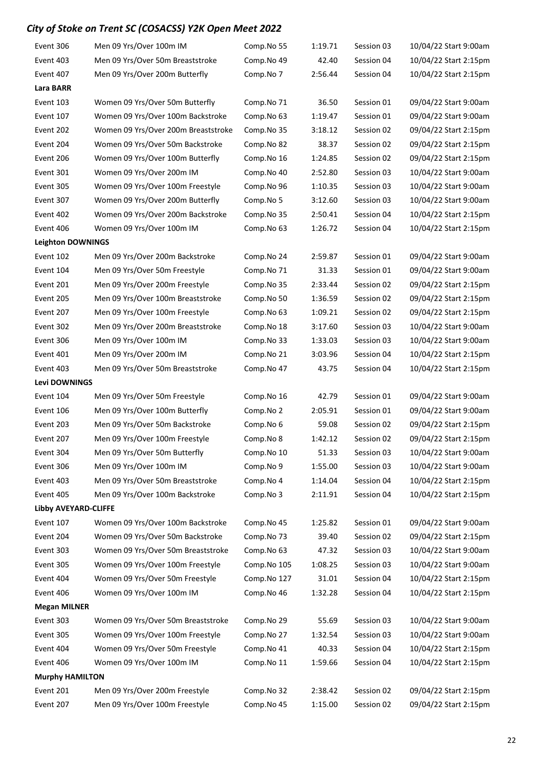# City of Stoke on Trent SC (COSACSS) Y2K Open Meet 2022

| | | | | | |
|---|---|---|---|---|---|
| Event 306 | Men 09 Yrs/Over 100m IM | Comp.No 55 | 1:19.71 | Session 03 | 10/04/22 Start 9:00am |
| Event 403 | Men 09 Yrs/Over 50m Breaststroke | Comp.No 49 | 42.40 | Session 04 | 10/04/22 Start 2:15pm |
| Event 407 | Men 09 Yrs/Over 200m Butterfly | Comp.No 7 | 2:56.44 | Session 04 | 10/04/22 Start 2:15pm |
| **Lara BARR** | | | | | |
| Event 103 | Women 09 Yrs/Over 50m Butterfly | Comp.No 71 | 36.50 | Session 01 | 09/04/22 Start 9:00am |
| Event 107 | Women 09 Yrs/Over 100m Backstroke | Comp.No 63 | 1:19.47 | Session 01 | 09/04/22 Start 9:00am |
| Event 202 | Women 09 Yrs/Over 200m Breaststroke | Comp.No 35 | 3:18.12 | Session 02 | 09/04/22 Start 2:15pm |
| Event 204 | Women 09 Yrs/Over 50m Backstroke | Comp.No 82 | 38.37 | Session 02 | 09/04/22 Start 2:15pm |
| Event 206 | Women 09 Yrs/Over 100m Butterfly | Comp.No 16 | 1:24.85 | Session 02 | 09/04/22 Start 2:15pm |
| Event 301 | Women 09 Yrs/Over 200m IM | Comp.No 40 | 2:52.80 | Session 03 | 10/04/22 Start 9:00am |
| Event 305 | Women 09 Yrs/Over 100m Freestyle | Comp.No 96 | 1:10.35 | Session 03 | 10/04/22 Start 9:00am |
| Event 307 | Women 09 Yrs/Over 200m Butterfly | Comp.No 5 | 3:12.60 | Session 03 | 10/04/22 Start 9:00am |
| Event 402 | Women 09 Yrs/Over 200m Backstroke | Comp.No 35 | 2:50.41 | Session 04 | 10/04/22 Start 2:15pm |
| Event 406 | Women 09 Yrs/Over 100m IM | Comp.No 63 | 1:26.72 | Session 04 | 10/04/22 Start 2:15pm |
| **Leighton DOWNINGS** | | | | | |
| Event 102 | Men 09 Yrs/Over 200m Backstroke | Comp.No 24 | 2:59.87 | Session 01 | 09/04/22 Start 9:00am |
| Event 104 | Men 09 Yrs/Over 50m Freestyle | Comp.No 71 | 31.33 | Session 01 | 09/04/22 Start 9:00am |
| Event 201 | Men 09 Yrs/Over 200m Freestyle | Comp.No 35 | 2:33.44 | Session 02 | 09/04/22 Start 2:15pm |
| Event 205 | Men 09 Yrs/Over 100m Breaststroke | Comp.No 50 | 1:36.59 | Session 02 | 09/04/22 Start 2:15pm |
| Event 207 | Men 09 Yrs/Over 100m Freestyle | Comp.No 63 | 1:09.21 | Session 02 | 09/04/22 Start 2:15pm |
| Event 302 | Men 09 Yrs/Over 200m Breaststroke | Comp.No 18 | 3:17.60 | Session 03 | 10/04/22 Start 9:00am |
| Event 306 | Men 09 Yrs/Over 100m IM | Comp.No 33 | 1:33.03 | Session 03 | 10/04/22 Start 9:00am |
| Event 401 | Men 09 Yrs/Over 200m IM | Comp.No 21 | 3:03.96 | Session 04 | 10/04/22 Start 2:15pm |
| Event 403 | Men 09 Yrs/Over 50m Breaststroke | Comp.No 47 | 43.75 | Session 04 | 10/04/22 Start 2:15pm |
| **Levi DOWNINGS** | | | | | |
| Event 104 | Men 09 Yrs/Over 50m Freestyle | Comp.No 16 | 42.79 | Session 01 | 09/04/22 Start 9:00am |
| Event 106 | Men 09 Yrs/Over 100m Butterfly | Comp.No 2 | 2:05.91 | Session 01 | 09/04/22 Start 9:00am |
| Event 203 | Men 09 Yrs/Over 50m Backstroke | Comp.No 6 | 59.08 | Session 02 | 09/04/22 Start 2:15pm |
| Event 207 | Men 09 Yrs/Over 100m Freestyle | Comp.No 8 | 1:42.12 | Session 02 | 09/04/22 Start 2:15pm |
| Event 304 | Men 09 Yrs/Over 50m Butterfly | Comp.No 10 | 51.33 | Session 03 | 10/04/22 Start 9:00am |
| Event 306 | Men 09 Yrs/Over 100m IM | Comp.No 9 | 1:55.00 | Session 03 | 10/04/22 Start 9:00am |
| Event 403 | Men 09 Yrs/Over 50m Breaststroke | Comp.No 4 | 1:14.04 | Session 04 | 10/04/22 Start 2:15pm |
| Event 405 | Men 09 Yrs/Over 100m Backstroke | Comp.No 3 | 2:11.91 | Session 04 | 10/04/22 Start 2:15pm |
| **Libby AVEYARD-CLIFFE** | | | | | |
| Event 107 | Women 09 Yrs/Over 100m Backstroke | Comp.No 45 | 1:25.82 | Session 01 | 09/04/22 Start 9:00am |
| Event 204 | Women 09 Yrs/Over 50m Backstroke | Comp.No 73 | 39.40 | Session 02 | 09/04/22 Start 2:15pm |
| Event 303 | Women 09 Yrs/Over 50m Breaststroke | Comp.No 63 | 47.32 | Session 03 | 10/04/22 Start 9:00am |
| Event 305 | Women 09 Yrs/Over 100m Freestyle | Comp.No 105 | 1:08.25 | Session 03 | 10/04/22 Start 9:00am |
| Event 404 | Women 09 Yrs/Over 50m Freestyle | Comp.No 127 | 31.01 | Session 04 | 10/04/22 Start 2:15pm |
| Event 406 | Women 09 Yrs/Over 100m IM | Comp.No 46 | 1:32.28 | Session 04 | 10/04/22 Start 2:15pm |
| **Megan MILNER** | | | | | |
| Event 303 | Women 09 Yrs/Over 50m Breaststroke | Comp.No 29 | 55.69 | Session 03 | 10/04/22 Start 9:00am |
| Event 305 | Women 09 Yrs/Over 100m Freestyle | Comp.No 27 | 1:32.54 | Session 03 | 10/04/22 Start 9:00am |
| Event 404 | Women 09 Yrs/Over 50m Freestyle | Comp.No 41 | 40.33 | Session 04 | 10/04/22 Start 2:15pm |
| Event 406 | Women 09 Yrs/Over 100m IM | Comp.No 11 | 1:59.66 | Session 04 | 10/04/22 Start 2:15pm |
| **Murphy HAMILTON** | | | | | |
| Event 201 | Men 09 Yrs/Over 200m Freestyle | Comp.No 32 | 2:38.42 | Session 02 | 09/04/22 Start 2:15pm |
| Event 207 | Men 09 Yrs/Over 100m Freestyle | Comp.No 45 | 1:15.00 | Session 02 | 09/04/22 Start 2:15pm |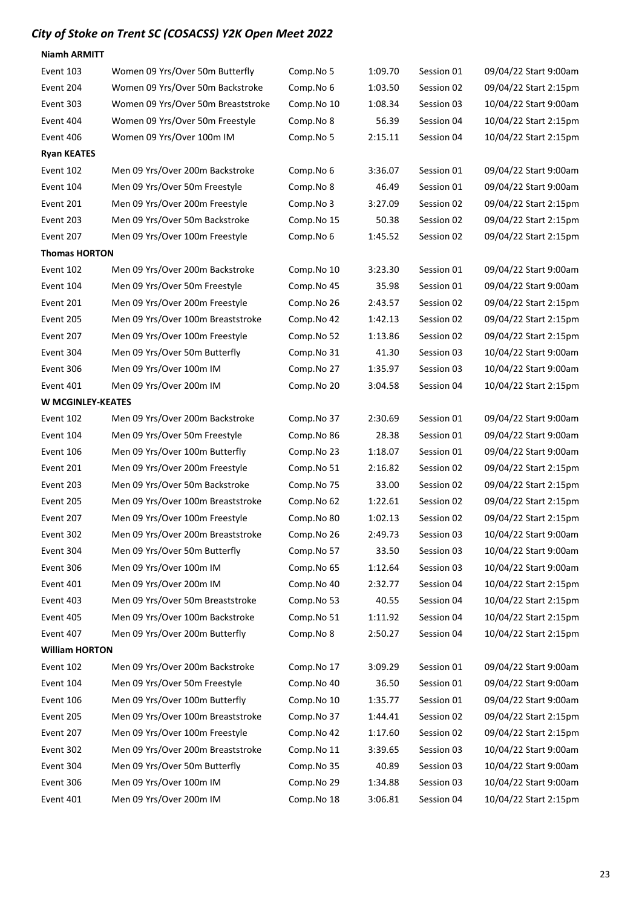# City of Stoke on Trent SC (COSACSS) Y2K Open Meet 2022

**Niamh ARMITT**

| | | | | | |
|---|---|---|---|---|---|
| Event 103 | Women 09 Yrs/Over 50m Butterfly | Comp.No 5 | 1:09.70 | Session 01 | 09/04/22 Start 9:00am |
| Event 204 | Women 09 Yrs/Over 50m Backstroke | Comp.No 6 | 1:03.50 | Session 02 | 09/04/22 Start 2:15pm |
| Event 303 | Women 09 Yrs/Over 50m Breaststroke | Comp.No 10 | 1:08.34 | Session 03 | 10/04/22 Start 9:00am |
| Event 404 | Women 09 Yrs/Over 50m Freestyle | Comp.No 8 | 56.39 | Session 04 | 10/04/22 Start 2:15pm |
| Event 406 | Women 09 Yrs/Over 100m IM | Comp.No 5 | 2:15.11 | Session 04 | 10/04/22 Start 2:15pm |

**Ryan KEATES**

| | | | | | |
|---|---|---|---|---|---|
| Event 102 | Men 09 Yrs/Over 200m Backstroke | Comp.No 6 | 3:36.07 | Session 01 | 09/04/22 Start 9:00am |
| Event 104 | Men 09 Yrs/Over 50m Freestyle | Comp.No 8 | 46.49 | Session 01 | 09/04/22 Start 9:00am |
| Event 201 | Men 09 Yrs/Over 200m Freestyle | Comp.No 3 | 3:27.09 | Session 02 | 09/04/22 Start 2:15pm |
| Event 203 | Men 09 Yrs/Over 50m Backstroke | Comp.No 15 | 50.38 | Session 02 | 09/04/22 Start 2:15pm |
| Event 207 | Men 09 Yrs/Over 100m Freestyle | Comp.No 6 | 1:45.52 | Session 02 | 09/04/22 Start 2:15pm |

**Thomas HORTON**

| | | | | | |
|---|---|---|---|---|---|
| Event 102 | Men 09 Yrs/Over 200m Backstroke | Comp.No 10 | 3:23.30 | Session 01 | 09/04/22 Start 9:00am |
| Event 104 | Men 09 Yrs/Over 50m Freestyle | Comp.No 45 | 35.98 | Session 01 | 09/04/22 Start 9:00am |
| Event 201 | Men 09 Yrs/Over 200m Freestyle | Comp.No 26 | 2:43.57 | Session 02 | 09/04/22 Start 2:15pm |
| Event 205 | Men 09 Yrs/Over 100m Breaststroke | Comp.No 42 | 1:42.13 | Session 02 | 09/04/22 Start 2:15pm |
| Event 207 | Men 09 Yrs/Over 100m Freestyle | Comp.No 52 | 1:13.86 | Session 02 | 09/04/22 Start 2:15pm |
| Event 304 | Men 09 Yrs/Over 50m Butterfly | Comp.No 31 | 41.30 | Session 03 | 10/04/22 Start 9:00am |
| Event 306 | Men 09 Yrs/Over 100m IM | Comp.No 27 | 1:35.97 | Session 03 | 10/04/22 Start 9:00am |
| Event 401 | Men 09 Yrs/Over 200m IM | Comp.No 20 | 3:04.58 | Session 04 | 10/04/22 Start 2:15pm |

**W MCGINLEY-KEATES**

| | | | | | |
|---|---|---|---|---|---|
| Event 102 | Men 09 Yrs/Over 200m Backstroke | Comp.No 37 | 2:30.69 | Session 01 | 09/04/22 Start 9:00am |
| Event 104 | Men 09 Yrs/Over 50m Freestyle | Comp.No 86 | 28.38 | Session 01 | 09/04/22 Start 9:00am |
| Event 106 | Men 09 Yrs/Over 100m Butterfly | Comp.No 23 | 1:18.07 | Session 01 | 09/04/22 Start 9:00am |
| Event 201 | Men 09 Yrs/Over 200m Freestyle | Comp.No 51 | 2:16.82 | Session 02 | 09/04/22 Start 2:15pm |
| Event 203 | Men 09 Yrs/Over 50m Backstroke | Comp.No 75 | 33.00 | Session 02 | 09/04/22 Start 2:15pm |
| Event 205 | Men 09 Yrs/Over 100m Breaststroke | Comp.No 62 | 1:22.61 | Session 02 | 09/04/22 Start 2:15pm |
| Event 207 | Men 09 Yrs/Over 100m Freestyle | Comp.No 80 | 1:02.13 | Session 02 | 09/04/22 Start 2:15pm |
| Event 302 | Men 09 Yrs/Over 200m Breaststroke | Comp.No 26 | 2:49.73 | Session 03 | 10/04/22 Start 9:00am |
| Event 304 | Men 09 Yrs/Over 50m Butterfly | Comp.No 57 | 33.50 | Session 03 | 10/04/22 Start 9:00am |
| Event 306 | Men 09 Yrs/Over 100m IM | Comp.No 65 | 1:12.64 | Session 03 | 10/04/22 Start 9:00am |
| Event 401 | Men 09 Yrs/Over 200m IM | Comp.No 40 | 2:32.77 | Session 04 | 10/04/22 Start 2:15pm |
| Event 403 | Men 09 Yrs/Over 50m Breaststroke | Comp.No 53 | 40.55 | Session 04 | 10/04/22 Start 2:15pm |
| Event 405 | Men 09 Yrs/Over 100m Backstroke | Comp.No 51 | 1:11.92 | Session 04 | 10/04/22 Start 2:15pm |
| Event 407 | Men 09 Yrs/Over 200m Butterfly | Comp.No 8 | 2:50.27 | Session 04 | 10/04/22 Start 2:15pm |

**William HORTON**

| | | | | | |
|---|---|---|---|---|---|
| Event 102 | Men 09 Yrs/Over 200m Backstroke | Comp.No 17 | 3:09.29 | Session 01 | 09/04/22 Start 9:00am |
| Event 104 | Men 09 Yrs/Over 50m Freestyle | Comp.No 40 | 36.50 | Session 01 | 09/04/22 Start 9:00am |
| Event 106 | Men 09 Yrs/Over 100m Butterfly | Comp.No 10 | 1:35.77 | Session 01 | 09/04/22 Start 9:00am |
| Event 205 | Men 09 Yrs/Over 100m Breaststroke | Comp.No 37 | 1:44.41 | Session 02 | 09/04/22 Start 2:15pm |
| Event 207 | Men 09 Yrs/Over 100m Freestyle | Comp.No 42 | 1:17.60 | Session 02 | 09/04/22 Start 2:15pm |
| Event 302 | Men 09 Yrs/Over 200m Breaststroke | Comp.No 11 | 3:39.65 | Session 03 | 10/04/22 Start 9:00am |
| Event 304 | Men 09 Yrs/Over 50m Butterfly | Comp.No 35 | 40.89 | Session 03 | 10/04/22 Start 9:00am |
| Event 306 | Men 09 Yrs/Over 100m IM | Comp.No 29 | 1:34.88 | Session 03 | 10/04/22 Start 9:00am |
| Event 401 | Men 09 Yrs/Over 200m IM | Comp.No 18 | 3:06.81 | Session 04 | 10/04/22 Start 2:15pm |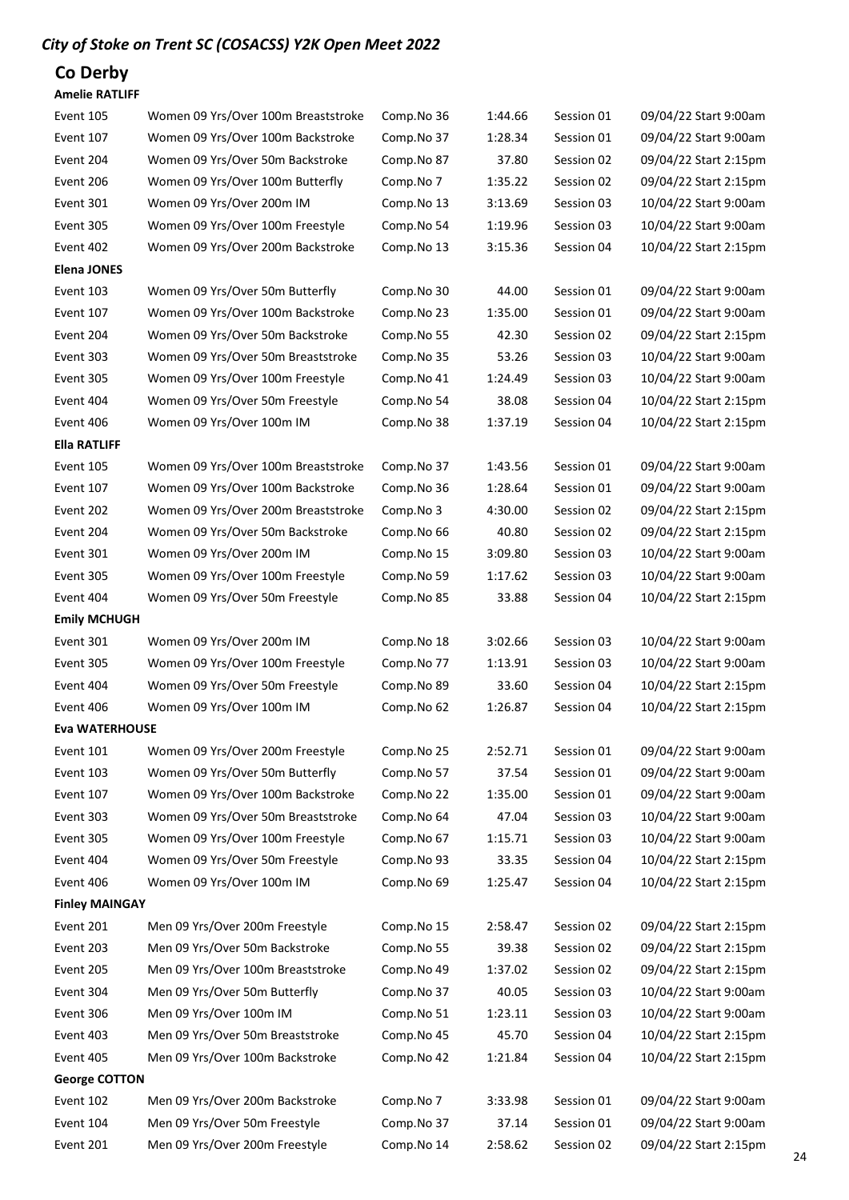*City of Stoke on Trent SC (COSACSS) Y2K Open Meet 2022*

## Co Derby

**Amelie RATLIFF**

| | | | | | |
|---|---|---|---|---|---|
| Event 105 | Women 09 Yrs/Over 100m Breaststroke | Comp.No 36 | 1:44.66 | Session 01 | 09/04/22 Start 9:00am |
| Event 107 | Women 09 Yrs/Over 100m Backstroke | Comp.No 37 | 1:28.34 | Session 01 | 09/04/22 Start 9:00am |
| Event 204 | Women 09 Yrs/Over 50m Backstroke | Comp.No 87 | 37.80 | Session 02 | 09/04/22 Start 2:15pm |
| Event 206 | Women 09 Yrs/Over 100m Butterfly | Comp.No 7 | 1:35.22 | Session 02 | 09/04/22 Start 2:15pm |
| Event 301 | Women 09 Yrs/Over 200m IM | Comp.No 13 | 3:13.69 | Session 03 | 10/04/22 Start 9:00am |
| Event 305 | Women 09 Yrs/Over 100m Freestyle | Comp.No 54 | 1:19.96 | Session 03 | 10/04/22 Start 9:00am |
| Event 402 | Women 09 Yrs/Over 200m Backstroke | Comp.No 13 | 3:15.36 | Session 04 | 10/04/22 Start 2:15pm |

**Elena JONES**

| | | | | | |
|---|---|---|---|---|---|
| Event 103 | Women 09 Yrs/Over 50m Butterfly | Comp.No 30 | 44.00 | Session 01 | 09/04/22 Start 9:00am |
| Event 107 | Women 09 Yrs/Over 100m Backstroke | Comp.No 23 | 1:35.00 | Session 01 | 09/04/22 Start 9:00am |
| Event 204 | Women 09 Yrs/Over 50m Backstroke | Comp.No 55 | 42.30 | Session 02 | 09/04/22 Start 2:15pm |
| Event 303 | Women 09 Yrs/Over 50m Breaststroke | Comp.No 35 | 53.26 | Session 03 | 10/04/22 Start 9:00am |
| Event 305 | Women 09 Yrs/Over 100m Freestyle | Comp.No 41 | 1:24.49 | Session 03 | 10/04/22 Start 9:00am |
| Event 404 | Women 09 Yrs/Over 50m Freestyle | Comp.No 54 | 38.08 | Session 04 | 10/04/22 Start 2:15pm |
| Event 406 | Women 09 Yrs/Over 100m IM | Comp.No 38 | 1:37.19 | Session 04 | 10/04/22 Start 2:15pm |

**Ella RATLIFF**

| | | | | | |
|---|---|---|---|---|---|
| Event 105 | Women 09 Yrs/Over 100m Breaststroke | Comp.No 37 | 1:43.56 | Session 01 | 09/04/22 Start 9:00am |
| Event 107 | Women 09 Yrs/Over 100m Backstroke | Comp.No 36 | 1:28.64 | Session 01 | 09/04/22 Start 9:00am |
| Event 202 | Women 09 Yrs/Over 200m Breaststroke | Comp.No 3 | 4:30.00 | Session 02 | 09/04/22 Start 2:15pm |
| Event 204 | Women 09 Yrs/Over 50m Backstroke | Comp.No 66 | 40.80 | Session 02 | 09/04/22 Start 2:15pm |
| Event 301 | Women 09 Yrs/Over 200m IM | Comp.No 15 | 3:09.80 | Session 03 | 10/04/22 Start 9:00am |
| Event 305 | Women 09 Yrs/Over 100m Freestyle | Comp.No 59 | 1:17.62 | Session 03 | 10/04/22 Start 9:00am |
| Event 404 | Women 09 Yrs/Over 50m Freestyle | Comp.No 85 | 33.88 | Session 04 | 10/04/22 Start 2:15pm |

**Emily MCHUGH**

| | | | | | |
|---|---|---|---|---|---|
| Event 301 | Women 09 Yrs/Over 200m IM | Comp.No 18 | 3:02.66 | Session 03 | 10/04/22 Start 9:00am |
| Event 305 | Women 09 Yrs/Over 100m Freestyle | Comp.No 77 | 1:13.91 | Session 03 | 10/04/22 Start 9:00am |
| Event 404 | Women 09 Yrs/Over 50m Freestyle | Comp.No 89 | 33.60 | Session 04 | 10/04/22 Start 2:15pm |
| Event 406 | Women 09 Yrs/Over 100m IM | Comp.No 62 | 1:26.87 | Session 04 | 10/04/22 Start 2:15pm |

**Eva WATERHOUSE**

| | | | | | |
|---|---|---|---|---|---|
| Event 101 | Women 09 Yrs/Over 200m Freestyle | Comp.No 25 | 2:52.71 | Session 01 | 09/04/22 Start 9:00am |
| Event 103 | Women 09 Yrs/Over 50m Butterfly | Comp.No 57 | 37.54 | Session 01 | 09/04/22 Start 9:00am |
| Event 107 | Women 09 Yrs/Over 100m Backstroke | Comp.No 22 | 1:35.00 | Session 01 | 09/04/22 Start 9:00am |
| Event 303 | Women 09 Yrs/Over 50m Breaststroke | Comp.No 64 | 47.04 | Session 03 | 10/04/22 Start 9:00am |
| Event 305 | Women 09 Yrs/Over 100m Freestyle | Comp.No 67 | 1:15.71 | Session 03 | 10/04/22 Start 9:00am |
| Event 404 | Women 09 Yrs/Over 50m Freestyle | Comp.No 93 | 33.35 | Session 04 | 10/04/22 Start 2:15pm |
| Event 406 | Women 09 Yrs/Over 100m IM | Comp.No 69 | 1:25.47 | Session 04 | 10/04/22 Start 2:15pm |

**Finley MAINGAY**

| | | | | | |
|---|---|---|---|---|---|
| Event 201 | Men 09 Yrs/Over 200m Freestyle | Comp.No 15 | 2:58.47 | Session 02 | 09/04/22 Start 2:15pm |
| Event 203 | Men 09 Yrs/Over 50m Backstroke | Comp.No 55 | 39.38 | Session 02 | 09/04/22 Start 2:15pm |
| Event 205 | Men 09 Yrs/Over 100m Breaststroke | Comp.No 49 | 1:37.02 | Session 02 | 09/04/22 Start 2:15pm |
| Event 304 | Men 09 Yrs/Over 50m Butterfly | Comp.No 37 | 40.05 | Session 03 | 10/04/22 Start 9:00am |
| Event 306 | Men 09 Yrs/Over 100m IM | Comp.No 51 | 1:23.11 | Session 03 | 10/04/22 Start 9:00am |
| Event 403 | Men 09 Yrs/Over 50m Breaststroke | Comp.No 45 | 45.70 | Session 04 | 10/04/22 Start 2:15pm |
| Event 405 | Men 09 Yrs/Over 100m Backstroke | Comp.No 42 | 1:21.84 | Session 04 | 10/04/22 Start 2:15pm |

**George COTTON**

| | | | | | |
|---|---|---|---|---|---|
| Event 102 | Men 09 Yrs/Over 200m Backstroke | Comp.No 7 | 3:33.98 | Session 01 | 09/04/22 Start 9:00am |
| Event 104 | Men 09 Yrs/Over 50m Freestyle | Comp.No 37 | 37.14 | Session 01 | 09/04/22 Start 9:00am |
| Event 201 | Men 09 Yrs/Over 200m Freestyle | Comp.No 14 | 2:58.62 | Session 02 | 09/04/22 Start 2:15pm |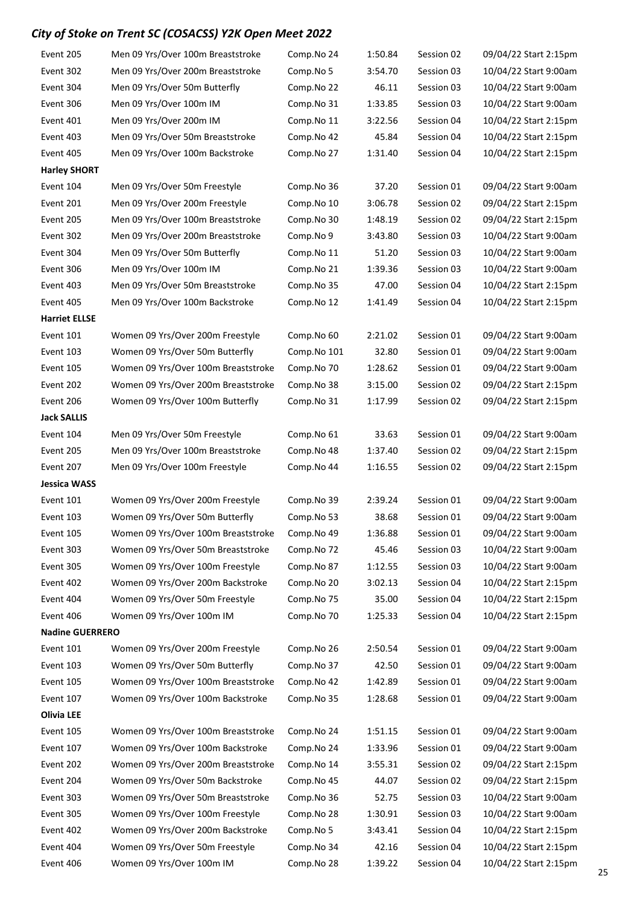## *City of Stoke on Trent SC (COSACSS) Y2K Open Meet 2022*

| | | | | | |
|---|---|---|---|---|---|
| Event 205 | Men 09 Yrs/Over 100m Breaststroke | Comp.No 24 | 1:50.84 | Session 02 | 09/04/22 Start 2:15pm |
| Event 302 | Men 09 Yrs/Over 200m Breaststroke | Comp.No 5 | 3:54.70 | Session 03 | 10/04/22 Start 9:00am |
| Event 304 | Men 09 Yrs/Over 50m Butterfly | Comp.No 22 | 46.11 | Session 03 | 10/04/22 Start 9:00am |
| Event 306 | Men 09 Yrs/Over 100m IM | Comp.No 31 | 1:33.85 | Session 03 | 10/04/22 Start 9:00am |
| Event 401 | Men 09 Yrs/Over 200m IM | Comp.No 11 | 3:22.56 | Session 04 | 10/04/22 Start 2:15pm |
| Event 403 | Men 09 Yrs/Over 50m Breaststroke | Comp.No 42 | 45.84 | Session 04 | 10/04/22 Start 2:15pm |
| Event 405 | Men 09 Yrs/Over 100m Backstroke | Comp.No 27 | 1:31.40 | Session 04 | 10/04/22 Start 2:15pm |
| **Harley SHORT** | | | | | |
| Event 104 | Men 09 Yrs/Over 50m Freestyle | Comp.No 36 | 37.20 | Session 01 | 09/04/22 Start 9:00am |
| Event 201 | Men 09 Yrs/Over 200m Freestyle | Comp.No 10 | 3:06.78 | Session 02 | 09/04/22 Start 2:15pm |
| Event 205 | Men 09 Yrs/Over 100m Breaststroke | Comp.No 30 | 1:48.19 | Session 02 | 09/04/22 Start 2:15pm |
| Event 302 | Men 09 Yrs/Over 200m Breaststroke | Comp.No 9 | 3:43.80 | Session 03 | 10/04/22 Start 9:00am |
| Event 304 | Men 09 Yrs/Over 50m Butterfly | Comp.No 11 | 51.20 | Session 03 | 10/04/22 Start 9:00am |
| Event 306 | Men 09 Yrs/Over 100m IM | Comp.No 21 | 1:39.36 | Session 03 | 10/04/22 Start 9:00am |
| Event 403 | Men 09 Yrs/Over 50m Breaststroke | Comp.No 35 | 47.00 | Session 04 | 10/04/22 Start 2:15pm |
| Event 405 | Men 09 Yrs/Over 100m Backstroke | Comp.No 12 | 1:41.49 | Session 04 | 10/04/22 Start 2:15pm |
| **Harriet ELLSE** | | | | | |
| Event 101 | Women 09 Yrs/Over 200m Freestyle | Comp.No 60 | 2:21.02 | Session 01 | 09/04/22 Start 9:00am |
| Event 103 | Women 09 Yrs/Over 50m Butterfly | Comp.No 101 | 32.80 | Session 01 | 09/04/22 Start 9:00am |
| Event 105 | Women 09 Yrs/Over 100m Breaststroke | Comp.No 70 | 1:28.62 | Session 01 | 09/04/22 Start 9:00am |
| Event 202 | Women 09 Yrs/Over 200m Breaststroke | Comp.No 38 | 3:15.00 | Session 02 | 09/04/22 Start 2:15pm |
| Event 206 | Women 09 Yrs/Over 100m Butterfly | Comp.No 31 | 1:17.99 | Session 02 | 09/04/22 Start 2:15pm |
| **Jack SALLIS** | | | | | |
| Event 104 | Men 09 Yrs/Over 50m Freestyle | Comp.No 61 | 33.63 | Session 01 | 09/04/22 Start 9:00am |
| Event 205 | Men 09 Yrs/Over 100m Breaststroke | Comp.No 48 | 1:37.40 | Session 02 | 09/04/22 Start 2:15pm |
| Event 207 | Men 09 Yrs/Over 100m Freestyle | Comp.No 44 | 1:16.55 | Session 02 | 09/04/22 Start 2:15pm |
| **Jessica WASS** | | | | | |
| Event 101 | Women 09 Yrs/Over 200m Freestyle | Comp.No 39 | 2:39.24 | Session 01 | 09/04/22 Start 9:00am |
| Event 103 | Women 09 Yrs/Over 50m Butterfly | Comp.No 53 | 38.68 | Session 01 | 09/04/22 Start 9:00am |
| Event 105 | Women 09 Yrs/Over 100m Breaststroke | Comp.No 49 | 1:36.88 | Session 01 | 09/04/22 Start 9:00am |
| Event 303 | Women 09 Yrs/Over 50m Breaststroke | Comp.No 72 | 45.46 | Session 03 | 10/04/22 Start 9:00am |
| Event 305 | Women 09 Yrs/Over 100m Freestyle | Comp.No 87 | 1:12.55 | Session 03 | 10/04/22 Start 9:00am |
| Event 402 | Women 09 Yrs/Over 200m Backstroke | Comp.No 20 | 3:02.13 | Session 04 | 10/04/22 Start 2:15pm |
| Event 404 | Women 09 Yrs/Over 50m Freestyle | Comp.No 75 | 35.00 | Session 04 | 10/04/22 Start 2:15pm |
| Event 406 | Women 09 Yrs/Over 100m IM | Comp.No 70 | 1:25.33 | Session 04 | 10/04/22 Start 2:15pm |
| **Nadine GUERRERO** | | | | | |
| Event 101 | Women 09 Yrs/Over 200m Freestyle | Comp.No 26 | 2:50.54 | Session 01 | 09/04/22 Start 9:00am |
| Event 103 | Women 09 Yrs/Over 50m Butterfly | Comp.No 37 | 42.50 | Session 01 | 09/04/22 Start 9:00am |
| Event 105 | Women 09 Yrs/Over 100m Breaststroke | Comp.No 42 | 1:42.89 | Session 01 | 09/04/22 Start 9:00am |
| Event 107 | Women 09 Yrs/Over 100m Backstroke | Comp.No 35 | 1:28.68 | Session 01 | 09/04/22 Start 9:00am |
| **Olivia LEE** | | | | | |
| Event 105 | Women 09 Yrs/Over 100m Breaststroke | Comp.No 24 | 1:51.15 | Session 01 | 09/04/22 Start 9:00am |
| Event 107 | Women 09 Yrs/Over 100m Backstroke | Comp.No 24 | 1:33.96 | Session 01 | 09/04/22 Start 9:00am |
| Event 202 | Women 09 Yrs/Over 200m Breaststroke | Comp.No 14 | 3:55.31 | Session 02 | 09/04/22 Start 2:15pm |
| Event 204 | Women 09 Yrs/Over 50m Backstroke | Comp.No 45 | 44.07 | Session 02 | 09/04/22 Start 2:15pm |
| Event 303 | Women 09 Yrs/Over 50m Breaststroke | Comp.No 36 | 52.75 | Session 03 | 10/04/22 Start 9:00am |
| Event 305 | Women 09 Yrs/Over 100m Freestyle | Comp.No 28 | 1:30.91 | Session 03 | 10/04/22 Start 9:00am |
| Event 402 | Women 09 Yrs/Over 200m Backstroke | Comp.No 5 | 3:43.41 | Session 04 | 10/04/22 Start 2:15pm |
| Event 404 | Women 09 Yrs/Over 50m Freestyle | Comp.No 34 | 42.16 | Session 04 | 10/04/22 Start 2:15pm |
| Event 406 | Women 09 Yrs/Over 100m IM | Comp.No 28 | 1:39.22 | Session 04 | 10/04/22 Start 2:15pm |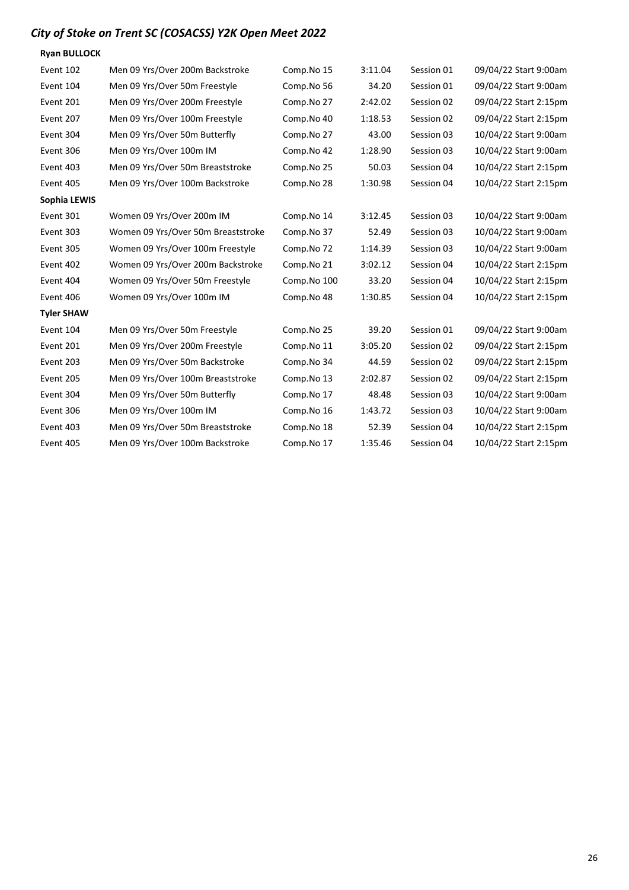## *City of Stoke on Trent SC (COSACSS) Y2K Open Meet 2022*

**Ryan BULLOCK**

| | | | | | |
|---|---|---|---|---|---|
| Event 102 | Men 09 Yrs/Over 200m Backstroke | Comp.No 15 | 3:11.04 | Session 01 | 09/04/22 Start 9:00am |
| Event 104 | Men 09 Yrs/Over 50m Freestyle | Comp.No 56 | 34.20 | Session 01 | 09/04/22 Start 9:00am |
| Event 201 | Men 09 Yrs/Over 200m Freestyle | Comp.No 27 | 2:42.02 | Session 02 | 09/04/22 Start 2:15pm |
| Event 207 | Men 09 Yrs/Over 100m Freestyle | Comp.No 40 | 1:18.53 | Session 02 | 09/04/22 Start 2:15pm |
| Event 304 | Men 09 Yrs/Over 50m Butterfly | Comp.No 27 | 43.00 | Session 03 | 10/04/22 Start 9:00am |
| Event 306 | Men 09 Yrs/Over 100m IM | Comp.No 42 | 1:28.90 | Session 03 | 10/04/22 Start 9:00am |
| Event 403 | Men 09 Yrs/Over 50m Breaststroke | Comp.No 25 | 50.03 | Session 04 | 10/04/22 Start 2:15pm |
| Event 405 | Men 09 Yrs/Over 100m Backstroke | Comp.No 28 | 1:30.98 | Session 04 | 10/04/22 Start 2:15pm |

**Sophia LEWIS**

| | | | | | |
|---|---|---|---|---|---|
| Event 301 | Women 09 Yrs/Over 200m IM | Comp.No 14 | 3:12.45 | Session 03 | 10/04/22 Start 9:00am |
| Event 303 | Women 09 Yrs/Over 50m Breaststroke | Comp.No 37 | 52.49 | Session 03 | 10/04/22 Start 9:00am |
| Event 305 | Women 09 Yrs/Over 100m Freestyle | Comp.No 72 | 1:14.39 | Session 03 | 10/04/22 Start 9:00am |
| Event 402 | Women 09 Yrs/Over 200m Backstroke | Comp.No 21 | 3:02.12 | Session 04 | 10/04/22 Start 2:15pm |
| Event 404 | Women 09 Yrs/Over 50m Freestyle | Comp.No 100 | 33.20 | Session 04 | 10/04/22 Start 2:15pm |
| Event 406 | Women 09 Yrs/Over 100m IM | Comp.No 48 | 1:30.85 | Session 04 | 10/04/22 Start 2:15pm |

**Tyler SHAW**

| | | | | | |
|---|---|---|---|---|---|
| Event 104 | Men 09 Yrs/Over 50m Freestyle | Comp.No 25 | 39.20 | Session 01 | 09/04/22 Start 9:00am |
| Event 201 | Men 09 Yrs/Over 200m Freestyle | Comp.No 11 | 3:05.20 | Session 02 | 09/04/22 Start 2:15pm |
| Event 203 | Men 09 Yrs/Over 50m Backstroke | Comp.No 34 | 44.59 | Session 02 | 09/04/22 Start 2:15pm |
| Event 205 | Men 09 Yrs/Over 100m Breaststroke | Comp.No 13 | 2:02.87 | Session 02 | 09/04/22 Start 2:15pm |
| Event 304 | Men 09 Yrs/Over 50m Butterfly | Comp.No 17 | 48.48 | Session 03 | 10/04/22 Start 9:00am |
| Event 306 | Men 09 Yrs/Over 100m IM | Comp.No 16 | 1:43.72 | Session 03 | 10/04/22 Start 9:00am |
| Event 403 | Men 09 Yrs/Over 50m Breaststroke | Comp.No 18 | 52.39 | Session 04 | 10/04/22 Start 2:15pm |
| Event 405 | Men 09 Yrs/Over 100m Backstroke | Comp.No 17 | 1:35.46 | Session 04 | 10/04/22 Start 2:15pm |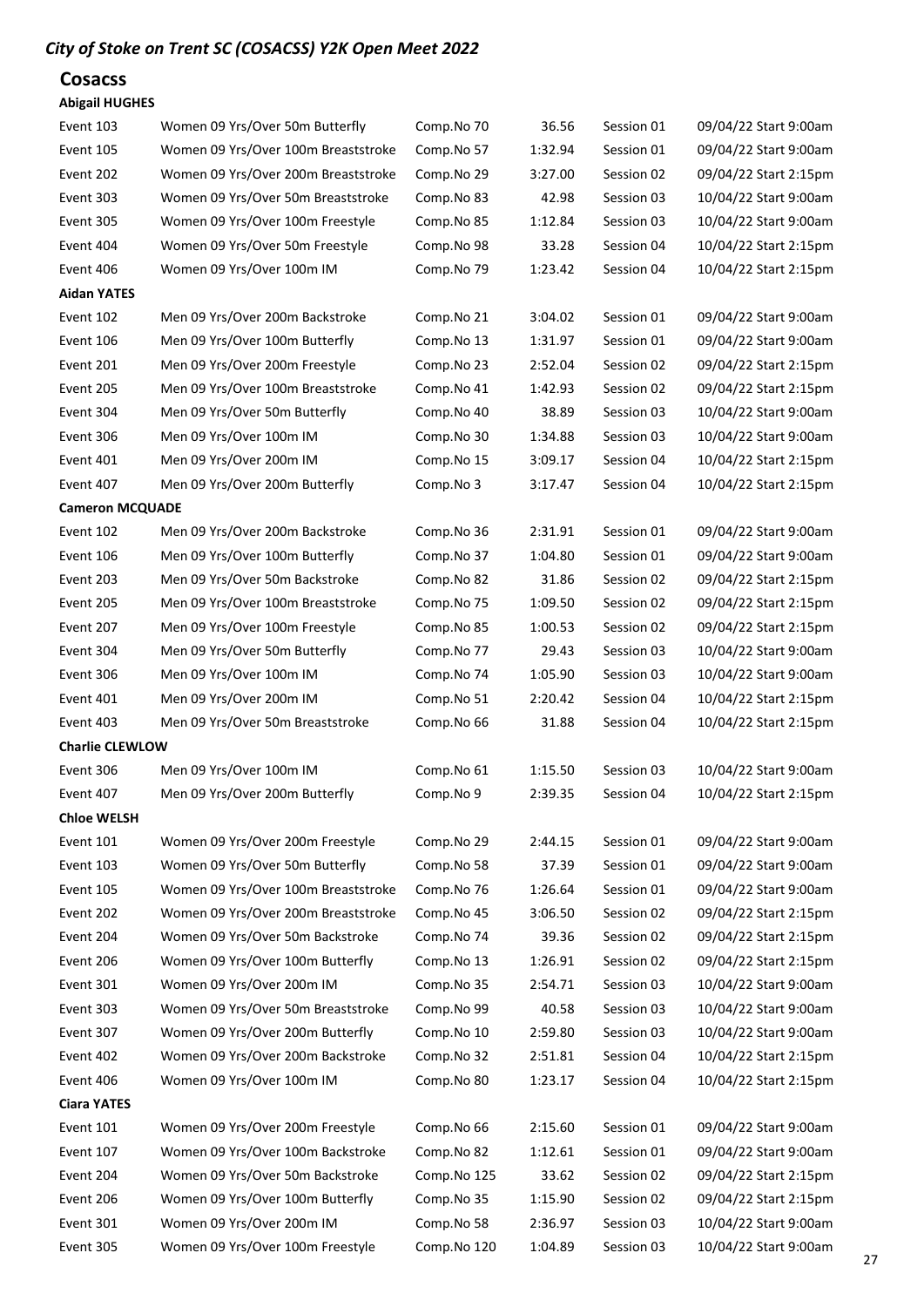*City of Stoke on Trent SC (COSACSS) Y2K Open Meet 2022*

## Cosacss

**Abigail HUGHES**

| | | | | | |
|---|---|---|---|---|---|
| Event 103 | Women 09 Yrs/Over 50m Butterfly | Comp.No 70 | 36.56 | Session 01 | 09/04/22 Start 9:00am |
| Event 105 | Women 09 Yrs/Over 100m Breaststroke | Comp.No 57 | 1:32.94 | Session 01 | 09/04/22 Start 9:00am |
| Event 202 | Women 09 Yrs/Over 200m Breaststroke | Comp.No 29 | 3:27.00 | Session 02 | 09/04/22 Start 2:15pm |
| Event 303 | Women 09 Yrs/Over 50m Breaststroke | Comp.No 83 | 42.98 | Session 03 | 10/04/22 Start 9:00am |
| Event 305 | Women 09 Yrs/Over 100m Freestyle | Comp.No 85 | 1:12.84 | Session 03 | 10/04/22 Start 9:00am |
| Event 404 | Women 09 Yrs/Over 50m Freestyle | Comp.No 98 | 33.28 | Session 04 | 10/04/22 Start 2:15pm |
| Event 406 | Women 09 Yrs/Over 100m IM | Comp.No 79 | 1:23.42 | Session 04 | 10/04/22 Start 2:15pm |

**Aidan YATES**

| | | | | | |
|---|---|---|---|---|---|
| Event 102 | Men 09 Yrs/Over 200m Backstroke | Comp.No 21 | 3:04.02 | Session 01 | 09/04/22 Start 9:00am |
| Event 106 | Men 09 Yrs/Over 100m Butterfly | Comp.No 13 | 1:31.97 | Session 01 | 09/04/22 Start 9:00am |
| Event 201 | Men 09 Yrs/Over 200m Freestyle | Comp.No 23 | 2:52.04 | Session 02 | 09/04/22 Start 2:15pm |
| Event 205 | Men 09 Yrs/Over 100m Breaststroke | Comp.No 41 | 1:42.93 | Session 02 | 09/04/22 Start 2:15pm |
| Event 304 | Men 09 Yrs/Over 50m Butterfly | Comp.No 40 | 38.89 | Session 03 | 10/04/22 Start 9:00am |
| Event 306 | Men 09 Yrs/Over 100m IM | Comp.No 30 | 1:34.88 | Session 03 | 10/04/22 Start 9:00am |
| Event 401 | Men 09 Yrs/Over 200m IM | Comp.No 15 | 3:09.17 | Session 04 | 10/04/22 Start 2:15pm |
| Event 407 | Men 09 Yrs/Over 200m Butterfly | Comp.No 3 | 3:17.47 | Session 04 | 10/04/22 Start 2:15pm |

**Cameron MCQUADE**

| | | | | | |
|---|---|---|---|---|---|
| Event 102 | Men 09 Yrs/Over 200m Backstroke | Comp.No 36 | 2:31.91 | Session 01 | 09/04/22 Start 9:00am |
| Event 106 | Men 09 Yrs/Over 100m Butterfly | Comp.No 37 | 1:04.80 | Session 01 | 09/04/22 Start 9:00am |
| Event 203 | Men 09 Yrs/Over 50m Backstroke | Comp.No 82 | 31.86 | Session 02 | 09/04/22 Start 2:15pm |
| Event 205 | Men 09 Yrs/Over 100m Breaststroke | Comp.No 75 | 1:09.50 | Session 02 | 09/04/22 Start 2:15pm |
| Event 207 | Men 09 Yrs/Over 100m Freestyle | Comp.No 85 | 1:00.53 | Session 02 | 09/04/22 Start 2:15pm |
| Event 304 | Men 09 Yrs/Over 50m Butterfly | Comp.No 77 | 29.43 | Session 03 | 10/04/22 Start 9:00am |
| Event 306 | Men 09 Yrs/Over 100m IM | Comp.No 74 | 1:05.90 | Session 03 | 10/04/22 Start 9:00am |
| Event 401 | Men 09 Yrs/Over 200m IM | Comp.No 51 | 2:20.42 | Session 04 | 10/04/22 Start 2:15pm |
| Event 403 | Men 09 Yrs/Over 50m Breaststroke | Comp.No 66 | 31.88 | Session 04 | 10/04/22 Start 2:15pm |

**Charlie CLEWLOW**

| | | | | | |
|---|---|---|---|---|---|
| Event 306 | Men 09 Yrs/Over 100m IM | Comp.No 61 | 1:15.50 | Session 03 | 10/04/22 Start 9:00am |
| Event 407 | Men 09 Yrs/Over 200m Butterfly | Comp.No 9 | 2:39.35 | Session 04 | 10/04/22 Start 2:15pm |

**Chloe WELSH**

| | | | | | |
|---|---|---|---|---|---|
| Event 101 | Women 09 Yrs/Over 200m Freestyle | Comp.No 29 | 2:44.15 | Session 01 | 09/04/22 Start 9:00am |
| Event 103 | Women 09 Yrs/Over 50m Butterfly | Comp.No 58 | 37.39 | Session 01 | 09/04/22 Start 9:00am |
| Event 105 | Women 09 Yrs/Over 100m Breaststroke | Comp.No 76 | 1:26.64 | Session 01 | 09/04/22 Start 9:00am |
| Event 202 | Women 09 Yrs/Over 200m Breaststroke | Comp.No 45 | 3:06.50 | Session 02 | 09/04/22 Start 2:15pm |
| Event 204 | Women 09 Yrs/Over 50m Backstroke | Comp.No 74 | 39.36 | Session 02 | 09/04/22 Start 2:15pm |
| Event 206 | Women 09 Yrs/Over 100m Butterfly | Comp.No 13 | 1:26.91 | Session 02 | 09/04/22 Start 2:15pm |
| Event 301 | Women 09 Yrs/Over 200m IM | Comp.No 35 | 2:54.71 | Session 03 | 10/04/22 Start 9:00am |
| Event 303 | Women 09 Yrs/Over 50m Breaststroke | Comp.No 99 | 40.58 | Session 03 | 10/04/22 Start 9:00am |
| Event 307 | Women 09 Yrs/Over 200m Butterfly | Comp.No 10 | 2:59.80 | Session 03 | 10/04/22 Start 9:00am |
| Event 402 | Women 09 Yrs/Over 200m Backstroke | Comp.No 32 | 2:51.81 | Session 04 | 10/04/22 Start 2:15pm |
| Event 406 | Women 09 Yrs/Over 100m IM | Comp.No 80 | 1:23.17 | Session 04 | 10/04/22 Start 2:15pm |

**Ciara YATES**

| | | | | | |
|---|---|---|---|---|---|
| Event 101 | Women 09 Yrs/Over 200m Freestyle | Comp.No 66 | 2:15.60 | Session 01 | 09/04/22 Start 9:00am |
| Event 107 | Women 09 Yrs/Over 100m Backstroke | Comp.No 82 | 1:12.61 | Session 01 | 09/04/22 Start 9:00am |
| Event 204 | Women 09 Yrs/Over 50m Backstroke | Comp.No 125 | 33.62 | Session 02 | 09/04/22 Start 2:15pm |
| Event 206 | Women 09 Yrs/Over 100m Butterfly | Comp.No 35 | 1:15.90 | Session 02 | 09/04/22 Start 2:15pm |
| Event 301 | Women 09 Yrs/Over 200m IM | Comp.No 58 | 2:36.97 | Session 03 | 10/04/22 Start 9:00am |
| Event 305 | Women 09 Yrs/Over 100m Freestyle | Comp.No 120 | 1:04.89 | Session 03 | 10/04/22 Start 9:00am |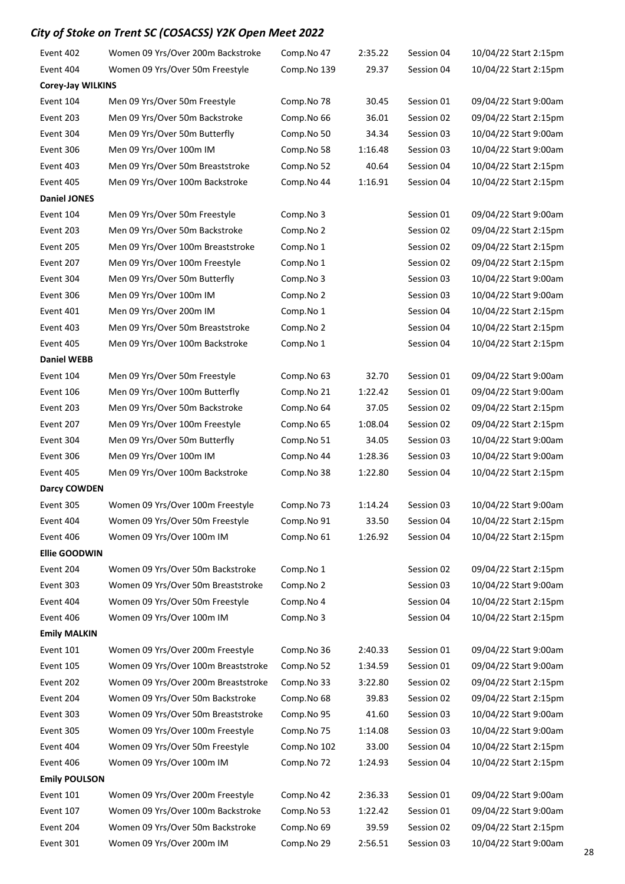# City of Stoke on Trent SC (COSACSS) Y2K Open Meet 2022

| | | | | | |
|---|---|---|---|---|---|
| Event 402 | Women 09 Yrs/Over 200m Backstroke | Comp.No 47 | 2:35.22 | Session 04 | 10/04/22 Start 2:15pm |
| Event 404 | Women 09 Yrs/Over 50m Freestyle | Comp.No 139 | 29.37 | Session 04 | 10/04/22 Start 2:15pm |
| **Corey-Jay WILKINS** | | | | | |
| Event 104 | Men 09 Yrs/Over 50m Freestyle | Comp.No 78 | 30.45 | Session 01 | 09/04/22 Start 9:00am |
| Event 203 | Men 09 Yrs/Over 50m Backstroke | Comp.No 66 | 36.01 | Session 02 | 09/04/22 Start 2:15pm |
| Event 304 | Men 09 Yrs/Over 50m Butterfly | Comp.No 50 | 34.34 | Session 03 | 10/04/22 Start 9:00am |
| Event 306 | Men 09 Yrs/Over 100m IM | Comp.No 58 | 1:16.48 | Session 03 | 10/04/22 Start 9:00am |
| Event 403 | Men 09 Yrs/Over 50m Breaststroke | Comp.No 52 | 40.64 | Session 04 | 10/04/22 Start 2:15pm |
| Event 405 | Men 09 Yrs/Over 100m Backstroke | Comp.No 44 | 1:16.91 | Session 04 | 10/04/22 Start 2:15pm |
| **Daniel JONES** | | | | | |
| Event 104 | Men 09 Yrs/Over 50m Freestyle | Comp.No 3 | | Session 01 | 09/04/22 Start 9:00am |
| Event 203 | Men 09 Yrs/Over 50m Backstroke | Comp.No 2 | | Session 02 | 09/04/22 Start 2:15pm |
| Event 205 | Men 09 Yrs/Over 100m Breaststroke | Comp.No 1 | | Session 02 | 09/04/22 Start 2:15pm |
| Event 207 | Men 09 Yrs/Over 100m Freestyle | Comp.No 1 | | Session 02 | 09/04/22 Start 2:15pm |
| Event 304 | Men 09 Yrs/Over 50m Butterfly | Comp.No 3 | | Session 03 | 10/04/22 Start 9:00am |
| Event 306 | Men 09 Yrs/Over 100m IM | Comp.No 2 | | Session 03 | 10/04/22 Start 9:00am |
| Event 401 | Men 09 Yrs/Over 200m IM | Comp.No 1 | | Session 04 | 10/04/22 Start 2:15pm |
| Event 403 | Men 09 Yrs/Over 50m Breaststroke | Comp.No 2 | | Session 04 | 10/04/22 Start 2:15pm |
| Event 405 | Men 09 Yrs/Over 100m Backstroke | Comp.No 1 | | Session 04 | 10/04/22 Start 2:15pm |
| **Daniel WEBB** | | | | | |
| Event 104 | Men 09 Yrs/Over 50m Freestyle | Comp.No 63 | 32.70 | Session 01 | 09/04/22 Start 9:00am |
| Event 106 | Men 09 Yrs/Over 100m Butterfly | Comp.No 21 | 1:22.42 | Session 01 | 09/04/22 Start 9:00am |
| Event 203 | Men 09 Yrs/Over 50m Backstroke | Comp.No 64 | 37.05 | Session 02 | 09/04/22 Start 2:15pm |
| Event 207 | Men 09 Yrs/Over 100m Freestyle | Comp.No 65 | 1:08.04 | Session 02 | 09/04/22 Start 2:15pm |
| Event 304 | Men 09 Yrs/Over 50m Butterfly | Comp.No 51 | 34.05 | Session 03 | 10/04/22 Start 9:00am |
| Event 306 | Men 09 Yrs/Over 100m IM | Comp.No 44 | 1:28.36 | Session 03 | 10/04/22 Start 9:00am |
| Event 405 | Men 09 Yrs/Over 100m Backstroke | Comp.No 38 | 1:22.80 | Session 04 | 10/04/22 Start 2:15pm |
| **Darcy COWDEN** | | | | | |
| Event 305 | Women 09 Yrs/Over 100m Freestyle | Comp.No 73 | 1:14.24 | Session 03 | 10/04/22 Start 9:00am |
| Event 404 | Women 09 Yrs/Over 50m Freestyle | Comp.No 91 | 33.50 | Session 04 | 10/04/22 Start 2:15pm |
| Event 406 | Women 09 Yrs/Over 100m IM | Comp.No 61 | 1:26.92 | Session 04 | 10/04/22 Start 2:15pm |
| **Ellie GOODWIN** | | | | | |
| Event 204 | Women 09 Yrs/Over 50m Backstroke | Comp.No 1 | | Session 02 | 09/04/22 Start 2:15pm |
| Event 303 | Women 09 Yrs/Over 50m Breaststroke | Comp.No 2 | | Session 03 | 10/04/22 Start 9:00am |
| Event 404 | Women 09 Yrs/Over 50m Freestyle | Comp.No 4 | | Session 04 | 10/04/22 Start 2:15pm |
| Event 406 | Women 09 Yrs/Over 100m IM | Comp.No 3 | | Session 04 | 10/04/22 Start 2:15pm |
| **Emily MALKIN** | | | | | |
| Event 101 | Women 09 Yrs/Over 200m Freestyle | Comp.No 36 | 2:40.33 | Session 01 | 09/04/22 Start 9:00am |
| Event 105 | Women 09 Yrs/Over 100m Breaststroke | Comp.No 52 | 1:34.59 | Session 01 | 09/04/22 Start 9:00am |
| Event 202 | Women 09 Yrs/Over 200m Breaststroke | Comp.No 33 | 3:22.80 | Session 02 | 09/04/22 Start 2:15pm |
| Event 204 | Women 09 Yrs/Over 50m Backstroke | Comp.No 68 | 39.83 | Session 02 | 09/04/22 Start 2:15pm |
| Event 303 | Women 09 Yrs/Over 50m Breaststroke | Comp.No 95 | 41.60 | Session 03 | 10/04/22 Start 9:00am |
| Event 305 | Women 09 Yrs/Over 100m Freestyle | Comp.No 75 | 1:14.08 | Session 03 | 10/04/22 Start 9:00am |
| Event 404 | Women 09 Yrs/Over 50m Freestyle | Comp.No 102 | 33.00 | Session 04 | 10/04/22 Start 2:15pm |
| Event 406 | Women 09 Yrs/Over 100m IM | Comp.No 72 | 1:24.93 | Session 04 | 10/04/22 Start 2:15pm |
| **Emily POULSON** | | | | | |
| Event 101 | Women 09 Yrs/Over 200m Freestyle | Comp.No 42 | 2:36.33 | Session 01 | 09/04/22 Start 9:00am |
| Event 107 | Women 09 Yrs/Over 100m Backstroke | Comp.No 53 | 1:22.42 | Session 01 | 09/04/22 Start 9:00am |
| Event 204 | Women 09 Yrs/Over 50m Backstroke | Comp.No 69 | 39.59 | Session 02 | 09/04/22 Start 2:15pm |
| Event 301 | Women 09 Yrs/Over 200m IM | Comp.No 29 | 2:56.51 | Session 03 | 10/04/22 Start 9:00am |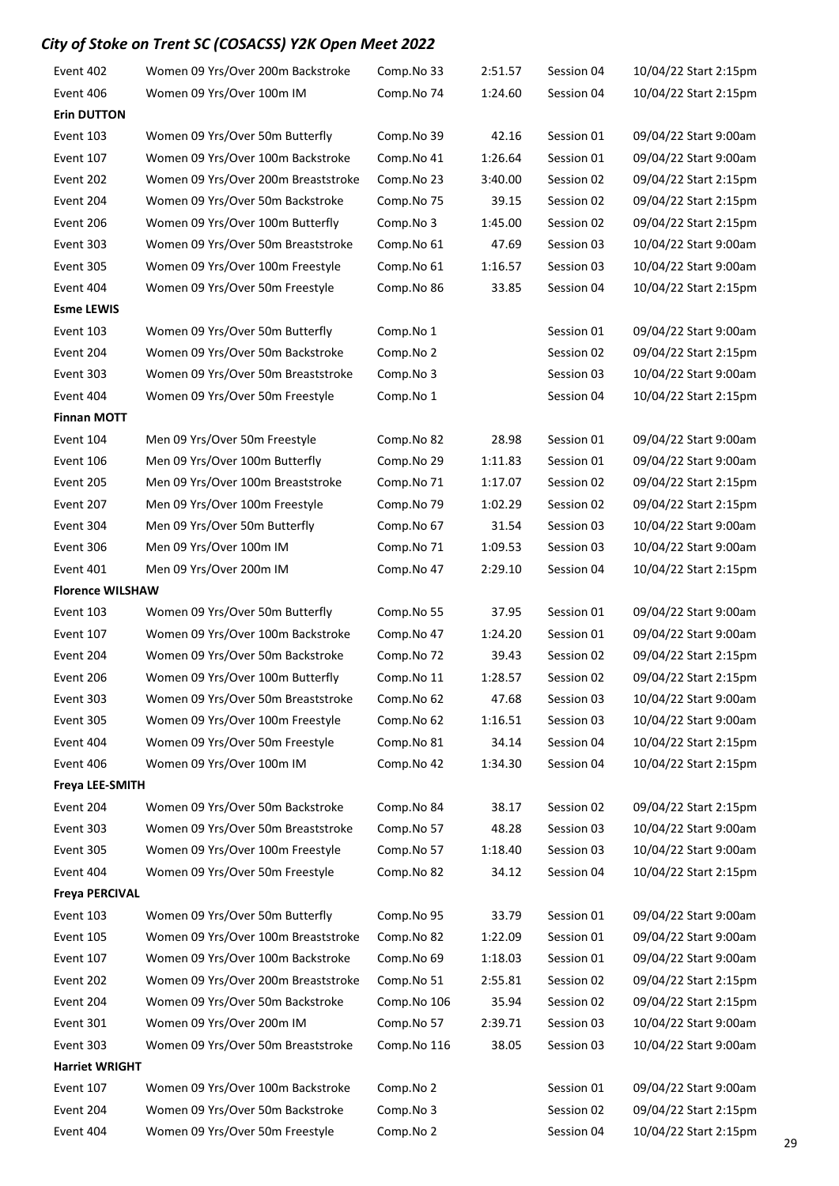## City of Stoke on Trent SC (COSACSS) Y2K Open Meet 2022

| | | | | | |
|---|---|---|---|---|---|
| Event 402 | Women 09 Yrs/Over 200m Backstroke | Comp.No 33 | 2:51.57 | Session 04 | 10/04/22 Start 2:15pm |
| Event 406 | Women 09 Yrs/Over 100m IM | Comp.No 74 | 1:24.60 | Session 04 | 10/04/22 Start 2:15pm |
| **Erin DUTTON** | | | | | |
| Event 103 | Women 09 Yrs/Over 50m Butterfly | Comp.No 39 | 42.16 | Session 01 | 09/04/22 Start 9:00am |
| Event 107 | Women 09 Yrs/Over 100m Backstroke | Comp.No 41 | 1:26.64 | Session 01 | 09/04/22 Start 9:00am |
| Event 202 | Women 09 Yrs/Over 200m Breaststroke | Comp.No 23 | 3:40.00 | Session 02 | 09/04/22 Start 2:15pm |
| Event 204 | Women 09 Yrs/Over 50m Backstroke | Comp.No 75 | 39.15 | Session 02 | 09/04/22 Start 2:15pm |
| Event 206 | Women 09 Yrs/Over 100m Butterfly | Comp.No 3 | 1:45.00 | Session 02 | 09/04/22 Start 2:15pm |
| Event 303 | Women 09 Yrs/Over 50m Breaststroke | Comp.No 61 | 47.69 | Session 03 | 10/04/22 Start 9:00am |
| Event 305 | Women 09 Yrs/Over 100m Freestyle | Comp.No 61 | 1:16.57 | Session 03 | 10/04/22 Start 9:00am |
| Event 404 | Women 09 Yrs/Over 50m Freestyle | Comp.No 86 | 33.85 | Session 04 | 10/04/22 Start 2:15pm |
| **Esme LEWIS** | | | | | |
| Event 103 | Women 09 Yrs/Over 50m Butterfly | Comp.No 1 | | Session 01 | 09/04/22 Start 9:00am |
| Event 204 | Women 09 Yrs/Over 50m Backstroke | Comp.No 2 | | Session 02 | 09/04/22 Start 2:15pm |
| Event 303 | Women 09 Yrs/Over 50m Breaststroke | Comp.No 3 | | Session 03 | 10/04/22 Start 9:00am |
| Event 404 | Women 09 Yrs/Over 50m Freestyle | Comp.No 1 | | Session 04 | 10/04/22 Start 2:15pm |
| **Finnan MOTT** | | | | | |
| Event 104 | Men 09 Yrs/Over 50m Freestyle | Comp.No 82 | 28.98 | Session 01 | 09/04/22 Start 9:00am |
| Event 106 | Men 09 Yrs/Over 100m Butterfly | Comp.No 29 | 1:11.83 | Session 01 | 09/04/22 Start 9:00am |
| Event 205 | Men 09 Yrs/Over 100m Breaststroke | Comp.No 71 | 1:17.07 | Session 02 | 09/04/22 Start 2:15pm |
| Event 207 | Men 09 Yrs/Over 100m Freestyle | Comp.No 79 | 1:02.29 | Session 02 | 09/04/22 Start 2:15pm |
| Event 304 | Men 09 Yrs/Over 50m Butterfly | Comp.No 67 | 31.54 | Session 03 | 10/04/22 Start 9:00am |
| Event 306 | Men 09 Yrs/Over 100m IM | Comp.No 71 | 1:09.53 | Session 03 | 10/04/22 Start 9:00am |
| Event 401 | Men 09 Yrs/Over 200m IM | Comp.No 47 | 2:29.10 | Session 04 | 10/04/22 Start 2:15pm |
| **Florence WILSHAW** | | | | | |
| Event 103 | Women 09 Yrs/Over 50m Butterfly | Comp.No 55 | 37.95 | Session 01 | 09/04/22 Start 9:00am |
| Event 107 | Women 09 Yrs/Over 100m Backstroke | Comp.No 47 | 1:24.20 | Session 01 | 09/04/22 Start 9:00am |
| Event 204 | Women 09 Yrs/Over 50m Backstroke | Comp.No 72 | 39.43 | Session 02 | 09/04/22 Start 2:15pm |
| Event 206 | Women 09 Yrs/Over 100m Butterfly | Comp.No 11 | 1:28.57 | Session 02 | 09/04/22 Start 2:15pm |
| Event 303 | Women 09 Yrs/Over 50m Breaststroke | Comp.No 62 | 47.68 | Session 03 | 10/04/22 Start 9:00am |
| Event 305 | Women 09 Yrs/Over 100m Freestyle | Comp.No 62 | 1:16.51 | Session 03 | 10/04/22 Start 9:00am |
| Event 404 | Women 09 Yrs/Over 50m Freestyle | Comp.No 81 | 34.14 | Session 04 | 10/04/22 Start 2:15pm |
| Event 406 | Women 09 Yrs/Over 100m IM | Comp.No 42 | 1:34.30 | Session 04 | 10/04/22 Start 2:15pm |
| **Freya LEE-SMITH** | | | | | |
| Event 204 | Women 09 Yrs/Over 50m Backstroke | Comp.No 84 | 38.17 | Session 02 | 09/04/22 Start 2:15pm |
| Event 303 | Women 09 Yrs/Over 50m Breaststroke | Comp.No 57 | 48.28 | Session 03 | 10/04/22 Start 9:00am |
| Event 305 | Women 09 Yrs/Over 100m Freestyle | Comp.No 57 | 1:18.40 | Session 03 | 10/04/22 Start 9:00am |
| Event 404 | Women 09 Yrs/Over 50m Freestyle | Comp.No 82 | 34.12 | Session 04 | 10/04/22 Start 2:15pm |
| **Freya PERCIVAL** | | | | | |
| Event 103 | Women 09 Yrs/Over 50m Butterfly | Comp.No 95 | 33.79 | Session 01 | 09/04/22 Start 9:00am |
| Event 105 | Women 09 Yrs/Over 100m Breaststroke | Comp.No 82 | 1:22.09 | Session 01 | 09/04/22 Start 9:00am |
| Event 107 | Women 09 Yrs/Over 100m Backstroke | Comp.No 69 | 1:18.03 | Session 01 | 09/04/22 Start 9:00am |
| Event 202 | Women 09 Yrs/Over 200m Breaststroke | Comp.No 51 | 2:55.81 | Session 02 | 09/04/22 Start 2:15pm |
| Event 204 | Women 09 Yrs/Over 50m Backstroke | Comp.No 106 | 35.94 | Session 02 | 09/04/22 Start 2:15pm |
| Event 301 | Women 09 Yrs/Over 200m IM | Comp.No 57 | 2:39.71 | Session 03 | 10/04/22 Start 9:00am |
| Event 303 | Women 09 Yrs/Over 50m Breaststroke | Comp.No 116 | 38.05 | Session 03 | 10/04/22 Start 9:00am |
| **Harriet WRIGHT** | | | | | |
| Event 107 | Women 09 Yrs/Over 100m Backstroke | Comp.No 2 | | Session 01 | 09/04/22 Start 9:00am |
| Event 204 | Women 09 Yrs/Over 50m Backstroke | Comp.No 3 | | Session 02 | 09/04/22 Start 2:15pm |
| Event 404 | Women 09 Yrs/Over 50m Freestyle | Comp.No 2 | | Session 04 | 10/04/22 Start 2:15pm |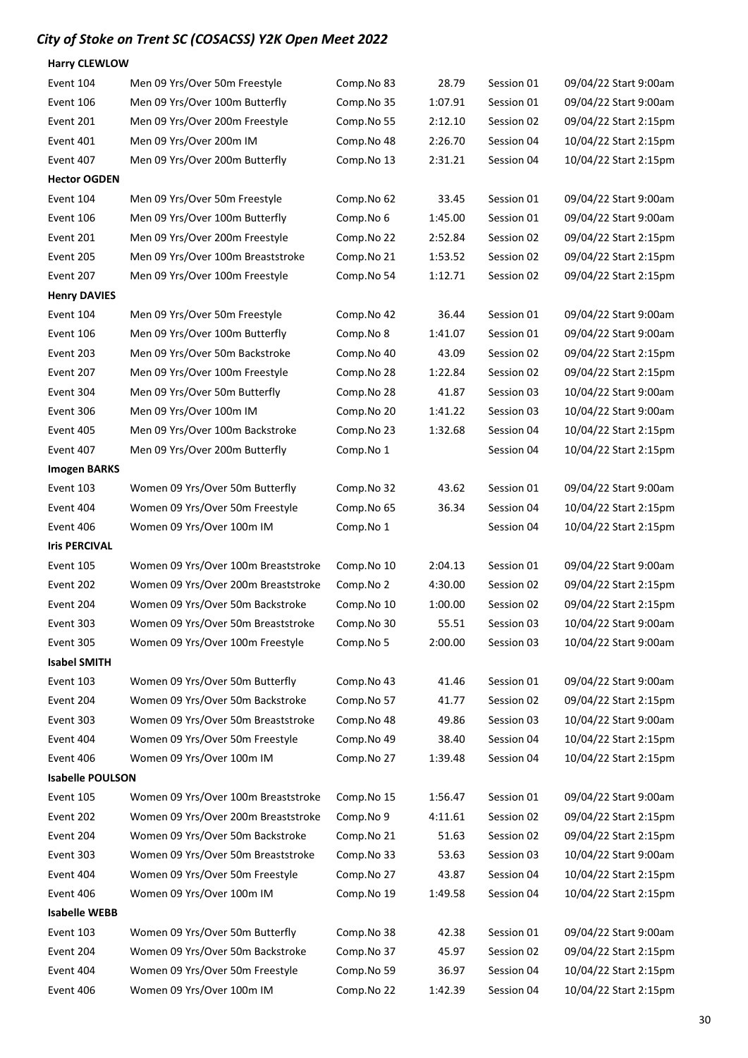## *City of Stoke on Trent SC (COSACSS) Y2K Open Meet 2022*

**Harry CLEWLOW**

| | | | | | |
|---|---|---|---|---|---|
| Event 104 | Men 09 Yrs/Over 50m Freestyle | Comp.No 83 | 28.79 | Session 01 | 09/04/22 Start 9:00am |
| Event 106 | Men 09 Yrs/Over 100m Butterfly | Comp.No 35 | 1:07.91 | Session 01 | 09/04/22 Start 9:00am |
| Event 201 | Men 09 Yrs/Over 200m Freestyle | Comp.No 55 | 2:12.10 | Session 02 | 09/04/22 Start 2:15pm |
| Event 401 | Men 09 Yrs/Over 200m IM | Comp.No 48 | 2:26.70 | Session 04 | 10/04/22 Start 2:15pm |
| Event 407 | Men 09 Yrs/Over 200m Butterfly | Comp.No 13 | 2:31.21 | Session 04 | 10/04/22 Start 2:15pm |

**Hector OGDEN**

| | | | | | |
|---|---|---|---|---|---|
| Event 104 | Men 09 Yrs/Over 50m Freestyle | Comp.No 62 | 33.45 | Session 01 | 09/04/22 Start 9:00am |
| Event 106 | Men 09 Yrs/Over 100m Butterfly | Comp.No 6 | 1:45.00 | Session 01 | 09/04/22 Start 9:00am |
| Event 201 | Men 09 Yrs/Over 200m Freestyle | Comp.No 22 | 2:52.84 | Session 02 | 09/04/22 Start 2:15pm |
| Event 205 | Men 09 Yrs/Over 100m Breaststroke | Comp.No 21 | 1:53.52 | Session 02 | 09/04/22 Start 2:15pm |
| Event 207 | Men 09 Yrs/Over 100m Freestyle | Comp.No 54 | 1:12.71 | Session 02 | 09/04/22 Start 2:15pm |

**Henry DAVIES**

| | | | | | |
|---|---|---|---|---|---|
| Event 104 | Men 09 Yrs/Over 50m Freestyle | Comp.No 42 | 36.44 | Session 01 | 09/04/22 Start 9:00am |
| Event 106 | Men 09 Yrs/Over 100m Butterfly | Comp.No 8 | 1:41.07 | Session 01 | 09/04/22 Start 9:00am |
| Event 203 | Men 09 Yrs/Over 50m Backstroke | Comp.No 40 | 43.09 | Session 02 | 09/04/22 Start 2:15pm |
| Event 207 | Men 09 Yrs/Over 100m Freestyle | Comp.No 28 | 1:22.84 | Session 02 | 09/04/22 Start 2:15pm |
| Event 304 | Men 09 Yrs/Over 50m Butterfly | Comp.No 28 | 41.87 | Session 03 | 10/04/22 Start 9:00am |
| Event 306 | Men 09 Yrs/Over 100m IM | Comp.No 20 | 1:41.22 | Session 03 | 10/04/22 Start 9:00am |
| Event 405 | Men 09 Yrs/Over 100m Backstroke | Comp.No 23 | 1:32.68 | Session 04 | 10/04/22 Start 2:15pm |
| Event 407 | Men 09 Yrs/Over 200m Butterfly | Comp.No 1 | | Session 04 | 10/04/22 Start 2:15pm |

**Imogen BARKS**

| | | | | | |
|---|---|---|---|---|---|
| Event 103 | Women 09 Yrs/Over 50m Butterfly | Comp.No 32 | 43.62 | Session 01 | 09/04/22 Start 9:00am |
| Event 404 | Women 09 Yrs/Over 50m Freestyle | Comp.No 65 | 36.34 | Session 04 | 10/04/22 Start 2:15pm |
| Event 406 | Women 09 Yrs/Over 100m IM | Comp.No 1 | | Session 04 | 10/04/22 Start 2:15pm |

**Iris PERCIVAL**

| | | | | | |
|---|---|---|---|---|---|
| Event 105 | Women 09 Yrs/Over 100m Breaststroke | Comp.No 10 | 2:04.13 | Session 01 | 09/04/22 Start 9:00am |
| Event 202 | Women 09 Yrs/Over 200m Breaststroke | Comp.No 2 | 4:30.00 | Session 02 | 09/04/22 Start 2:15pm |
| Event 204 | Women 09 Yrs/Over 50m Backstroke | Comp.No 10 | 1:00.00 | Session 02 | 09/04/22 Start 2:15pm |
| Event 303 | Women 09 Yrs/Over 50m Breaststroke | Comp.No 30 | 55.51 | Session 03 | 10/04/22 Start 9:00am |
| Event 305 | Women 09 Yrs/Over 100m Freestyle | Comp.No 5 | 2:00.00 | Session 03 | 10/04/22 Start 9:00am |

**Isabel SMITH**

| | | | | | |
|---|---|---|---|---|---|
| Event 103 | Women 09 Yrs/Over 50m Butterfly | Comp.No 43 | 41.46 | Session 01 | 09/04/22 Start 9:00am |
| Event 204 | Women 09 Yrs/Over 50m Backstroke | Comp.No 57 | 41.77 | Session 02 | 09/04/22 Start 2:15pm |
| Event 303 | Women 09 Yrs/Over 50m Breaststroke | Comp.No 48 | 49.86 | Session 03 | 10/04/22 Start 9:00am |
| Event 404 | Women 09 Yrs/Over 50m Freestyle | Comp.No 49 | 38.40 | Session 04 | 10/04/22 Start 2:15pm |
| Event 406 | Women 09 Yrs/Over 100m IM | Comp.No 27 | 1:39.48 | Session 04 | 10/04/22 Start 2:15pm |

**Isabelle POULSON**

| | | | | | |
|---|---|---|---|---|---|
| Event 105 | Women 09 Yrs/Over 100m Breaststroke | Comp.No 15 | 1:56.47 | Session 01 | 09/04/22 Start 9:00am |
| Event 202 | Women 09 Yrs/Over 200m Breaststroke | Comp.No 9 | 4:11.61 | Session 02 | 09/04/22 Start 2:15pm |
| Event 204 | Women 09 Yrs/Over 50m Backstroke | Comp.No 21 | 51.63 | Session 02 | 09/04/22 Start 2:15pm |
| Event 303 | Women 09 Yrs/Over 50m Breaststroke | Comp.No 33 | 53.63 | Session 03 | 10/04/22 Start 9:00am |
| Event 404 | Women 09 Yrs/Over 50m Freestyle | Comp.No 27 | 43.87 | Session 04 | 10/04/22 Start 2:15pm |
| Event 406 | Women 09 Yrs/Over 100m IM | Comp.No 19 | 1:49.58 | Session 04 | 10/04/22 Start 2:15pm |

**Isabelle WEBB**

| | | | | | |
|---|---|---|---|---|---|
| Event 103 | Women 09 Yrs/Over 50m Butterfly | Comp.No 38 | 42.38 | Session 01 | 09/04/22 Start 9:00am |
| Event 204 | Women 09 Yrs/Over 50m Backstroke | Comp.No 37 | 45.97 | Session 02 | 09/04/22 Start 2:15pm |
| Event 404 | Women 09 Yrs/Over 50m Freestyle | Comp.No 59 | 36.97 | Session 04 | 10/04/22 Start 2:15pm |
| Event 406 | Women 09 Yrs/Over 100m IM | Comp.No 22 | 1:42.39 | Session 04 | 10/04/22 Start 2:15pm |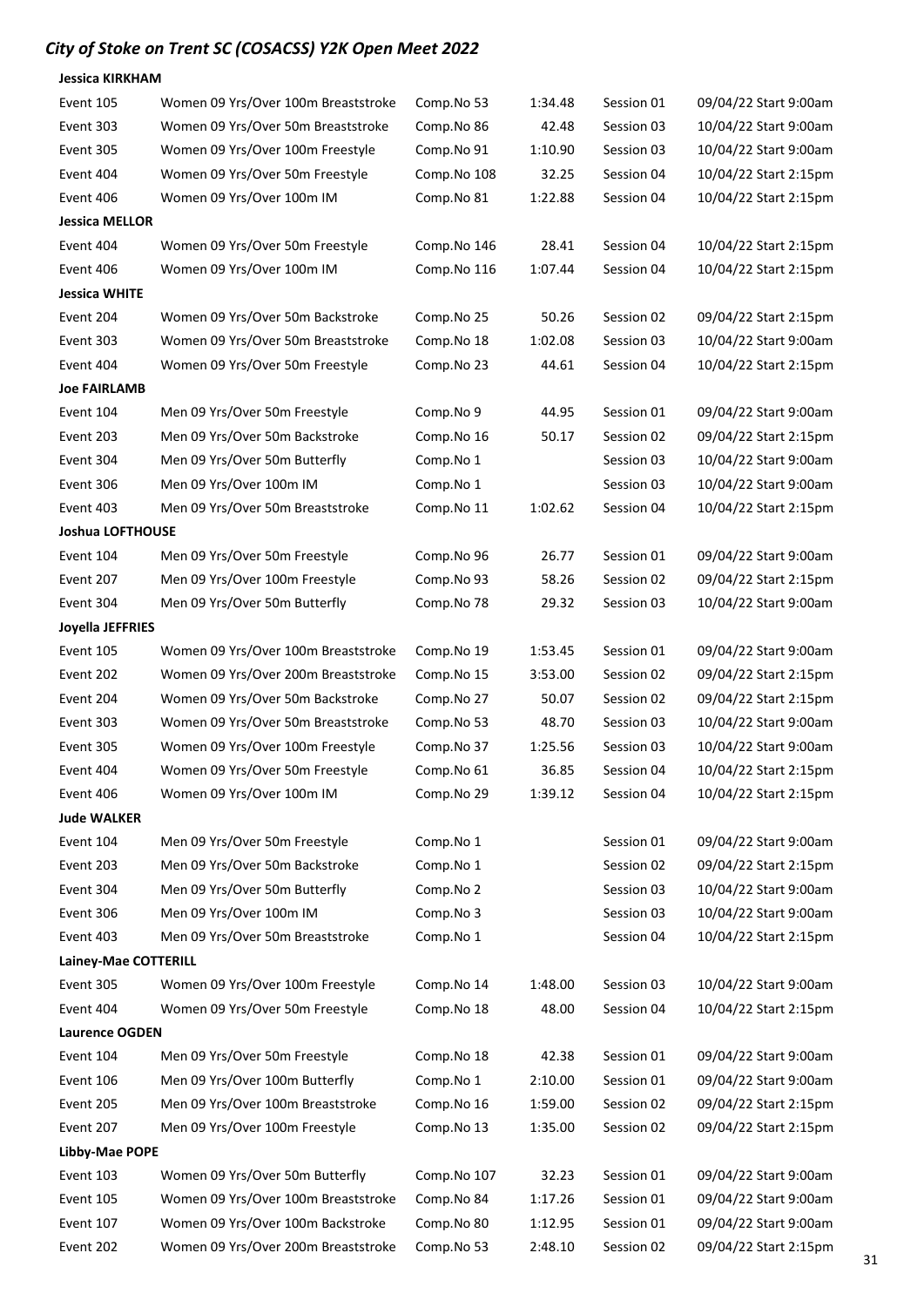## City of Stoke on Trent SC (COSACSS) Y2K Open Meet 2022

**Jessica KIRKHAM**

| | | | | | |
|---|---|---|---|---|---|
| Event 105 | Women 09 Yrs/Over 100m Breaststroke | Comp.No 53 | 1:34.48 | Session 01 | 09/04/22 Start 9:00am |
| Event 303 | Women 09 Yrs/Over 50m Breaststroke | Comp.No 86 | 42.48 | Session 03 | 10/04/22 Start 9:00am |
| Event 305 | Women 09 Yrs/Over 100m Freestyle | Comp.No 91 | 1:10.90 | Session 03 | 10/04/22 Start 9:00am |
| Event 404 | Women 09 Yrs/Over 50m Freestyle | Comp.No 108 | 32.25 | Session 04 | 10/04/22 Start 2:15pm |
| Event 406 | Women 09 Yrs/Over 100m IM | Comp.No 81 | 1:22.88 | Session 04 | 10/04/22 Start 2:15pm |

**Jessica MELLOR**

| | | | | | |
|---|---|---|---|---|---|
| Event 404 | Women 09 Yrs/Over 50m Freestyle | Comp.No 146 | 28.41 | Session 04 | 10/04/22 Start 2:15pm |
| Event 406 | Women 09 Yrs/Over 100m IM | Comp.No 116 | 1:07.44 | Session 04 | 10/04/22 Start 2:15pm |

**Jessica WHITE**

| | | | | | |
|---|---|---|---|---|---|
| Event 204 | Women 09 Yrs/Over 50m Backstroke | Comp.No 25 | 50.26 | Session 02 | 09/04/22 Start 2:15pm |
| Event 303 | Women 09 Yrs/Over 50m Breaststroke | Comp.No 18 | 1:02.08 | Session 03 | 10/04/22 Start 9:00am |
| Event 404 | Women 09 Yrs/Over 50m Freestyle | Comp.No 23 | 44.61 | Session 04 | 10/04/22 Start 2:15pm |

**Joe FAIRLAMB**

| | | | | | |
|---|---|---|---|---|---|
| Event 104 | Men 09 Yrs/Over 50m Freestyle | Comp.No 9 | 44.95 | Session 01 | 09/04/22 Start 9:00am |
| Event 203 | Men 09 Yrs/Over 50m Backstroke | Comp.No 16 | 50.17 | Session 02 | 09/04/22 Start 2:15pm |
| Event 304 | Men 09 Yrs/Over 50m Butterfly | Comp.No 1 | | Session 03 | 10/04/22 Start 9:00am |
| Event 306 | Men 09 Yrs/Over 100m IM | Comp.No 1 | | Session 03 | 10/04/22 Start 9:00am |
| Event 403 | Men 09 Yrs/Over 50m Breaststroke | Comp.No 11 | 1:02.62 | Session 04 | 10/04/22 Start 2:15pm |

**Joshua LOFTHOUSE**

| | | | | | |
|---|---|---|---|---|---|
| Event 104 | Men 09 Yrs/Over 50m Freestyle | Comp.No 96 | 26.77 | Session 01 | 09/04/22 Start 9:00am |
| Event 207 | Men 09 Yrs/Over 100m Freestyle | Comp.No 93 | 58.26 | Session 02 | 09/04/22 Start 2:15pm |
| Event 304 | Men 09 Yrs/Over 50m Butterfly | Comp.No 78 | 29.32 | Session 03 | 10/04/22 Start 9:00am |

**Joyella JEFFRIES**

| | | | | | |
|---|---|---|---|---|---|
| Event 105 | Women 09 Yrs/Over 100m Breaststroke | Comp.No 19 | 1:53.45 | Session 01 | 09/04/22 Start 9:00am |
| Event 202 | Women 09 Yrs/Over 200m Breaststroke | Comp.No 15 | 3:53.00 | Session 02 | 09/04/22 Start 2:15pm |
| Event 204 | Women 09 Yrs/Over 50m Backstroke | Comp.No 27 | 50.07 | Session 02 | 09/04/22 Start 2:15pm |
| Event 303 | Women 09 Yrs/Over 50m Breaststroke | Comp.No 53 | 48.70 | Session 03 | 10/04/22 Start 9:00am |
| Event 305 | Women 09 Yrs/Over 100m Freestyle | Comp.No 37 | 1:25.56 | Session 03 | 10/04/22 Start 9:00am |
| Event 404 | Women 09 Yrs/Over 50m Freestyle | Comp.No 61 | 36.85 | Session 04 | 10/04/22 Start 2:15pm |
| Event 406 | Women 09 Yrs/Over 100m IM | Comp.No 29 | 1:39.12 | Session 04 | 10/04/22 Start 2:15pm |

**Jude WALKER**

| | | | | | |
|---|---|---|---|---|---|
| Event 104 | Men 09 Yrs/Over 50m Freestyle | Comp.No 1 | | Session 01 | 09/04/22 Start 9:00am |
| Event 203 | Men 09 Yrs/Over 50m Backstroke | Comp.No 1 | | Session 02 | 09/04/22 Start 2:15pm |
| Event 304 | Men 09 Yrs/Over 50m Butterfly | Comp.No 2 | | Session 03 | 10/04/22 Start 9:00am |
| Event 306 | Men 09 Yrs/Over 100m IM | Comp.No 3 | | Session 03 | 10/04/22 Start 9:00am |
| Event 403 | Men 09 Yrs/Over 50m Breaststroke | Comp.No 1 | | Session 04 | 10/04/22 Start 2:15pm |

**Lainey-Mae COTTERILL**

| | | | | | |
|---|---|---|---|---|---|
| Event 305 | Women 09 Yrs/Over 100m Freestyle | Comp.No 14 | 1:48.00 | Session 03 | 10/04/22 Start 9:00am |
| Event 404 | Women 09 Yrs/Over 50m Freestyle | Comp.No 18 | 48.00 | Session 04 | 10/04/22 Start 2:15pm |

**Laurence OGDEN**

| | | | | | |
|---|---|---|---|---|---|
| Event 104 | Men 09 Yrs/Over 50m Freestyle | Comp.No 18 | 42.38 | Session 01 | 09/04/22 Start 9:00am |
| Event 106 | Men 09 Yrs/Over 100m Butterfly | Comp.No 1 | 2:10.00 | Session 01 | 09/04/22 Start 9:00am |
| Event 205 | Men 09 Yrs/Over 100m Breaststroke | Comp.No 16 | 1:59.00 | Session 02 | 09/04/22 Start 2:15pm |
| Event 207 | Men 09 Yrs/Over 100m Freestyle | Comp.No 13 | 1:35.00 | Session 02 | 09/04/22 Start 2:15pm |

**Libby-Mae POPE**

| | | | | | |
|---|---|---|---|---|---|
| Event 103 | Women 09 Yrs/Over 50m Butterfly | Comp.No 107 | 32.23 | Session 01 | 09/04/22 Start 9:00am |
| Event 105 | Women 09 Yrs/Over 100m Breaststroke | Comp.No 84 | 1:17.26 | Session 01 | 09/04/22 Start 9:00am |
| Event 107 | Women 09 Yrs/Over 100m Backstroke | Comp.No 80 | 1:12.95 | Session 01 | 09/04/22 Start 9:00am |
| Event 202 | Women 09 Yrs/Over 200m Breaststroke | Comp.No 53 | 2:48.10 | Session 02 | 09/04/22 Start 2:15pm |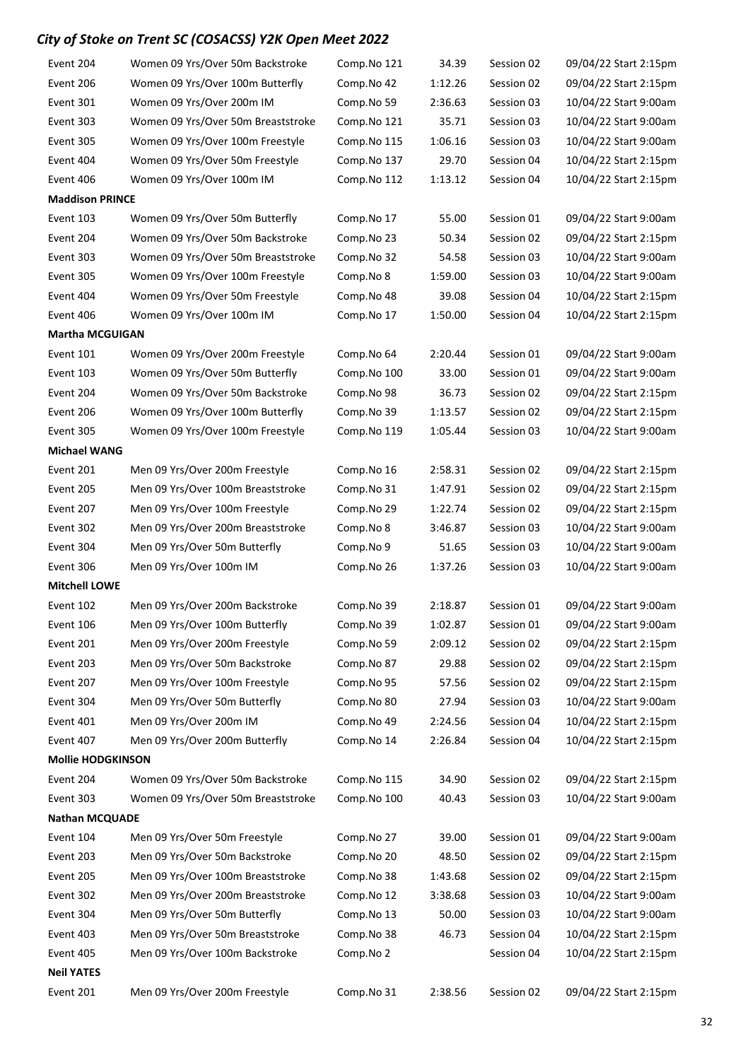## City of Stoke on Trent SC (COSACSS) Y2K Open Meet 2022

| | | | | | |
|---|---|---|---|---|---|
| Event 204 | Women 09 Yrs/Over 50m Backstroke | Comp.No 121 | 34.39 | Session 02 | 09/04/22 Start 2:15pm |
| Event 206 | Women 09 Yrs/Over 100m Butterfly | Comp.No 42 | 1:12.26 | Session 02 | 09/04/22 Start 2:15pm |
| Event 301 | Women 09 Yrs/Over 200m IM | Comp.No 59 | 2:36.63 | Session 03 | 10/04/22 Start 9:00am |
| Event 303 | Women 09 Yrs/Over 50m Breaststroke | Comp.No 121 | 35.71 | Session 03 | 10/04/22 Start 9:00am |
| Event 305 | Women 09 Yrs/Over 100m Freestyle | Comp.No 115 | 1:06.16 | Session 03 | 10/04/22 Start 9:00am |
| Event 404 | Women 09 Yrs/Over 50m Freestyle | Comp.No 137 | 29.70 | Session 04 | 10/04/22 Start 2:15pm |
| Event 406 | Women 09 Yrs/Over 100m IM | Comp.No 112 | 1:13.12 | Session 04 | 10/04/22 Start 2:15pm |
| **Maddison PRINCE** | | | | | |
| Event 103 | Women 09 Yrs/Over 50m Butterfly | Comp.No 17 | 55.00 | Session 01 | 09/04/22 Start 9:00am |
| Event 204 | Women 09 Yrs/Over 50m Backstroke | Comp.No 23 | 50.34 | Session 02 | 09/04/22 Start 2:15pm |
| Event 303 | Women 09 Yrs/Over 50m Breaststroke | Comp.No 32 | 54.58 | Session 03 | 10/04/22 Start 9:00am |
| Event 305 | Women 09 Yrs/Over 100m Freestyle | Comp.No 8 | 1:59.00 | Session 03 | 10/04/22 Start 9:00am |
| Event 404 | Women 09 Yrs/Over 50m Freestyle | Comp.No 48 | 39.08 | Session 04 | 10/04/22 Start 2:15pm |
| Event 406 | Women 09 Yrs/Over 100m IM | Comp.No 17 | 1:50.00 | Session 04 | 10/04/22 Start 2:15pm |
| **Martha MCGUIGAN** | | | | | |
| Event 101 | Women 09 Yrs/Over 200m Freestyle | Comp.No 64 | 2:20.44 | Session 01 | 09/04/22 Start 9:00am |
| Event 103 | Women 09 Yrs/Over 50m Butterfly | Comp.No 100 | 33.00 | Session 01 | 09/04/22 Start 9:00am |
| Event 204 | Women 09 Yrs/Over 50m Backstroke | Comp.No 98 | 36.73 | Session 02 | 09/04/22 Start 2:15pm |
| Event 206 | Women 09 Yrs/Over 100m Butterfly | Comp.No 39 | 1:13.57 | Session 02 | 09/04/22 Start 2:15pm |
| Event 305 | Women 09 Yrs/Over 100m Freestyle | Comp.No 119 | 1:05.44 | Session 03 | 10/04/22 Start 9:00am |
| **Michael WANG** | | | | | |
| Event 201 | Men 09 Yrs/Over 200m Freestyle | Comp.No 16 | 2:58.31 | Session 02 | 09/04/22 Start 2:15pm |
| Event 205 | Men 09 Yrs/Over 100m Breaststroke | Comp.No 31 | 1:47.91 | Session 02 | 09/04/22 Start 2:15pm |
| Event 207 | Men 09 Yrs/Over 100m Freestyle | Comp.No 29 | 1:22.74 | Session 02 | 09/04/22 Start 2:15pm |
| Event 302 | Men 09 Yrs/Over 200m Breaststroke | Comp.No 8 | 3:46.87 | Session 03 | 10/04/22 Start 9:00am |
| Event 304 | Men 09 Yrs/Over 50m Butterfly | Comp.No 9 | 51.65 | Session 03 | 10/04/22 Start 9:00am |
| Event 306 | Men 09 Yrs/Over 100m IM | Comp.No 26 | 1:37.26 | Session 03 | 10/04/22 Start 9:00am |
| **Mitchell LOWE** | | | | | |
| Event 102 | Men 09 Yrs/Over 200m Backstroke | Comp.No 39 | 2:18.87 | Session 01 | 09/04/22 Start 9:00am |
| Event 106 | Men 09 Yrs/Over 100m Butterfly | Comp.No 39 | 1:02.87 | Session 01 | 09/04/22 Start 9:00am |
| Event 201 | Men 09 Yrs/Over 200m Freestyle | Comp.No 59 | 2:09.12 | Session 02 | 09/04/22 Start 2:15pm |
| Event 203 | Men 09 Yrs/Over 50m Backstroke | Comp.No 87 | 29.88 | Session 02 | 09/04/22 Start 2:15pm |
| Event 207 | Men 09 Yrs/Over 100m Freestyle | Comp.No 95 | 57.56 | Session 02 | 09/04/22 Start 2:15pm |
| Event 304 | Men 09 Yrs/Over 50m Butterfly | Comp.No 80 | 27.94 | Session 03 | 10/04/22 Start 9:00am |
| Event 401 | Men 09 Yrs/Over 200m IM | Comp.No 49 | 2:24.56 | Session 04 | 10/04/22 Start 2:15pm |
| Event 407 | Men 09 Yrs/Over 200m Butterfly | Comp.No 14 | 2:26.84 | Session 04 | 10/04/22 Start 2:15pm |
| **Mollie HODGKINSON** | | | | | |
| Event 204 | Women 09 Yrs/Over 50m Backstroke | Comp.No 115 | 34.90 | Session 02 | 09/04/22 Start 2:15pm |
| Event 303 | Women 09 Yrs/Over 50m Breaststroke | Comp.No 100 | 40.43 | Session 03 | 10/04/22 Start 9:00am |
| **Nathan MCQUADE** | | | | | |
| Event 104 | Men 09 Yrs/Over 50m Freestyle | Comp.No 27 | 39.00 | Session 01 | 09/04/22 Start 9:00am |
| Event 203 | Men 09 Yrs/Over 50m Backstroke | Comp.No 20 | 48.50 | Session 02 | 09/04/22 Start 2:15pm |
| Event 205 | Men 09 Yrs/Over 100m Breaststroke | Comp.No 38 | 1:43.68 | Session 02 | 09/04/22 Start 2:15pm |
| Event 302 | Men 09 Yrs/Over 200m Breaststroke | Comp.No 12 | 3:38.68 | Session 03 | 10/04/22 Start 9:00am |
| Event 304 | Men 09 Yrs/Over 50m Butterfly | Comp.No 13 | 50.00 | Session 03 | 10/04/22 Start 9:00am |
| Event 403 | Men 09 Yrs/Over 50m Breaststroke | Comp.No 38 | 46.73 | Session 04 | 10/04/22 Start 2:15pm |
| Event 405 | Men 09 Yrs/Over 100m Backstroke | Comp.No 2 | | Session 04 | 10/04/22 Start 2:15pm |
| **Neil YATES** | | | | | |
| Event 201 | Men 09 Yrs/Over 200m Freestyle | Comp.No 31 | 2:38.56 | Session 02 | 09/04/22 Start 2:15pm |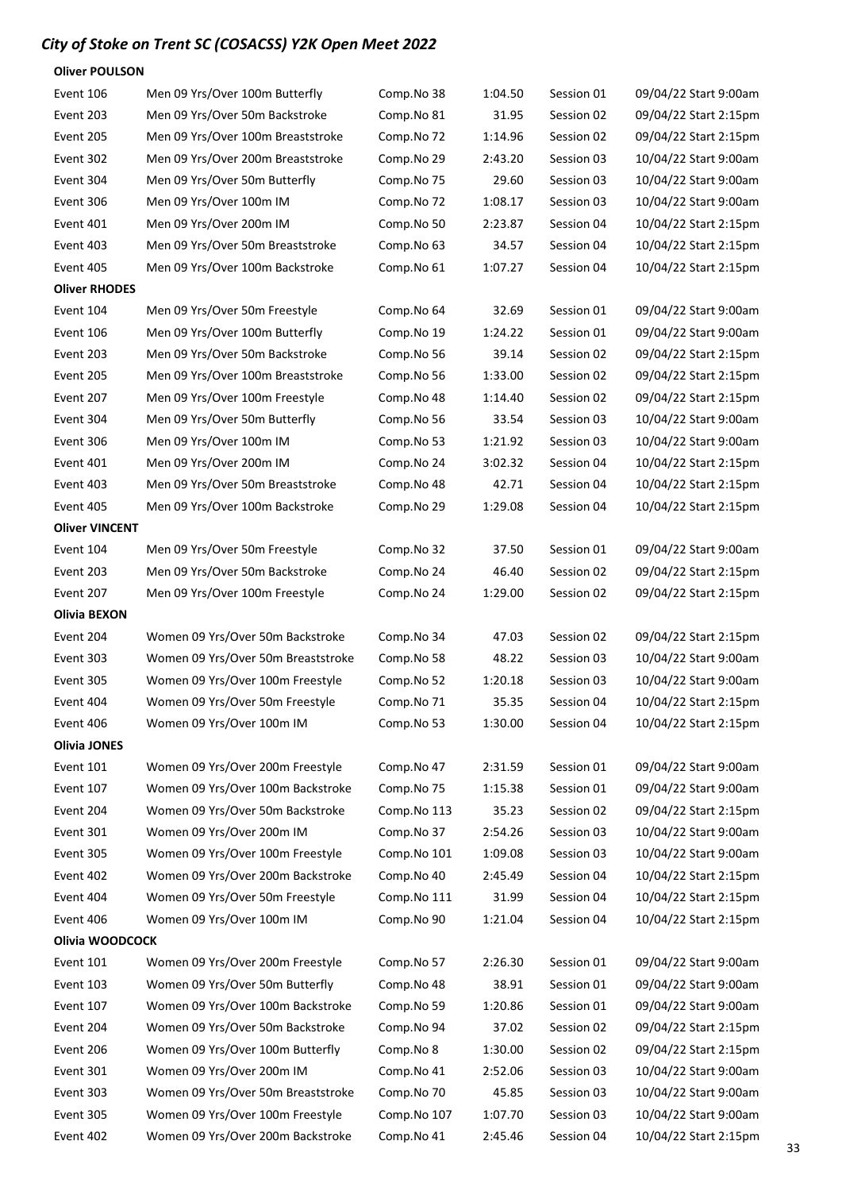## *City of Stoke on Trent SC (COSACSS) Y2K Open Meet 2022*

**Oliver POULSON**

| | | | | | |
|---|---|---|---|---|---|
| Event 106 | Men 09 Yrs/Over 100m Butterfly | Comp.No 38 | 1:04.50 | Session 01 | 09/04/22 Start 9:00am |
| Event 203 | Men 09 Yrs/Over 50m Backstroke | Comp.No 81 | 31.95 | Session 02 | 09/04/22 Start 2:15pm |
| Event 205 | Men 09 Yrs/Over 100m Breaststroke | Comp.No 72 | 1:14.96 | Session 02 | 09/04/22 Start 2:15pm |
| Event 302 | Men 09 Yrs/Over 200m Breaststroke | Comp.No 29 | 2:43.20 | Session 03 | 10/04/22 Start 9:00am |
| Event 304 | Men 09 Yrs/Over 50m Butterfly | Comp.No 75 | 29.60 | Session 03 | 10/04/22 Start 9:00am |
| Event 306 | Men 09 Yrs/Over 100m IM | Comp.No 72 | 1:08.17 | Session 03 | 10/04/22 Start 9:00am |
| Event 401 | Men 09 Yrs/Over 200m IM | Comp.No 50 | 2:23.87 | Session 04 | 10/04/22 Start 2:15pm |
| Event 403 | Men 09 Yrs/Over 50m Breaststroke | Comp.No 63 | 34.57 | Session 04 | 10/04/22 Start 2:15pm |
| Event 405 | Men 09 Yrs/Over 100m Backstroke | Comp.No 61 | 1:07.27 | Session 04 | 10/04/22 Start 2:15pm |

**Oliver RHODES**

| | | | | | |
|---|---|---|---|---|---|
| Event 104 | Men 09 Yrs/Over 50m Freestyle | Comp.No 64 | 32.69 | Session 01 | 09/04/22 Start 9:00am |
| Event 106 | Men 09 Yrs/Over 100m Butterfly | Comp.No 19 | 1:24.22 | Session 01 | 09/04/22 Start 9:00am |
| Event 203 | Men 09 Yrs/Over 50m Backstroke | Comp.No 56 | 39.14 | Session 02 | 09/04/22 Start 2:15pm |
| Event 205 | Men 09 Yrs/Over 100m Breaststroke | Comp.No 56 | 1:33.00 | Session 02 | 09/04/22 Start 2:15pm |
| Event 207 | Men 09 Yrs/Over 100m Freestyle | Comp.No 48 | 1:14.40 | Session 02 | 09/04/22 Start 2:15pm |
| Event 304 | Men 09 Yrs/Over 50m Butterfly | Comp.No 56 | 33.54 | Session 03 | 10/04/22 Start 9:00am |
| Event 306 | Men 09 Yrs/Over 100m IM | Comp.No 53 | 1:21.92 | Session 03 | 10/04/22 Start 9:00am |
| Event 401 | Men 09 Yrs/Over 200m IM | Comp.No 24 | 3:02.32 | Session 04 | 10/04/22 Start 2:15pm |
| Event 403 | Men 09 Yrs/Over 50m Breaststroke | Comp.No 48 | 42.71 | Session 04 | 10/04/22 Start 2:15pm |
| Event 405 | Men 09 Yrs/Over 100m Backstroke | Comp.No 29 | 1:29.08 | Session 04 | 10/04/22 Start 2:15pm |

**Oliver VINCENT**

| | | | | | |
|---|---|---|---|---|---|
| Event 104 | Men 09 Yrs/Over 50m Freestyle | Comp.No 32 | 37.50 | Session 01 | 09/04/22 Start 9:00am |
| Event 203 | Men 09 Yrs/Over 50m Backstroke | Comp.No 24 | 46.40 | Session 02 | 09/04/22 Start 2:15pm |
| Event 207 | Men 09 Yrs/Over 100m Freestyle | Comp.No 24 | 1:29.00 | Session 02 | 09/04/22 Start 2:15pm |

**Olivia BEXON**

| | | | | | |
|---|---|---|---|---|---|
| Event 204 | Women 09 Yrs/Over 50m Backstroke | Comp.No 34 | 47.03 | Session 02 | 09/04/22 Start 2:15pm |
| Event 303 | Women 09 Yrs/Over 50m Breaststroke | Comp.No 58 | 48.22 | Session 03 | 10/04/22 Start 9:00am |
| Event 305 | Women 09 Yrs/Over 100m Freestyle | Comp.No 52 | 1:20.18 | Session 03 | 10/04/22 Start 9:00am |
| Event 404 | Women 09 Yrs/Over 50m Freestyle | Comp.No 71 | 35.35 | Session 04 | 10/04/22 Start 2:15pm |
| Event 406 | Women 09 Yrs/Over 100m IM | Comp.No 53 | 1:30.00 | Session 04 | 10/04/22 Start 2:15pm |

**Olivia JONES**

| | | | | | |
|---|---|---|---|---|---|
| Event 101 | Women 09 Yrs/Over 200m Freestyle | Comp.No 47 | 2:31.59 | Session 01 | 09/04/22 Start 9:00am |
| Event 107 | Women 09 Yrs/Over 100m Backstroke | Comp.No 75 | 1:15.38 | Session 01 | 09/04/22 Start 9:00am |
| Event 204 | Women 09 Yrs/Over 50m Backstroke | Comp.No 113 | 35.23 | Session 02 | 09/04/22 Start 2:15pm |
| Event 301 | Women 09 Yrs/Over 200m IM | Comp.No 37 | 2:54.26 | Session 03 | 10/04/22 Start 9:00am |
| Event 305 | Women 09 Yrs/Over 100m Freestyle | Comp.No 101 | 1:09.08 | Session 03 | 10/04/22 Start 9:00am |
| Event 402 | Women 09 Yrs/Over 200m Backstroke | Comp.No 40 | 2:45.49 | Session 04 | 10/04/22 Start 2:15pm |
| Event 404 | Women 09 Yrs/Over 50m Freestyle | Comp.No 111 | 31.99 | Session 04 | 10/04/22 Start 2:15pm |
| Event 406 | Women 09 Yrs/Over 100m IM | Comp.No 90 | 1:21.04 | Session 04 | 10/04/22 Start 2:15pm |

**Olivia WOODCOCK**

| | | | | | |
|---|---|---|---|---|---|
| Event 101 | Women 09 Yrs/Over 200m Freestyle | Comp.No 57 | 2:26.30 | Session 01 | 09/04/22 Start 9:00am |
| Event 103 | Women 09 Yrs/Over 50m Butterfly | Comp.No 48 | 38.91 | Session 01 | 09/04/22 Start 9:00am |
| Event 107 | Women 09 Yrs/Over 100m Backstroke | Comp.No 59 | 1:20.86 | Session 01 | 09/04/22 Start 9:00am |
| Event 204 | Women 09 Yrs/Over 50m Backstroke | Comp.No 94 | 37.02 | Session 02 | 09/04/22 Start 2:15pm |
| Event 206 | Women 09 Yrs/Over 100m Butterfly | Comp.No 8 | 1:30.00 | Session 02 | 09/04/22 Start 2:15pm |
| Event 301 | Women 09 Yrs/Over 200m IM | Comp.No 41 | 2:52.06 | Session 03 | 10/04/22 Start 9:00am |
| Event 303 | Women 09 Yrs/Over 50m Breaststroke | Comp.No 70 | 45.85 | Session 03 | 10/04/22 Start 9:00am |
| Event 305 | Women 09 Yrs/Over 100m Freestyle | Comp.No 107 | 1:07.70 | Session 03 | 10/04/22 Start 9:00am |
| Event 402 | Women 09 Yrs/Over 200m Backstroke | Comp.No 41 | 2:45.46 | Session 04 | 10/04/22 Start 2:15pm |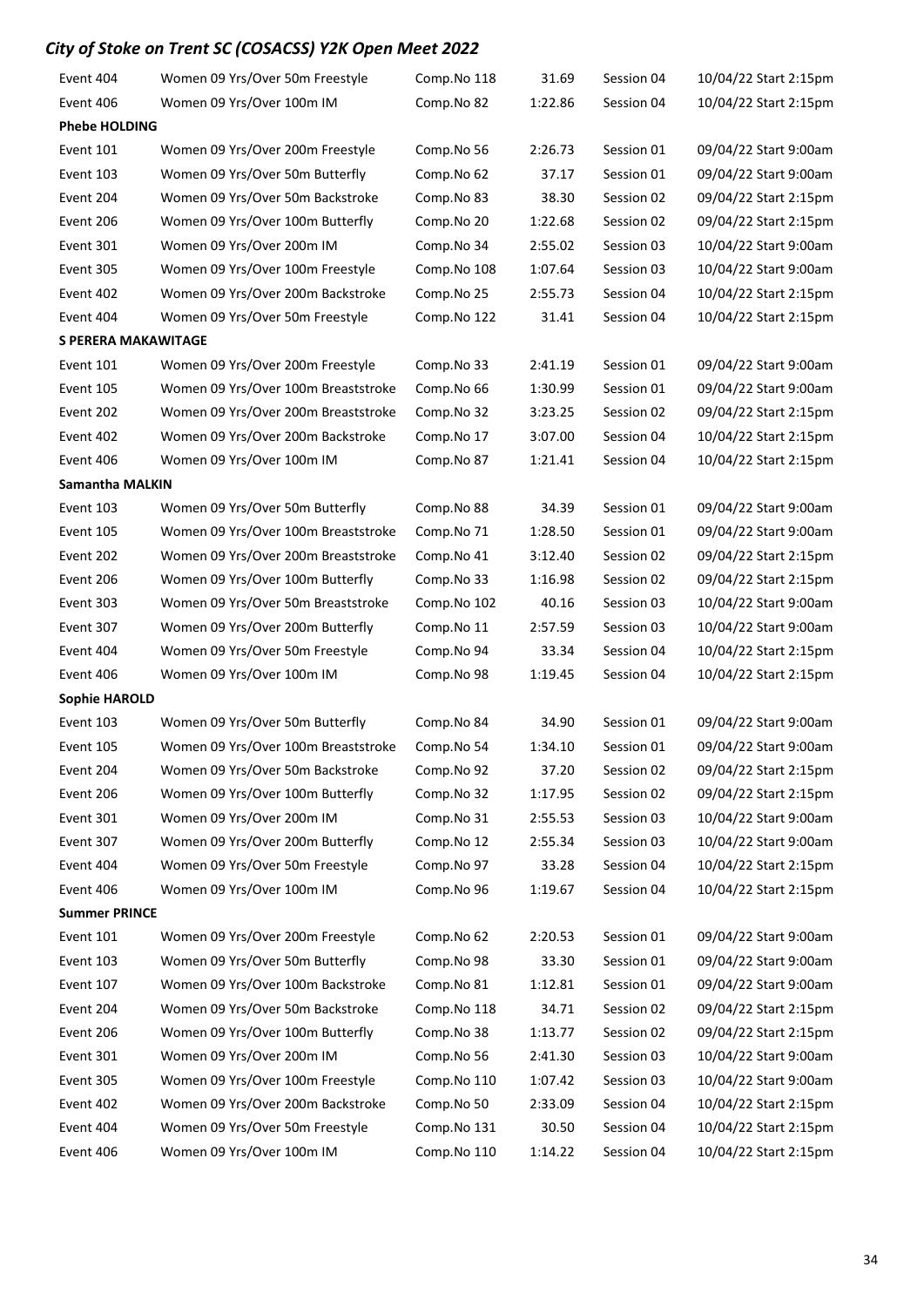*City of Stoke on Trent SC (COSACSS) Y2K Open Meet 2022*

| | | | | | |
|---|---|---|---|---|---|
| Event 404 | Women 09 Yrs/Over 50m Freestyle | Comp.No 118 | 31.69 | Session 04 | 10/04/22 Start 2:15pm |
| Event 406 | Women 09 Yrs/Over 100m IM | Comp.No 82 | 1:22.86 | Session 04 | 10/04/22 Start 2:15pm |
| **Phebe HOLDING** | | | | | |
| Event 101 | Women 09 Yrs/Over 200m Freestyle | Comp.No 56 | 2:26.73 | Session 01 | 09/04/22 Start 9:00am |
| Event 103 | Women 09 Yrs/Over 50m Butterfly | Comp.No 62 | 37.17 | Session 01 | 09/04/22 Start 9:00am |
| Event 204 | Women 09 Yrs/Over 50m Backstroke | Comp.No 83 | 38.30 | Session 02 | 09/04/22 Start 2:15pm |
| Event 206 | Women 09 Yrs/Over 100m Butterfly | Comp.No 20 | 1:22.68 | Session 02 | 09/04/22 Start 2:15pm |
| Event 301 | Women 09 Yrs/Over 200m IM | Comp.No 34 | 2:55.02 | Session 03 | 10/04/22 Start 9:00am |
| Event 305 | Women 09 Yrs/Over 100m Freestyle | Comp.No 108 | 1:07.64 | Session 03 | 10/04/22 Start 9:00am |
| Event 402 | Women 09 Yrs/Over 200m Backstroke | Comp.No 25 | 2:55.73 | Session 04 | 10/04/22 Start 2:15pm |
| Event 404 | Women 09 Yrs/Over 50m Freestyle | Comp.No 122 | 31.41 | Session 04 | 10/04/22 Start 2:15pm |
| **S PERERA MAKAWITAGE** | | | | | |
| Event 101 | Women 09 Yrs/Over 200m Freestyle | Comp.No 33 | 2:41.19 | Session 01 | 09/04/22 Start 9:00am |
| Event 105 | Women 09 Yrs/Over 100m Breaststroke | Comp.No 66 | 1:30.99 | Session 01 | 09/04/22 Start 9:00am |
| Event 202 | Women 09 Yrs/Over 200m Breaststroke | Comp.No 32 | 3:23.25 | Session 02 | 09/04/22 Start 2:15pm |
| Event 402 | Women 09 Yrs/Over 200m Backstroke | Comp.No 17 | 3:07.00 | Session 04 | 10/04/22 Start 2:15pm |
| Event 406 | Women 09 Yrs/Over 100m IM | Comp.No 87 | 1:21.41 | Session 04 | 10/04/22 Start 2:15pm |
| **Samantha MALKIN** | | | | | |
| Event 103 | Women 09 Yrs/Over 50m Butterfly | Comp.No 88 | 34.39 | Session 01 | 09/04/22 Start 9:00am |
| Event 105 | Women 09 Yrs/Over 100m Breaststroke | Comp.No 71 | 1:28.50 | Session 01 | 09/04/22 Start 9:00am |
| Event 202 | Women 09 Yrs/Over 200m Breaststroke | Comp.No 41 | 3:12.40 | Session 02 | 09/04/22 Start 2:15pm |
| Event 206 | Women 09 Yrs/Over 100m Butterfly | Comp.No 33 | 1:16.98 | Session 02 | 09/04/22 Start 2:15pm |
| Event 303 | Women 09 Yrs/Over 50m Breaststroke | Comp.No 102 | 40.16 | Session 03 | 10/04/22 Start 9:00am |
| Event 307 | Women 09 Yrs/Over 200m Butterfly | Comp.No 11 | 2:57.59 | Session 03 | 10/04/22 Start 9:00am |
| Event 404 | Women 09 Yrs/Over 50m Freestyle | Comp.No 94 | 33.34 | Session 04 | 10/04/22 Start 2:15pm |
| Event 406 | Women 09 Yrs/Over 100m IM | Comp.No 98 | 1:19.45 | Session 04 | 10/04/22 Start 2:15pm |
| **Sophie HAROLD** | | | | | |
| Event 103 | Women 09 Yrs/Over 50m Butterfly | Comp.No 84 | 34.90 | Session 01 | 09/04/22 Start 9:00am |
| Event 105 | Women 09 Yrs/Over 100m Breaststroke | Comp.No 54 | 1:34.10 | Session 01 | 09/04/22 Start 9:00am |
| Event 204 | Women 09 Yrs/Over 50m Backstroke | Comp.No 92 | 37.20 | Session 02 | 09/04/22 Start 2:15pm |
| Event 206 | Women 09 Yrs/Over 100m Butterfly | Comp.No 32 | 1:17.95 | Session 02 | 09/04/22 Start 2:15pm |
| Event 301 | Women 09 Yrs/Over 200m IM | Comp.No 31 | 2:55.53 | Session 03 | 10/04/22 Start 9:00am |
| Event 307 | Women 09 Yrs/Over 200m Butterfly | Comp.No 12 | 2:55.34 | Session 03 | 10/04/22 Start 9:00am |
| Event 404 | Women 09 Yrs/Over 50m Freestyle | Comp.No 97 | 33.28 | Session 04 | 10/04/22 Start 2:15pm |
| Event 406 | Women 09 Yrs/Over 100m IM | Comp.No 96 | 1:19.67 | Session 04 | 10/04/22 Start 2:15pm |
| **Summer PRINCE** | | | | | |
| Event 101 | Women 09 Yrs/Over 200m Freestyle | Comp.No 62 | 2:20.53 | Session 01 | 09/04/22 Start 9:00am |
| Event 103 | Women 09 Yrs/Over 50m Butterfly | Comp.No 98 | 33.30 | Session 01 | 09/04/22 Start 9:00am |
| Event 107 | Women 09 Yrs/Over 100m Backstroke | Comp.No 81 | 1:12.81 | Session 01 | 09/04/22 Start 9:00am |
| Event 204 | Women 09 Yrs/Over 50m Backstroke | Comp.No 118 | 34.71 | Session 02 | 09/04/22 Start 2:15pm |
| Event 206 | Women 09 Yrs/Over 100m Butterfly | Comp.No 38 | 1:13.77 | Session 02 | 09/04/22 Start 2:15pm |
| Event 301 | Women 09 Yrs/Over 200m IM | Comp.No 56 | 2:41.30 | Session 03 | 10/04/22 Start 9:00am |
| Event 305 | Women 09 Yrs/Over 100m Freestyle | Comp.No 110 | 1:07.42 | Session 03 | 10/04/22 Start 9:00am |
| Event 402 | Women 09 Yrs/Over 200m Backstroke | Comp.No 50 | 2:33.09 | Session 04 | 10/04/22 Start 2:15pm |
| Event 404 | Women 09 Yrs/Over 50m Freestyle | Comp.No 131 | 30.50 | Session 04 | 10/04/22 Start 2:15pm |
| Event 406 | Women 09 Yrs/Over 100m IM | Comp.No 110 | 1:14.22 | Session 04 | 10/04/22 Start 2:15pm |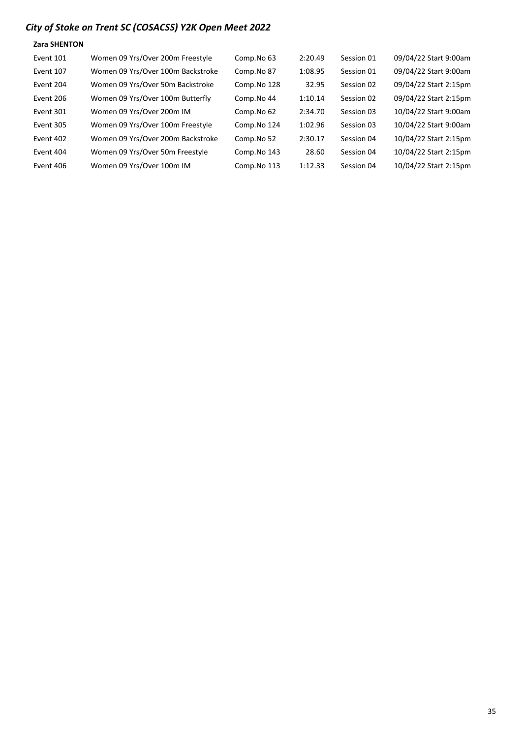## *City of Stoke on Trent SC (COSACSS) Y2K Open Meet 2022*

**Zara SHENTON**

| | | | | | |
|---|---|---|---|---|---|
| Event 101 | Women 09 Yrs/Over 200m Freestyle | Comp.No 63 | 2:20.49 | Session 01 | 09/04/22 Start 9:00am |
| Event 107 | Women 09 Yrs/Over 100m Backstroke | Comp.No 87 | 1:08.95 | Session 01 | 09/04/22 Start 9:00am |
| Event 204 | Women 09 Yrs/Over 50m Backstroke | Comp.No 128 | 32.95 | Session 02 | 09/04/22 Start 2:15pm |
| Event 206 | Women 09 Yrs/Over 100m Butterfly | Comp.No 44 | 1:10.14 | Session 02 | 09/04/22 Start 2:15pm |
| Event 301 | Women 09 Yrs/Over 200m IM | Comp.No 62 | 2:34.70 | Session 03 | 10/04/22 Start 9:00am |
| Event 305 | Women 09 Yrs/Over 100m Freestyle | Comp.No 124 | 1:02.96 | Session 03 | 10/04/22 Start 9:00am |
| Event 402 | Women 09 Yrs/Over 200m Backstroke | Comp.No 52 | 2:30.17 | Session 04 | 10/04/22 Start 2:15pm |
| Event 404 | Women 09 Yrs/Over 50m Freestyle | Comp.No 143 | 28.60 | Session 04 | 10/04/22 Start 2:15pm |
| Event 406 | Women 09 Yrs/Over 100m IM | Comp.No 113 | 1:12.33 | Session 04 | 10/04/22 Start 2:15pm |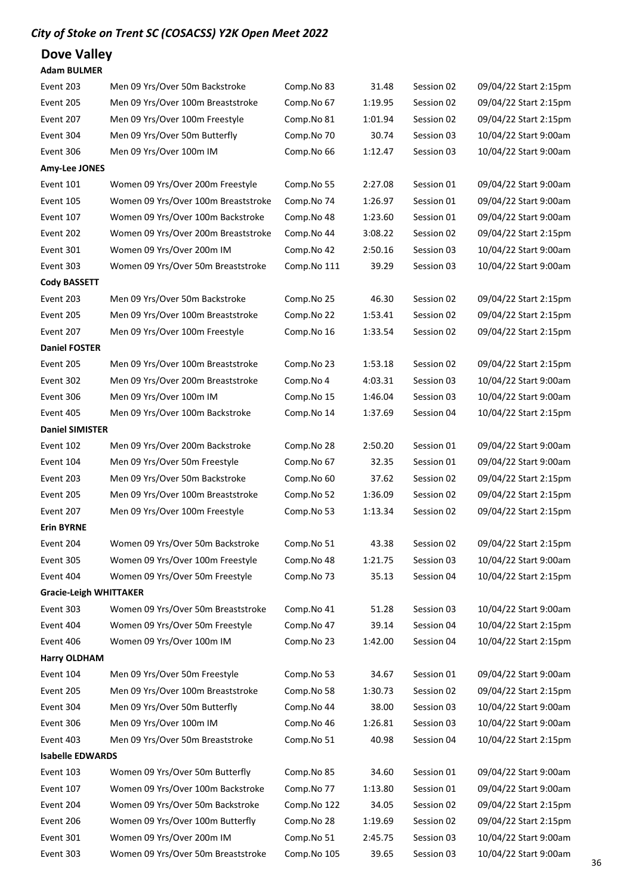*City of Stoke on Trent SC (COSACSS) Y2K Open Meet 2022*

## Dove Valley

**Adam BULMER**

| | | | | | |
|---|---|---|---|---|---|
| Event 203 | Men 09 Yrs/Over 50m Backstroke | Comp.No 83 | 31.48 | Session 02 | 09/04/22 Start 2:15pm |
| Event 205 | Men 09 Yrs/Over 100m Breaststroke | Comp.No 67 | 1:19.95 | Session 02 | 09/04/22 Start 2:15pm |
| Event 207 | Men 09 Yrs/Over 100m Freestyle | Comp.No 81 | 1:01.94 | Session 02 | 09/04/22 Start 2:15pm |
| Event 304 | Men 09 Yrs/Over 50m Butterfly | Comp.No 70 | 30.74 | Session 03 | 10/04/22 Start 9:00am |
| Event 306 | Men 09 Yrs/Over 100m IM | Comp.No 66 | 1:12.47 | Session 03 | 10/04/22 Start 9:00am |

**Amy-Lee JONES**

| | | | | | |
|---|---|---|---|---|---|
| Event 101 | Women 09 Yrs/Over 200m Freestyle | Comp.No 55 | 2:27.08 | Session 01 | 09/04/22 Start 9:00am |
| Event 105 | Women 09 Yrs/Over 100m Breaststroke | Comp.No 74 | 1:26.97 | Session 01 | 09/04/22 Start 9:00am |
| Event 107 | Women 09 Yrs/Over 100m Backstroke | Comp.No 48 | 1:23.60 | Session 01 | 09/04/22 Start 9:00am |
| Event 202 | Women 09 Yrs/Over 200m Breaststroke | Comp.No 44 | 3:08.22 | Session 02 | 09/04/22 Start 2:15pm |
| Event 301 | Women 09 Yrs/Over 200m IM | Comp.No 42 | 2:50.16 | Session 03 | 10/04/22 Start 9:00am |
| Event 303 | Women 09 Yrs/Over 50m Breaststroke | Comp.No 111 | 39.29 | Session 03 | 10/04/22 Start 9:00am |

**Cody BASSETT**

| | | | | | |
|---|---|---|---|---|---|
| Event 203 | Men 09 Yrs/Over 50m Backstroke | Comp.No 25 | 46.30 | Session 02 | 09/04/22 Start 2:15pm |
| Event 205 | Men 09 Yrs/Over 100m Breaststroke | Comp.No 22 | 1:53.41 | Session 02 | 09/04/22 Start 2:15pm |
| Event 207 | Men 09 Yrs/Over 100m Freestyle | Comp.No 16 | 1:33.54 | Session 02 | 09/04/22 Start 2:15pm |

**Daniel FOSTER**

| | | | | | |
|---|---|---|---|---|---|
| Event 205 | Men 09 Yrs/Over 100m Breaststroke | Comp.No 23 | 1:53.18 | Session 02 | 09/04/22 Start 2:15pm |
| Event 302 | Men 09 Yrs/Over 200m Breaststroke | Comp.No 4 | 4:03.31 | Session 03 | 10/04/22 Start 9:00am |
| Event 306 | Men 09 Yrs/Over 100m IM | Comp.No 15 | 1:46.04 | Session 03 | 10/04/22 Start 9:00am |
| Event 405 | Men 09 Yrs/Over 100m Backstroke | Comp.No 14 | 1:37.69 | Session 04 | 10/04/22 Start 2:15pm |

**Daniel SIMISTER**

| | | | | | |
|---|---|---|---|---|---|
| Event 102 | Men 09 Yrs/Over 200m Backstroke | Comp.No 28 | 2:50.20 | Session 01 | 09/04/22 Start 9:00am |
| Event 104 | Men 09 Yrs/Over 50m Freestyle | Comp.No 67 | 32.35 | Session 01 | 09/04/22 Start 9:00am |
| Event 203 | Men 09 Yrs/Over 50m Backstroke | Comp.No 60 | 37.62 | Session 02 | 09/04/22 Start 2:15pm |
| Event 205 | Men 09 Yrs/Over 100m Breaststroke | Comp.No 52 | 1:36.09 | Session 02 | 09/04/22 Start 2:15pm |
| Event 207 | Men 09 Yrs/Over 100m Freestyle | Comp.No 53 | 1:13.34 | Session 02 | 09/04/22 Start 2:15pm |

**Erin BYRNE**

| | | | | | |
|---|---|---|---|---|---|
| Event 204 | Women 09 Yrs/Over 50m Backstroke | Comp.No 51 | 43.38 | Session 02 | 09/04/22 Start 2:15pm |
| Event 305 | Women 09 Yrs/Over 100m Freestyle | Comp.No 48 | 1:21.75 | Session 03 | 10/04/22 Start 9:00am |
| Event 404 | Women 09 Yrs/Over 50m Freestyle | Comp.No 73 | 35.13 | Session 04 | 10/04/22 Start 2:15pm |

**Gracie-Leigh WHITTAKER**

| | | | | | |
|---|---|---|---|---|---|
| Event 303 | Women 09 Yrs/Over 50m Breaststroke | Comp.No 41 | 51.28 | Session 03 | 10/04/22 Start 9:00am |
| Event 404 | Women 09 Yrs/Over 50m Freestyle | Comp.No 47 | 39.14 | Session 04 | 10/04/22 Start 2:15pm |
| Event 406 | Women 09 Yrs/Over 100m IM | Comp.No 23 | 1:42.00 | Session 04 | 10/04/22 Start 2:15pm |

**Harry OLDHAM**

| | | | | | |
|---|---|---|---|---|---|
| Event 104 | Men 09 Yrs/Over 50m Freestyle | Comp.No 53 | 34.67 | Session 01 | 09/04/22 Start 9:00am |
| Event 205 | Men 09 Yrs/Over 100m Breaststroke | Comp.No 58 | 1:30.73 | Session 02 | 09/04/22 Start 2:15pm |
| Event 304 | Men 09 Yrs/Over 50m Butterfly | Comp.No 44 | 38.00 | Session 03 | 10/04/22 Start 9:00am |
| Event 306 | Men 09 Yrs/Over 100m IM | Comp.No 46 | 1:26.81 | Session 03 | 10/04/22 Start 9:00am |
| Event 403 | Men 09 Yrs/Over 50m Breaststroke | Comp.No 51 | 40.98 | Session 04 | 10/04/22 Start 2:15pm |

**Isabelle EDWARDS**

| | | | | | |
|---|---|---|---|---|---|
| Event 103 | Women 09 Yrs/Over 50m Butterfly | Comp.No 85 | 34.60 | Session 01 | 09/04/22 Start 9:00am |
| Event 107 | Women 09 Yrs/Over 100m Backstroke | Comp.No 77 | 1:13.80 | Session 01 | 09/04/22 Start 9:00am |
| Event 204 | Women 09 Yrs/Over 50m Backstroke | Comp.No 122 | 34.05 | Session 02 | 09/04/22 Start 2:15pm |
| Event 206 | Women 09 Yrs/Over 100m Butterfly | Comp.No 28 | 1:19.69 | Session 02 | 09/04/22 Start 2:15pm |
| Event 301 | Women 09 Yrs/Over 200m IM | Comp.No 51 | 2:45.75 | Session 03 | 10/04/22 Start 9:00am |
| Event 303 | Women 09 Yrs/Over 50m Breaststroke | Comp.No 105 | 39.65 | Session 03 | 10/04/22 Start 9:00am |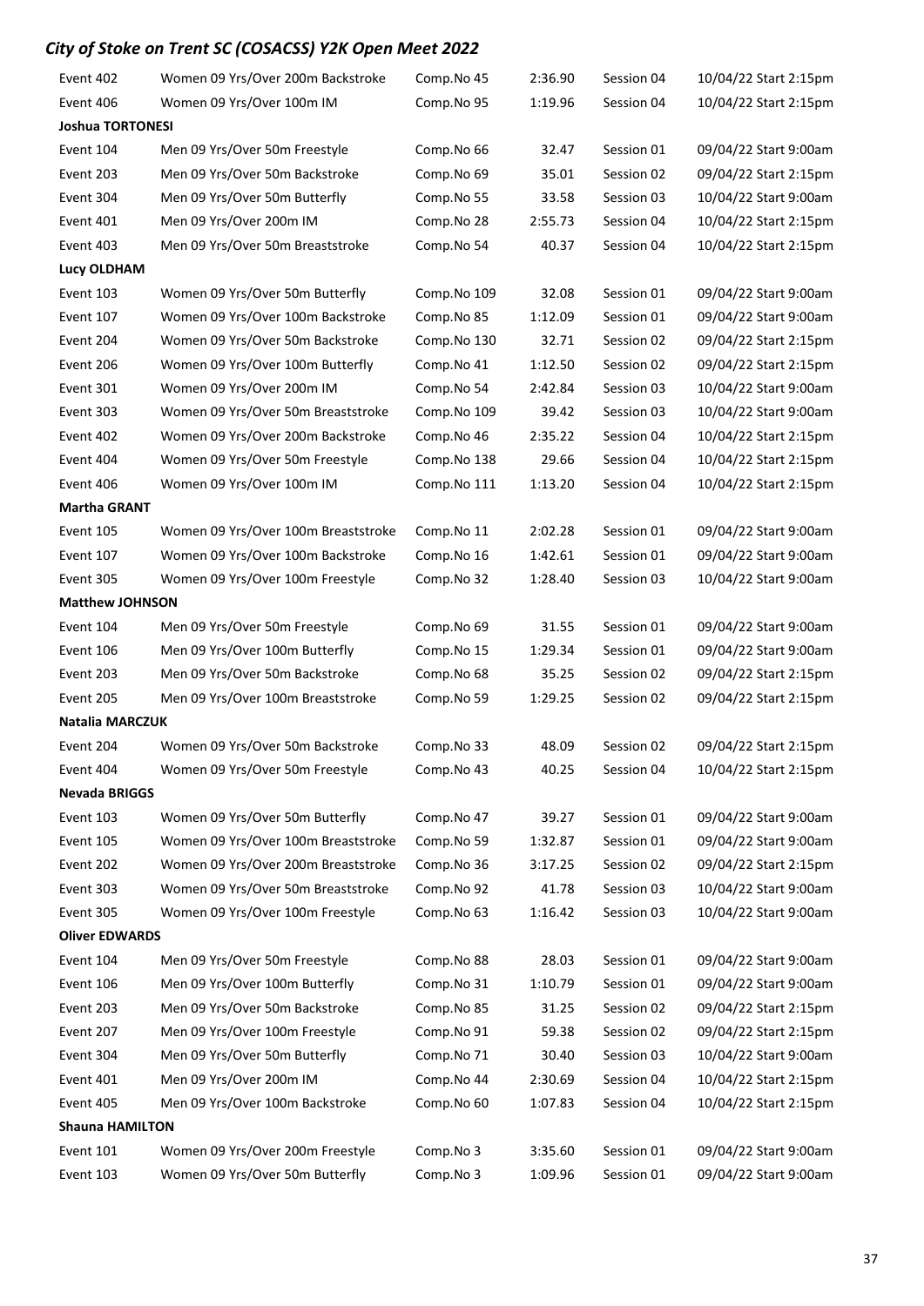| Event | Description | Comp.No | Time | Session | Date/Start |
|---|---|---|---|---|---|
| Event 402 | Women 09 Yrs/Over 200m Backstroke | Comp.No 45 | 2:36.90 | Session 04 | 10/04/22 Start 2:15pm |
| Event 406 | Women 09 Yrs/Over 100m IM | Comp.No 95 | 1:19.96 | Session 04 | 10/04/22 Start 2:15pm |
| **Joshua TORTONESI** | | | | | |
| Event 104 | Men 09 Yrs/Over 50m Freestyle | Comp.No 66 | 32.47 | Session 01 | 09/04/22 Start 9:00am |
| Event 203 | Men 09 Yrs/Over 50m Backstroke | Comp.No 69 | 35.01 | Session 02 | 09/04/22 Start 2:15pm |
| Event 304 | Men 09 Yrs/Over 50m Butterfly | Comp.No 55 | 33.58 | Session 03 | 10/04/22 Start 9:00am |
| Event 401 | Men 09 Yrs/Over 200m IM | Comp.No 28 | 2:55.73 | Session 04 | 10/04/22 Start 2:15pm |
| Event 403 | Men 09 Yrs/Over 50m Breaststroke | Comp.No 54 | 40.37 | Session 04 | 10/04/22 Start 2:15pm |
| **Lucy OLDHAM** | | | | | |
| Event 103 | Women 09 Yrs/Over 50m Butterfly | Comp.No 109 | 32.08 | Session 01 | 09/04/22 Start 9:00am |
| Event 107 | Women 09 Yrs/Over 100m Backstroke | Comp.No 85 | 1:12.09 | Session 01 | 09/04/22 Start 9:00am |
| Event 204 | Women 09 Yrs/Over 50m Backstroke | Comp.No 130 | 32.71 | Session 02 | 09/04/22 Start 2:15pm |
| Event 206 | Women 09 Yrs/Over 100m Butterfly | Comp.No 41 | 1:12.50 | Session 02 | 09/04/22 Start 2:15pm |
| Event 301 | Women 09 Yrs/Over 200m IM | Comp.No 54 | 2:42.84 | Session 03 | 10/04/22 Start 9:00am |
| Event 303 | Women 09 Yrs/Over 50m Breaststroke | Comp.No 109 | 39.42 | Session 03 | 10/04/22 Start 9:00am |
| Event 402 | Women 09 Yrs/Over 200m Backstroke | Comp.No 46 | 2:35.22 | Session 04 | 10/04/22 Start 2:15pm |
| Event 404 | Women 09 Yrs/Over 50m Freestyle | Comp.No 138 | 29.66 | Session 04 | 10/04/22 Start 2:15pm |
| Event 406 | Women 09 Yrs/Over 100m IM | Comp.No 111 | 1:13.20 | Session 04 | 10/04/22 Start 2:15pm |
| **Martha GRANT** | | | | | |
| Event 105 | Women 09 Yrs/Over 100m Breaststroke | Comp.No 11 | 2:02.28 | Session 01 | 09/04/22 Start 9:00am |
| Event 107 | Women 09 Yrs/Over 100m Backstroke | Comp.No 16 | 1:42.61 | Session 01 | 09/04/22 Start 9:00am |
| Event 305 | Women 09 Yrs/Over 100m Freestyle | Comp.No 32 | 1:28.40 | Session 03 | 10/04/22 Start 9:00am |
| **Matthew JOHNSON** | | | | | |
| Event 104 | Men 09 Yrs/Over 50m Freestyle | Comp.No 69 | 31.55 | Session 01 | 09/04/22 Start 9:00am |
| Event 106 | Men 09 Yrs/Over 100m Butterfly | Comp.No 15 | 1:29.34 | Session 01 | 09/04/22 Start 9:00am |
| Event 203 | Men 09 Yrs/Over 50m Backstroke | Comp.No 68 | 35.25 | Session 02 | 09/04/22 Start 2:15pm |
| Event 205 | Men 09 Yrs/Over 100m Breaststroke | Comp.No 59 | 1:29.25 | Session 02 | 09/04/22 Start 2:15pm |
| **Natalia MARCZUK** | | | | | |
| Event 204 | Women 09 Yrs/Over 50m Backstroke | Comp.No 33 | 48.09 | Session 02 | 09/04/22 Start 2:15pm |
| Event 404 | Women 09 Yrs/Over 50m Freestyle | Comp.No 43 | 40.25 | Session 04 | 10/04/22 Start 2:15pm |
| **Nevada BRIGGS** | | | | | |
| Event 103 | Women 09 Yrs/Over 50m Butterfly | Comp.No 47 | 39.27 | Session 01 | 09/04/22 Start 9:00am |
| Event 105 | Women 09 Yrs/Over 100m Breaststroke | Comp.No 59 | 1:32.87 | Session 01 | 09/04/22 Start 9:00am |
| Event 202 | Women 09 Yrs/Over 200m Breaststroke | Comp.No 36 | 3:17.25 | Session 02 | 09/04/22 Start 2:15pm |
| Event 303 | Women 09 Yrs/Over 50m Breaststroke | Comp.No 92 | 41.78 | Session 03 | 10/04/22 Start 9:00am |
| Event 305 | Women 09 Yrs/Over 100m Freestyle | Comp.No 63 | 1:16.42 | Session 03 | 10/04/22 Start 9:00am |
| **Oliver EDWARDS** | | | | | |
| Event 104 | Men 09 Yrs/Over 50m Freestyle | Comp.No 88 | 28.03 | Session 01 | 09/04/22 Start 9:00am |
| Event 106 | Men 09 Yrs/Over 100m Butterfly | Comp.No 31 | 1:10.79 | Session 01 | 09/04/22 Start 9:00am |
| Event 203 | Men 09 Yrs/Over 50m Backstroke | Comp.No 85 | 31.25 | Session 02 | 09/04/22 Start 2:15pm |
| Event 207 | Men 09 Yrs/Over 100m Freestyle | Comp.No 91 | 59.38 | Session 02 | 09/04/22 Start 2:15pm |
| Event 304 | Men 09 Yrs/Over 50m Butterfly | Comp.No 71 | 30.40 | Session 03 | 10/04/22 Start 9:00am |
| Event 401 | Men 09 Yrs/Over 200m IM | Comp.No 44 | 2:30.69 | Session 04 | 10/04/22 Start 2:15pm |
| Event 405 | Men 09 Yrs/Over 100m Backstroke | Comp.No 60 | 1:07.83 | Session 04 | 10/04/22 Start 2:15pm |
| **Shauna HAMILTON** | | | | | |
| Event 101 | Women 09 Yrs/Over 200m Freestyle | Comp.No 3 | 3:35.60 | Session 01 | 09/04/22 Start 9:00am |
| Event 103 | Women 09 Yrs/Over 50m Butterfly | Comp.No 3 | 1:09.96 | Session 01 | 09/04/22 Start 9:00am |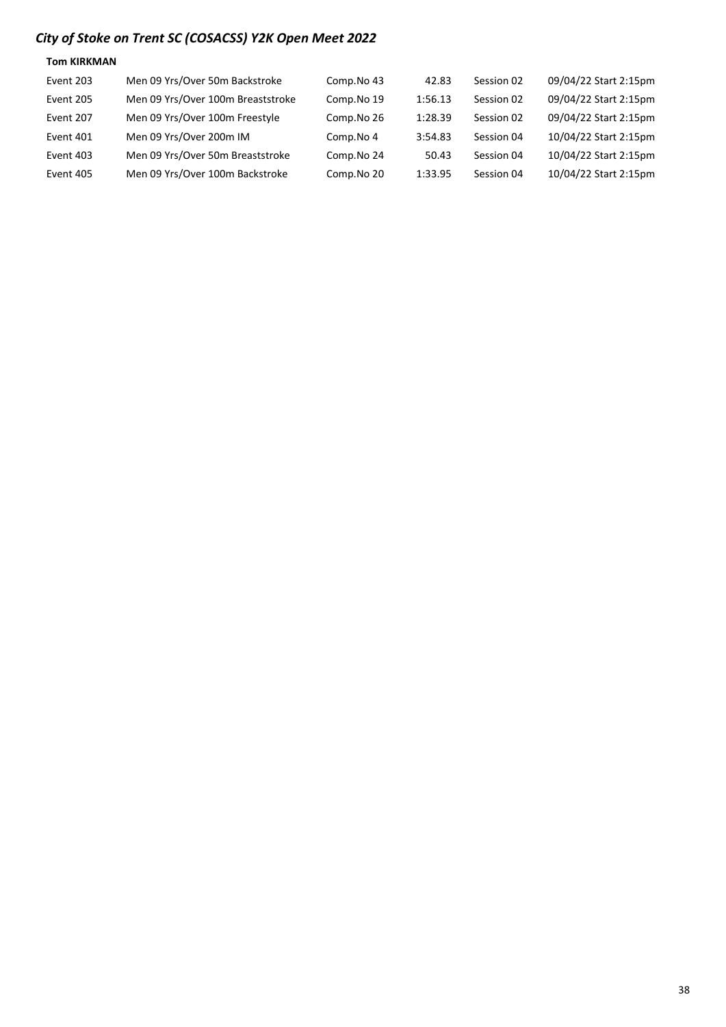## *City of Stoke on Trent SC (COSACSS) Y2K Open Meet 2022*

**Tom KIRKMAN**

| | | | | | |
|---|---|---|---|---|---|
| Event 203 | Men 09 Yrs/Over 50m Backstroke | Comp.No 43 | 42.83 | Session 02 | 09/04/22 Start 2:15pm |
| Event 205 | Men 09 Yrs/Over 100m Breaststroke | Comp.No 19 | 1:56.13 | Session 02 | 09/04/22 Start 2:15pm |
| Event 207 | Men 09 Yrs/Over 100m Freestyle | Comp.No 26 | 1:28.39 | Session 02 | 09/04/22 Start 2:15pm |
| Event 401 | Men 09 Yrs/Over 200m IM | Comp.No 4 | 3:54.83 | Session 04 | 10/04/22 Start 2:15pm |
| Event 403 | Men 09 Yrs/Over 50m Breaststroke | Comp.No 24 | 50.43 | Session 04 | 10/04/22 Start 2:15pm |
| Event 405 | Men 09 Yrs/Over 100m Backstroke | Comp.No 20 | 1:33.95 | Session 04 | 10/04/22 Start 2:15pm |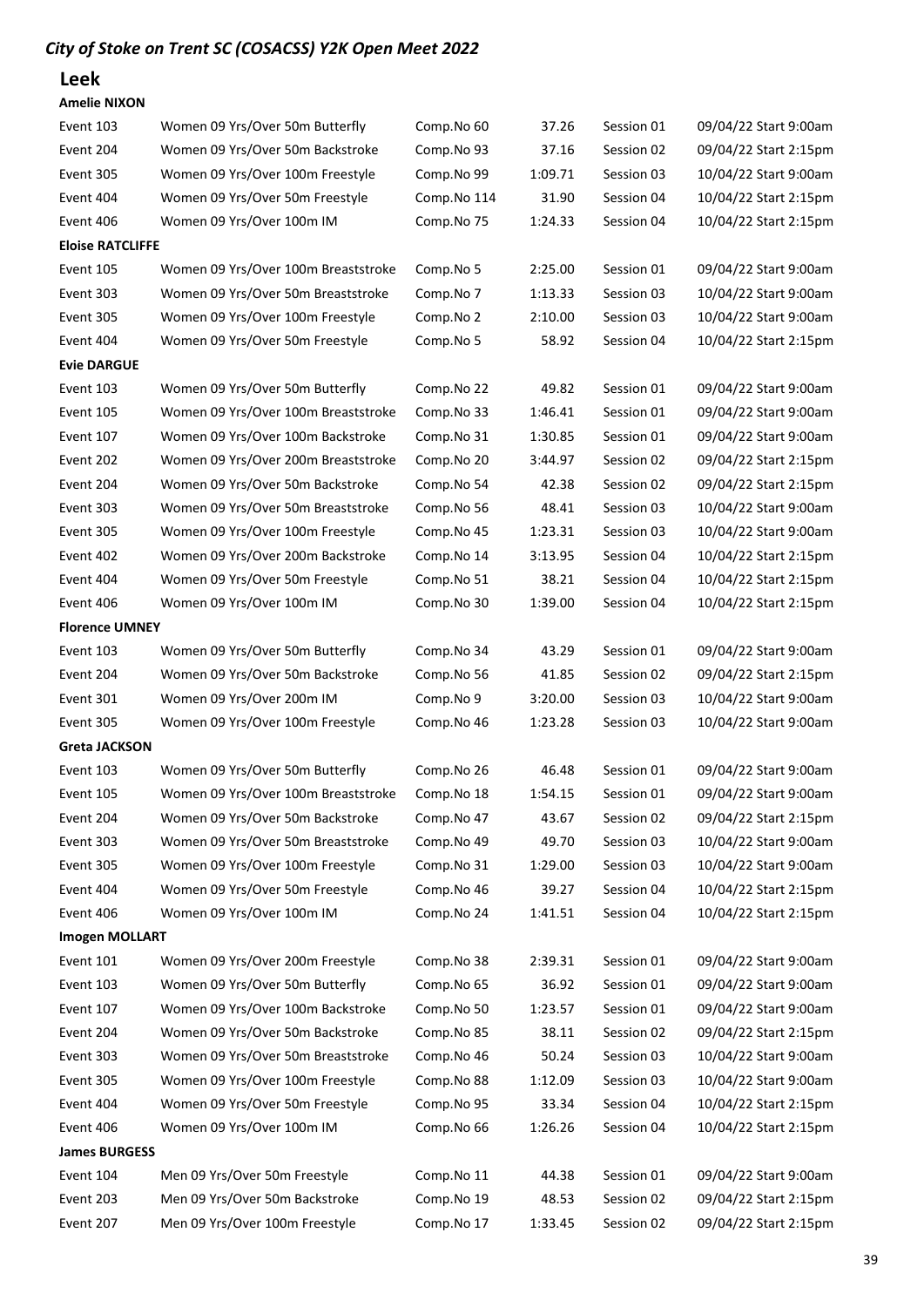## *City of Stoke on Trent SC (COSACSS) Y2K Open Meet 2022*

### Leek

**Amelie NIXON**

| | | | | | |
|---|---|---|---|---|---|
| Event 103 | Women 09 Yrs/Over 50m Butterfly | Comp.No 60 | 37.26 | Session 01 | 09/04/22 Start 9:00am |
| Event 204 | Women 09 Yrs/Over 50m Backstroke | Comp.No 93 | 37.16 | Session 02 | 09/04/22 Start 2:15pm |
| Event 305 | Women 09 Yrs/Over 100m Freestyle | Comp.No 99 | 1:09.71 | Session 03 | 10/04/22 Start 9:00am |
| Event 404 | Women 09 Yrs/Over 50m Freestyle | Comp.No 114 | 31.90 | Session 04 | 10/04/22 Start 2:15pm |
| Event 406 | Women 09 Yrs/Over 100m IM | Comp.No 75 | 1:24.33 | Session 04 | 10/04/22 Start 2:15pm |

**Eloise RATCLIFFE**

| | | | | | |
|---|---|---|---|---|---|
| Event 105 | Women 09 Yrs/Over 100m Breaststroke | Comp.No 5 | 2:25.00 | Session 01 | 09/04/22 Start 9:00am |
| Event 303 | Women 09 Yrs/Over 50m Breaststroke | Comp.No 7 | 1:13.33 | Session 03 | 10/04/22 Start 9:00am |
| Event 305 | Women 09 Yrs/Over 100m Freestyle | Comp.No 2 | 2:10.00 | Session 03 | 10/04/22 Start 9:00am |
| Event 404 | Women 09 Yrs/Over 50m Freestyle | Comp.No 5 | 58.92 | Session 04 | 10/04/22 Start 2:15pm |

**Evie DARGUE**

| | | | | | |
|---|---|---|---|---|---|
| Event 103 | Women 09 Yrs/Over 50m Butterfly | Comp.No 22 | 49.82 | Session 01 | 09/04/22 Start 9:00am |
| Event 105 | Women 09 Yrs/Over 100m Breaststroke | Comp.No 33 | 1:46.41 | Session 01 | 09/04/22 Start 9:00am |
| Event 107 | Women 09 Yrs/Over 100m Backstroke | Comp.No 31 | 1:30.85 | Session 01 | 09/04/22 Start 9:00am |
| Event 202 | Women 09 Yrs/Over 200m Breaststroke | Comp.No 20 | 3:44.97 | Session 02 | 09/04/22 Start 2:15pm |
| Event 204 | Women 09 Yrs/Over 50m Backstroke | Comp.No 54 | 42.38 | Session 02 | 09/04/22 Start 2:15pm |
| Event 303 | Women 09 Yrs/Over 50m Breaststroke | Comp.No 56 | 48.41 | Session 03 | 10/04/22 Start 9:00am |
| Event 305 | Women 09 Yrs/Over 100m Freestyle | Comp.No 45 | 1:23.31 | Session 03 | 10/04/22 Start 9:00am |
| Event 402 | Women 09 Yrs/Over 200m Backstroke | Comp.No 14 | 3:13.95 | Session 04 | 10/04/22 Start 2:15pm |
| Event 404 | Women 09 Yrs/Over 50m Freestyle | Comp.No 51 | 38.21 | Session 04 | 10/04/22 Start 2:15pm |
| Event 406 | Women 09 Yrs/Over 100m IM | Comp.No 30 | 1:39.00 | Session 04 | 10/04/22 Start 2:15pm |

**Florence UMNEY**

| | | | | | |
|---|---|---|---|---|---|
| Event 103 | Women 09 Yrs/Over 50m Butterfly | Comp.No 34 | 43.29 | Session 01 | 09/04/22 Start 9:00am |
| Event 204 | Women 09 Yrs/Over 50m Backstroke | Comp.No 56 | 41.85 | Session 02 | 09/04/22 Start 2:15pm |
| Event 301 | Women 09 Yrs/Over 200m IM | Comp.No 9 | 3:20.00 | Session 03 | 10/04/22 Start 9:00am |
| Event 305 | Women 09 Yrs/Over 100m Freestyle | Comp.No 46 | 1:23.28 | Session 03 | 10/04/22 Start 9:00am |

**Greta JACKSON**

| | | | | | |
|---|---|---|---|---|---|
| Event 103 | Women 09 Yrs/Over 50m Butterfly | Comp.No 26 | 46.48 | Session 01 | 09/04/22 Start 9:00am |
| Event 105 | Women 09 Yrs/Over 100m Breaststroke | Comp.No 18 | 1:54.15 | Session 01 | 09/04/22 Start 9:00am |
| Event 204 | Women 09 Yrs/Over 50m Backstroke | Comp.No 47 | 43.67 | Session 02 | 09/04/22 Start 2:15pm |
| Event 303 | Women 09 Yrs/Over 50m Breaststroke | Comp.No 49 | 49.70 | Session 03 | 10/04/22 Start 9:00am |
| Event 305 | Women 09 Yrs/Over 100m Freestyle | Comp.No 31 | 1:29.00 | Session 03 | 10/04/22 Start 9:00am |
| Event 404 | Women 09 Yrs/Over 50m Freestyle | Comp.No 46 | 39.27 | Session 04 | 10/04/22 Start 2:15pm |
| Event 406 | Women 09 Yrs/Over 100m IM | Comp.No 24 | 1:41.51 | Session 04 | 10/04/22 Start 2:15pm |

**Imogen MOLLART**

| | | | | | |
|---|---|---|---|---|---|
| Event 101 | Women 09 Yrs/Over 200m Freestyle | Comp.No 38 | 2:39.31 | Session 01 | 09/04/22 Start 9:00am |
| Event 103 | Women 09 Yrs/Over 50m Butterfly | Comp.No 65 | 36.92 | Session 01 | 09/04/22 Start 9:00am |
| Event 107 | Women 09 Yrs/Over 100m Backstroke | Comp.No 50 | 1:23.57 | Session 01 | 09/04/22 Start 9:00am |
| Event 204 | Women 09 Yrs/Over 50m Backstroke | Comp.No 85 | 38.11 | Session 02 | 09/04/22 Start 2:15pm |
| Event 303 | Women 09 Yrs/Over 50m Breaststroke | Comp.No 46 | 50.24 | Session 03 | 10/04/22 Start 9:00am |
| Event 305 | Women 09 Yrs/Over 100m Freestyle | Comp.No 88 | 1:12.09 | Session 03 | 10/04/22 Start 9:00am |
| Event 404 | Women 09 Yrs/Over 50m Freestyle | Comp.No 95 | 33.34 | Session 04 | 10/04/22 Start 2:15pm |
| Event 406 | Women 09 Yrs/Over 100m IM | Comp.No 66 | 1:26.26 | Session 04 | 10/04/22 Start 2:15pm |

**James BURGESS**

| | | | | | |
|---|---|---|---|---|---|
| Event 104 | Men 09 Yrs/Over 50m Freestyle | Comp.No 11 | 44.38 | Session 01 | 09/04/22 Start 9:00am |
| Event 203 | Men 09 Yrs/Over 50m Backstroke | Comp.No 19 | 48.53 | Session 02 | 09/04/22 Start 2:15pm |
| Event 207 | Men 09 Yrs/Over 100m Freestyle | Comp.No 17 | 1:33.45 | Session 02 | 09/04/22 Start 2:15pm |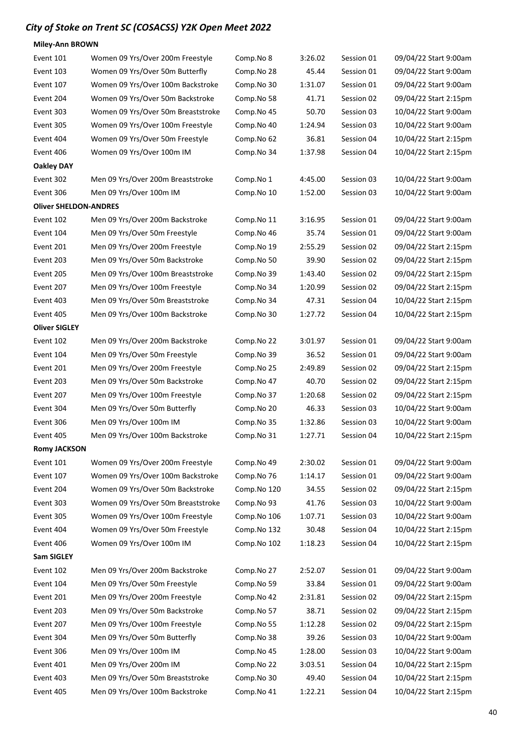# City of Stoke on Trent SC (COSACSS) Y2K Open Meet 2022

**Miley-Ann BROWN**

| | | | | | |
|---|---|---|---|---|---|
| Event 101 | Women 09 Yrs/Over 200m Freestyle | Comp.No 8 | 3:26.02 | Session 01 | 09/04/22 Start 9:00am |
| Event 103 | Women 09 Yrs/Over 50m Butterfly | Comp.No 28 | 45.44 | Session 01 | 09/04/22 Start 9:00am |
| Event 107 | Women 09 Yrs/Over 100m Backstroke | Comp.No 30 | 1:31.07 | Session 01 | 09/04/22 Start 9:00am |
| Event 204 | Women 09 Yrs/Over 50m Backstroke | Comp.No 58 | 41.71 | Session 02 | 09/04/22 Start 2:15pm |
| Event 303 | Women 09 Yrs/Over 50m Breaststroke | Comp.No 45 | 50.70 | Session 03 | 10/04/22 Start 9:00am |
| Event 305 | Women 09 Yrs/Over 100m Freestyle | Comp.No 40 | 1:24.94 | Session 03 | 10/04/22 Start 9:00am |
| Event 404 | Women 09 Yrs/Over 50m Freestyle | Comp.No 62 | 36.81 | Session 04 | 10/04/22 Start 2:15pm |
| Event 406 | Women 09 Yrs/Over 100m IM | Comp.No 34 | 1:37.98 | Session 04 | 10/04/22 Start 2:15pm |

**Oakley DAY**

| | | | | | |
|---|---|---|---|---|---|
| Event 302 | Men 09 Yrs/Over 200m Breaststroke | Comp.No 1 | 4:45.00 | Session 03 | 10/04/22 Start 9:00am |
| Event 306 | Men 09 Yrs/Over 100m IM | Comp.No 10 | 1:52.00 | Session 03 | 10/04/22 Start 9:00am |

**Oliver SHELDON-ANDRES**

| | | | | | |
|---|---|---|---|---|---|
| Event 102 | Men 09 Yrs/Over 200m Backstroke | Comp.No 11 | 3:16.95 | Session 01 | 09/04/22 Start 9:00am |
| Event 104 | Men 09 Yrs/Over 50m Freestyle | Comp.No 46 | 35.74 | Session 01 | 09/04/22 Start 9:00am |
| Event 201 | Men 09 Yrs/Over 200m Freestyle | Comp.No 19 | 2:55.29 | Session 02 | 09/04/22 Start 2:15pm |
| Event 203 | Men 09 Yrs/Over 50m Backstroke | Comp.No 50 | 39.90 | Session 02 | 09/04/22 Start 2:15pm |
| Event 205 | Men 09 Yrs/Over 100m Breaststroke | Comp.No 39 | 1:43.40 | Session 02 | 09/04/22 Start 2:15pm |
| Event 207 | Men 09 Yrs/Over 100m Freestyle | Comp.No 34 | 1:20.99 | Session 02 | 09/04/22 Start 2:15pm |
| Event 403 | Men 09 Yrs/Over 50m Breaststroke | Comp.No 34 | 47.31 | Session 04 | 10/04/22 Start 2:15pm |
| Event 405 | Men 09 Yrs/Over 100m Backstroke | Comp.No 30 | 1:27.72 | Session 04 | 10/04/22 Start 2:15pm |

**Oliver SIGLEY**

| | | | | | |
|---|---|---|---|---|---|
| Event 102 | Men 09 Yrs/Over 200m Backstroke | Comp.No 22 | 3:01.97 | Session 01 | 09/04/22 Start 9:00am |
| Event 104 | Men 09 Yrs/Over 50m Freestyle | Comp.No 39 | 36.52 | Session 01 | 09/04/22 Start 9:00am |
| Event 201 | Men 09 Yrs/Over 200m Freestyle | Comp.No 25 | 2:49.89 | Session 02 | 09/04/22 Start 2:15pm |
| Event 203 | Men 09 Yrs/Over 50m Backstroke | Comp.No 47 | 40.70 | Session 02 | 09/04/22 Start 2:15pm |
| Event 207 | Men 09 Yrs/Over 100m Freestyle | Comp.No 37 | 1:20.68 | Session 02 | 09/04/22 Start 2:15pm |
| Event 304 | Men 09 Yrs/Over 50m Butterfly | Comp.No 20 | 46.33 | Session 03 | 10/04/22 Start 9:00am |
| Event 306 | Men 09 Yrs/Over 100m IM | Comp.No 35 | 1:32.86 | Session 03 | 10/04/22 Start 9:00am |
| Event 405 | Men 09 Yrs/Over 100m Backstroke | Comp.No 31 | 1:27.71 | Session 04 | 10/04/22 Start 2:15pm |

**Romy JACKSON**

| | | | | | |
|---|---|---|---|---|---|
| Event 101 | Women 09 Yrs/Over 200m Freestyle | Comp.No 49 | 2:30.02 | Session 01 | 09/04/22 Start 9:00am |
| Event 107 | Women 09 Yrs/Over 100m Backstroke | Comp.No 76 | 1:14.17 | Session 01 | 09/04/22 Start 9:00am |
| Event 204 | Women 09 Yrs/Over 50m Backstroke | Comp.No 120 | 34.55 | Session 02 | 09/04/22 Start 2:15pm |
| Event 303 | Women 09 Yrs/Over 50m Breaststroke | Comp.No 93 | 41.76 | Session 03 | 10/04/22 Start 9:00am |
| Event 305 | Women 09 Yrs/Over 100m Freestyle | Comp.No 106 | 1:07.71 | Session 03 | 10/04/22 Start 9:00am |
| Event 404 | Women 09 Yrs/Over 50m Freestyle | Comp.No 132 | 30.48 | Session 04 | 10/04/22 Start 2:15pm |
| Event 406 | Women 09 Yrs/Over 100m IM | Comp.No 102 | 1:18.23 | Session 04 | 10/04/22 Start 2:15pm |

**Sam SIGLEY**

| | | | | | |
|---|---|---|---|---|---|
| Event 102 | Men 09 Yrs/Over 200m Backstroke | Comp.No 27 | 2:52.07 | Session 01 | 09/04/22 Start 9:00am |
| Event 104 | Men 09 Yrs/Over 50m Freestyle | Comp.No 59 | 33.84 | Session 01 | 09/04/22 Start 9:00am |
| Event 201 | Men 09 Yrs/Over 200m Freestyle | Comp.No 42 | 2:31.81 | Session 02 | 09/04/22 Start 2:15pm |
| Event 203 | Men 09 Yrs/Over 50m Backstroke | Comp.No 57 | 38.71 | Session 02 | 09/04/22 Start 2:15pm |
| Event 207 | Men 09 Yrs/Over 100m Freestyle | Comp.No 55 | 1:12.28 | Session 02 | 09/04/22 Start 2:15pm |
| Event 304 | Men 09 Yrs/Over 50m Butterfly | Comp.No 38 | 39.26 | Session 03 | 10/04/22 Start 9:00am |
| Event 306 | Men 09 Yrs/Over 100m IM | Comp.No 45 | 1:28.00 | Session 03 | 10/04/22 Start 9:00am |
| Event 401 | Men 09 Yrs/Over 200m IM | Comp.No 22 | 3:03.51 | Session 04 | 10/04/22 Start 2:15pm |
| Event 403 | Men 09 Yrs/Over 50m Breaststroke | Comp.No 30 | 49.40 | Session 04 | 10/04/22 Start 2:15pm |
| Event 405 | Men 09 Yrs/Over 100m Backstroke | Comp.No 41 | 1:22.21 | Session 04 | 10/04/22 Start 2:15pm |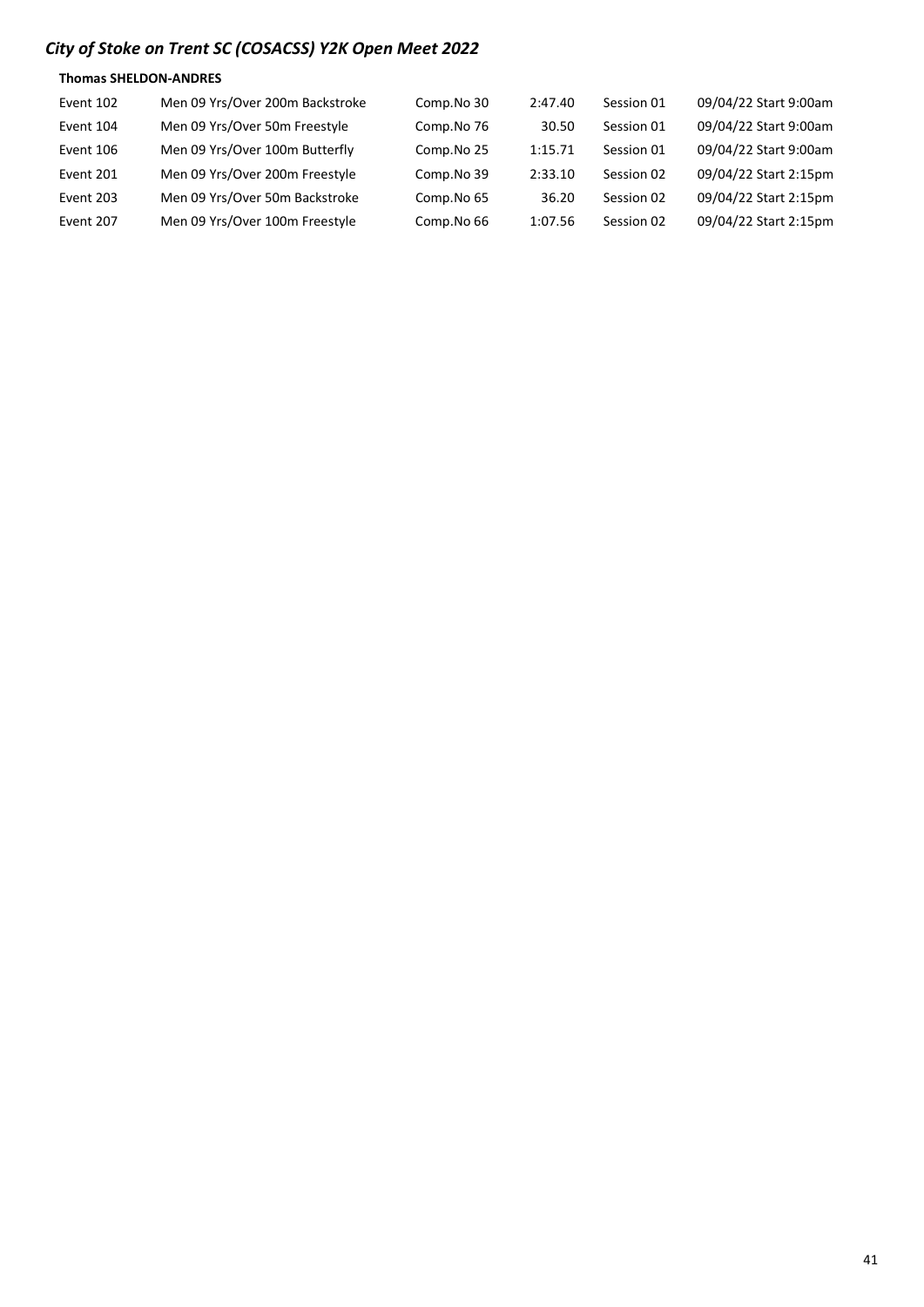## *City of Stoke on Trent SC (COSACSS) Y2K Open Meet 2022*

**Thomas SHELDON-ANDRES**

| | | | | | |
|---|---|---|---|---|---|
| Event 102 | Men 09 Yrs/Over 200m Backstroke | Comp.No 30 | 2:47.40 | Session 01 | 09/04/22 Start 9:00am |
| Event 104 | Men 09 Yrs/Over 50m Freestyle | Comp.No 76 | 30.50 | Session 01 | 09/04/22 Start 9:00am |
| Event 106 | Men 09 Yrs/Over 100m Butterfly | Comp.No 25 | 1:15.71 | Session 01 | 09/04/22 Start 9:00am |
| Event 201 | Men 09 Yrs/Over 200m Freestyle | Comp.No 39 | 2:33.10 | Session 02 | 09/04/22 Start 2:15pm |
| Event 203 | Men 09 Yrs/Over 50m Backstroke | Comp.No 65 | 36.20 | Session 02 | 09/04/22 Start 2:15pm |
| Event 207 | Men 09 Yrs/Over 100m Freestyle | Comp.No 66 | 1:07.56 | Session 02 | 09/04/22 Start 2:15pm |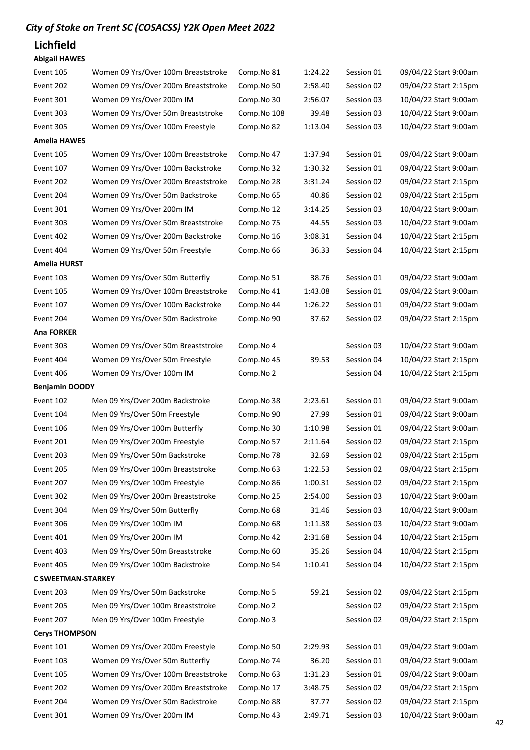*City of Stoke on Trent SC (COSACSS) Y2K Open Meet 2022*

# Lichfield

### Abigail HAWES

| | | | | | |
|---|---|---|---|---|---|
| Event 105 | Women 09 Yrs/Over 100m Breaststroke | Comp.No 81 | 1:24.22 | Session 01 | 09/04/22 Start 9:00am |
| Event 202 | Women 09 Yrs/Over 200m Breaststroke | Comp.No 50 | 2:58.40 | Session 02 | 09/04/22 Start 2:15pm |
| Event 301 | Women 09 Yrs/Over 200m IM | Comp.No 30 | 2:56.07 | Session 03 | 10/04/22 Start 9:00am |
| Event 303 | Women 09 Yrs/Over 50m Breaststroke | Comp.No 108 | 39.48 | Session 03 | 10/04/22 Start 9:00am |
| Event 305 | Women 09 Yrs/Over 100m Freestyle | Comp.No 82 | 1:13.04 | Session 03 | 10/04/22 Start 9:00am |

### Amelia HAWES

| | | | | | |
|---|---|---|---|---|---|
| Event 105 | Women 09 Yrs/Over 100m Breaststroke | Comp.No 47 | 1:37.94 | Session 01 | 09/04/22 Start 9:00am |
| Event 107 | Women 09 Yrs/Over 100m Backstroke | Comp.No 32 | 1:30.32 | Session 01 | 09/04/22 Start 9:00am |
| Event 202 | Women 09 Yrs/Over 200m Breaststroke | Comp.No 28 | 3:31.24 | Session 02 | 09/04/22 Start 2:15pm |
| Event 204 | Women 09 Yrs/Over 50m Backstroke | Comp.No 65 | 40.86 | Session 02 | 09/04/22 Start 2:15pm |
| Event 301 | Women 09 Yrs/Over 200m IM | Comp.No 12 | 3:14.25 | Session 03 | 10/04/22 Start 9:00am |
| Event 303 | Women 09 Yrs/Over 50m Breaststroke | Comp.No 75 | 44.55 | Session 03 | 10/04/22 Start 9:00am |
| Event 402 | Women 09 Yrs/Over 200m Backstroke | Comp.No 16 | 3:08.31 | Session 04 | 10/04/22 Start 2:15pm |
| Event 404 | Women 09 Yrs/Over 50m Freestyle | Comp.No 66 | 36.33 | Session 04 | 10/04/22 Start 2:15pm |

### Amelia HURST

| | | | | | |
|---|---|---|---|---|---|
| Event 103 | Women 09 Yrs/Over 50m Butterfly | Comp.No 51 | 38.76 | Session 01 | 09/04/22 Start 9:00am |
| Event 105 | Women 09 Yrs/Over 100m Breaststroke | Comp.No 41 | 1:43.08 | Session 01 | 09/04/22 Start 9:00am |
| Event 107 | Women 09 Yrs/Over 100m Backstroke | Comp.No 44 | 1:26.22 | Session 01 | 09/04/22 Start 9:00am |
| Event 204 | Women 09 Yrs/Over 50m Backstroke | Comp.No 90 | 37.62 | Session 02 | 09/04/22 Start 2:15pm |

### Ana FORKER

| | | | | | |
|---|---|---|---|---|---|
| Event 303 | Women 09 Yrs/Over 50m Breaststroke | Comp.No 4 | | Session 03 | 10/04/22 Start 9:00am |
| Event 404 | Women 09 Yrs/Over 50m Freestyle | Comp.No 45 | 39.53 | Session 04 | 10/04/22 Start 2:15pm |
| Event 406 | Women 09 Yrs/Over 100m IM | Comp.No 2 | | Session 04 | 10/04/22 Start 2:15pm |

### Benjamin DOODY

| | | | | | |
|---|---|---|---|---|---|
| Event 102 | Men 09 Yrs/Over 200m Backstroke | Comp.No 38 | 2:23.61 | Session 01 | 09/04/22 Start 9:00am |
| Event 104 | Men 09 Yrs/Over 50m Freestyle | Comp.No 90 | 27.99 | Session 01 | 09/04/22 Start 9:00am |
| Event 106 | Men 09 Yrs/Over 100m Butterfly | Comp.No 30 | 1:10.98 | Session 01 | 09/04/22 Start 9:00am |
| Event 201 | Men 09 Yrs/Over 200m Freestyle | Comp.No 57 | 2:11.64 | Session 02 | 09/04/22 Start 2:15pm |
| Event 203 | Men 09 Yrs/Over 50m Backstroke | Comp.No 78 | 32.69 | Session 02 | 09/04/22 Start 2:15pm |
| Event 205 | Men 09 Yrs/Over 100m Breaststroke | Comp.No 63 | 1:22.53 | Session 02 | 09/04/22 Start 2:15pm |
| Event 207 | Men 09 Yrs/Over 100m Freestyle | Comp.No 86 | 1:00.31 | Session 02 | 09/04/22 Start 2:15pm |
| Event 302 | Men 09 Yrs/Over 200m Breaststroke | Comp.No 25 | 2:54.00 | Session 03 | 10/04/22 Start 9:00am |
| Event 304 | Men 09 Yrs/Over 50m Butterfly | Comp.No 68 | 31.46 | Session 03 | 10/04/22 Start 9:00am |
| Event 306 | Men 09 Yrs/Over 100m IM | Comp.No 68 | 1:11.38 | Session 03 | 10/04/22 Start 9:00am |
| Event 401 | Men 09 Yrs/Over 200m IM | Comp.No 42 | 2:31.68 | Session 04 | 10/04/22 Start 2:15pm |
| Event 403 | Men 09 Yrs/Over 50m Breaststroke | Comp.No 60 | 35.26 | Session 04 | 10/04/22 Start 2:15pm |
| Event 405 | Men 09 Yrs/Over 100m Backstroke | Comp.No 54 | 1:10.41 | Session 04 | 10/04/22 Start 2:15pm |

### C SWEETMAN-STARKEY

| | | | | | |
|---|---|---|---|---|---|
| Event 203 | Men 09 Yrs/Over 50m Backstroke | Comp.No 5 | 59.21 | Session 02 | 09/04/22 Start 2:15pm |
| Event 205 | Men 09 Yrs/Over 100m Breaststroke | Comp.No 2 | | Session 02 | 09/04/22 Start 2:15pm |
| Event 207 | Men 09 Yrs/Over 100m Freestyle | Comp.No 3 | | Session 02 | 09/04/22 Start 2:15pm |

### Cerys THOMPSON

| | | | | | |
|---|---|---|---|---|---|
| Event 101 | Women 09 Yrs/Over 200m Freestyle | Comp.No 50 | 2:29.93 | Session 01 | 09/04/22 Start 9:00am |
| Event 103 | Women 09 Yrs/Over 50m Butterfly | Comp.No 74 | 36.20 | Session 01 | 09/04/22 Start 9:00am |
| Event 105 | Women 09 Yrs/Over 100m Breaststroke | Comp.No 63 | 1:31.23 | Session 01 | 09/04/22 Start 9:00am |
| Event 202 | Women 09 Yrs/Over 200m Breaststroke | Comp.No 17 | 3:48.75 | Session 02 | 09/04/22 Start 2:15pm |
| Event 204 | Women 09 Yrs/Over 50m Backstroke | Comp.No 88 | 37.77 | Session 02 | 09/04/22 Start 2:15pm |
| Event 301 | Women 09 Yrs/Over 200m IM | Comp.No 43 | 2:49.71 | Session 03 | 10/04/22 Start 9:00am |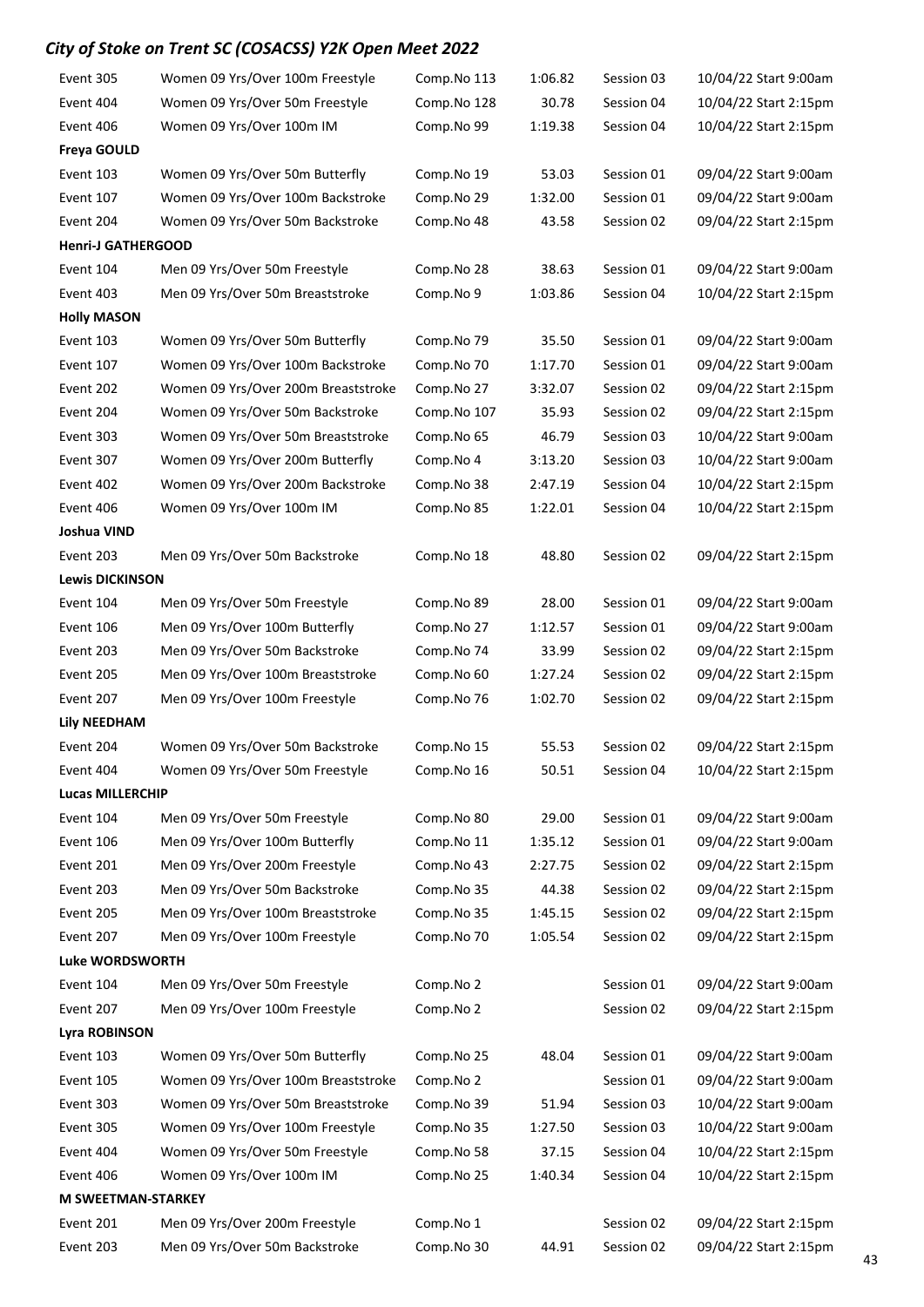# City of Stoke on Trent SC (COSACSS) Y2K Open Meet 2022

| Event | Description | Comp.No | Time | Session | Date/Start |
|---|---|---|---|---|---|
| Event 305 | Women 09 Yrs/Over 100m Freestyle | Comp.No 113 | 1:06.82 | Session 03 | 10/04/22 Start 9:00am |
| Event 404 | Women 09 Yrs/Over 50m Freestyle | Comp.No 128 | 30.78 | Session 04 | 10/04/22 Start 2:15pm |
| Event 406 | Women 09 Yrs/Over 100m IM | Comp.No 99 | 1:19.38 | Session 04 | 10/04/22 Start 2:15pm |
| **Freya GOULD** | | | | | |
| Event 103 | Women 09 Yrs/Over 50m Butterfly | Comp.No 19 | 53.03 | Session 01 | 09/04/22 Start 9:00am |
| Event 107 | Women 09 Yrs/Over 100m Backstroke | Comp.No 29 | 1:32.00 | Session 01 | 09/04/22 Start 9:00am |
| Event 204 | Women 09 Yrs/Over 50m Backstroke | Comp.No 48 | 43.58 | Session 02 | 09/04/22 Start 2:15pm |
| **Henri-J GATHERGOOD** | | | | | |
| Event 104 | Men 09 Yrs/Over 50m Freestyle | Comp.No 28 | 38.63 | Session 01 | 09/04/22 Start 9:00am |
| Event 403 | Men 09 Yrs/Over 50m Breaststroke | Comp.No 9 | 1:03.86 | Session 04 | 10/04/22 Start 2:15pm |
| **Holly MASON** | | | | | |
| Event 103 | Women 09 Yrs/Over 50m Butterfly | Comp.No 79 | 35.50 | Session 01 | 09/04/22 Start 9:00am |
| Event 107 | Women 09 Yrs/Over 100m Backstroke | Comp.No 70 | 1:17.70 | Session 01 | 09/04/22 Start 9:00am |
| Event 202 | Women 09 Yrs/Over 200m Breaststroke | Comp.No 27 | 3:32.07 | Session 02 | 09/04/22 Start 2:15pm |
| Event 204 | Women 09 Yrs/Over 50m Backstroke | Comp.No 107 | 35.93 | Session 02 | 09/04/22 Start 2:15pm |
| Event 303 | Women 09 Yrs/Over 50m Breaststroke | Comp.No 65 | 46.79 | Session 03 | 10/04/22 Start 9:00am |
| Event 307 | Women 09 Yrs/Over 200m Butterfly | Comp.No 4 | 3:13.20 | Session 03 | 10/04/22 Start 9:00am |
| Event 402 | Women 09 Yrs/Over 200m Backstroke | Comp.No 38 | 2:47.19 | Session 04 | 10/04/22 Start 2:15pm |
| Event 406 | Women 09 Yrs/Over 100m IM | Comp.No 85 | 1:22.01 | Session 04 | 10/04/22 Start 2:15pm |
| **Joshua VIND** | | | | | |
| Event 203 | Men 09 Yrs/Over 50m Backstroke | Comp.No 18 | 48.80 | Session 02 | 09/04/22 Start 2:15pm |
| **Lewis DICKINSON** | | | | | |
| Event 104 | Men 09 Yrs/Over 50m Freestyle | Comp.No 89 | 28.00 | Session 01 | 09/04/22 Start 9:00am |
| Event 106 | Men 09 Yrs/Over 100m Butterfly | Comp.No 27 | 1:12.57 | Session 01 | 09/04/22 Start 9:00am |
| Event 203 | Men 09 Yrs/Over 50m Backstroke | Comp.No 74 | 33.99 | Session 02 | 09/04/22 Start 2:15pm |
| Event 205 | Men 09 Yrs/Over 100m Breaststroke | Comp.No 60 | 1:27.24 | Session 02 | 09/04/22 Start 2:15pm |
| Event 207 | Men 09 Yrs/Over 100m Freestyle | Comp.No 76 | 1:02.70 | Session 02 | 09/04/22 Start 2:15pm |
| **Lily NEEDHAM** | | | | | |
| Event 204 | Women 09 Yrs/Over 50m Backstroke | Comp.No 15 | 55.53 | Session 02 | 09/04/22 Start 2:15pm |
| Event 404 | Women 09 Yrs/Over 50m Freestyle | Comp.No 16 | 50.51 | Session 04 | 10/04/22 Start 2:15pm |
| **Lucas MILLERCHIP** | | | | | |
| Event 104 | Men 09 Yrs/Over 50m Freestyle | Comp.No 80 | 29.00 | Session 01 | 09/04/22 Start 9:00am |
| Event 106 | Men 09 Yrs/Over 100m Butterfly | Comp.No 11 | 1:35.12 | Session 01 | 09/04/22 Start 9:00am |
| Event 201 | Men 09 Yrs/Over 200m Freestyle | Comp.No 43 | 2:27.75 | Session 02 | 09/04/22 Start 2:15pm |
| Event 203 | Men 09 Yrs/Over 50m Backstroke | Comp.No 35 | 44.38 | Session 02 | 09/04/22 Start 2:15pm |
| Event 205 | Men 09 Yrs/Over 100m Breaststroke | Comp.No 35 | 1:45.15 | Session 02 | 09/04/22 Start 2:15pm |
| Event 207 | Men 09 Yrs/Over 100m Freestyle | Comp.No 70 | 1:05.54 | Session 02 | 09/04/22 Start 2:15pm |
| **Luke WORDSWORTH** | | | | | |
| Event 104 | Men 09 Yrs/Over 50m Freestyle | Comp.No 2 | | Session 01 | 09/04/22 Start 9:00am |
| Event 207 | Men 09 Yrs/Over 100m Freestyle | Comp.No 2 | | Session 02 | 09/04/22 Start 2:15pm |
| **Lyra ROBINSON** | | | | | |
| Event 103 | Women 09 Yrs/Over 50m Butterfly | Comp.No 25 | 48.04 | Session 01 | 09/04/22 Start 9:00am |
| Event 105 | Women 09 Yrs/Over 100m Breaststroke | Comp.No 2 | | Session 01 | 09/04/22 Start 9:00am |
| Event 303 | Women 09 Yrs/Over 50m Breaststroke | Comp.No 39 | 51.94 | Session 03 | 10/04/22 Start 9:00am |
| Event 305 | Women 09 Yrs/Over 100m Freestyle | Comp.No 35 | 1:27.50 | Session 03 | 10/04/22 Start 9:00am |
| Event 404 | Women 09 Yrs/Over 50m Freestyle | Comp.No 58 | 37.15 | Session 04 | 10/04/22 Start 2:15pm |
| Event 406 | Women 09 Yrs/Over 100m IM | Comp.No 25 | 1:40.34 | Session 04 | 10/04/22 Start 2:15pm |
| **M SWEETMAN-STARKEY** | | | | | |
| Event 201 | Men 09 Yrs/Over 200m Freestyle | Comp.No 1 | | Session 02 | 09/04/22 Start 2:15pm |
| Event 203 | Men 09 Yrs/Over 50m Backstroke | Comp.No 30 | 44.91 | Session 02 | 09/04/22 Start 2:15pm |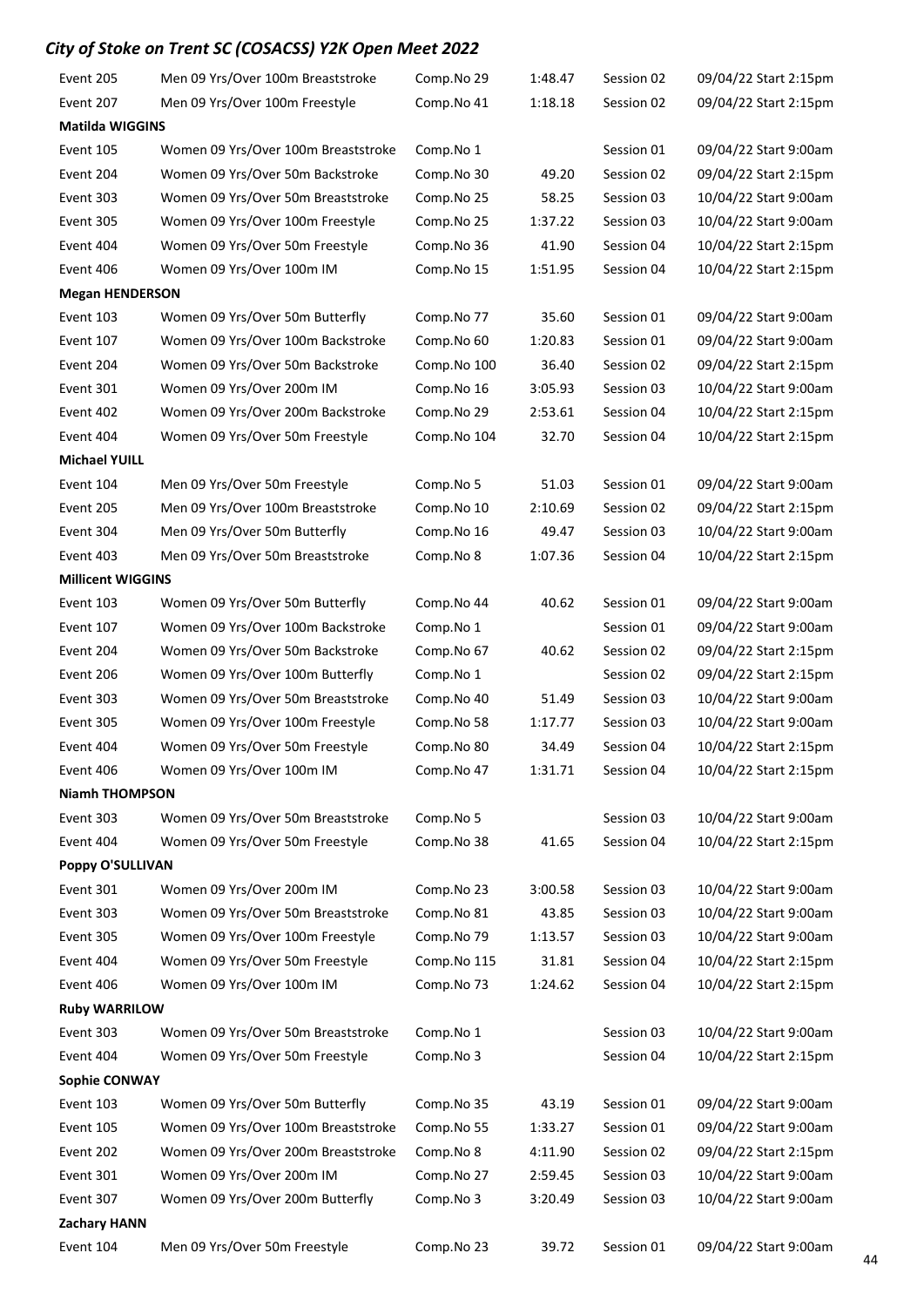| Event | Description | Comp.No | Time | Session | Date/Start |
|---|---|---|---|---|---|
| Event 205 | Men 09 Yrs/Over 100m Breaststroke | Comp.No 29 | 1:48.47 | Session 02 | 09/04/22 Start 2:15pm |
| Event 207 | Men 09 Yrs/Over 100m Freestyle | Comp.No 41 | 1:18.18 | Session 02 | 09/04/22 Start 2:15pm |
| **Matilda WIGGINS** | | | | | |
| Event 105 | Women 09 Yrs/Over 100m Breaststroke | Comp.No 1 | | Session 01 | 09/04/22 Start 9:00am |
| Event 204 | Women 09 Yrs/Over 50m Backstroke | Comp.No 30 | 49.20 | Session 02 | 09/04/22 Start 2:15pm |
| Event 303 | Women 09 Yrs/Over 50m Breaststroke | Comp.No 25 | 58.25 | Session 03 | 10/04/22 Start 9:00am |
| Event 305 | Women 09 Yrs/Over 100m Freestyle | Comp.No 25 | 1:37.22 | Session 03 | 10/04/22 Start 9:00am |
| Event 404 | Women 09 Yrs/Over 50m Freestyle | Comp.No 36 | 41.90 | Session 04 | 10/04/22 Start 2:15pm |
| Event 406 | Women 09 Yrs/Over 100m IM | Comp.No 15 | 1:51.95 | Session 04 | 10/04/22 Start 2:15pm |
| **Megan HENDERSON** | | | | | |
| Event 103 | Women 09 Yrs/Over 50m Butterfly | Comp.No 77 | 35.60 | Session 01 | 09/04/22 Start 9:00am |
| Event 107 | Women 09 Yrs/Over 100m Backstroke | Comp.No 60 | 1:20.83 | Session 01 | 09/04/22 Start 9:00am |
| Event 204 | Women 09 Yrs/Over 50m Backstroke | Comp.No 100 | 36.40 | Session 02 | 09/04/22 Start 2:15pm |
| Event 301 | Women 09 Yrs/Over 200m IM | Comp.No 16 | 3:05.93 | Session 03 | 10/04/22 Start 9:00am |
| Event 402 | Women 09 Yrs/Over 200m Backstroke | Comp.No 29 | 2:53.61 | Session 04 | 10/04/22 Start 2:15pm |
| Event 404 | Women 09 Yrs/Over 50m Freestyle | Comp.No 104 | 32.70 | Session 04 | 10/04/22 Start 2:15pm |
| **Michael YUILL** | | | | | |
| Event 104 | Men 09 Yrs/Over 50m Freestyle | Comp.No 5 | 51.03 | Session 01 | 09/04/22 Start 9:00am |
| Event 205 | Men 09 Yrs/Over 100m Breaststroke | Comp.No 10 | 2:10.69 | Session 02 | 09/04/22 Start 2:15pm |
| Event 304 | Men 09 Yrs/Over 50m Butterfly | Comp.No 16 | 49.47 | Session 03 | 10/04/22 Start 9:00am |
| Event 403 | Men 09 Yrs/Over 50m Breaststroke | Comp.No 8 | 1:07.36 | Session 04 | 10/04/22 Start 2:15pm |
| **Millicent WIGGINS** | | | | | |
| Event 103 | Women 09 Yrs/Over 50m Butterfly | Comp.No 44 | 40.62 | Session 01 | 09/04/22 Start 9:00am |
| Event 107 | Women 09 Yrs/Over 100m Backstroke | Comp.No 1 | | Session 01 | 09/04/22 Start 9:00am |
| Event 204 | Women 09 Yrs/Over 50m Backstroke | Comp.No 67 | 40.62 | Session 02 | 09/04/22 Start 2:15pm |
| Event 206 | Women 09 Yrs/Over 100m Butterfly | Comp.No 1 | | Session 02 | 09/04/22 Start 2:15pm |
| Event 303 | Women 09 Yrs/Over 50m Breaststroke | Comp.No 40 | 51.49 | Session 03 | 10/04/22 Start 9:00am |
| Event 305 | Women 09 Yrs/Over 100m Freestyle | Comp.No 58 | 1:17.77 | Session 03 | 10/04/22 Start 9:00am |
| Event 404 | Women 09 Yrs/Over 50m Freestyle | Comp.No 80 | 34.49 | Session 04 | 10/04/22 Start 2:15pm |
| Event 406 | Women 09 Yrs/Over 100m IM | Comp.No 47 | 1:31.71 | Session 04 | 10/04/22 Start 2:15pm |
| **Niamh THOMPSON** | | | | | |
| Event 303 | Women 09 Yrs/Over 50m Breaststroke | Comp.No 5 | | Session 03 | 10/04/22 Start 9:00am |
| Event 404 | Women 09 Yrs/Over 50m Freestyle | Comp.No 38 | 41.65 | Session 04 | 10/04/22 Start 2:15pm |
| **Poppy O'SULLIVAN** | | | | | |
| Event 301 | Women 09 Yrs/Over 200m IM | Comp.No 23 | 3:00.58 | Session 03 | 10/04/22 Start 9:00am |
| Event 303 | Women 09 Yrs/Over 50m Breaststroke | Comp.No 81 | 43.85 | Session 03 | 10/04/22 Start 9:00am |
| Event 305 | Women 09 Yrs/Over 100m Freestyle | Comp.No 79 | 1:13.57 | Session 03 | 10/04/22 Start 9:00am |
| Event 404 | Women 09 Yrs/Over 50m Freestyle | Comp.No 115 | 31.81 | Session 04 | 10/04/22 Start 2:15pm |
| Event 406 | Women 09 Yrs/Over 100m IM | Comp.No 73 | 1:24.62 | Session 04 | 10/04/22 Start 2:15pm |
| **Ruby WARRILOW** | | | | | |
| Event 303 | Women 09 Yrs/Over 50m Breaststroke | Comp.No 1 | | Session 03 | 10/04/22 Start 9:00am |
| Event 404 | Women 09 Yrs/Over 50m Freestyle | Comp.No 3 | | Session 04 | 10/04/22 Start 2:15pm |
| **Sophie CONWAY** | | | | | |
| Event 103 | Women 09 Yrs/Over 50m Butterfly | Comp.No 35 | 43.19 | Session 01 | 09/04/22 Start 9:00am |
| Event 105 | Women 09 Yrs/Over 100m Breaststroke | Comp.No 55 | 1:33.27 | Session 01 | 09/04/22 Start 9:00am |
| Event 202 | Women 09 Yrs/Over 200m Breaststroke | Comp.No 8 | 4:11.90 | Session 02 | 09/04/22 Start 2:15pm |
| Event 301 | Women 09 Yrs/Over 200m IM | Comp.No 27 | 2:59.45 | Session 03 | 10/04/22 Start 9:00am |
| Event 307 | Women 09 Yrs/Over 200m Butterfly | Comp.No 3 | 3:20.49 | Session 03 | 10/04/22 Start 9:00am |
| **Zachary HANN** | | | | | |
| Event 104 | Men 09 Yrs/Over 50m Freestyle | Comp.No 23 | 39.72 | Session 01 | 09/04/22 Start 9:00am |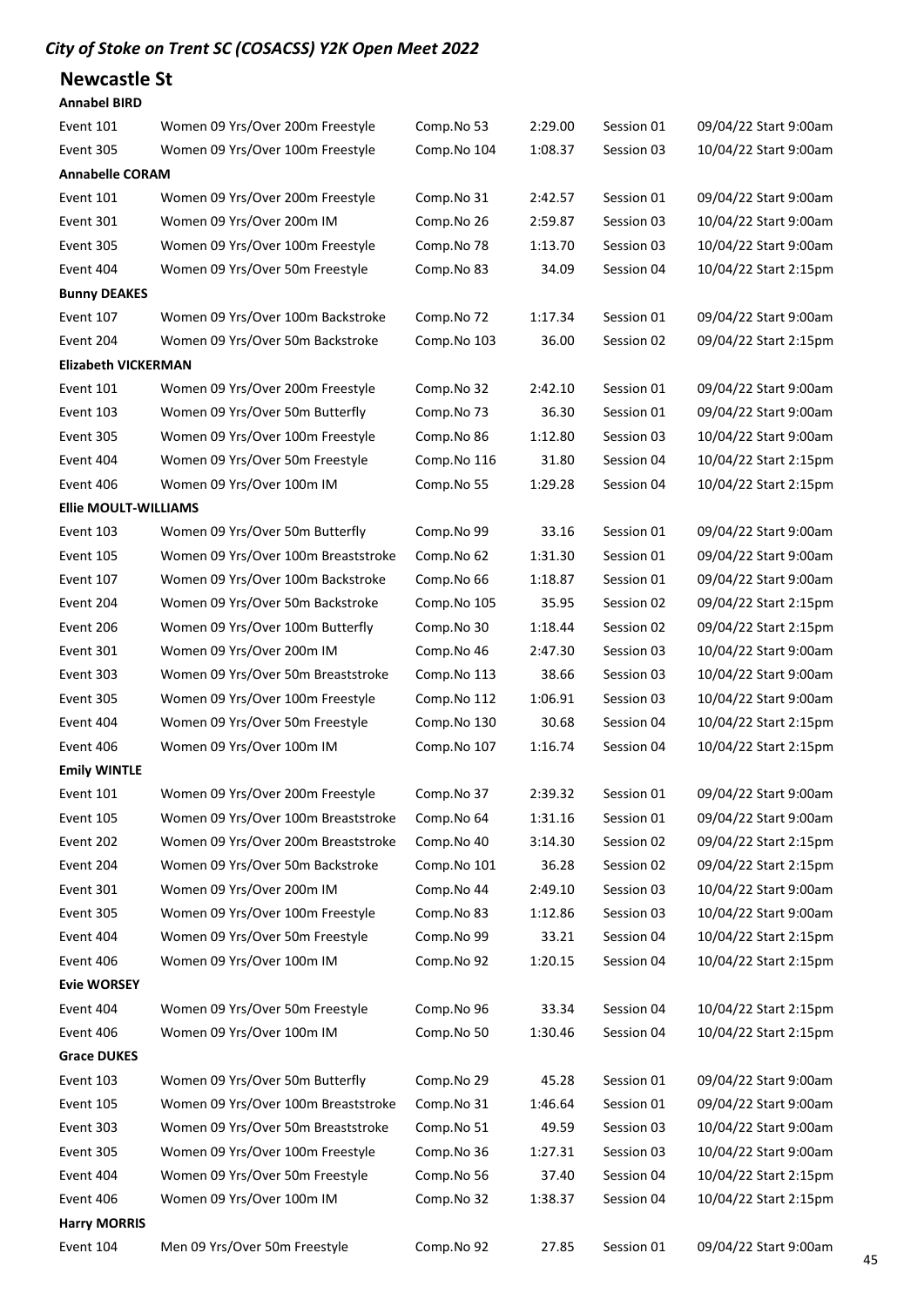## *City of Stoke on Trent SC (COSACSS) Y2K Open Meet 2022*

## Newcastle St

**Annabel BIRD**

| | | | | | |
|---|---|---|---|---|---|
| Event 101 | Women 09 Yrs/Over 200m Freestyle | Comp.No 53 | 2:29.00 | Session 01 | 09/04/22 Start 9:00am |
| Event 305 | Women 09 Yrs/Over 100m Freestyle | Comp.No 104 | 1:08.37 | Session 03 | 10/04/22 Start 9:00am |

**Annabelle CORAM**

| | | | | | |
|---|---|---|---|---|---|
| Event 101 | Women 09 Yrs/Over 200m Freestyle | Comp.No 31 | 2:42.57 | Session 01 | 09/04/22 Start 9:00am |
| Event 301 | Women 09 Yrs/Over 200m IM | Comp.No 26 | 2:59.87 | Session 03 | 10/04/22 Start 9:00am |
| Event 305 | Women 09 Yrs/Over 100m Freestyle | Comp.No 78 | 1:13.70 | Session 03 | 10/04/22 Start 9:00am |
| Event 404 | Women 09 Yrs/Over 50m Freestyle | Comp.No 83 | 34.09 | Session 04 | 10/04/22 Start 2:15pm |

**Bunny DEAKES**

| | | | | | |
|---|---|---|---|---|---|
| Event 107 | Women 09 Yrs/Over 100m Backstroke | Comp.No 72 | 1:17.34 | Session 01 | 09/04/22 Start 9:00am |
| Event 204 | Women 09 Yrs/Over 50m Backstroke | Comp.No 103 | 36.00 | Session 02 | 09/04/22 Start 2:15pm |

**Elizabeth VICKERMAN**

| | | | | | |
|---|---|---|---|---|---|
| Event 101 | Women 09 Yrs/Over 200m Freestyle | Comp.No 32 | 2:42.10 | Session 01 | 09/04/22 Start 9:00am |
| Event 103 | Women 09 Yrs/Over 50m Butterfly | Comp.No 73 | 36.30 | Session 01 | 09/04/22 Start 9:00am |
| Event 305 | Women 09 Yrs/Over 100m Freestyle | Comp.No 86 | 1:12.80 | Session 03 | 10/04/22 Start 9:00am |
| Event 404 | Women 09 Yrs/Over 50m Freestyle | Comp.No 116 | 31.80 | Session 04 | 10/04/22 Start 2:15pm |
| Event 406 | Women 09 Yrs/Over 100m IM | Comp.No 55 | 1:29.28 | Session 04 | 10/04/22 Start 2:15pm |

**Ellie MOULT-WILLIAMS**

| | | | | | |
|---|---|---|---|---|---|
| Event 103 | Women 09 Yrs/Over 50m Butterfly | Comp.No 99 | 33.16 | Session 01 | 09/04/22 Start 9:00am |
| Event 105 | Women 09 Yrs/Over 100m Breaststroke | Comp.No 62 | 1:31.30 | Session 01 | 09/04/22 Start 9:00am |
| Event 107 | Women 09 Yrs/Over 100m Backstroke | Comp.No 66 | 1:18.87 | Session 01 | 09/04/22 Start 9:00am |
| Event 204 | Women 09 Yrs/Over 50m Backstroke | Comp.No 105 | 35.95 | Session 02 | 09/04/22 Start 2:15pm |
| Event 206 | Women 09 Yrs/Over 100m Butterfly | Comp.No 30 | 1:18.44 | Session 02 | 09/04/22 Start 2:15pm |
| Event 301 | Women 09 Yrs/Over 200m IM | Comp.No 46 | 2:47.30 | Session 03 | 10/04/22 Start 9:00am |
| Event 303 | Women 09 Yrs/Over 50m Breaststroke | Comp.No 113 | 38.66 | Session 03 | 10/04/22 Start 9:00am |
| Event 305 | Women 09 Yrs/Over 100m Freestyle | Comp.No 112 | 1:06.91 | Session 03 | 10/04/22 Start 9:00am |
| Event 404 | Women 09 Yrs/Over 50m Freestyle | Comp.No 130 | 30.68 | Session 04 | 10/04/22 Start 2:15pm |
| Event 406 | Women 09 Yrs/Over 100m IM | Comp.No 107 | 1:16.74 | Session 04 | 10/04/22 Start 2:15pm |

**Emily WINTLE**

| | | | | | |
|---|---|---|---|---|---|
| Event 101 | Women 09 Yrs/Over 200m Freestyle | Comp.No 37 | 2:39.32 | Session 01 | 09/04/22 Start 9:00am |
| Event 105 | Women 09 Yrs/Over 100m Breaststroke | Comp.No 64 | 1:31.16 | Session 01 | 09/04/22 Start 9:00am |
| Event 202 | Women 09 Yrs/Over 200m Breaststroke | Comp.No 40 | 3:14.30 | Session 02 | 09/04/22 Start 2:15pm |
| Event 204 | Women 09 Yrs/Over 50m Backstroke | Comp.No 101 | 36.28 | Session 02 | 09/04/22 Start 2:15pm |
| Event 301 | Women 09 Yrs/Over 200m IM | Comp.No 44 | 2:49.10 | Session 03 | 10/04/22 Start 9:00am |
| Event 305 | Women 09 Yrs/Over 100m Freestyle | Comp.No 83 | 1:12.86 | Session 03 | 10/04/22 Start 9:00am |
| Event 404 | Women 09 Yrs/Over 50m Freestyle | Comp.No 99 | 33.21 | Session 04 | 10/04/22 Start 2:15pm |
| Event 406 | Women 09 Yrs/Over 100m IM | Comp.No 92 | 1:20.15 | Session 04 | 10/04/22 Start 2:15pm |

**Evie WORSEY**

| | | | | | |
|---|---|---|---|---|---|
| Event 404 | Women 09 Yrs/Over 50m Freestyle | Comp.No 96 | 33.34 | Session 04 | 10/04/22 Start 2:15pm |
| Event 406 | Women 09 Yrs/Over 100m IM | Comp.No 50 | 1:30.46 | Session 04 | 10/04/22 Start 2:15pm |

**Grace DUKES**

| | | | | | |
|---|---|---|---|---|---|
| Event 103 | Women 09 Yrs/Over 50m Butterfly | Comp.No 29 | 45.28 | Session 01 | 09/04/22 Start 9:00am |
| Event 105 | Women 09 Yrs/Over 100m Breaststroke | Comp.No 31 | 1:46.64 | Session 01 | 09/04/22 Start 9:00am |
| Event 303 | Women 09 Yrs/Over 50m Breaststroke | Comp.No 51 | 49.59 | Session 03 | 10/04/22 Start 9:00am |
| Event 305 | Women 09 Yrs/Over 100m Freestyle | Comp.No 36 | 1:27.31 | Session 03 | 10/04/22 Start 9:00am |
| Event 404 | Women 09 Yrs/Over 50m Freestyle | Comp.No 56 | 37.40 | Session 04 | 10/04/22 Start 2:15pm |
| Event 406 | Women 09 Yrs/Over 100m IM | Comp.No 32 | 1:38.37 | Session 04 | 10/04/22 Start 2:15pm |

**Harry MORRIS**

| | | | | | |
|---|---|---|---|---|---|
| Event 104 | Men 09 Yrs/Over 50m Freestyle | Comp.No 92 | 27.85 | Session 01 | 09/04/22 Start 9:00am |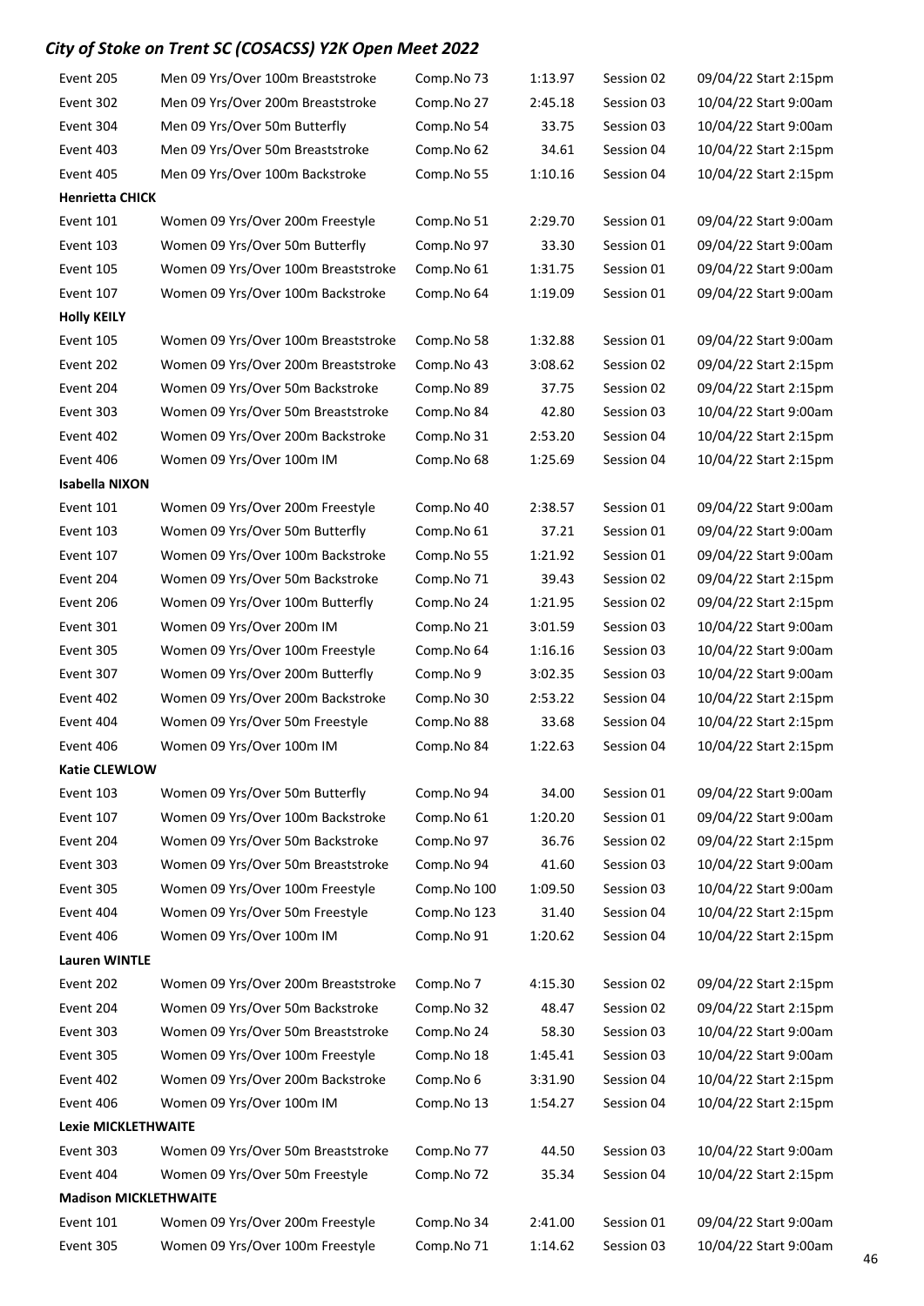## City of Stoke on Trent SC (COSACSS) Y2K Open Meet 2022

| | | | | | |
|---|---|---|---|---|---|
| Event 205 | Men 09 Yrs/Over 100m Breaststroke | Comp.No 73 | 1:13.97 | Session 02 | 09/04/22 Start 2:15pm |
| Event 302 | Men 09 Yrs/Over 200m Breaststroke | Comp.No 27 | 2:45.18 | Session 03 | 10/04/22 Start 9:00am |
| Event 304 | Men 09 Yrs/Over 50m Butterfly | Comp.No 54 | 33.75 | Session 03 | 10/04/22 Start 9:00am |
| Event 403 | Men 09 Yrs/Over 50m Breaststroke | Comp.No 62 | 34.61 | Session 04 | 10/04/22 Start 2:15pm |
| Event 405 | Men 09 Yrs/Over 100m Backstroke | Comp.No 55 | 1:10.16 | Session 04 | 10/04/22 Start 2:15pm |
| **Henrietta CHICK** | | | | | |
| Event 101 | Women 09 Yrs/Over 200m Freestyle | Comp.No 51 | 2:29.70 | Session 01 | 09/04/22 Start 9:00am |
| Event 103 | Women 09 Yrs/Over 50m Butterfly | Comp.No 97 | 33.30 | Session 01 | 09/04/22 Start 9:00am |
| Event 105 | Women 09 Yrs/Over 100m Breaststroke | Comp.No 61 | 1:31.75 | Session 01 | 09/04/22 Start 9:00am |
| Event 107 | Women 09 Yrs/Over 100m Backstroke | Comp.No 64 | 1:19.09 | Session 01 | 09/04/22 Start 9:00am |
| **Holly KEILY** | | | | | |
| Event 105 | Women 09 Yrs/Over 100m Breaststroke | Comp.No 58 | 1:32.88 | Session 01 | 09/04/22 Start 9:00am |
| Event 202 | Women 09 Yrs/Over 200m Breaststroke | Comp.No 43 | 3:08.62 | Session 02 | 09/04/22 Start 2:15pm |
| Event 204 | Women 09 Yrs/Over 50m Backstroke | Comp.No 89 | 37.75 | Session 02 | 09/04/22 Start 2:15pm |
| Event 303 | Women 09 Yrs/Over 50m Breaststroke | Comp.No 84 | 42.80 | Session 03 | 10/04/22 Start 9:00am |
| Event 402 | Women 09 Yrs/Over 200m Backstroke | Comp.No 31 | 2:53.20 | Session 04 | 10/04/22 Start 2:15pm |
| Event 406 | Women 09 Yrs/Over 100m IM | Comp.No 68 | 1:25.69 | Session 04 | 10/04/22 Start 2:15pm |
| **Isabella NIXON** | | | | | |
| Event 101 | Women 09 Yrs/Over 200m Freestyle | Comp.No 40 | 2:38.57 | Session 01 | 09/04/22 Start 9:00am |
| Event 103 | Women 09 Yrs/Over 50m Butterfly | Comp.No 61 | 37.21 | Session 01 | 09/04/22 Start 9:00am |
| Event 107 | Women 09 Yrs/Over 100m Backstroke | Comp.No 55 | 1:21.92 | Session 01 | 09/04/22 Start 9:00am |
| Event 204 | Women 09 Yrs/Over 50m Backstroke | Comp.No 71 | 39.43 | Session 02 | 09/04/22 Start 2:15pm |
| Event 206 | Women 09 Yrs/Over 100m Butterfly | Comp.No 24 | 1:21.95 | Session 02 | 09/04/22 Start 2:15pm |
| Event 301 | Women 09 Yrs/Over 200m IM | Comp.No 21 | 3:01.59 | Session 03 | 10/04/22 Start 9:00am |
| Event 305 | Women 09 Yrs/Over 100m Freestyle | Comp.No 64 | 1:16.16 | Session 03 | 10/04/22 Start 9:00am |
| Event 307 | Women 09 Yrs/Over 200m Butterfly | Comp.No 9 | 3:02.35 | Session 03 | 10/04/22 Start 9:00am |
| Event 402 | Women 09 Yrs/Over 200m Backstroke | Comp.No 30 | 2:53.22 | Session 04 | 10/04/22 Start 2:15pm |
| Event 404 | Women 09 Yrs/Over 50m Freestyle | Comp.No 88 | 33.68 | Session 04 | 10/04/22 Start 2:15pm |
| Event 406 | Women 09 Yrs/Over 100m IM | Comp.No 84 | 1:22.63 | Session 04 | 10/04/22 Start 2:15pm |
| **Katie CLEWLOW** | | | | | |
| Event 103 | Women 09 Yrs/Over 50m Butterfly | Comp.No 94 | 34.00 | Session 01 | 09/04/22 Start 9:00am |
| Event 107 | Women 09 Yrs/Over 100m Backstroke | Comp.No 61 | 1:20.20 | Session 01 | 09/04/22 Start 9:00am |
| Event 204 | Women 09 Yrs/Over 50m Backstroke | Comp.No 97 | 36.76 | Session 02 | 09/04/22 Start 2:15pm |
| Event 303 | Women 09 Yrs/Over 50m Breaststroke | Comp.No 94 | 41.60 | Session 03 | 10/04/22 Start 9:00am |
| Event 305 | Women 09 Yrs/Over 100m Freestyle | Comp.No 100 | 1:09.50 | Session 03 | 10/04/22 Start 9:00am |
| Event 404 | Women 09 Yrs/Over 50m Freestyle | Comp.No 123 | 31.40 | Session 04 | 10/04/22 Start 2:15pm |
| Event 406 | Women 09 Yrs/Over 100m IM | Comp.No 91 | 1:20.62 | Session 04 | 10/04/22 Start 2:15pm |
| **Lauren WINTLE** | | | | | |
| Event 202 | Women 09 Yrs/Over 200m Breaststroke | Comp.No 7 | 4:15.30 | Session 02 | 09/04/22 Start 2:15pm |
| Event 204 | Women 09 Yrs/Over 50m Backstroke | Comp.No 32 | 48.47 | Session 02 | 09/04/22 Start 2:15pm |
| Event 303 | Women 09 Yrs/Over 50m Breaststroke | Comp.No 24 | 58.30 | Session 03 | 10/04/22 Start 9:00am |
| Event 305 | Women 09 Yrs/Over 100m Freestyle | Comp.No 18 | 1:45.41 | Session 03 | 10/04/22 Start 9:00am |
| Event 402 | Women 09 Yrs/Over 200m Backstroke | Comp.No 6 | 3:31.90 | Session 04 | 10/04/22 Start 2:15pm |
| Event 406 | Women 09 Yrs/Over 100m IM | Comp.No 13 | 1:54.27 | Session 04 | 10/04/22 Start 2:15pm |
| **Lexie MICKLETHWAITE** | | | | | |
| Event 303 | Women 09 Yrs/Over 50m Breaststroke | Comp.No 77 | 44.50 | Session 03 | 10/04/22 Start 9:00am |
| Event 404 | Women 09 Yrs/Over 50m Freestyle | Comp.No 72 | 35.34 | Session 04 | 10/04/22 Start 2:15pm |
| **Madison MICKLETHWAITE** | | | | | |
| Event 101 | Women 09 Yrs/Over 200m Freestyle | Comp.No 34 | 2:41.00 | Session 01 | 09/04/22 Start 9:00am |
| Event 305 | Women 09 Yrs/Over 100m Freestyle | Comp.No 71 | 1:14.62 | Session 03 | 10/04/22 Start 9:00am |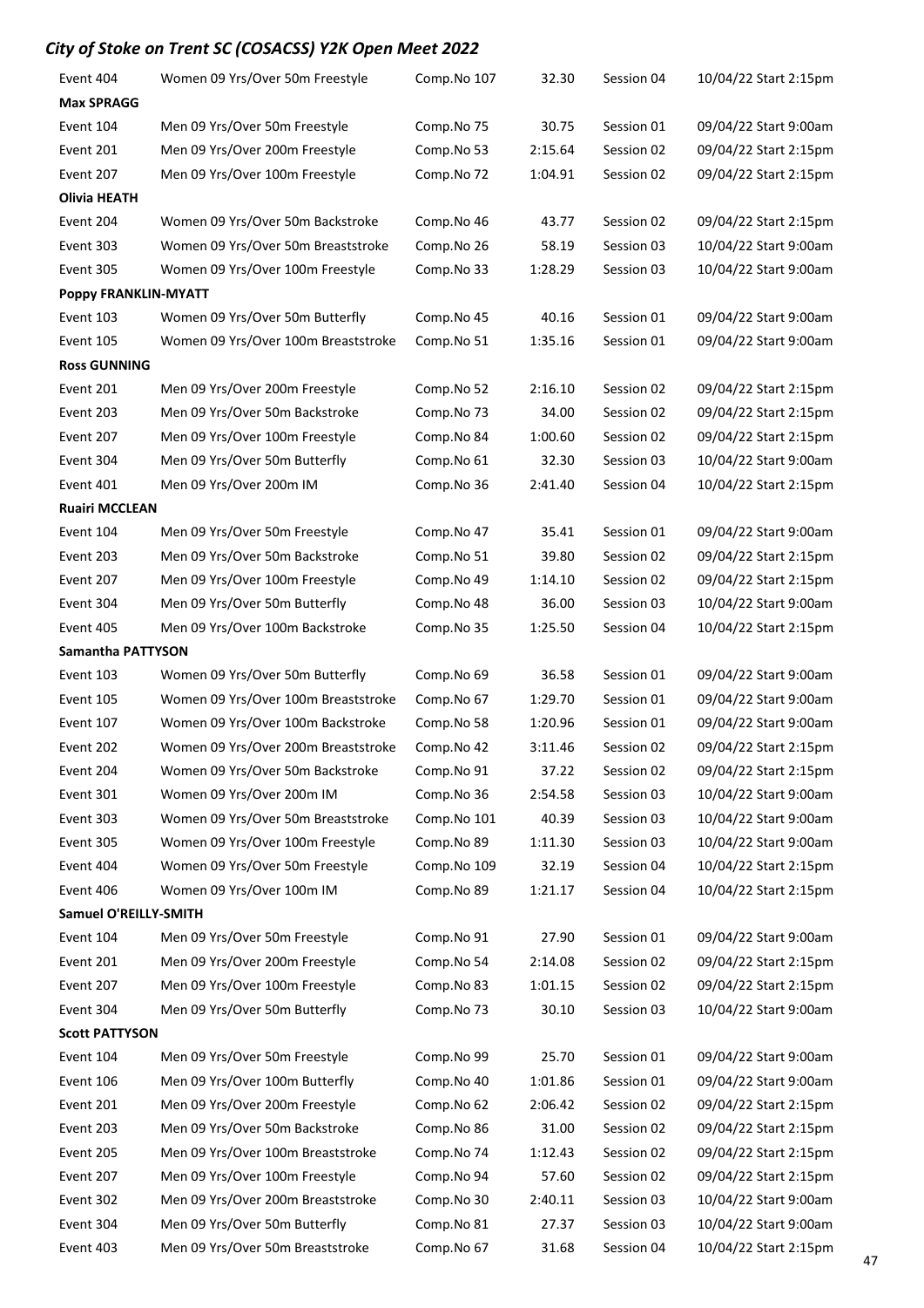# City of Stoke on Trent SC (COSACSS) Y2K Open Meet 2022

| | | | | | |
|---|---|---|---|---|---|
| Event 404 | Women 09 Yrs/Over 50m Freestyle | Comp.No 107 | 32.30 | Session 04 | 10/04/22 Start 2:15pm |
| **Max SPRAGG** | | | | | |
| Event 104 | Men 09 Yrs/Over 50m Freestyle | Comp.No 75 | 30.75 | Session 01 | 09/04/22 Start 9:00am |
| Event 201 | Men 09 Yrs/Over 200m Freestyle | Comp.No 53 | 2:15.64 | Session 02 | 09/04/22 Start 2:15pm |
| Event 207 | Men 09 Yrs/Over 100m Freestyle | Comp.No 72 | 1:04.91 | Session 02 | 09/04/22 Start 2:15pm |
| **Olivia HEATH** | | | | | |
| Event 204 | Women 09 Yrs/Over 50m Backstroke | Comp.No 46 | 43.77 | Session 02 | 09/04/22 Start 2:15pm |
| Event 303 | Women 09 Yrs/Over 50m Breaststroke | Comp.No 26 | 58.19 | Session 03 | 10/04/22 Start 9:00am |
| Event 305 | Women 09 Yrs/Over 100m Freestyle | Comp.No 33 | 1:28.29 | Session 03 | 10/04/22 Start 9:00am |
| **Poppy FRANKLIN-MYATT** | | | | | |
| Event 103 | Women 09 Yrs/Over 50m Butterfly | Comp.No 45 | 40.16 | Session 01 | 09/04/22 Start 9:00am |
| Event 105 | Women 09 Yrs/Over 100m Breaststroke | Comp.No 51 | 1:35.16 | Session 01 | 09/04/22 Start 9:00am |
| **Ross GUNNING** | | | | | |
| Event 201 | Men 09 Yrs/Over 200m Freestyle | Comp.No 52 | 2:16.10 | Session 02 | 09/04/22 Start 2:15pm |
| Event 203 | Men 09 Yrs/Over 50m Backstroke | Comp.No 73 | 34.00 | Session 02 | 09/04/22 Start 2:15pm |
| Event 207 | Men 09 Yrs/Over 100m Freestyle | Comp.No 84 | 1:00.60 | Session 02 | 09/04/22 Start 2:15pm |
| Event 304 | Men 09 Yrs/Over 50m Butterfly | Comp.No 61 | 32.30 | Session 03 | 10/04/22 Start 9:00am |
| Event 401 | Men 09 Yrs/Over 200m IM | Comp.No 36 | 2:41.40 | Session 04 | 10/04/22 Start 2:15pm |
| **Ruairi MCCLEAN** | | | | | |
| Event 104 | Men 09 Yrs/Over 50m Freestyle | Comp.No 47 | 35.41 | Session 01 | 09/04/22 Start 9:00am |
| Event 203 | Men 09 Yrs/Over 50m Backstroke | Comp.No 51 | 39.80 | Session 02 | 09/04/22 Start 2:15pm |
| Event 207 | Men 09 Yrs/Over 100m Freestyle | Comp.No 49 | 1:14.10 | Session 02 | 09/04/22 Start 2:15pm |
| Event 304 | Men 09 Yrs/Over 50m Butterfly | Comp.No 48 | 36.00 | Session 03 | 10/04/22 Start 9:00am |
| Event 405 | Men 09 Yrs/Over 100m Backstroke | Comp.No 35 | 1:25.50 | Session 04 | 10/04/22 Start 2:15pm |
| **Samantha PATTYSON** | | | | | |
| Event 103 | Women 09 Yrs/Over 50m Butterfly | Comp.No 69 | 36.58 | Session 01 | 09/04/22 Start 9:00am |
| Event 105 | Women 09 Yrs/Over 100m Breaststroke | Comp.No 67 | 1:29.70 | Session 01 | 09/04/22 Start 9:00am |
| Event 107 | Women 09 Yrs/Over 100m Backstroke | Comp.No 58 | 1:20.96 | Session 01 | 09/04/22 Start 9:00am |
| Event 202 | Women 09 Yrs/Over 200m Breaststroke | Comp.No 42 | 3:11.46 | Session 02 | 09/04/22 Start 2:15pm |
| Event 204 | Women 09 Yrs/Over 50m Backstroke | Comp.No 91 | 37.22 | Session 02 | 09/04/22 Start 2:15pm |
| Event 301 | Women 09 Yrs/Over 200m IM | Comp.No 36 | 2:54.58 | Session 03 | 10/04/22 Start 9:00am |
| Event 303 | Women 09 Yrs/Over 50m Breaststroke | Comp.No 101 | 40.39 | Session 03 | 10/04/22 Start 9:00am |
| Event 305 | Women 09 Yrs/Over 100m Freestyle | Comp.No 89 | 1:11.30 | Session 03 | 10/04/22 Start 9:00am |
| Event 404 | Women 09 Yrs/Over 50m Freestyle | Comp.No 109 | 32.19 | Session 04 | 10/04/22 Start 2:15pm |
| Event 406 | Women 09 Yrs/Over 100m IM | Comp.No 89 | 1:21.17 | Session 04 | 10/04/22 Start 2:15pm |
| **Samuel O'REILLY-SMITH** | | | | | |
| Event 104 | Men 09 Yrs/Over 50m Freestyle | Comp.No 91 | 27.90 | Session 01 | 09/04/22 Start 9:00am |
| Event 201 | Men 09 Yrs/Over 200m Freestyle | Comp.No 54 | 2:14.08 | Session 02 | 09/04/22 Start 2:15pm |
| Event 207 | Men 09 Yrs/Over 100m Freestyle | Comp.No 83 | 1:01.15 | Session 02 | 09/04/22 Start 2:15pm |
| Event 304 | Men 09 Yrs/Over 50m Butterfly | Comp.No 73 | 30.10 | Session 03 | 10/04/22 Start 9:00am |
| **Scott PATTYSON** | | | | | |
| Event 104 | Men 09 Yrs/Over 50m Freestyle | Comp.No 99 | 25.70 | Session 01 | 09/04/22 Start 9:00am |
| Event 106 | Men 09 Yrs/Over 100m Butterfly | Comp.No 40 | 1:01.86 | Session 01 | 09/04/22 Start 9:00am |
| Event 201 | Men 09 Yrs/Over 200m Freestyle | Comp.No 62 | 2:06.42 | Session 02 | 09/04/22 Start 2:15pm |
| Event 203 | Men 09 Yrs/Over 50m Backstroke | Comp.No 86 | 31.00 | Session 02 | 09/04/22 Start 2:15pm |
| Event 205 | Men 09 Yrs/Over 100m Breaststroke | Comp.No 74 | 1:12.43 | Session 02 | 09/04/22 Start 2:15pm |
| Event 207 | Men 09 Yrs/Over 100m Freestyle | Comp.No 94 | 57.60 | Session 02 | 09/04/22 Start 2:15pm |
| Event 302 | Men 09 Yrs/Over 200m Breaststroke | Comp.No 30 | 2:40.11 | Session 03 | 10/04/22 Start 9:00am |
| Event 304 | Men 09 Yrs/Over 50m Butterfly | Comp.No 81 | 27.37 | Session 03 | 10/04/22 Start 9:00am |
| Event 403 | Men 09 Yrs/Over 50m Breaststroke | Comp.No 67 | 31.68 | Session 04 | 10/04/22 Start 2:15pm |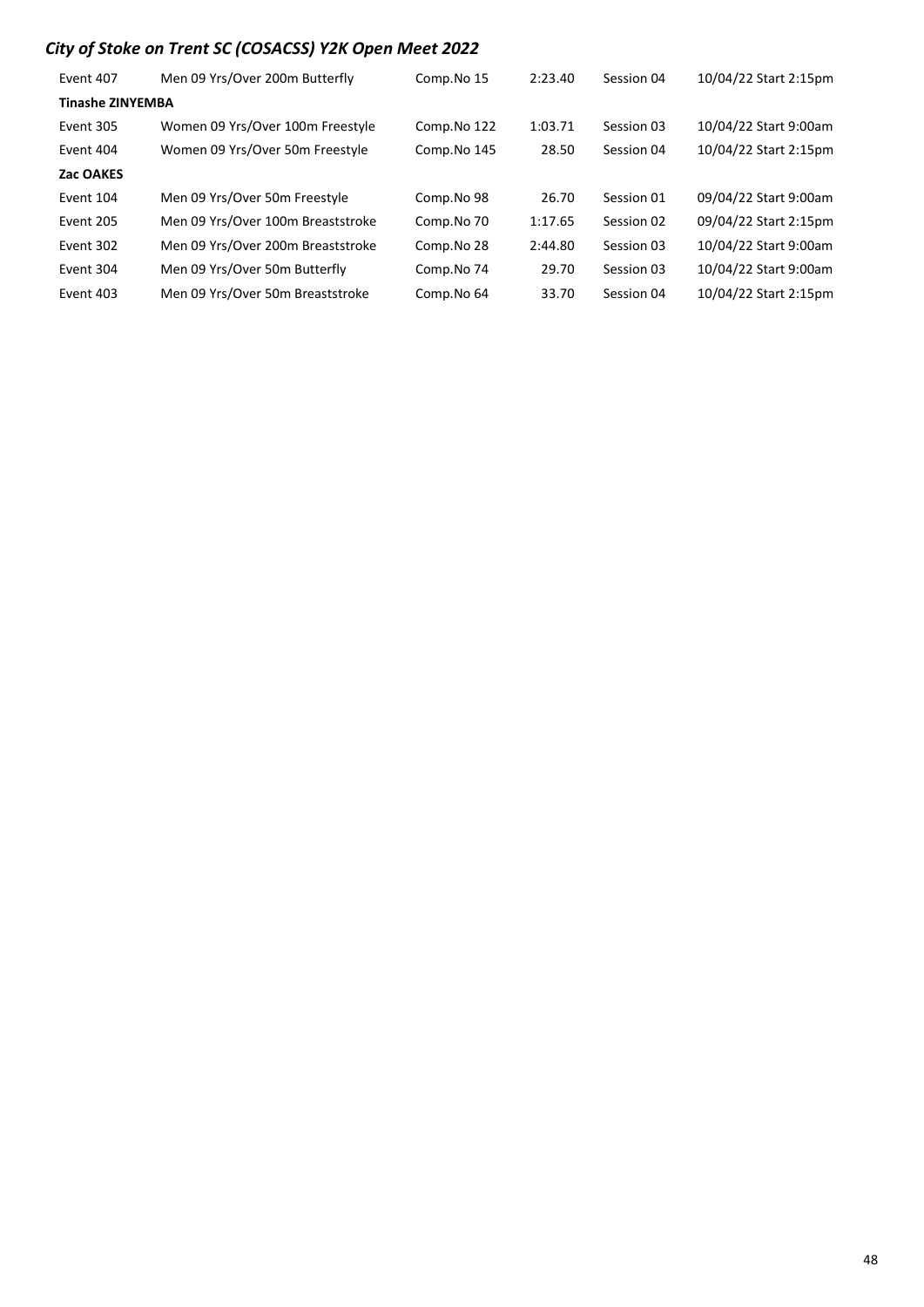## *City of Stoke on Trent SC (COSACSS) Y2K Open Meet 2022*

| | | | | | |
|---|---|---|---|---|---|
| Event 407 | Men 09 Yrs/Over 200m Butterfly | Comp.No 15 | 2:23.40 | Session 04 | 10/04/22 Start 2:15pm |
| **Tinashe ZINYEMBA** | | | | | |
| Event 305 | Women 09 Yrs/Over 100m Freestyle | Comp.No 122 | 1:03.71 | Session 03 | 10/04/22 Start 9:00am |
| Event 404 | Women 09 Yrs/Over 50m Freestyle | Comp.No 145 | 28.50 | Session 04 | 10/04/22 Start 2:15pm |
| **Zac OAKES** | | | | | |
| Event 104 | Men 09 Yrs/Over 50m Freestyle | Comp.No 98 | 26.70 | Session 01 | 09/04/22 Start 9:00am |
| Event 205 | Men 09 Yrs/Over 100m Breaststroke | Comp.No 70 | 1:17.65 | Session 02 | 09/04/22 Start 2:15pm |
| Event 302 | Men 09 Yrs/Over 200m Breaststroke | Comp.No 28 | 2:44.80 | Session 03 | 10/04/22 Start 9:00am |
| Event 304 | Men 09 Yrs/Over 50m Butterfly | Comp.No 74 | 29.70 | Session 03 | 10/04/22 Start 9:00am |
| Event 403 | Men 09 Yrs/Over 50m Breaststroke | Comp.No 64 | 33.70 | Session 04 | 10/04/22 Start 2:15pm |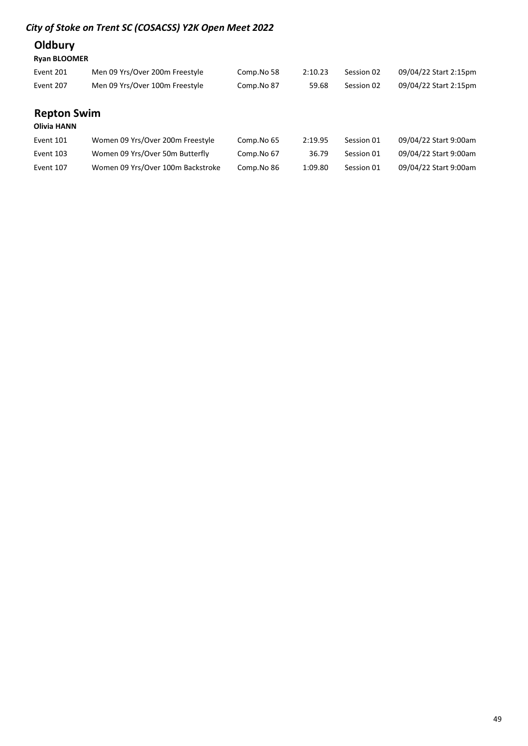*City of Stoke on Trent SC (COSACSS) Y2K Open Meet 2022*

## Oldbury

**Ryan BLOOMER**

| | | | | | |
|---|---|---|---|---|---|
| Event 201 | Men 09 Yrs/Over 200m Freestyle | Comp.No 58 | 2:10.23 | Session 02 | 09/04/22 Start 2:15pm |
| Event 207 | Men 09 Yrs/Over 100m Freestyle | Comp.No 87 | 59.68 | Session 02 | 09/04/22 Start 2:15pm |

## Repton Swim

**Olivia HANN**

| | | | | | |
|---|---|---|---|---|---|
| Event 101 | Women 09 Yrs/Over 200m Freestyle | Comp.No 65 | 2:19.95 | Session 01 | 09/04/22 Start 9:00am |
| Event 103 | Women 09 Yrs/Over 50m Butterfly | Comp.No 67 | 36.79 | Session 01 | 09/04/22 Start 9:00am |
| Event 107 | Women 09 Yrs/Over 100m Backstroke | Comp.No 86 | 1:09.80 | Session 01 | 09/04/22 Start 9:00am |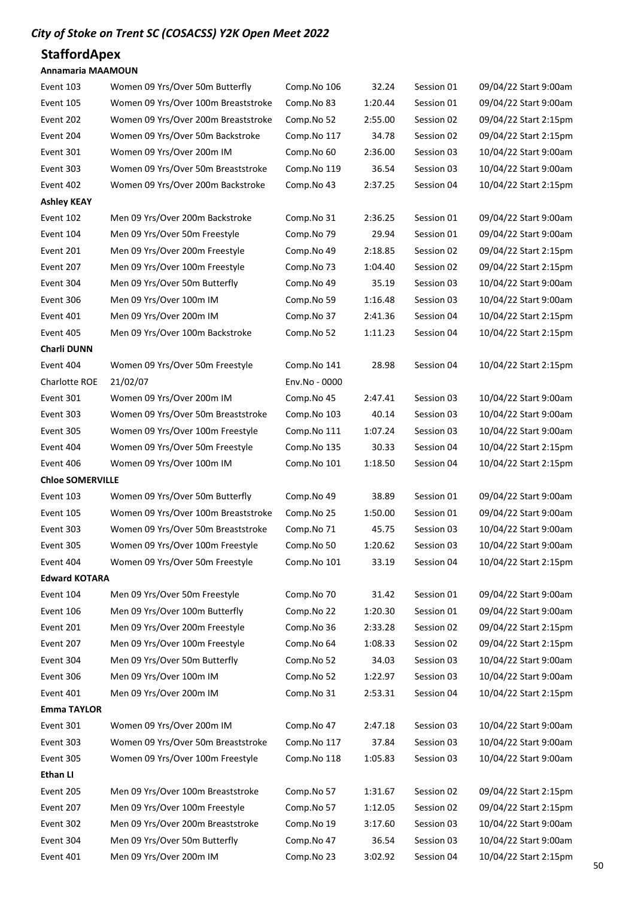*City of Stoke on Trent SC (COSACSS) Y2K Open Meet 2022*

## StaffordApex

**Annamaria MAAMOUN**

| | | | | | |
|---|---|---|---|---|---|
| Event 103 | Women 09 Yrs/Over 50m Butterfly | Comp.No 106 | 32.24 | Session 01 | 09/04/22 Start 9:00am |
| Event 105 | Women 09 Yrs/Over 100m Breaststroke | Comp.No 83 | 1:20.44 | Session 01 | 09/04/22 Start 9:00am |
| Event 202 | Women 09 Yrs/Over 200m Breaststroke | Comp.No 52 | 2:55.00 | Session 02 | 09/04/22 Start 2:15pm |
| Event 204 | Women 09 Yrs/Over 50m Backstroke | Comp.No 117 | 34.78 | Session 02 | 09/04/22 Start 2:15pm |
| Event 301 | Women 09 Yrs/Over 200m IM | Comp.No 60 | 2:36.00 | Session 03 | 10/04/22 Start 9:00am |
| Event 303 | Women 09 Yrs/Over 50m Breaststroke | Comp.No 119 | 36.54 | Session 03 | 10/04/22 Start 9:00am |
| Event 402 | Women 09 Yrs/Over 200m Backstroke | Comp.No 43 | 2:37.25 | Session 04 | 10/04/22 Start 2:15pm |

**Ashley KEAY**

| | | | | | |
|---|---|---|---|---|---|
| Event 102 | Men 09 Yrs/Over 200m Backstroke | Comp.No 31 | 2:36.25 | Session 01 | 09/04/22 Start 9:00am |
| Event 104 | Men 09 Yrs/Over 50m Freestyle | Comp.No 79 | 29.94 | Session 01 | 09/04/22 Start 9:00am |
| Event 201 | Men 09 Yrs/Over 200m Freestyle | Comp.No 49 | 2:18.85 | Session 02 | 09/04/22 Start 2:15pm |
| Event 207 | Men 09 Yrs/Over 100m Freestyle | Comp.No 73 | 1:04.40 | Session 02 | 09/04/22 Start 2:15pm |
| Event 304 | Men 09 Yrs/Over 50m Butterfly | Comp.No 49 | 35.19 | Session 03 | 10/04/22 Start 9:00am |
| Event 306 | Men 09 Yrs/Over 100m IM | Comp.No 59 | 1:16.48 | Session 03 | 10/04/22 Start 9:00am |
| Event 401 | Men 09 Yrs/Over 200m IM | Comp.No 37 | 2:41.36 | Session 04 | 10/04/22 Start 2:15pm |
| Event 405 | Men 09 Yrs/Over 100m Backstroke | Comp.No 52 | 1:11.23 | Session 04 | 10/04/22 Start 2:15pm |

**Charli DUNN**

| | | | | | |
|---|---|---|---|---|---|
| Event 404 | Women 09 Yrs/Over 50m Freestyle | Comp.No 141 | 28.98 | Session 04 | 10/04/22 Start 2:15pm |
| Charlotte ROE | 21/02/07 | Env.No - 0000 | | | |
| Event 301 | Women 09 Yrs/Over 200m IM | Comp.No 45 | 2:47.41 | Session 03 | 10/04/22 Start 9:00am |
| Event 303 | Women 09 Yrs/Over 50m Breaststroke | Comp.No 103 | 40.14 | Session 03 | 10/04/22 Start 9:00am |
| Event 305 | Women 09 Yrs/Over 100m Freestyle | Comp.No 111 | 1:07.24 | Session 03 | 10/04/22 Start 9:00am |
| Event 404 | Women 09 Yrs/Over 50m Freestyle | Comp.No 135 | 30.33 | Session 04 | 10/04/22 Start 2:15pm |
| Event 406 | Women 09 Yrs/Over 100m IM | Comp.No 101 | 1:18.50 | Session 04 | 10/04/22 Start 2:15pm |

**Chloe SOMERVILLE**

| | | | | | |
|---|---|---|---|---|---|
| Event 103 | Women 09 Yrs/Over 50m Butterfly | Comp.No 49 | 38.89 | Session 01 | 09/04/22 Start 9:00am |
| Event 105 | Women 09 Yrs/Over 100m Breaststroke | Comp.No 25 | 1:50.00 | Session 01 | 09/04/22 Start 9:00am |
| Event 303 | Women 09 Yrs/Over 50m Breaststroke | Comp.No 71 | 45.75 | Session 03 | 10/04/22 Start 9:00am |
| Event 305 | Women 09 Yrs/Over 100m Freestyle | Comp.No 50 | 1:20.62 | Session 03 | 10/04/22 Start 9:00am |
| Event 404 | Women 09 Yrs/Over 50m Freestyle | Comp.No 101 | 33.19 | Session 04 | 10/04/22 Start 2:15pm |

**Edward KOTARA**

| | | | | | |
|---|---|---|---|---|---|
| Event 104 | Men 09 Yrs/Over 50m Freestyle | Comp.No 70 | 31.42 | Session 01 | 09/04/22 Start 9:00am |
| Event 106 | Men 09 Yrs/Over 100m Butterfly | Comp.No 22 | 1:20.30 | Session 01 | 09/04/22 Start 9:00am |
| Event 201 | Men 09 Yrs/Over 200m Freestyle | Comp.No 36 | 2:33.28 | Session 02 | 09/04/22 Start 2:15pm |
| Event 207 | Men 09 Yrs/Over 100m Freestyle | Comp.No 64 | 1:08.33 | Session 02 | 09/04/22 Start 2:15pm |
| Event 304 | Men 09 Yrs/Over 50m Butterfly | Comp.No 52 | 34.03 | Session 03 | 10/04/22 Start 9:00am |
| Event 306 | Men 09 Yrs/Over 100m IM | Comp.No 52 | 1:22.97 | Session 03 | 10/04/22 Start 9:00am |
| Event 401 | Men 09 Yrs/Over 200m IM | Comp.No 31 | 2:53.31 | Session 04 | 10/04/22 Start 2:15pm |

**Emma TAYLOR**

| | | | | | |
|---|---|---|---|---|---|
| Event 301 | Women 09 Yrs/Over 200m IM | Comp.No 47 | 2:47.18 | Session 03 | 10/04/22 Start 9:00am |
| Event 303 | Women 09 Yrs/Over 50m Breaststroke | Comp.No 117 | 37.84 | Session 03 | 10/04/22 Start 9:00am |
| Event 305 | Women 09 Yrs/Over 100m Freestyle | Comp.No 118 | 1:05.83 | Session 03 | 10/04/22 Start 9:00am |

**Ethan LI**

| | | | | | |
|---|---|---|---|---|---|
| Event 205 | Men 09 Yrs/Over 100m Breaststroke | Comp.No 57 | 1:31.67 | Session 02 | 09/04/22 Start 2:15pm |
| Event 207 | Men 09 Yrs/Over 100m Freestyle | Comp.No 57 | 1:12.05 | Session 02 | 09/04/22 Start 2:15pm |
| Event 302 | Men 09 Yrs/Over 200m Breaststroke | Comp.No 19 | 3:17.60 | Session 03 | 10/04/22 Start 9:00am |
| Event 304 | Men 09 Yrs/Over 50m Butterfly | Comp.No 47 | 36.54 | Session 03 | 10/04/22 Start 9:00am |
| Event 401 | Men 09 Yrs/Over 200m IM | Comp.No 23 | 3:02.92 | Session 04 | 10/04/22 Start 2:15pm |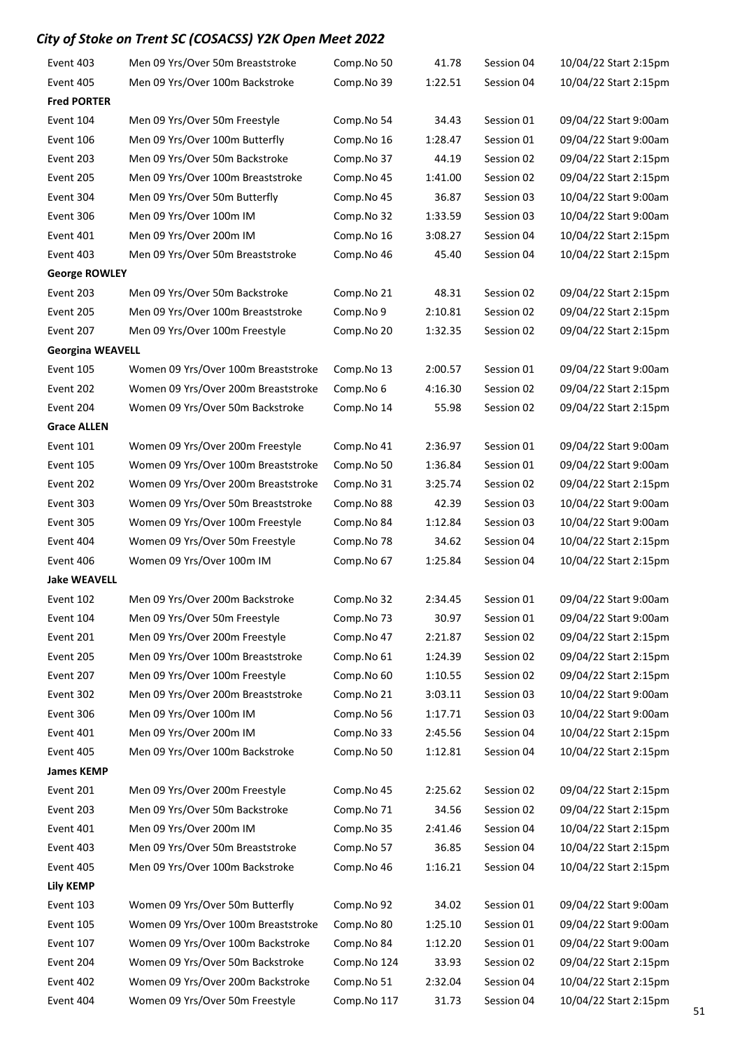## City of Stoke on Trent SC (COSACSS) Y2K Open Meet 2022

| | | | | | |
|---|---|---|---|---|---|
| Event 403 | Men 09 Yrs/Over 50m Breaststroke | Comp.No 50 | 41.78 | Session 04 | 10/04/22 Start 2:15pm |
| Event 405 | Men 09 Yrs/Over 100m Backstroke | Comp.No 39 | 1:22.51 | Session 04 | 10/04/22 Start 2:15pm |
| **Fred PORTER** | | | | | |
| Event 104 | Men 09 Yrs/Over 50m Freestyle | Comp.No 54 | 34.43 | Session 01 | 09/04/22 Start 9:00am |
| Event 106 | Men 09 Yrs/Over 100m Butterfly | Comp.No 16 | 1:28.47 | Session 01 | 09/04/22 Start 9:00am |
| Event 203 | Men 09 Yrs/Over 50m Backstroke | Comp.No 37 | 44.19 | Session 02 | 09/04/22 Start 2:15pm |
| Event 205 | Men 09 Yrs/Over 100m Breaststroke | Comp.No 45 | 1:41.00 | Session 02 | 09/04/22 Start 2:15pm |
| Event 304 | Men 09 Yrs/Over 50m Butterfly | Comp.No 45 | 36.87 | Session 03 | 10/04/22 Start 9:00am |
| Event 306 | Men 09 Yrs/Over 100m IM | Comp.No 32 | 1:33.59 | Session 03 | 10/04/22 Start 9:00am |
| Event 401 | Men 09 Yrs/Over 200m IM | Comp.No 16 | 3:08.27 | Session 04 | 10/04/22 Start 2:15pm |
| Event 403 | Men 09 Yrs/Over 50m Breaststroke | Comp.No 46 | 45.40 | Session 04 | 10/04/22 Start 2:15pm |
| **George ROWLEY** | | | | | |
| Event 203 | Men 09 Yrs/Over 50m Backstroke | Comp.No 21 | 48.31 | Session 02 | 09/04/22 Start 2:15pm |
| Event 205 | Men 09 Yrs/Over 100m Breaststroke | Comp.No 9 | 2:10.81 | Session 02 | 09/04/22 Start 2:15pm |
| Event 207 | Men 09 Yrs/Over 100m Freestyle | Comp.No 20 | 1:32.35 | Session 02 | 09/04/22 Start 2:15pm |
| **Georgina WEAVELL** | | | | | |
| Event 105 | Women 09 Yrs/Over 100m Breaststroke | Comp.No 13 | 2:00.57 | Session 01 | 09/04/22 Start 9:00am |
| Event 202 | Women 09 Yrs/Over 200m Breaststroke | Comp.No 6 | 4:16.30 | Session 02 | 09/04/22 Start 2:15pm |
| Event 204 | Women 09 Yrs/Over 50m Backstroke | Comp.No 14 | 55.98 | Session 02 | 09/04/22 Start 2:15pm |
| **Grace ALLEN** | | | | | |
| Event 101 | Women 09 Yrs/Over 200m Freestyle | Comp.No 41 | 2:36.97 | Session 01 | 09/04/22 Start 9:00am |
| Event 105 | Women 09 Yrs/Over 100m Breaststroke | Comp.No 50 | 1:36.84 | Session 01 | 09/04/22 Start 9:00am |
| Event 202 | Women 09 Yrs/Over 200m Breaststroke | Comp.No 31 | 3:25.74 | Session 02 | 09/04/22 Start 2:15pm |
| Event 303 | Women 09 Yrs/Over 50m Breaststroke | Comp.No 88 | 42.39 | Session 03 | 10/04/22 Start 9:00am |
| Event 305 | Women 09 Yrs/Over 100m Freestyle | Comp.No 84 | 1:12.84 | Session 03 | 10/04/22 Start 9:00am |
| Event 404 | Women 09 Yrs/Over 50m Freestyle | Comp.No 78 | 34.62 | Session 04 | 10/04/22 Start 2:15pm |
| Event 406 | Women 09 Yrs/Over 100m IM | Comp.No 67 | 1:25.84 | Session 04 | 10/04/22 Start 2:15pm |
| **Jake WEAVELL** | | | | | |
| Event 102 | Men 09 Yrs/Over 200m Backstroke | Comp.No 32 | 2:34.45 | Session 01 | 09/04/22 Start 9:00am |
| Event 104 | Men 09 Yrs/Over 50m Freestyle | Comp.No 73 | 30.97 | Session 01 | 09/04/22 Start 9:00am |
| Event 201 | Men 09 Yrs/Over 200m Freestyle | Comp.No 47 | 2:21.87 | Session 02 | 09/04/22 Start 2:15pm |
| Event 205 | Men 09 Yrs/Over 100m Breaststroke | Comp.No 61 | 1:24.39 | Session 02 | 09/04/22 Start 2:15pm |
| Event 207 | Men 09 Yrs/Over 100m Freestyle | Comp.No 60 | 1:10.55 | Session 02 | 09/04/22 Start 2:15pm |
| Event 302 | Men 09 Yrs/Over 200m Breaststroke | Comp.No 21 | 3:03.11 | Session 03 | 10/04/22 Start 9:00am |
| Event 306 | Men 09 Yrs/Over 100m IM | Comp.No 56 | 1:17.71 | Session 03 | 10/04/22 Start 9:00am |
| Event 401 | Men 09 Yrs/Over 200m IM | Comp.No 33 | 2:45.56 | Session 04 | 10/04/22 Start 2:15pm |
| Event 405 | Men 09 Yrs/Over 100m Backstroke | Comp.No 50 | 1:12.81 | Session 04 | 10/04/22 Start 2:15pm |
| **James KEMP** | | | | | |
| Event 201 | Men 09 Yrs/Over 200m Freestyle | Comp.No 45 | 2:25.62 | Session 02 | 09/04/22 Start 2:15pm |
| Event 203 | Men 09 Yrs/Over 50m Backstroke | Comp.No 71 | 34.56 | Session 02 | 09/04/22 Start 2:15pm |
| Event 401 | Men 09 Yrs/Over 200m IM | Comp.No 35 | 2:41.46 | Session 04 | 10/04/22 Start 2:15pm |
| Event 403 | Men 09 Yrs/Over 50m Breaststroke | Comp.No 57 | 36.85 | Session 04 | 10/04/22 Start 2:15pm |
| Event 405 | Men 09 Yrs/Over 100m Backstroke | Comp.No 46 | 1:16.21 | Session 04 | 10/04/22 Start 2:15pm |
| **Lily KEMP** | | | | | |
| Event 103 | Women 09 Yrs/Over 50m Butterfly | Comp.No 92 | 34.02 | Session 01 | 09/04/22 Start 9:00am |
| Event 105 | Women 09 Yrs/Over 100m Breaststroke | Comp.No 80 | 1:25.10 | Session 01 | 09/04/22 Start 9:00am |
| Event 107 | Women 09 Yrs/Over 100m Backstroke | Comp.No 84 | 1:12.20 | Session 01 | 09/04/22 Start 9:00am |
| Event 204 | Women 09 Yrs/Over 50m Backstroke | Comp.No 124 | 33.93 | Session 02 | 09/04/22 Start 2:15pm |
| Event 402 | Women 09 Yrs/Over 200m Backstroke | Comp.No 51 | 2:32.04 | Session 04 | 10/04/22 Start 2:15pm |
| Event 404 | Women 09 Yrs/Over 50m Freestyle | Comp.No 117 | 31.73 | Session 04 | 10/04/22 Start 2:15pm |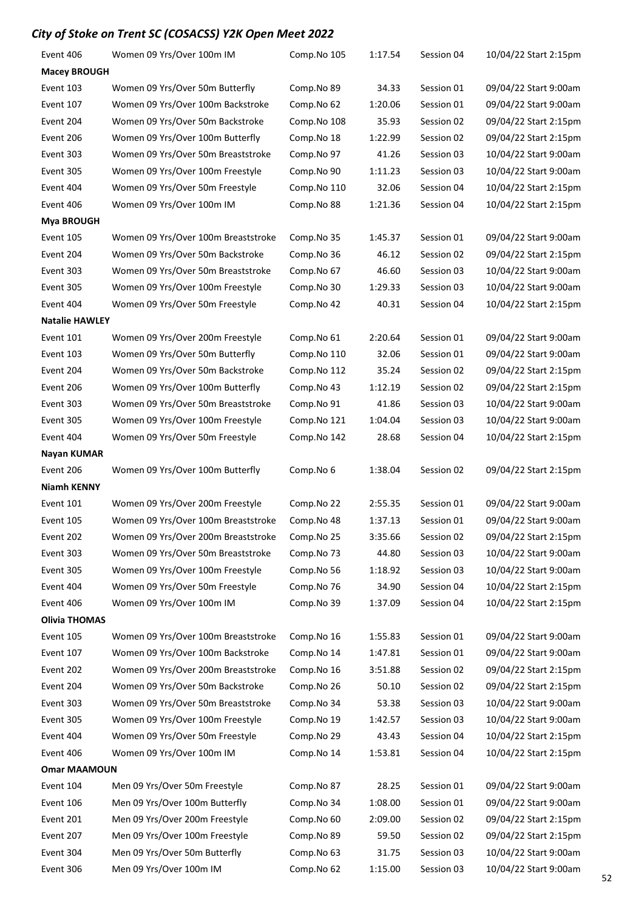*City of Stoke on Trent SC (COSACSS) Y2K Open Meet 2022*

| | | | | | |
|---|---|---|---|---|---|
| Event 406 | Women 09 Yrs/Over 100m IM | Comp.No 105 | 1:17.54 | Session 04 | 10/04/22 Start 2:15pm |
| **Macey BROUGH** | | | | | |
| Event 103 | Women 09 Yrs/Over 50m Butterfly | Comp.No 89 | 34.33 | Session 01 | 09/04/22 Start 9:00am |
| Event 107 | Women 09 Yrs/Over 100m Backstroke | Comp.No 62 | 1:20.06 | Session 01 | 09/04/22 Start 9:00am |
| Event 204 | Women 09 Yrs/Over 50m Backstroke | Comp.No 108 | 35.93 | Session 02 | 09/04/22 Start 2:15pm |
| Event 206 | Women 09 Yrs/Over 100m Butterfly | Comp.No 18 | 1:22.99 | Session 02 | 09/04/22 Start 2:15pm |
| Event 303 | Women 09 Yrs/Over 50m Breaststroke | Comp.No 97 | 41.26 | Session 03 | 10/04/22 Start 9:00am |
| Event 305 | Women 09 Yrs/Over 100m Freestyle | Comp.No 90 | 1:11.23 | Session 03 | 10/04/22 Start 9:00am |
| Event 404 | Women 09 Yrs/Over 50m Freestyle | Comp.No 110 | 32.06 | Session 04 | 10/04/22 Start 2:15pm |
| Event 406 | Women 09 Yrs/Over 100m IM | Comp.No 88 | 1:21.36 | Session 04 | 10/04/22 Start 2:15pm |
| **Mya BROUGH** | | | | | |
| Event 105 | Women 09 Yrs/Over 100m Breaststroke | Comp.No 35 | 1:45.37 | Session 01 | 09/04/22 Start 9:00am |
| Event 204 | Women 09 Yrs/Over 50m Backstroke | Comp.No 36 | 46.12 | Session 02 | 09/04/22 Start 2:15pm |
| Event 303 | Women 09 Yrs/Over 50m Breaststroke | Comp.No 67 | 46.60 | Session 03 | 10/04/22 Start 9:00am |
| Event 305 | Women 09 Yrs/Over 100m Freestyle | Comp.No 30 | 1:29.33 | Session 03 | 10/04/22 Start 9:00am |
| Event 404 | Women 09 Yrs/Over 50m Freestyle | Comp.No 42 | 40.31 | Session 04 | 10/04/22 Start 2:15pm |
| **Natalie HAWLEY** | | | | | |
| Event 101 | Women 09 Yrs/Over 200m Freestyle | Comp.No 61 | 2:20.64 | Session 01 | 09/04/22 Start 9:00am |
| Event 103 | Women 09 Yrs/Over 50m Butterfly | Comp.No 110 | 32.06 | Session 01 | 09/04/22 Start 9:00am |
| Event 204 | Women 09 Yrs/Over 50m Backstroke | Comp.No 112 | 35.24 | Session 02 | 09/04/22 Start 2:15pm |
| Event 206 | Women 09 Yrs/Over 100m Butterfly | Comp.No 43 | 1:12.19 | Session 02 | 09/04/22 Start 2:15pm |
| Event 303 | Women 09 Yrs/Over 50m Breaststroke | Comp.No 91 | 41.86 | Session 03 | 10/04/22 Start 9:00am |
| Event 305 | Women 09 Yrs/Over 100m Freestyle | Comp.No 121 | 1:04.04 | Session 03 | 10/04/22 Start 9:00am |
| Event 404 | Women 09 Yrs/Over 50m Freestyle | Comp.No 142 | 28.68 | Session 04 | 10/04/22 Start 2:15pm |
| **Nayan KUMAR** | | | | | |
| Event 206 | Women 09 Yrs/Over 100m Butterfly | Comp.No 6 | 1:38.04 | Session 02 | 09/04/22 Start 2:15pm |
| **Niamh KENNY** | | | | | |
| Event 101 | Women 09 Yrs/Over 200m Freestyle | Comp.No 22 | 2:55.35 | Session 01 | 09/04/22 Start 9:00am |
| Event 105 | Women 09 Yrs/Over 100m Breaststroke | Comp.No 48 | 1:37.13 | Session 01 | 09/04/22 Start 9:00am |
| Event 202 | Women 09 Yrs/Over 200m Breaststroke | Comp.No 25 | 3:35.66 | Session 02 | 09/04/22 Start 2:15pm |
| Event 303 | Women 09 Yrs/Over 50m Breaststroke | Comp.No 73 | 44.80 | Session 03 | 10/04/22 Start 9:00am |
| Event 305 | Women 09 Yrs/Over 100m Freestyle | Comp.No 56 | 1:18.92 | Session 03 | 10/04/22 Start 9:00am |
| Event 404 | Women 09 Yrs/Over 50m Freestyle | Comp.No 76 | 34.90 | Session 04 | 10/04/22 Start 2:15pm |
| Event 406 | Women 09 Yrs/Over 100m IM | Comp.No 39 | 1:37.09 | Session 04 | 10/04/22 Start 2:15pm |
| **Olivia THOMAS** | | | | | |
| Event 105 | Women 09 Yrs/Over 100m Breaststroke | Comp.No 16 | 1:55.83 | Session 01 | 09/04/22 Start 9:00am |
| Event 107 | Women 09 Yrs/Over 100m Backstroke | Comp.No 14 | 1:47.81 | Session 01 | 09/04/22 Start 9:00am |
| Event 202 | Women 09 Yrs/Over 200m Breaststroke | Comp.No 16 | 3:51.88 | Session 02 | 09/04/22 Start 2:15pm |
| Event 204 | Women 09 Yrs/Over 50m Backstroke | Comp.No 26 | 50.10 | Session 02 | 09/04/22 Start 2:15pm |
| Event 303 | Women 09 Yrs/Over 50m Breaststroke | Comp.No 34 | 53.38 | Session 03 | 10/04/22 Start 9:00am |
| Event 305 | Women 09 Yrs/Over 100m Freestyle | Comp.No 19 | 1:42.57 | Session 03 | 10/04/22 Start 9:00am |
| Event 404 | Women 09 Yrs/Over 50m Freestyle | Comp.No 29 | 43.43 | Session 04 | 10/04/22 Start 2:15pm |
| Event 406 | Women 09 Yrs/Over 100m IM | Comp.No 14 | 1:53.81 | Session 04 | 10/04/22 Start 2:15pm |
| **Omar MAAMOUN** | | | | | |
| Event 104 | Men 09 Yrs/Over 50m Freestyle | Comp.No 87 | 28.25 | Session 01 | 09/04/22 Start 9:00am |
| Event 106 | Men 09 Yrs/Over 100m Butterfly | Comp.No 34 | 1:08.00 | Session 01 | 09/04/22 Start 9:00am |
| Event 201 | Men 09 Yrs/Over 200m Freestyle | Comp.No 60 | 2:09.00 | Session 02 | 09/04/22 Start 2:15pm |
| Event 207 | Men 09 Yrs/Over 100m Freestyle | Comp.No 89 | 59.50 | Session 02 | 09/04/22 Start 2:15pm |
| Event 304 | Men 09 Yrs/Over 50m Butterfly | Comp.No 63 | 31.75 | Session 03 | 10/04/22 Start 9:00am |
| Event 306 | Men 09 Yrs/Over 100m IM | Comp.No 62 | 1:15.00 | Session 03 | 10/04/22 Start 9:00am |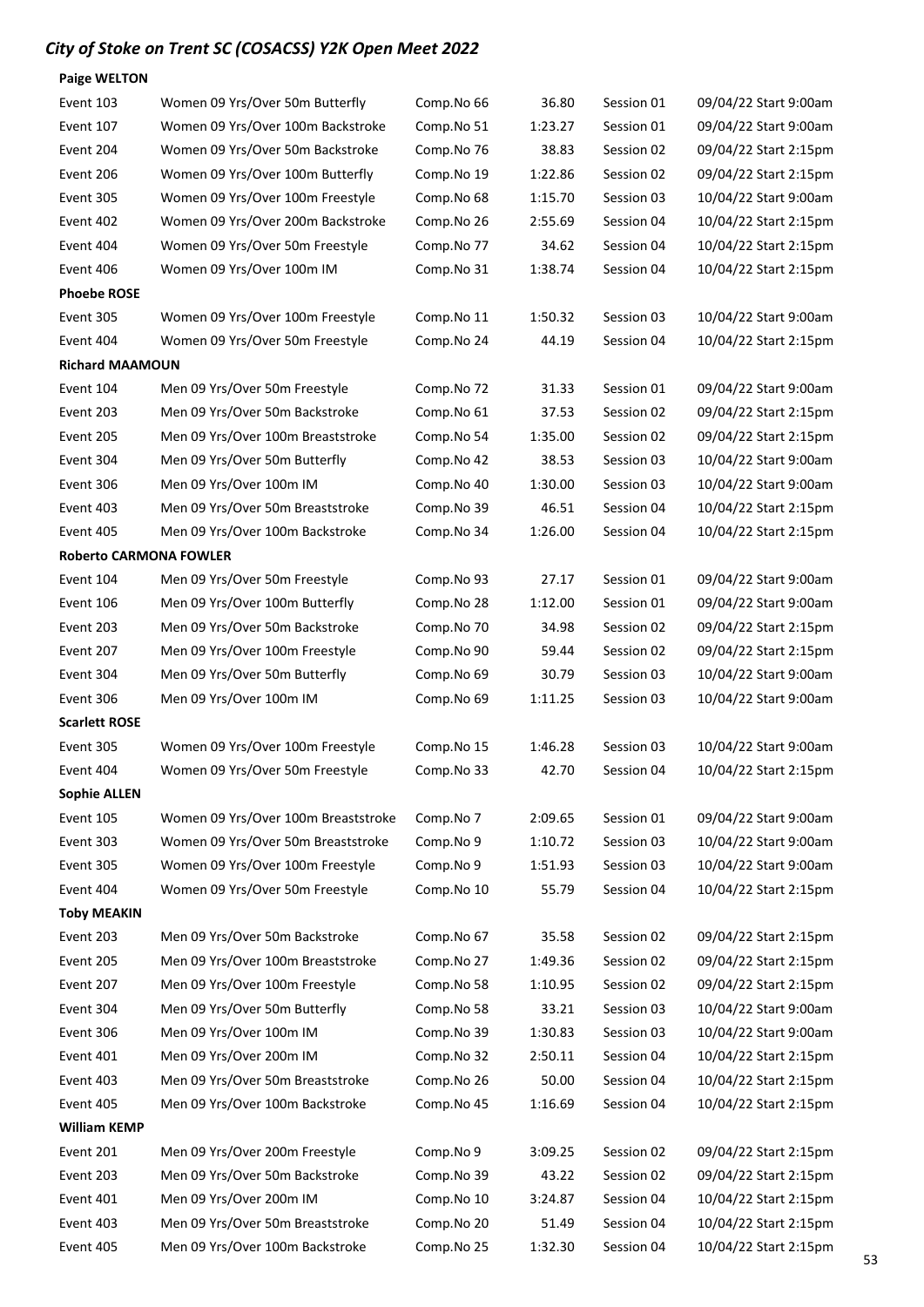## *City of Stoke on Trent SC (COSACSS) Y2K Open Meet 2022*

**Paige WELTON**

| | | | | | |
|---|---|---|---|---|---|
| Event 103 | Women 09 Yrs/Over 50m Butterfly | Comp.No 66 | 36.80 | Session 01 | 09/04/22 Start 9:00am |
| Event 107 | Women 09 Yrs/Over 100m Backstroke | Comp.No 51 | 1:23.27 | Session 01 | 09/04/22 Start 9:00am |
| Event 204 | Women 09 Yrs/Over 50m Backstroke | Comp.No 76 | 38.83 | Session 02 | 09/04/22 Start 2:15pm |
| Event 206 | Women 09 Yrs/Over 100m Butterfly | Comp.No 19 | 1:22.86 | Session 02 | 09/04/22 Start 2:15pm |
| Event 305 | Women 09 Yrs/Over 100m Freestyle | Comp.No 68 | 1:15.70 | Session 03 | 10/04/22 Start 9:00am |
| Event 402 | Women 09 Yrs/Over 200m Backstroke | Comp.No 26 | 2:55.69 | Session 04 | 10/04/22 Start 2:15pm |
| Event 404 | Women 09 Yrs/Over 50m Freestyle | Comp.No 77 | 34.62 | Session 04 | 10/04/22 Start 2:15pm |
| Event 406 | Women 09 Yrs/Over 100m IM | Comp.No 31 | 1:38.74 | Session 04 | 10/04/22 Start 2:15pm |

**Phoebe ROSE**

| | | | | | |
|---|---|---|---|---|---|
| Event 305 | Women 09 Yrs/Over 100m Freestyle | Comp.No 11 | 1:50.32 | Session 03 | 10/04/22 Start 9:00am |
| Event 404 | Women 09 Yrs/Over 50m Freestyle | Comp.No 24 | 44.19 | Session 04 | 10/04/22 Start 2:15pm |

**Richard MAAMOUN**

| | | | | | |
|---|---|---|---|---|---|
| Event 104 | Men 09 Yrs/Over 50m Freestyle | Comp.No 72 | 31.33 | Session 01 | 09/04/22 Start 9:00am |
| Event 203 | Men 09 Yrs/Over 50m Backstroke | Comp.No 61 | 37.53 | Session 02 | 09/04/22 Start 2:15pm |
| Event 205 | Men 09 Yrs/Over 100m Breaststroke | Comp.No 54 | 1:35.00 | Session 02 | 09/04/22 Start 2:15pm |
| Event 304 | Men 09 Yrs/Over 50m Butterfly | Comp.No 42 | 38.53 | Session 03 | 10/04/22 Start 9:00am |
| Event 306 | Men 09 Yrs/Over 100m IM | Comp.No 40 | 1:30.00 | Session 03 | 10/04/22 Start 9:00am |
| Event 403 | Men 09 Yrs/Over 50m Breaststroke | Comp.No 39 | 46.51 | Session 04 | 10/04/22 Start 2:15pm |
| Event 405 | Men 09 Yrs/Over 100m Backstroke | Comp.No 34 | 1:26.00 | Session 04 | 10/04/22 Start 2:15pm |

**Roberto CARMONA FOWLER**

| | | | | | |
|---|---|---|---|---|---|
| Event 104 | Men 09 Yrs/Over 50m Freestyle | Comp.No 93 | 27.17 | Session 01 | 09/04/22 Start 9:00am |
| Event 106 | Men 09 Yrs/Over 100m Butterfly | Comp.No 28 | 1:12.00 | Session 01 | 09/04/22 Start 9:00am |
| Event 203 | Men 09 Yrs/Over 50m Backstroke | Comp.No 70 | 34.98 | Session 02 | 09/04/22 Start 2:15pm |
| Event 207 | Men 09 Yrs/Over 100m Freestyle | Comp.No 90 | 59.44 | Session 02 | 09/04/22 Start 2:15pm |
| Event 304 | Men 09 Yrs/Over 50m Butterfly | Comp.No 69 | 30.79 | Session 03 | 10/04/22 Start 9:00am |
| Event 306 | Men 09 Yrs/Over 100m IM | Comp.No 69 | 1:11.25 | Session 03 | 10/04/22 Start 9:00am |

**Scarlett ROSE**

| | | | | | |
|---|---|---|---|---|---|
| Event 305 | Women 09 Yrs/Over 100m Freestyle | Comp.No 15 | 1:46.28 | Session 03 | 10/04/22 Start 9:00am |
| Event 404 | Women 09 Yrs/Over 50m Freestyle | Comp.No 33 | 42.70 | Session 04 | 10/04/22 Start 2:15pm |

**Sophie ALLEN**

| | | | | | |
|---|---|---|---|---|---|
| Event 105 | Women 09 Yrs/Over 100m Breaststroke | Comp.No 7 | 2:09.65 | Session 01 | 09/04/22 Start 9:00am |
| Event 303 | Women 09 Yrs/Over 50m Breaststroke | Comp.No 9 | 1:10.72 | Session 03 | 10/04/22 Start 9:00am |
| Event 305 | Women 09 Yrs/Over 100m Freestyle | Comp.No 9 | 1:51.93 | Session 03 | 10/04/22 Start 9:00am |
| Event 404 | Women 09 Yrs/Over 50m Freestyle | Comp.No 10 | 55.79 | Session 04 | 10/04/22 Start 2:15pm |

**Toby MEAKIN**

| | | | | | |
|---|---|---|---|---|---|
| Event 203 | Men 09 Yrs/Over 50m Backstroke | Comp.No 67 | 35.58 | Session 02 | 09/04/22 Start 2:15pm |
| Event 205 | Men 09 Yrs/Over 100m Breaststroke | Comp.No 27 | 1:49.36 | Session 02 | 09/04/22 Start 2:15pm |
| Event 207 | Men 09 Yrs/Over 100m Freestyle | Comp.No 58 | 1:10.95 | Session 02 | 09/04/22 Start 2:15pm |
| Event 304 | Men 09 Yrs/Over 50m Butterfly | Comp.No 58 | 33.21 | Session 03 | 10/04/22 Start 9:00am |
| Event 306 | Men 09 Yrs/Over 100m IM | Comp.No 39 | 1:30.83 | Session 03 | 10/04/22 Start 9:00am |
| Event 401 | Men 09 Yrs/Over 200m IM | Comp.No 32 | 2:50.11 | Session 04 | 10/04/22 Start 2:15pm |
| Event 403 | Men 09 Yrs/Over 50m Breaststroke | Comp.No 26 | 50.00 | Session 04 | 10/04/22 Start 2:15pm |
| Event 405 | Men 09 Yrs/Over 100m Backstroke | Comp.No 45 | 1:16.69 | Session 04 | 10/04/22 Start 2:15pm |

**William KEMP**

| | | | | | |
|---|---|---|---|---|---|
| Event 201 | Men 09 Yrs/Over 200m Freestyle | Comp.No 9 | 3:09.25 | Session 02 | 09/04/22 Start 2:15pm |
| Event 203 | Men 09 Yrs/Over 50m Backstroke | Comp.No 39 | 43.22 | Session 02 | 09/04/22 Start 2:15pm |
| Event 401 | Men 09 Yrs/Over 200m IM | Comp.No 10 | 3:24.87 | Session 04 | 10/04/22 Start 2:15pm |
| Event 403 | Men 09 Yrs/Over 50m Breaststroke | Comp.No 20 | 51.49 | Session 04 | 10/04/22 Start 2:15pm |
| Event 405 | Men 09 Yrs/Over 100m Backstroke | Comp.No 25 | 1:32.30 | Session 04 | 10/04/22 Start 2:15pm |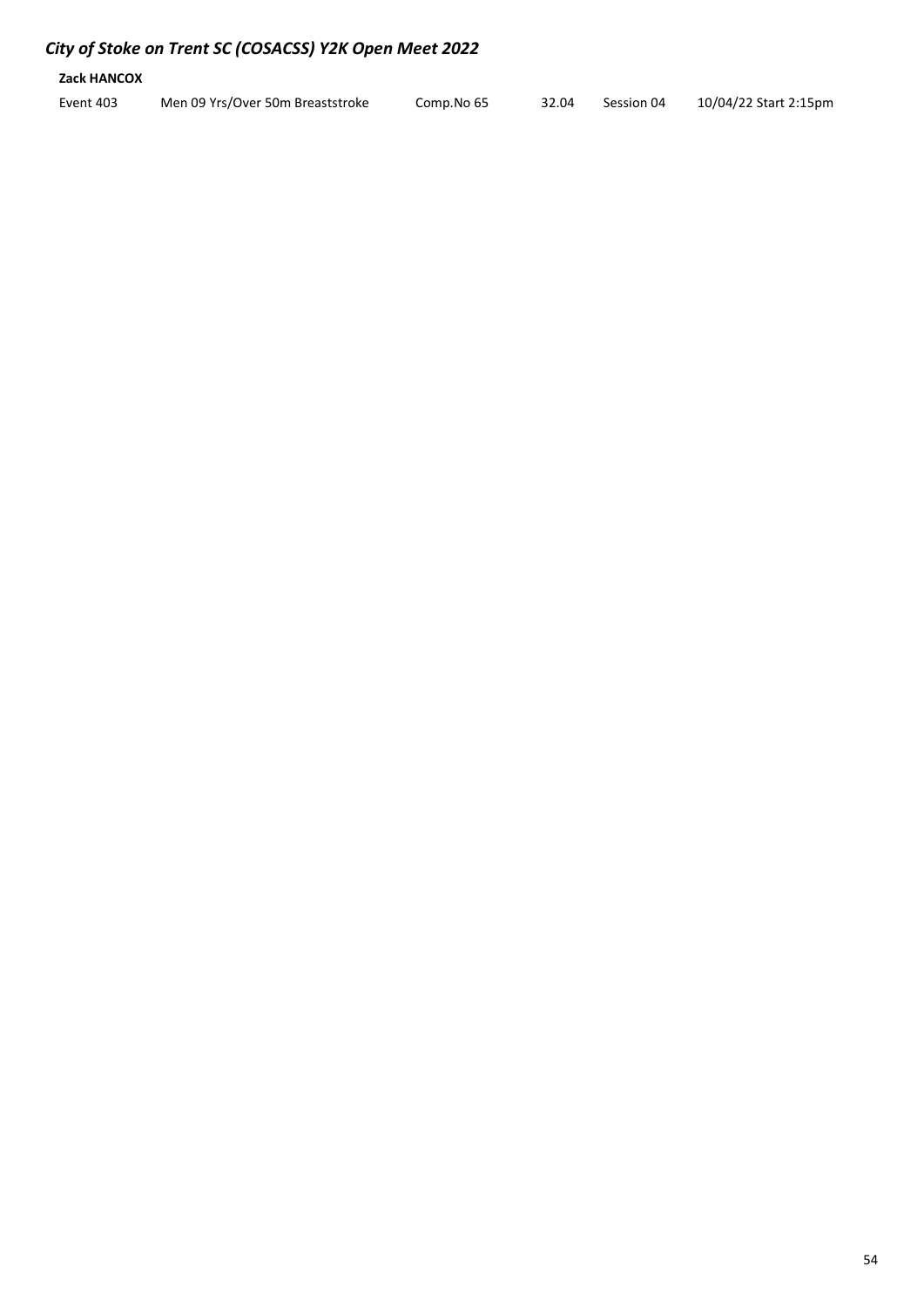## *City of Stoke on Trent SC (COSACSS) Y2K Open Meet 2022*

**Zack HANCOX**

| Event 403 | Men 09 Yrs/Over 50m Breaststroke | Comp.No 65 | 32.04 | Session 04 | 10/04/22 Start 2:15pm |
|---|---|---|---|---|---|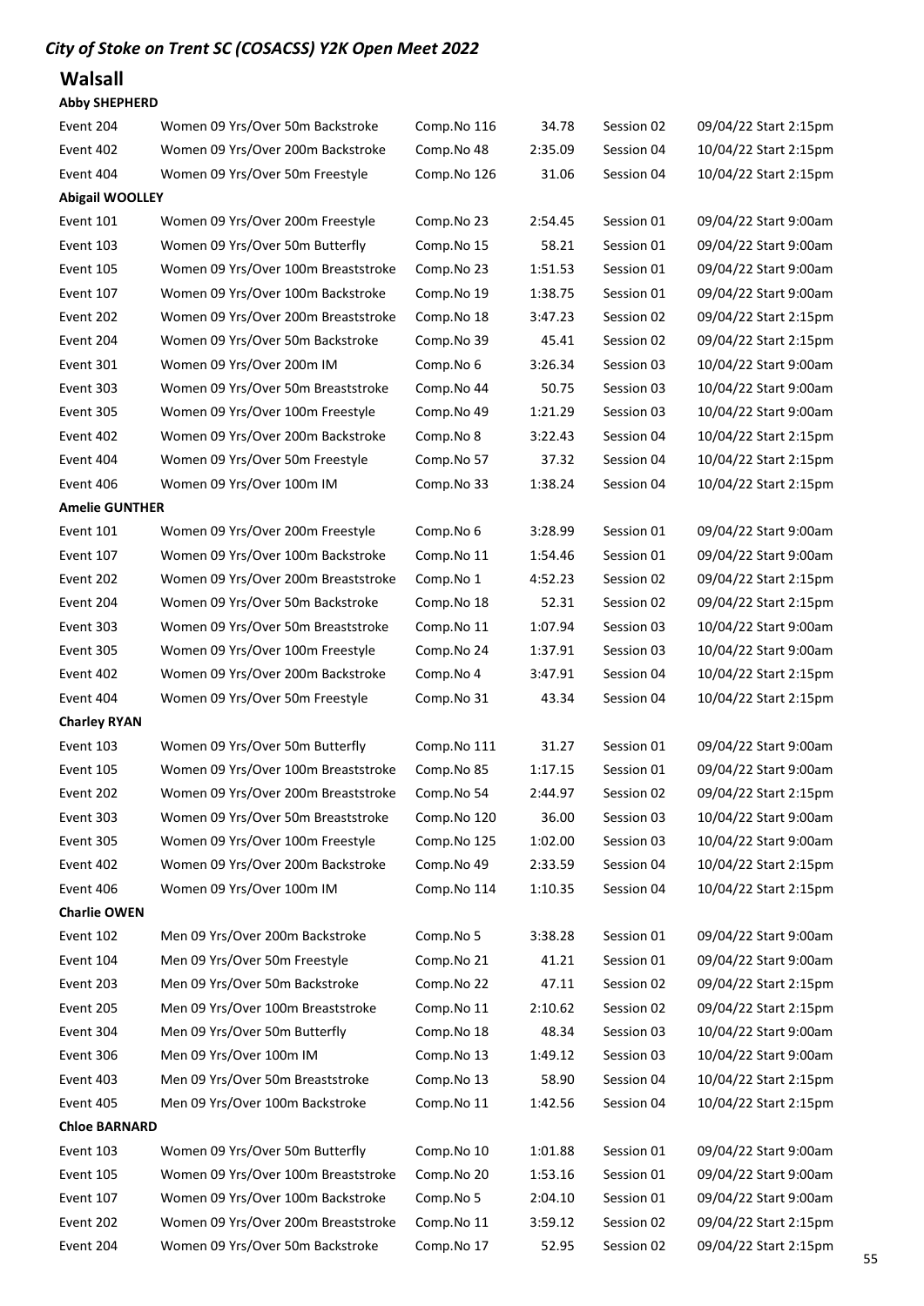## City of Stoke on Trent SC (COSACSS) Y2K Open Meet 2022

### Walsall

**Abby SHEPHERD**

| | | | | | |
|---|---|---|---|---|---|
| Event 204 | Women 09 Yrs/Over 50m Backstroke | Comp.No 116 | 34.78 | Session 02 | 09/04/22 Start 2:15pm |
| Event 402 | Women 09 Yrs/Over 200m Backstroke | Comp.No 48 | 2:35.09 | Session 04 | 10/04/22 Start 2:15pm |
| Event 404 | Women 09 Yrs/Over 50m Freestyle | Comp.No 126 | 31.06 | Session 04 | 10/04/22 Start 2:15pm |

**Abigail WOOLLEY**

| | | | | | |
|---|---|---|---|---|---|
| Event 101 | Women 09 Yrs/Over 200m Freestyle | Comp.No 23 | 2:54.45 | Session 01 | 09/04/22 Start 9:00am |
| Event 103 | Women 09 Yrs/Over 50m Butterfly | Comp.No 15 | 58.21 | Session 01 | 09/04/22 Start 9:00am |
| Event 105 | Women 09 Yrs/Over 100m Breaststroke | Comp.No 23 | 1:51.53 | Session 01 | 09/04/22 Start 9:00am |
| Event 107 | Women 09 Yrs/Over 100m Backstroke | Comp.No 19 | 1:38.75 | Session 01 | 09/04/22 Start 9:00am |
| Event 202 | Women 09 Yrs/Over 200m Breaststroke | Comp.No 18 | 3:47.23 | Session 02 | 09/04/22 Start 2:15pm |
| Event 204 | Women 09 Yrs/Over 50m Backstroke | Comp.No 39 | 45.41 | Session 02 | 09/04/22 Start 2:15pm |
| Event 301 | Women 09 Yrs/Over 200m IM | Comp.No 6 | 3:26.34 | Session 03 | 10/04/22 Start 9:00am |
| Event 303 | Women 09 Yrs/Over 50m Breaststroke | Comp.No 44 | 50.75 | Session 03 | 10/04/22 Start 9:00am |
| Event 305 | Women 09 Yrs/Over 100m Freestyle | Comp.No 49 | 1:21.29 | Session 03 | 10/04/22 Start 9:00am |
| Event 402 | Women 09 Yrs/Over 200m Backstroke | Comp.No 8 | 3:22.43 | Session 04 | 10/04/22 Start 2:15pm |
| Event 404 | Women 09 Yrs/Over 50m Freestyle | Comp.No 57 | 37.32 | Session 04 | 10/04/22 Start 2:15pm |
| Event 406 | Women 09 Yrs/Over 100m IM | Comp.No 33 | 1:38.24 | Session 04 | 10/04/22 Start 2:15pm |

**Amelie GUNTHER**

| | | | | | |
|---|---|---|---|---|---|
| Event 101 | Women 09 Yrs/Over 200m Freestyle | Comp.No 6 | 3:28.99 | Session 01 | 09/04/22 Start 9:00am |
| Event 107 | Women 09 Yrs/Over 100m Backstroke | Comp.No 11 | 1:54.46 | Session 01 | 09/04/22 Start 9:00am |
| Event 202 | Women 09 Yrs/Over 200m Breaststroke | Comp.No 1 | 4:52.23 | Session 02 | 09/04/22 Start 2:15pm |
| Event 204 | Women 09 Yrs/Over 50m Backstroke | Comp.No 18 | 52.31 | Session 02 | 09/04/22 Start 2:15pm |
| Event 303 | Women 09 Yrs/Over 50m Breaststroke | Comp.No 11 | 1:07.94 | Session 03 | 10/04/22 Start 9:00am |
| Event 305 | Women 09 Yrs/Over 100m Freestyle | Comp.No 24 | 1:37.91 | Session 03 | 10/04/22 Start 9:00am |
| Event 402 | Women 09 Yrs/Over 200m Backstroke | Comp.No 4 | 3:47.91 | Session 04 | 10/04/22 Start 2:15pm |
| Event 404 | Women 09 Yrs/Over 50m Freestyle | Comp.No 31 | 43.34 | Session 04 | 10/04/22 Start 2:15pm |

**Charley RYAN**

| | | | | | |
|---|---|---|---|---|---|
| Event 103 | Women 09 Yrs/Over 50m Butterfly | Comp.No 111 | 31.27 | Session 01 | 09/04/22 Start 9:00am |
| Event 105 | Women 09 Yrs/Over 100m Breaststroke | Comp.No 85 | 1:17.15 | Session 01 | 09/04/22 Start 9:00am |
| Event 202 | Women 09 Yrs/Over 200m Breaststroke | Comp.No 54 | 2:44.97 | Session 02 | 09/04/22 Start 2:15pm |
| Event 303 | Women 09 Yrs/Over 50m Breaststroke | Comp.No 120 | 36.00 | Session 03 | 10/04/22 Start 9:00am |
| Event 305 | Women 09 Yrs/Over 100m Freestyle | Comp.No 125 | 1:02.00 | Session 03 | 10/04/22 Start 9:00am |
| Event 402 | Women 09 Yrs/Over 200m Backstroke | Comp.No 49 | 2:33.59 | Session 04 | 10/04/22 Start 2:15pm |
| Event 406 | Women 09 Yrs/Over 100m IM | Comp.No 114 | 1:10.35 | Session 04 | 10/04/22 Start 2:15pm |

**Charlie OWEN**

| | | | | | |
|---|---|---|---|---|---|
| Event 102 | Men 09 Yrs/Over 200m Backstroke | Comp.No 5 | 3:38.28 | Session 01 | 09/04/22 Start 9:00am |
| Event 104 | Men 09 Yrs/Over 50m Freestyle | Comp.No 21 | 41.21 | Session 01 | 09/04/22 Start 9:00am |
| Event 203 | Men 09 Yrs/Over 50m Backstroke | Comp.No 22 | 47.11 | Session 02 | 09/04/22 Start 2:15pm |
| Event 205 | Men 09 Yrs/Over 100m Breaststroke | Comp.No 11 | 2:10.62 | Session 02 | 09/04/22 Start 2:15pm |
| Event 304 | Men 09 Yrs/Over 50m Butterfly | Comp.No 18 | 48.34 | Session 03 | 10/04/22 Start 9:00am |
| Event 306 | Men 09 Yrs/Over 100m IM | Comp.No 13 | 1:49.12 | Session 03 | 10/04/22 Start 9:00am |
| Event 403 | Men 09 Yrs/Over 50m Breaststroke | Comp.No 13 | 58.90 | Session 04 | 10/04/22 Start 2:15pm |
| Event 405 | Men 09 Yrs/Over 100m Backstroke | Comp.No 11 | 1:42.56 | Session 04 | 10/04/22 Start 2:15pm |

**Chloe BARNARD**

| | | | | | |
|---|---|---|---|---|---|
| Event 103 | Women 09 Yrs/Over 50m Butterfly | Comp.No 10 | 1:01.88 | Session 01 | 09/04/22 Start 9:00am |
| Event 105 | Women 09 Yrs/Over 100m Breaststroke | Comp.No 20 | 1:53.16 | Session 01 | 09/04/22 Start 9:00am |
| Event 107 | Women 09 Yrs/Over 100m Backstroke | Comp.No 5 | 2:04.10 | Session 01 | 09/04/22 Start 9:00am |
| Event 202 | Women 09 Yrs/Over 200m Breaststroke | Comp.No 11 | 3:59.12 | Session 02 | 09/04/22 Start 2:15pm |
| Event 204 | Women 09 Yrs/Over 50m Backstroke | Comp.No 17 | 52.95 | Session 02 | 09/04/22 Start 2:15pm |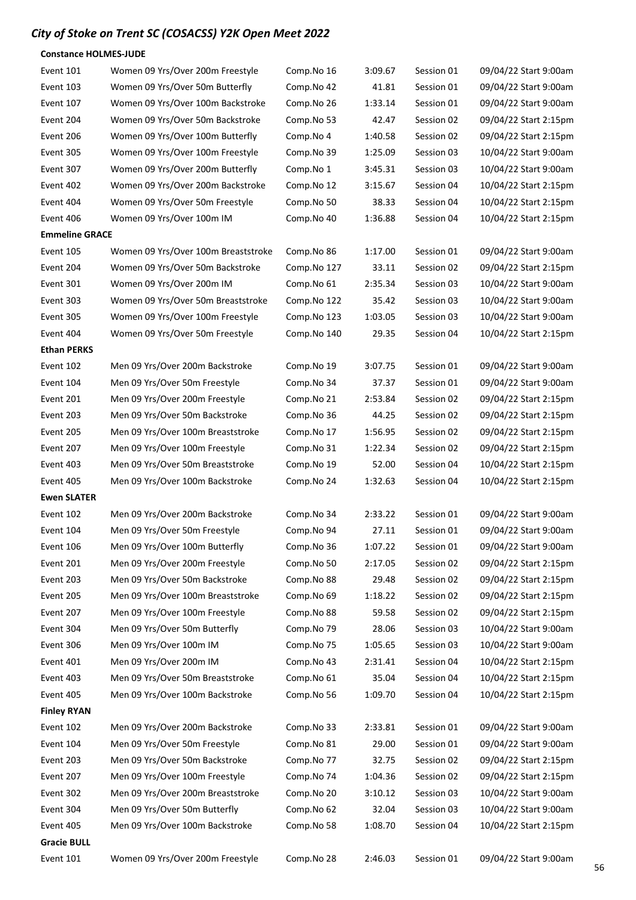*City of Stoke on Trent SC (COSACSS) Y2K Open Meet 2022*

**Constance HOLMES-JUDE**

| | | | | | |
|---|---|---|---|---|---|
| Event 101 | Women 09 Yrs/Over 200m Freestyle | Comp.No 16 | 3:09.67 | Session 01 | 09/04/22 Start 9:00am |
| Event 103 | Women 09 Yrs/Over 50m Butterfly | Comp.No 42 | 41.81 | Session 01 | 09/04/22 Start 9:00am |
| Event 107 | Women 09 Yrs/Over 100m Backstroke | Comp.No 26 | 1:33.14 | Session 01 | 09/04/22 Start 9:00am |
| Event 204 | Women 09 Yrs/Over 50m Backstroke | Comp.No 53 | 42.47 | Session 02 | 09/04/22 Start 2:15pm |
| Event 206 | Women 09 Yrs/Over 100m Butterfly | Comp.No 4 | 1:40.58 | Session 02 | 09/04/22 Start 2:15pm |
| Event 305 | Women 09 Yrs/Over 100m Freestyle | Comp.No 39 | 1:25.09 | Session 03 | 10/04/22 Start 9:00am |
| Event 307 | Women 09 Yrs/Over 200m Butterfly | Comp.No 1 | 3:45.31 | Session 03 | 10/04/22 Start 9:00am |
| Event 402 | Women 09 Yrs/Over 200m Backstroke | Comp.No 12 | 3:15.67 | Session 04 | 10/04/22 Start 2:15pm |
| Event 404 | Women 09 Yrs/Over 50m Freestyle | Comp.No 50 | 38.33 | Session 04 | 10/04/22 Start 2:15pm |
| Event 406 | Women 09 Yrs/Over 100m IM | Comp.No 40 | 1:36.88 | Session 04 | 10/04/22 Start 2:15pm |

**Emmeline GRACE**

| | | | | | |
|---|---|---|---|---|---|
| Event 105 | Women 09 Yrs/Over 100m Breaststroke | Comp.No 86 | 1:17.00 | Session 01 | 09/04/22 Start 9:00am |
| Event 204 | Women 09 Yrs/Over 50m Backstroke | Comp.No 127 | 33.11 | Session 02 | 09/04/22 Start 2:15pm |
| Event 301 | Women 09 Yrs/Over 200m IM | Comp.No 61 | 2:35.34 | Session 03 | 10/04/22 Start 9:00am |
| Event 303 | Women 09 Yrs/Over 50m Breaststroke | Comp.No 122 | 35.42 | Session 03 | 10/04/22 Start 9:00am |
| Event 305 | Women 09 Yrs/Over 100m Freestyle | Comp.No 123 | 1:03.05 | Session 03 | 10/04/22 Start 9:00am |
| Event 404 | Women 09 Yrs/Over 50m Freestyle | Comp.No 140 | 29.35 | Session 04 | 10/04/22 Start 2:15pm |

**Ethan PERKS**

| | | | | | |
|---|---|---|---|---|---|
| Event 102 | Men 09 Yrs/Over 200m Backstroke | Comp.No 19 | 3:07.75 | Session 01 | 09/04/22 Start 9:00am |
| Event 104 | Men 09 Yrs/Over 50m Freestyle | Comp.No 34 | 37.37 | Session 01 | 09/04/22 Start 9:00am |
| Event 201 | Men 09 Yrs/Over 200m Freestyle | Comp.No 21 | 2:53.84 | Session 02 | 09/04/22 Start 2:15pm |
| Event 203 | Men 09 Yrs/Over 50m Backstroke | Comp.No 36 | 44.25 | Session 02 | 09/04/22 Start 2:15pm |
| Event 205 | Men 09 Yrs/Over 100m Breaststroke | Comp.No 17 | 1:56.95 | Session 02 | 09/04/22 Start 2:15pm |
| Event 207 | Men 09 Yrs/Over 100m Freestyle | Comp.No 31 | 1:22.34 | Session 02 | 09/04/22 Start 2:15pm |
| Event 403 | Men 09 Yrs/Over 50m Breaststroke | Comp.No 19 | 52.00 | Session 04 | 10/04/22 Start 2:15pm |
| Event 405 | Men 09 Yrs/Over 100m Backstroke | Comp.No 24 | 1:32.63 | Session 04 | 10/04/22 Start 2:15pm |

**Ewen SLATER**

| | | | | | |
|---|---|---|---|---|---|
| Event 102 | Men 09 Yrs/Over 200m Backstroke | Comp.No 34 | 2:33.22 | Session 01 | 09/04/22 Start 9:00am |
| Event 104 | Men 09 Yrs/Over 50m Freestyle | Comp.No 94 | 27.11 | Session 01 | 09/04/22 Start 9:00am |
| Event 106 | Men 09 Yrs/Over 100m Butterfly | Comp.No 36 | 1:07.22 | Session 01 | 09/04/22 Start 9:00am |
| Event 201 | Men 09 Yrs/Over 200m Freestyle | Comp.No 50 | 2:17.05 | Session 02 | 09/04/22 Start 2:15pm |
| Event 203 | Men 09 Yrs/Over 50m Backstroke | Comp.No 88 | 29.48 | Session 02 | 09/04/22 Start 2:15pm |
| Event 205 | Men 09 Yrs/Over 100m Breaststroke | Comp.No 69 | 1:18.22 | Session 02 | 09/04/22 Start 2:15pm |
| Event 207 | Men 09 Yrs/Over 100m Freestyle | Comp.No 88 | 59.58 | Session 02 | 09/04/22 Start 2:15pm |
| Event 304 | Men 09 Yrs/Over 50m Butterfly | Comp.No 79 | 28.06 | Session 03 | 10/04/22 Start 9:00am |
| Event 306 | Men 09 Yrs/Over 100m IM | Comp.No 75 | 1:05.65 | Session 03 | 10/04/22 Start 9:00am |
| Event 401 | Men 09 Yrs/Over 200m IM | Comp.No 43 | 2:31.41 | Session 04 | 10/04/22 Start 2:15pm |
| Event 403 | Men 09 Yrs/Over 50m Breaststroke | Comp.No 61 | 35.04 | Session 04 | 10/04/22 Start 2:15pm |
| Event 405 | Men 09 Yrs/Over 100m Backstroke | Comp.No 56 | 1:09.70 | Session 04 | 10/04/22 Start 2:15pm |

**Finley RYAN**

| | | | | | |
|---|---|---|---|---|---|
| Event 102 | Men 09 Yrs/Over 200m Backstroke | Comp.No 33 | 2:33.81 | Session 01 | 09/04/22 Start 9:00am |
| Event 104 | Men 09 Yrs/Over 50m Freestyle | Comp.No 81 | 29.00 | Session 01 | 09/04/22 Start 9:00am |
| Event 203 | Men 09 Yrs/Over 50m Backstroke | Comp.No 77 | 32.75 | Session 02 | 09/04/22 Start 2:15pm |
| Event 207 | Men 09 Yrs/Over 100m Freestyle | Comp.No 74 | 1:04.36 | Session 02 | 09/04/22 Start 2:15pm |
| Event 302 | Men 09 Yrs/Over 200m Breaststroke | Comp.No 20 | 3:10.12 | Session 03 | 10/04/22 Start 9:00am |
| Event 304 | Men 09 Yrs/Over 50m Butterfly | Comp.No 62 | 32.04 | Session 03 | 10/04/22 Start 9:00am |
| Event 405 | Men 09 Yrs/Over 100m Backstroke | Comp.No 58 | 1:08.70 | Session 04 | 10/04/22 Start 2:15pm |

**Gracie BULL**

| | | | | | |
|---|---|---|---|---|---|
| Event 101 | Women 09 Yrs/Over 200m Freestyle | Comp.No 28 | 2:46.03 | Session 01 | 09/04/22 Start 9:00am |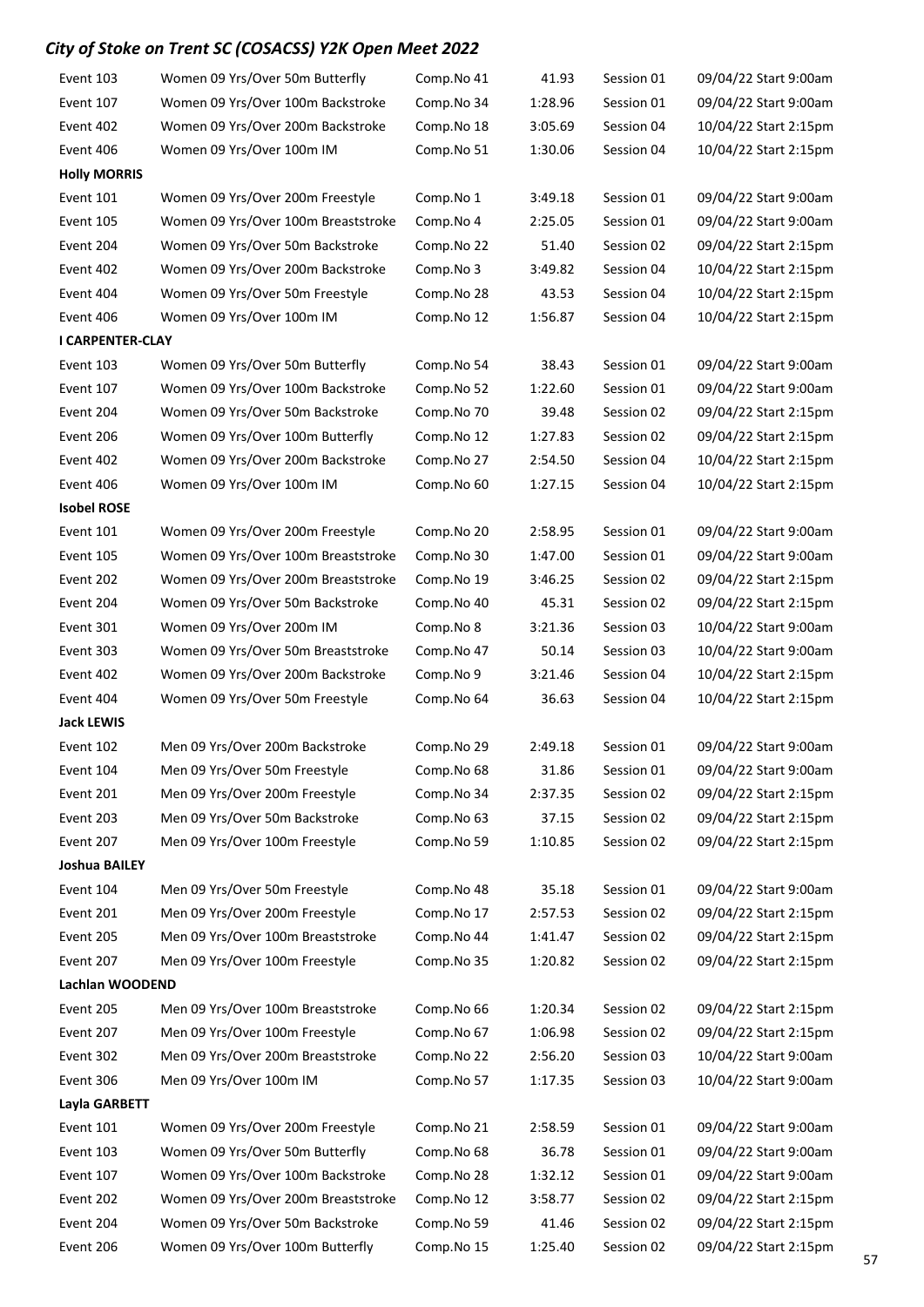| | | | | | |
|---|---|---|---|---|---|
| Event 103 | Women 09 Yrs/Over 50m Butterfly | Comp.No 41 | 41.93 | Session 01 | 09/04/22 Start 9:00am |
| Event 107 | Women 09 Yrs/Over 100m Backstroke | Comp.No 34 | 1:28.96 | Session 01 | 09/04/22 Start 9:00am |
| Event 402 | Women 09 Yrs/Over 200m Backstroke | Comp.No 18 | 3:05.69 | Session 04 | 10/04/22 Start 2:15pm |
| Event 406 | Women 09 Yrs/Over 100m IM | Comp.No 51 | 1:30.06 | Session 04 | 10/04/22 Start 2:15pm |
| **Holly MORRIS** | | | | | |
| Event 101 | Women 09 Yrs/Over 200m Freestyle | Comp.No 1 | 3:49.18 | Session 01 | 09/04/22 Start 9:00am |
| Event 105 | Women 09 Yrs/Over 100m Breaststroke | Comp.No 4 | 2:25.05 | Session 01 | 09/04/22 Start 9:00am |
| Event 204 | Women 09 Yrs/Over 50m Backstroke | Comp.No 22 | 51.40 | Session 02 | 09/04/22 Start 2:15pm |
| Event 402 | Women 09 Yrs/Over 200m Backstroke | Comp.No 3 | 3:49.82 | Session 04 | 10/04/22 Start 2:15pm |
| Event 404 | Women 09 Yrs/Over 50m Freestyle | Comp.No 28 | 43.53 | Session 04 | 10/04/22 Start 2:15pm |
| Event 406 | Women 09 Yrs/Over 100m IM | Comp.No 12 | 1:56.87 | Session 04 | 10/04/22 Start 2:15pm |
| **I CARPENTER-CLAY** | | | | | |
| Event 103 | Women 09 Yrs/Over 50m Butterfly | Comp.No 54 | 38.43 | Session 01 | 09/04/22 Start 9:00am |
| Event 107 | Women 09 Yrs/Over 100m Backstroke | Comp.No 52 | 1:22.60 | Session 01 | 09/04/22 Start 9:00am |
| Event 204 | Women 09 Yrs/Over 50m Backstroke | Comp.No 70 | 39.48 | Session 02 | 09/04/22 Start 2:15pm |
| Event 206 | Women 09 Yrs/Over 100m Butterfly | Comp.No 12 | 1:27.83 | Session 02 | 09/04/22 Start 2:15pm |
| Event 402 | Women 09 Yrs/Over 200m Backstroke | Comp.No 27 | 2:54.50 | Session 04 | 10/04/22 Start 2:15pm |
| Event 406 | Women 09 Yrs/Over 100m IM | Comp.No 60 | 1:27.15 | Session 04 | 10/04/22 Start 2:15pm |
| **Isobel ROSE** | | | | | |
| Event 101 | Women 09 Yrs/Over 200m Freestyle | Comp.No 20 | 2:58.95 | Session 01 | 09/04/22 Start 9:00am |
| Event 105 | Women 09 Yrs/Over 100m Breaststroke | Comp.No 30 | 1:47.00 | Session 01 | 09/04/22 Start 9:00am |
| Event 202 | Women 09 Yrs/Over 200m Breaststroke | Comp.No 19 | 3:46.25 | Session 02 | 09/04/22 Start 2:15pm |
| Event 204 | Women 09 Yrs/Over 50m Backstroke | Comp.No 40 | 45.31 | Session 02 | 09/04/22 Start 2:15pm |
| Event 301 | Women 09 Yrs/Over 200m IM | Comp.No 8 | 3:21.36 | Session 03 | 10/04/22 Start 9:00am |
| Event 303 | Women 09 Yrs/Over 50m Breaststroke | Comp.No 47 | 50.14 | Session 03 | 10/04/22 Start 9:00am |
| Event 402 | Women 09 Yrs/Over 200m Backstroke | Comp.No 9 | 3:21.46 | Session 04 | 10/04/22 Start 2:15pm |
| Event 404 | Women 09 Yrs/Over 50m Freestyle | Comp.No 64 | 36.63 | Session 04 | 10/04/22 Start 2:15pm |
| **Jack LEWIS** | | | | | |
| Event 102 | Men 09 Yrs/Over 200m Backstroke | Comp.No 29 | 2:49.18 | Session 01 | 09/04/22 Start 9:00am |
| Event 104 | Men 09 Yrs/Over 50m Freestyle | Comp.No 68 | 31.86 | Session 01 | 09/04/22 Start 9:00am |
| Event 201 | Men 09 Yrs/Over 200m Freestyle | Comp.No 34 | 2:37.35 | Session 02 | 09/04/22 Start 2:15pm |
| Event 203 | Men 09 Yrs/Over 50m Backstroke | Comp.No 63 | 37.15 | Session 02 | 09/04/22 Start 2:15pm |
| Event 207 | Men 09 Yrs/Over 100m Freestyle | Comp.No 59 | 1:10.85 | Session 02 | 09/04/22 Start 2:15pm |
| **Joshua BAILEY** | | | | | |
| Event 104 | Men 09 Yrs/Over 50m Freestyle | Comp.No 48 | 35.18 | Session 01 | 09/04/22 Start 9:00am |
| Event 201 | Men 09 Yrs/Over 200m Freestyle | Comp.No 17 | 2:57.53 | Session 02 | 09/04/22 Start 2:15pm |
| Event 205 | Men 09 Yrs/Over 100m Breaststroke | Comp.No 44 | 1:41.47 | Session 02 | 09/04/22 Start 2:15pm |
| Event 207 | Men 09 Yrs/Over 100m Freestyle | Comp.No 35 | 1:20.82 | Session 02 | 09/04/22 Start 2:15pm |
| **Lachlan WOODEND** | | | | | |
| Event 205 | Men 09 Yrs/Over 100m Breaststroke | Comp.No 66 | 1:20.34 | Session 02 | 09/04/22 Start 2:15pm |
| Event 207 | Men 09 Yrs/Over 100m Freestyle | Comp.No 67 | 1:06.98 | Session 02 | 09/04/22 Start 2:15pm |
| Event 302 | Men 09 Yrs/Over 200m Breaststroke | Comp.No 22 | 2:56.20 | Session 03 | 10/04/22 Start 9:00am |
| Event 306 | Men 09 Yrs/Over 100m IM | Comp.No 57 | 1:17.35 | Session 03 | 10/04/22 Start 9:00am |
| **Layla GARBETT** | | | | | |
| Event 101 | Women 09 Yrs/Over 200m Freestyle | Comp.No 21 | 2:58.59 | Session 01 | 09/04/22 Start 9:00am |
| Event 103 | Women 09 Yrs/Over 50m Butterfly | Comp.No 68 | 36.78 | Session 01 | 09/04/22 Start 9:00am |
| Event 107 | Women 09 Yrs/Over 100m Backstroke | Comp.No 28 | 1:32.12 | Session 01 | 09/04/22 Start 9:00am |
| Event 202 | Women 09 Yrs/Over 200m Breaststroke | Comp.No 12 | 3:58.77 | Session 02 | 09/04/22 Start 2:15pm |
| Event 204 | Women 09 Yrs/Over 50m Backstroke | Comp.No 59 | 41.46 | Session 02 | 09/04/22 Start 2:15pm |
| Event 206 | Women 09 Yrs/Over 100m Butterfly | Comp.No 15 | 1:25.40 | Session 02 | 09/04/22 Start 2:15pm |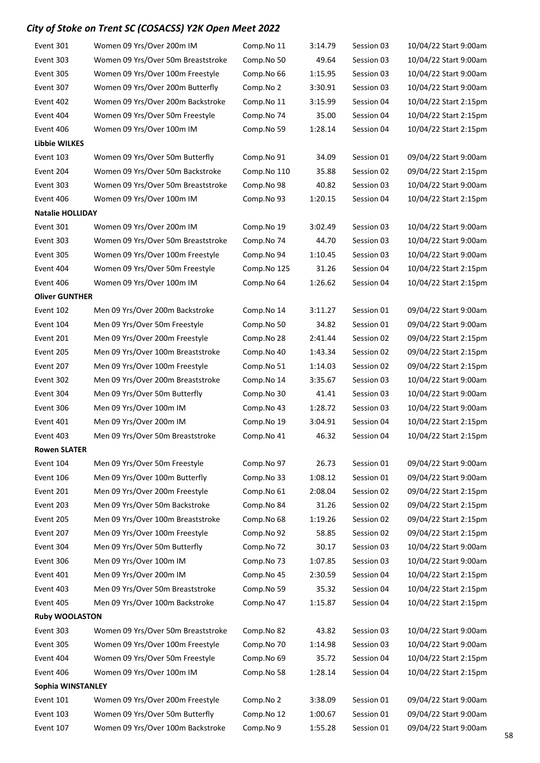## City of Stoke on Trent SC (COSACSS) Y2K Open Meet 2022

| | | | | | |
|---|---|---|---|---|---|
| Event 301 | Women 09 Yrs/Over 200m IM | Comp.No 11 | 3:14.79 | Session 03 | 10/04/22 Start 9:00am |
| Event 303 | Women 09 Yrs/Over 50m Breaststroke | Comp.No 50 | 49.64 | Session 03 | 10/04/22 Start 9:00am |
| Event 305 | Women 09 Yrs/Over 100m Freestyle | Comp.No 66 | 1:15.95 | Session 03 | 10/04/22 Start 9:00am |
| Event 307 | Women 09 Yrs/Over 200m Butterfly | Comp.No 2 | 3:30.91 | Session 03 | 10/04/22 Start 9:00am |
| Event 402 | Women 09 Yrs/Over 200m Backstroke | Comp.No 11 | 3:15.99 | Session 04 | 10/04/22 Start 2:15pm |
| Event 404 | Women 09 Yrs/Over 50m Freestyle | Comp.No 74 | 35.00 | Session 04 | 10/04/22 Start 2:15pm |
| Event 406 | Women 09 Yrs/Over 100m IM | Comp.No 59 | 1:28.14 | Session 04 | 10/04/22 Start 2:15pm |
| **Libbie WILKES** | | | | | |
| Event 103 | Women 09 Yrs/Over 50m Butterfly | Comp.No 91 | 34.09 | Session 01 | 09/04/22 Start 9:00am |
| Event 204 | Women 09 Yrs/Over 50m Backstroke | Comp.No 110 | 35.88 | Session 02 | 09/04/22 Start 2:15pm |
| Event 303 | Women 09 Yrs/Over 50m Breaststroke | Comp.No 98 | 40.82 | Session 03 | 10/04/22 Start 9:00am |
| Event 406 | Women 09 Yrs/Over 100m IM | Comp.No 93 | 1:20.15 | Session 04 | 10/04/22 Start 2:15pm |
| **Natalie HOLLIDAY** | | | | | |
| Event 301 | Women 09 Yrs/Over 200m IM | Comp.No 19 | 3:02.49 | Session 03 | 10/04/22 Start 9:00am |
| Event 303 | Women 09 Yrs/Over 50m Breaststroke | Comp.No 74 | 44.70 | Session 03 | 10/04/22 Start 9:00am |
| Event 305 | Women 09 Yrs/Over 100m Freestyle | Comp.No 94 | 1:10.45 | Session 03 | 10/04/22 Start 9:00am |
| Event 404 | Women 09 Yrs/Over 50m Freestyle | Comp.No 125 | 31.26 | Session 04 | 10/04/22 Start 2:15pm |
| Event 406 | Women 09 Yrs/Over 100m IM | Comp.No 64 | 1:26.62 | Session 04 | 10/04/22 Start 2:15pm |
| **Oliver GUNTHER** | | | | | |
| Event 102 | Men 09 Yrs/Over 200m Backstroke | Comp.No 14 | 3:11.27 | Session 01 | 09/04/22 Start 9:00am |
| Event 104 | Men 09 Yrs/Over 50m Freestyle | Comp.No 50 | 34.82 | Session 01 | 09/04/22 Start 9:00am |
| Event 201 | Men 09 Yrs/Over 200m Freestyle | Comp.No 28 | 2:41.44 | Session 02 | 09/04/22 Start 2:15pm |
| Event 205 | Men 09 Yrs/Over 100m Breaststroke | Comp.No 40 | 1:43.34 | Session 02 | 09/04/22 Start 2:15pm |
| Event 207 | Men 09 Yrs/Over 100m Freestyle | Comp.No 51 | 1:14.03 | Session 02 | 09/04/22 Start 2:15pm |
| Event 302 | Men 09 Yrs/Over 200m Breaststroke | Comp.No 14 | 3:35.67 | Session 03 | 10/04/22 Start 9:00am |
| Event 304 | Men 09 Yrs/Over 50m Butterfly | Comp.No 30 | 41.41 | Session 03 | 10/04/22 Start 9:00am |
| Event 306 | Men 09 Yrs/Over 100m IM | Comp.No 43 | 1:28.72 | Session 03 | 10/04/22 Start 9:00am |
| Event 401 | Men 09 Yrs/Over 200m IM | Comp.No 19 | 3:04.91 | Session 04 | 10/04/22 Start 2:15pm |
| Event 403 | Men 09 Yrs/Over 50m Breaststroke | Comp.No 41 | 46.32 | Session 04 | 10/04/22 Start 2:15pm |
| **Rowen SLATER** | | | | | |
| Event 104 | Men 09 Yrs/Over 50m Freestyle | Comp.No 97 | 26.73 | Session 01 | 09/04/22 Start 9:00am |
| Event 106 | Men 09 Yrs/Over 100m Butterfly | Comp.No 33 | 1:08.12 | Session 01 | 09/04/22 Start 9:00am |
| Event 201 | Men 09 Yrs/Over 200m Freestyle | Comp.No 61 | 2:08.04 | Session 02 | 09/04/22 Start 2:15pm |
| Event 203 | Men 09 Yrs/Over 50m Backstroke | Comp.No 84 | 31.26 | Session 02 | 09/04/22 Start 2:15pm |
| Event 205 | Men 09 Yrs/Over 100m Breaststroke | Comp.No 68 | 1:19.26 | Session 02 | 09/04/22 Start 2:15pm |
| Event 207 | Men 09 Yrs/Over 100m Freestyle | Comp.No 92 | 58.85 | Session 02 | 09/04/22 Start 2:15pm |
| Event 304 | Men 09 Yrs/Over 50m Butterfly | Comp.No 72 | 30.17 | Session 03 | 10/04/22 Start 9:00am |
| Event 306 | Men 09 Yrs/Over 100m IM | Comp.No 73 | 1:07.85 | Session 03 | 10/04/22 Start 9:00am |
| Event 401 | Men 09 Yrs/Over 200m IM | Comp.No 45 | 2:30.59 | Session 04 | 10/04/22 Start 2:15pm |
| Event 403 | Men 09 Yrs/Over 50m Breaststroke | Comp.No 59 | 35.32 | Session 04 | 10/04/22 Start 2:15pm |
| Event 405 | Men 09 Yrs/Over 100m Backstroke | Comp.No 47 | 1:15.87 | Session 04 | 10/04/22 Start 2:15pm |
| **Ruby WOOLASTON** | | | | | |
| Event 303 | Women 09 Yrs/Over 50m Breaststroke | Comp.No 82 | 43.82 | Session 03 | 10/04/22 Start 9:00am |
| Event 305 | Women 09 Yrs/Over 100m Freestyle | Comp.No 70 | 1:14.98 | Session 03 | 10/04/22 Start 9:00am |
| Event 404 | Women 09 Yrs/Over 50m Freestyle | Comp.No 69 | 35.72 | Session 04 | 10/04/22 Start 2:15pm |
| Event 406 | Women 09 Yrs/Over 100m IM | Comp.No 58 | 1:28.14 | Session 04 | 10/04/22 Start 2:15pm |
| **Sophia WINSTANLEY** | | | | | |
| Event 101 | Women 09 Yrs/Over 200m Freestyle | Comp.No 2 | 3:38.09 | Session 01 | 09/04/22 Start 9:00am |
| Event 103 | Women 09 Yrs/Over 50m Butterfly | Comp.No 12 | 1:00.67 | Session 01 | 09/04/22 Start 9:00am |
| Event 107 | Women 09 Yrs/Over 100m Backstroke | Comp.No 9 | 1:55.28 | Session 01 | 09/04/22 Start 9:00am |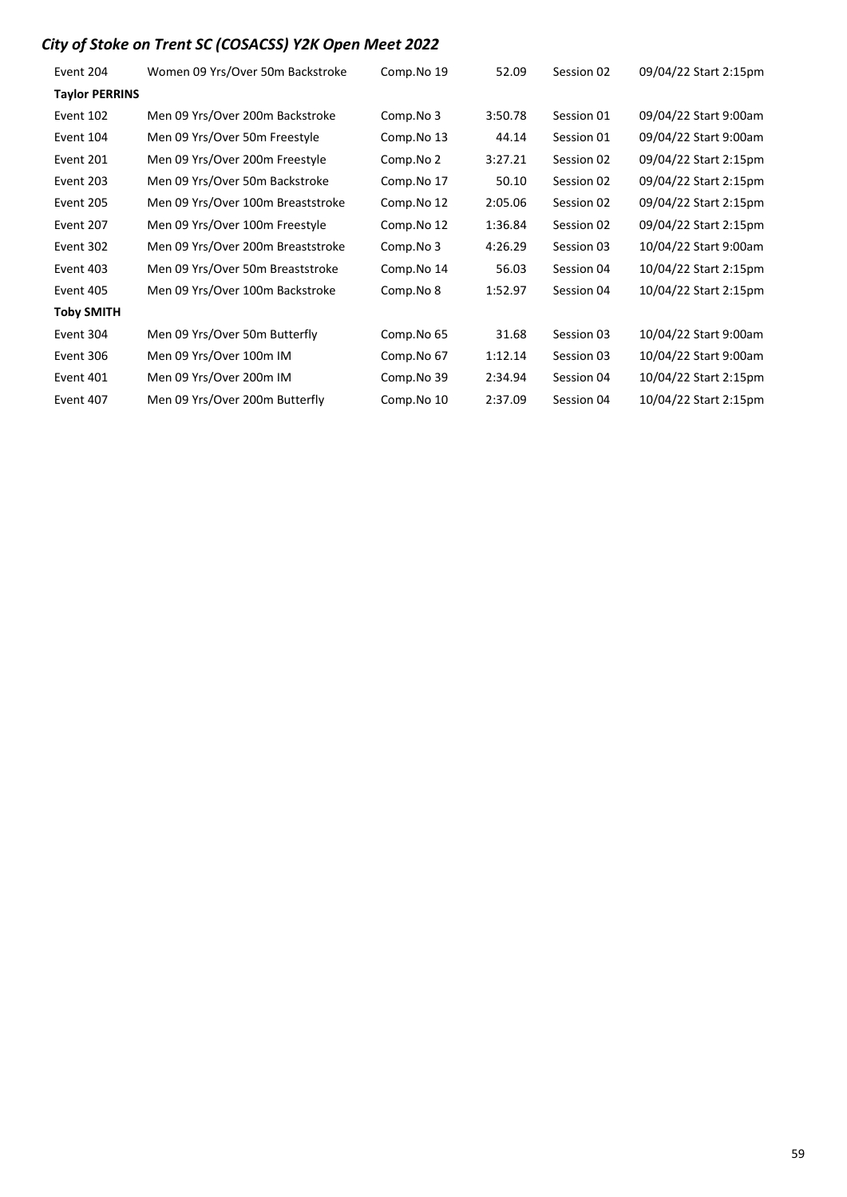*City of Stoke on Trent SC (COSACSS) Y2K Open Meet 2022*

| | | | | | |
|---|---|---|---|---|---|
| Event 204 | Women 09 Yrs/Over 50m Backstroke | Comp.No 19 | 52.09 | Session 02 | 09/04/22 Start 2:15pm |
| **Taylor PERRINS** | | | | | |
| Event 102 | Men 09 Yrs/Over 200m Backstroke | Comp.No 3 | 3:50.78 | Session 01 | 09/04/22 Start 9:00am |
| Event 104 | Men 09 Yrs/Over 50m Freestyle | Comp.No 13 | 44.14 | Session 01 | 09/04/22 Start 9:00am |
| Event 201 | Men 09 Yrs/Over 200m Freestyle | Comp.No 2 | 3:27.21 | Session 02 | 09/04/22 Start 2:15pm |
| Event 203 | Men 09 Yrs/Over 50m Backstroke | Comp.No 17 | 50.10 | Session 02 | 09/04/22 Start 2:15pm |
| Event 205 | Men 09 Yrs/Over 100m Breaststroke | Comp.No 12 | 2:05.06 | Session 02 | 09/04/22 Start 2:15pm |
| Event 207 | Men 09 Yrs/Over 100m Freestyle | Comp.No 12 | 1:36.84 | Session 02 | 09/04/22 Start 2:15pm |
| Event 302 | Men 09 Yrs/Over 200m Breaststroke | Comp.No 3 | 4:26.29 | Session 03 | 10/04/22 Start 9:00am |
| Event 403 | Men 09 Yrs/Over 50m Breaststroke | Comp.No 14 | 56.03 | Session 04 | 10/04/22 Start 2:15pm |
| Event 405 | Men 09 Yrs/Over 100m Backstroke | Comp.No 8 | 1:52.97 | Session 04 | 10/04/22 Start 2:15pm |
| **Toby SMITH** | | | | | |
| Event 304 | Men 09 Yrs/Over 50m Butterfly | Comp.No 65 | 31.68 | Session 03 | 10/04/22 Start 9:00am |
| Event 306 | Men 09 Yrs/Over 100m IM | Comp.No 67 | 1:12.14 | Session 03 | 10/04/22 Start 9:00am |
| Event 401 | Men 09 Yrs/Over 200m IM | Comp.No 39 | 2:34.94 | Session 04 | 10/04/22 Start 2:15pm |
| Event 407 | Men 09 Yrs/Over 200m Butterfly | Comp.No 10 | 2:37.09 | Session 04 | 10/04/22 Start 2:15pm |